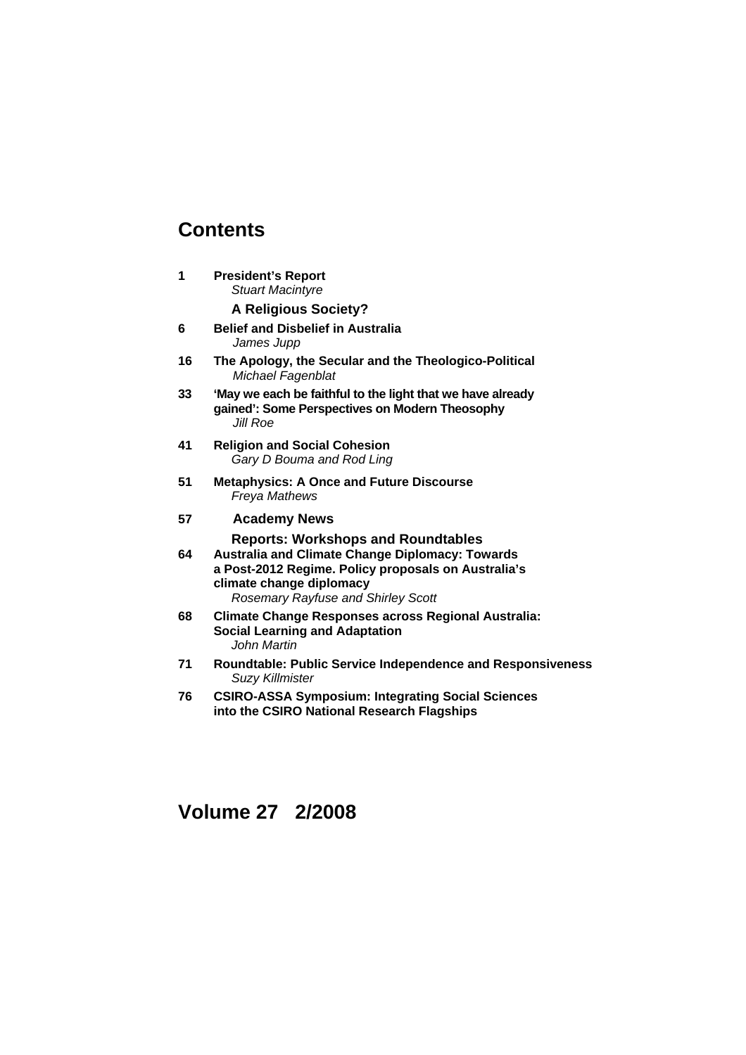# Contents

**1** **President's Report**
*Stuart Macintyre*

**A Religious Society?**

**6** **Belief and Disbelief in Australia**
*James Jupp*

**16** **The Apology, the Secular and the Theologico-Political**
*Michael Fagenblat*

**33** **'May we each be faithful to the light that we have already gained': Some Perspectives on Modern Theosophy**
*Jill Roe*

**41** **Religion and Social Cohesion**
*Gary D Bouma and Rod Ling*

**51** **Metaphysics: A Once and Future Discourse**
*Freya Mathews*

**57** **Academy News**

**Reports: Workshops and Roundtables**

**64** **Australia and Climate Change Diplomacy: Towards a Post-2012 Regime. Policy proposals on Australia's climate change diplomacy**
*Rosemary Rayfuse and Shirley Scott*

**68** **Climate Change Responses across Regional Australia: Social Learning and Adaptation**
*John Martin*

**71** **Roundtable: Public Service Independence and Responsiveness**
*Suzy Killmister*

**76** **CSIRO-ASSA Symposium: Integrating Social Sciences into the CSIRO National Research Flagships**

## Volume 27 2/2008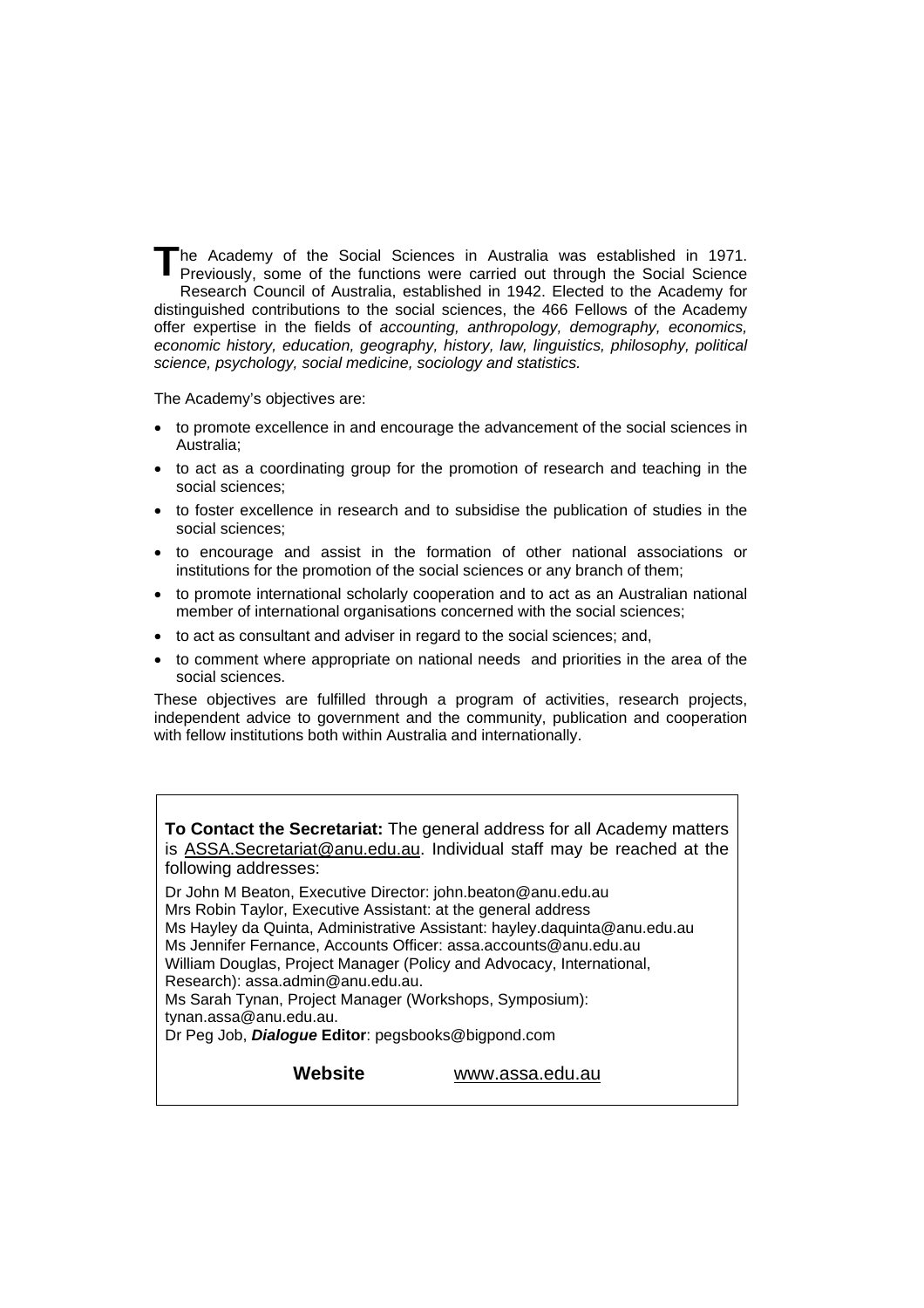The Academy of the Social Sciences in Australia was established in 1971. Previously, some of the functions were carried out through the Social Science Research Council of Australia, established in 1942. Elected to the Academy for distinguished contributions to the social sciences, the 466 Fellows of the Academy offer expertise in the fields of *accounting, anthropology, demography, economics, economic history, education, geography, history, law, linguistics, philosophy, political science, psychology, social medicine, sociology and statistics.*

The Academy's objectives are:

- to promote excellence in and encourage the advancement of the social sciences in Australia;
- to act as a coordinating group for the promotion of research and teaching in the social sciences;
- to foster excellence in research and to subsidise the publication of studies in the social sciences;
- to encourage and assist in the formation of other national associations or institutions for the promotion of the social sciences or any branch of them;
- to promote international scholarly cooperation and to act as an Australian national member of international organisations concerned with the social sciences;
- to act as consultant and adviser in regard to the social sciences; and,
- to comment where appropriate on national needs and priorities in the area of the social sciences.

These objectives are fulfilled through a program of activities, research projects, independent advice to government and the community, publication and cooperation with fellow institutions both within Australia and internationally.

**To Contact the Secretariat:** The general address for all Academy matters is ASSA.Secretariat@anu.edu.au. Individual staff may be reached at the following addresses:

Dr John M Beaton, Executive Director: john.beaton@anu.edu.au
Mrs Robin Taylor, Executive Assistant: at the general address
Ms Hayley da Quinta, Administrative Assistant: hayley.daquinta@anu.edu.au
Ms Jennifer Fernance, Accounts Officer: assa.accounts@anu.edu.au
William Douglas, Project Manager (Policy and Advocacy, International, Research): assa.admin@anu.edu.au.
Ms Sarah Tynan, Project Manager (Workshops, Symposium): tynan.assa@anu.edu.au.
Dr Peg Job, ***Dialogue* Editor**: pegsbooks@bigpond.com

**Website** www.assa.edu.au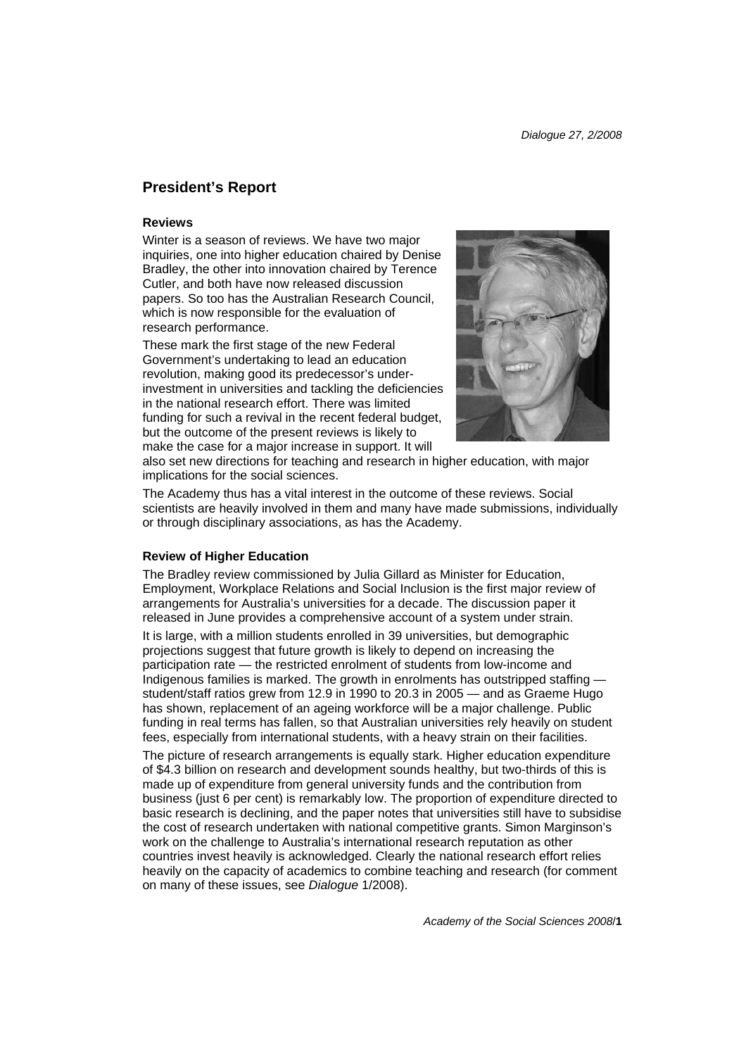## President's Report

### Reviews

Winter is a season of reviews. We have two major inquiries, one into higher education chaired by Denise Bradley, the other into innovation chaired by Terence Cutler, and both have now released discussion papers. So too has the Australian Research Council, which is now responsible for the evaluation of research performance.

These mark the first stage of the new Federal Government's undertaking to lead an education revolution, making good its predecessor's under-investment in universities and tackling the deficiencies in the national research effort. There was limited funding for such a revival in the recent federal budget, but the outcome of the present reviews is likely to make the case for a major increase in support. It will also set new directions for teaching and research in higher education, with major implications for the social sciences.

The Academy thus has a vital interest in the outcome of these reviews. Social scientists are heavily involved in them and many have made submissions, individually or through disciplinary associations, as has the Academy.

### Review of Higher Education

The Bradley review commissioned by Julia Gillard as Minister for Education, Employment, Workplace Relations and Social Inclusion is the first major review of arrangements for Australia's universities for a decade. The discussion paper it released in June provides a comprehensive account of a system under strain.

It is large, with a million students enrolled in 39 universities, but demographic projections suggest that future growth is likely to depend on increasing the participation rate — the restricted enrolment of students from low-income and Indigenous families is marked. The growth in enrolments has outstripped staffing — student/staff ratios grew from 12.9 in 1990 to 20.3 in 2005 — and as Graeme Hugo has shown, replacement of an ageing workforce will be a major challenge. Public funding in real terms has fallen, so that Australian universities rely heavily on student fees, especially from international students, with a heavy strain on their facilities.

The picture of research arrangements is equally stark. Higher education expenditure of $4.3 billion on research and development sounds healthy, but two-thirds of this is made up of expenditure from general university funds and the contribution from business (just 6 per cent) is remarkably low. The proportion of expenditure directed to basic research is declining, and the paper notes that universities still have to subsidise the cost of research undertaken with national competitive grants. Simon Marginson's work on the challenge to Australia's international research reputation as other countries invest heavily is acknowledged. Clearly the national research effort relies heavily on the capacity of academics to combine teaching and research (for comment on many of these issues, see *Dialogue* 1/2008).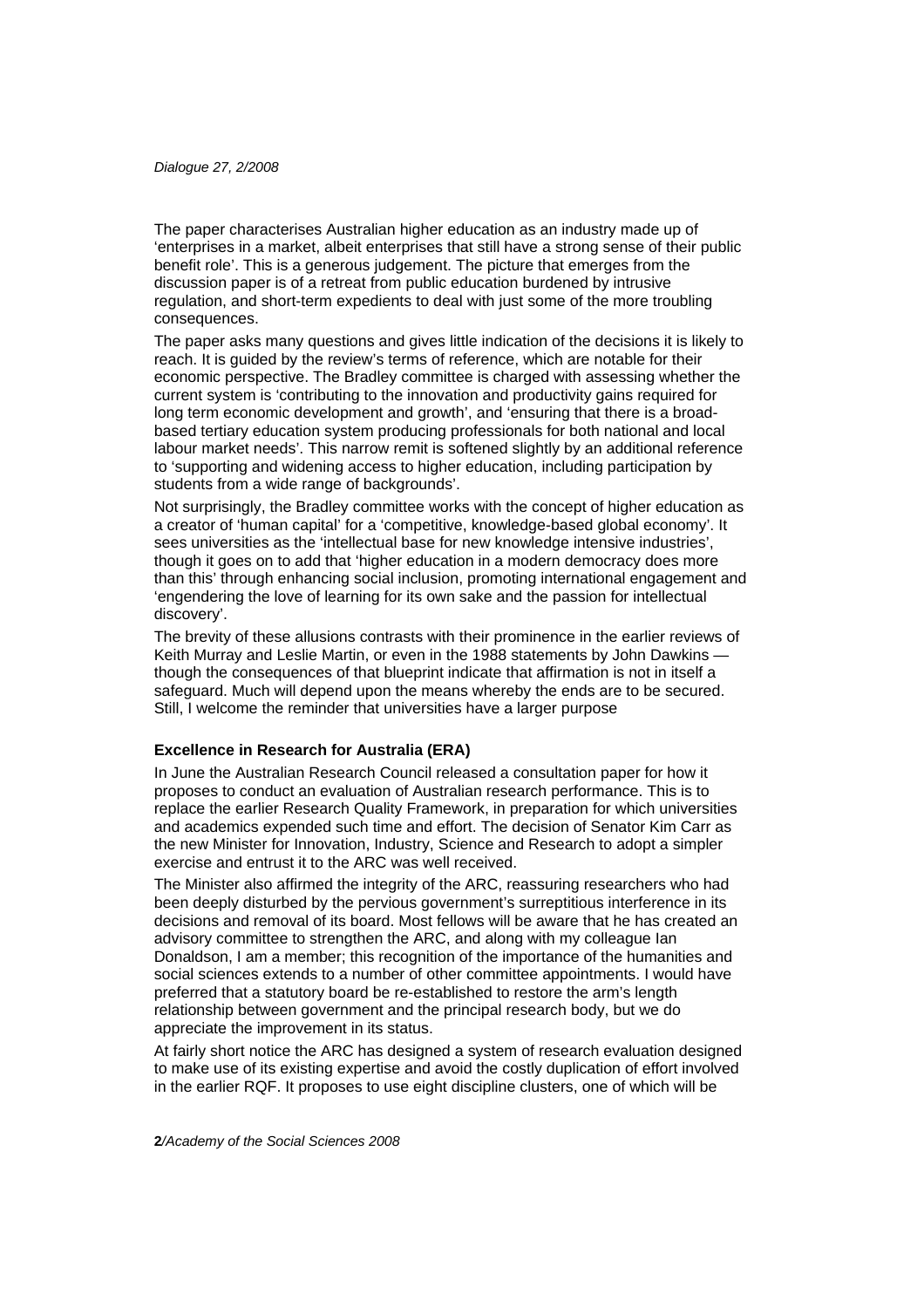The paper characterises Australian higher education as an industry made up of 'enterprises in a market, albeit enterprises that still have a strong sense of their public benefit role'. This is a generous judgement. The picture that emerges from the discussion paper is of a retreat from public education burdened by intrusive regulation, and short-term expedients to deal with just some of the more troubling consequences.

The paper asks many questions and gives little indication of the decisions it is likely to reach. It is guided by the review's terms of reference, which are notable for their economic perspective. The Bradley committee is charged with assessing whether the current system is 'contributing to the innovation and productivity gains required for long term economic development and growth', and 'ensuring that there is a broad-based tertiary education system producing professionals for both national and local labour market needs'. This narrow remit is softened slightly by an additional reference to 'supporting and widening access to higher education, including participation by students from a wide range of backgrounds'.

Not surprisingly, the Bradley committee works with the concept of higher education as a creator of 'human capital' for a 'competitive, knowledge-based global economy'. It sees universities as the 'intellectual base for new knowledge intensive industries', though it goes on to add that 'higher education in a modern democracy does more than this' through enhancing social inclusion, promoting international engagement and 'engendering the love of learning for its own sake and the passion for intellectual discovery'.

The brevity of these allusions contrasts with their prominence in the earlier reviews of Keith Murray and Leslie Martin, or even in the 1988 statements by John Dawkins — though the consequences of that blueprint indicate that affirmation is not in itself a safeguard. Much will depend upon the means whereby the ends are to be secured. Still, I welcome the reminder that universities have a larger purpose

**Excellence in Research for Australia (ERA)**

In June the Australian Research Council released a consultation paper for how it proposes to conduct an evaluation of Australian research performance. This is to replace the earlier Research Quality Framework, in preparation for which universities and academics expended such time and effort. The decision of Senator Kim Carr as the new Minister for Innovation, Industry, Science and Research to adopt a simpler exercise and entrust it to the ARC was well received.

The Minister also affirmed the integrity of the ARC, reassuring researchers who had been deeply disturbed by the pervious government's surreptitious interference in its decisions and removal of its board. Most fellows will be aware that he has created an advisory committee to strengthen the ARC, and along with my colleague Ian Donaldson, I am a member; this recognition of the importance of the humanities and social sciences extends to a number of other committee appointments. I would have preferred that a statutory board be re-established to restore the arm's length relationship between government and the principal research body, but we do appreciate the improvement in its status.

At fairly short notice the ARC has designed a system of research evaluation designed to make use of its existing expertise and avoid the costly duplication of effort involved in the earlier RQF. It proposes to use eight discipline clusters, one of which will be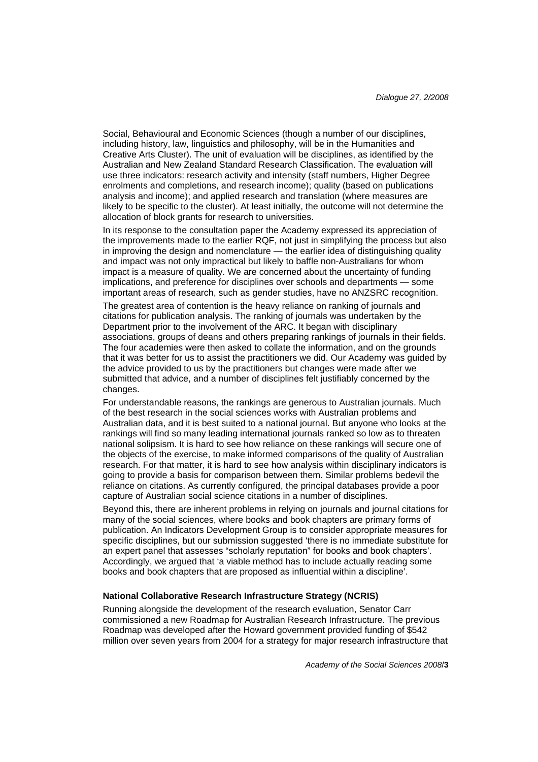Social, Behavioural and Economic Sciences (though a number of our disciplines, including history, law, linguistics and philosophy, will be in the Humanities and Creative Arts Cluster). The unit of evaluation will be disciplines, as identified by the Australian and New Zealand Standard Research Classification. The evaluation will use three indicators: research activity and intensity (staff numbers, Higher Degree enrolments and completions, and research income); quality (based on publications analysis and income); and applied research and translation (where measures are likely to be specific to the cluster). At least initially, the outcome will not determine the allocation of block grants for research to universities.

In its response to the consultation paper the Academy expressed its appreciation of the improvements made to the earlier RQF, not just in simplifying the process but also in improving the design and nomenclature — the earlier idea of distinguishing quality and impact was not only impractical but likely to baffle non-Australians for whom impact is a measure of quality. We are concerned about the uncertainty of funding implications, and preference for disciplines over schools and departments — some important areas of research, such as gender studies, have no ANZSRC recognition.

The greatest area of contention is the heavy reliance on ranking of journals and citations for publication analysis. The ranking of journals was undertaken by the Department prior to the involvement of the ARC. It began with disciplinary associations, groups of deans and others preparing rankings of journals in their fields. The four academies were then asked to collate the information, and on the grounds that it was better for us to assist the practitioners we did. Our Academy was guided by the advice provided to us by the practitioners but changes were made after we submitted that advice, and a number of disciplines felt justifiably concerned by the changes.

For understandable reasons, the rankings are generous to Australian journals. Much of the best research in the social sciences works with Australian problems and Australian data, and it is best suited to a national journal. But anyone who looks at the rankings will find so many leading international journals ranked so low as to threaten national solipsism. It is hard to see how reliance on these rankings will secure one of the objects of the exercise, to make informed comparisons of the quality of Australian research. For that matter, it is hard to see how analysis within disciplinary indicators is going to provide a basis for comparison between them. Similar problems bedevil the reliance on citations. As currently configured, the principal databases provide a poor capture of Australian social science citations in a number of disciplines.

Beyond this, there are inherent problems in relying on journals and journal citations for many of the social sciences, where books and book chapters are primary forms of publication. An Indicators Development Group is to consider appropriate measures for specific disciplines, but our submission suggested 'there is no immediate substitute for an expert panel that assesses "scholarly reputation" for books and book chapters'. Accordingly, we argued that 'a viable method has to include actually reading some books and book chapters that are proposed as influential within a discipline'.

#### National Collaborative Research Infrastructure Strategy (NCRIS)

Running alongside the development of the research evaluation, Senator Carr commissioned a new Roadmap for Australian Research Infrastructure. The previous Roadmap was developed after the Howard government provided funding of $542 million over seven years from 2004 for a strategy for major research infrastructure that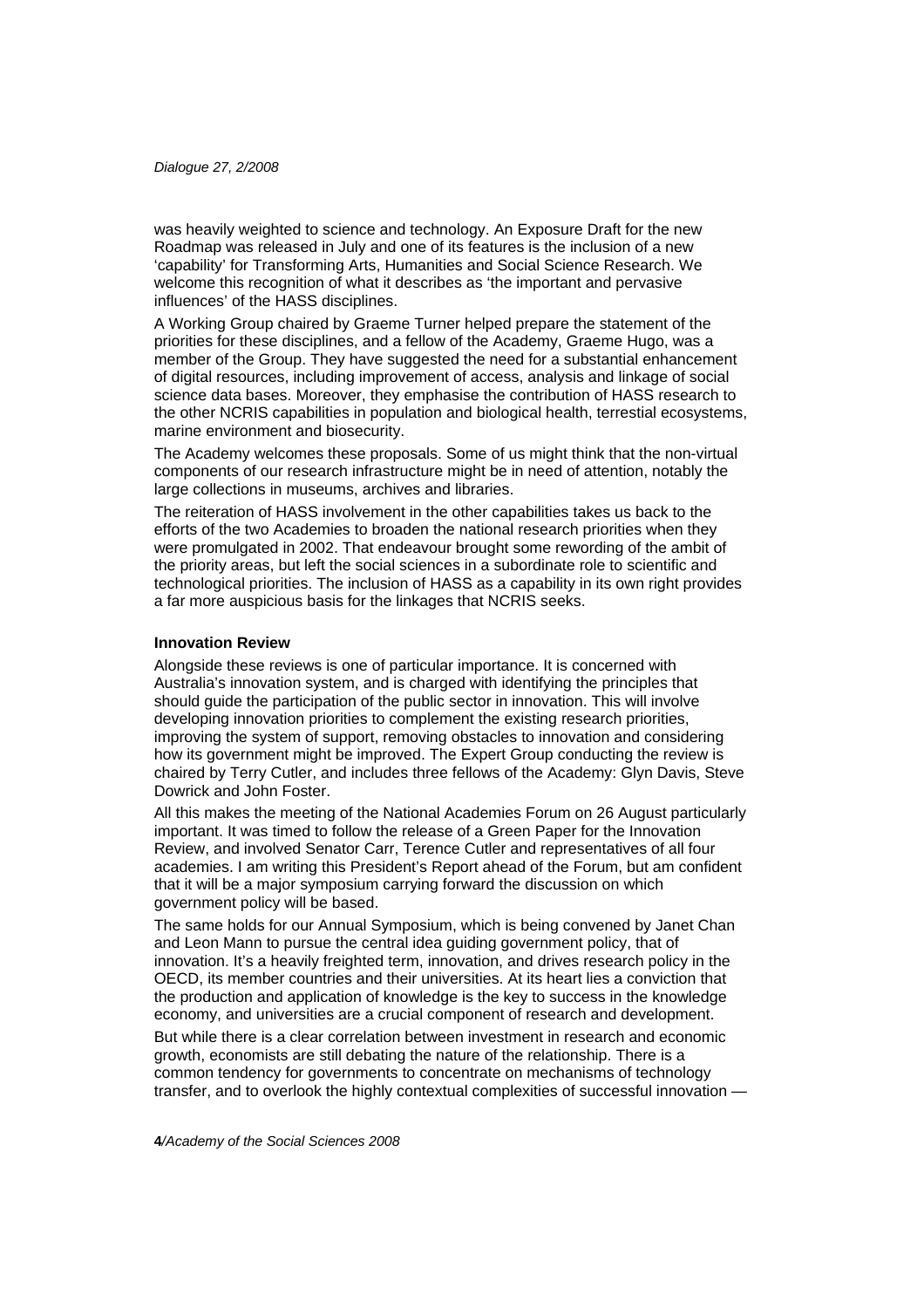was heavily weighted to science and technology. An Exposure Draft for the new Roadmap was released in July and one of its features is the inclusion of a new 'capability' for Transforming Arts, Humanities and Social Science Research. We welcome this recognition of what it describes as 'the important and pervasive influences' of the HASS disciplines.

A Working Group chaired by Graeme Turner helped prepare the statement of the priorities for these disciplines, and a fellow of the Academy, Graeme Hugo, was a member of the Group. They have suggested the need for a substantial enhancement of digital resources, including improvement of access, analysis and linkage of social science data bases. Moreover, they emphasise the contribution of HASS research to the other NCRIS capabilities in population and biological health, terrestial ecosystems, marine environment and biosecurity.

The Academy welcomes these proposals. Some of us might think that the non-virtual components of our research infrastructure might be in need of attention, notably the large collections in museums, archives and libraries.

The reiteration of HASS involvement in the other capabilities takes us back to the efforts of the two Academies to broaden the national research priorities when they were promulgated in 2002. That endeavour brought some rewording of the ambit of the priority areas, but left the social sciences in a subordinate role to scientific and technological priorities. The inclusion of HASS as a capability in its own right provides a far more auspicious basis for the linkages that NCRIS seeks.

**Innovation Review**

Alongside these reviews is one of particular importance. It is concerned with Australia's innovation system, and is charged with identifying the principles that should guide the participation of the public sector in innovation. This will involve developing innovation priorities to complement the existing research priorities, improving the system of support, removing obstacles to innovation and considering how its government might be improved. The Expert Group conducting the review is chaired by Terry Cutler, and includes three fellows of the Academy: Glyn Davis, Steve Dowrick and John Foster.

All this makes the meeting of the National Academies Forum on 26 August particularly important. It was timed to follow the release of a Green Paper for the Innovation Review, and involved Senator Carr, Terence Cutler and representatives of all four academies. I am writing this President's Report ahead of the Forum, but am confident that it will be a major symposium carrying forward the discussion on which government policy will be based.

The same holds for our Annual Symposium, which is being convened by Janet Chan and Leon Mann to pursue the central idea guiding government policy, that of innovation. It's a heavily freighted term, innovation, and drives research policy in the OECD, its member countries and their universities. At its heart lies a conviction that the production and application of knowledge is the key to success in the knowledge economy, and universities are a crucial component of research and development.

But while there is a clear correlation between investment in research and economic growth, economists are still debating the nature of the relationship. There is a common tendency for governments to concentrate on mechanisms of technology transfer, and to overlook the highly contextual complexities of successful innovation —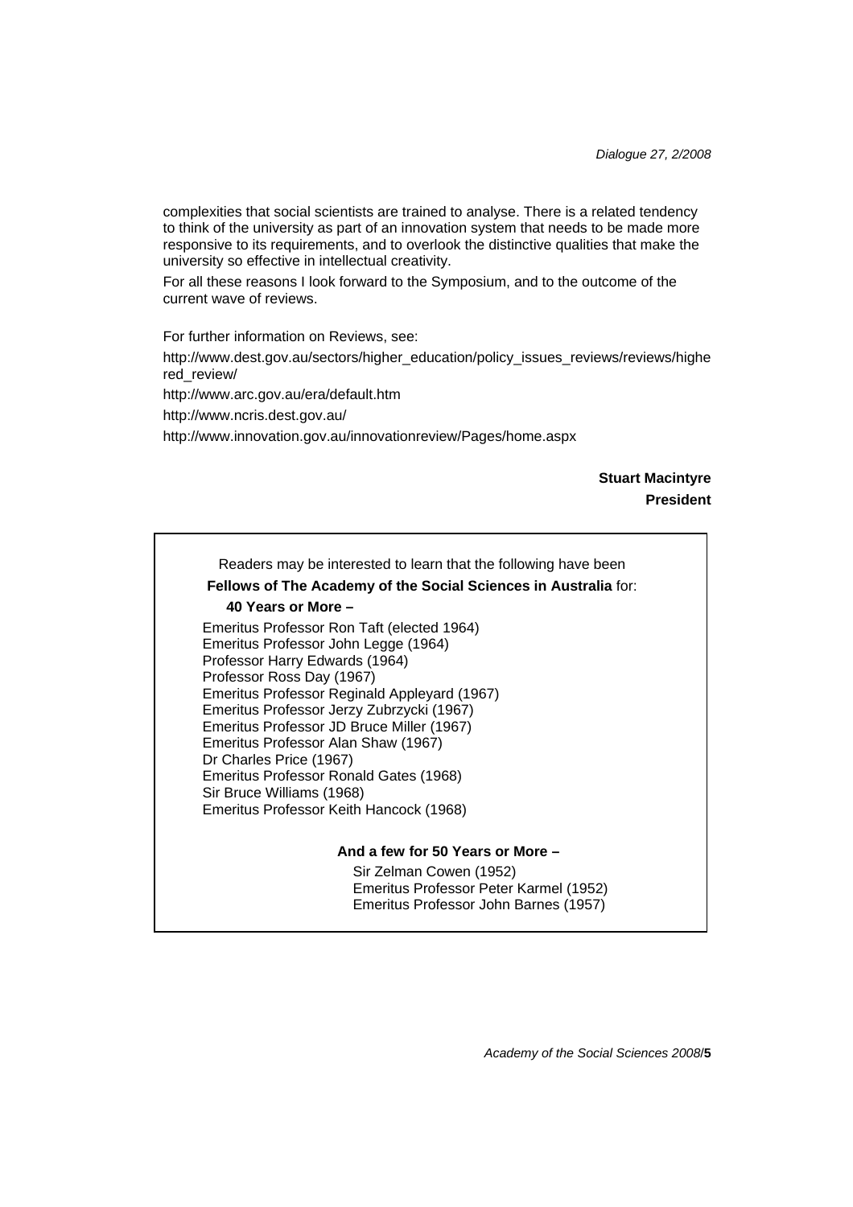complexities that social scientists are trained to analyse. There is a related tendency to think of the university as part of an innovation system that needs to be made more responsive to its requirements, and to overlook the distinctive qualities that make the university so effective in intellectual creativity.

For all these reasons I look forward to the Symposium, and to the outcome of the current wave of reviews.

For further information on Reviews, see:

http://www.dest.gov.au/sectors/higher_education/policy_issues_reviews/reviews/highered_review/

http://www.arc.gov.au/era/default.htm

http://www.ncris.dest.gov.au/

http://www.innovation.gov.au/innovationreview/Pages/home.aspx

**Stuart Macintyre**
**President**

---

Readers may be interested to learn that the following have been **Fellows of The Academy of the Social Sciences in Australia** for:

**40 Years or More –**

Emeritus Professor Ron Taft (elected 1964)
Emeritus Professor John Legge (1964)
Professor Harry Edwards (1964)
Professor Ross Day (1967)
Emeritus Professor Reginald Appleyard (1967)
Emeritus Professor Jerzy Zubrzycki (1967)
Emeritus Professor JD Bruce Miller (1967)
Emeritus Professor Alan Shaw (1967)
Dr Charles Price (1967)
Emeritus Professor Ronald Gates (1968)
Sir Bruce Williams (1968)
Emeritus Professor Keith Hancock (1968)

**And a few for 50 Years or More –**

Sir Zelman Cowen (1952)
Emeritus Professor Peter Karmel (1952)
Emeritus Professor John Barnes (1957)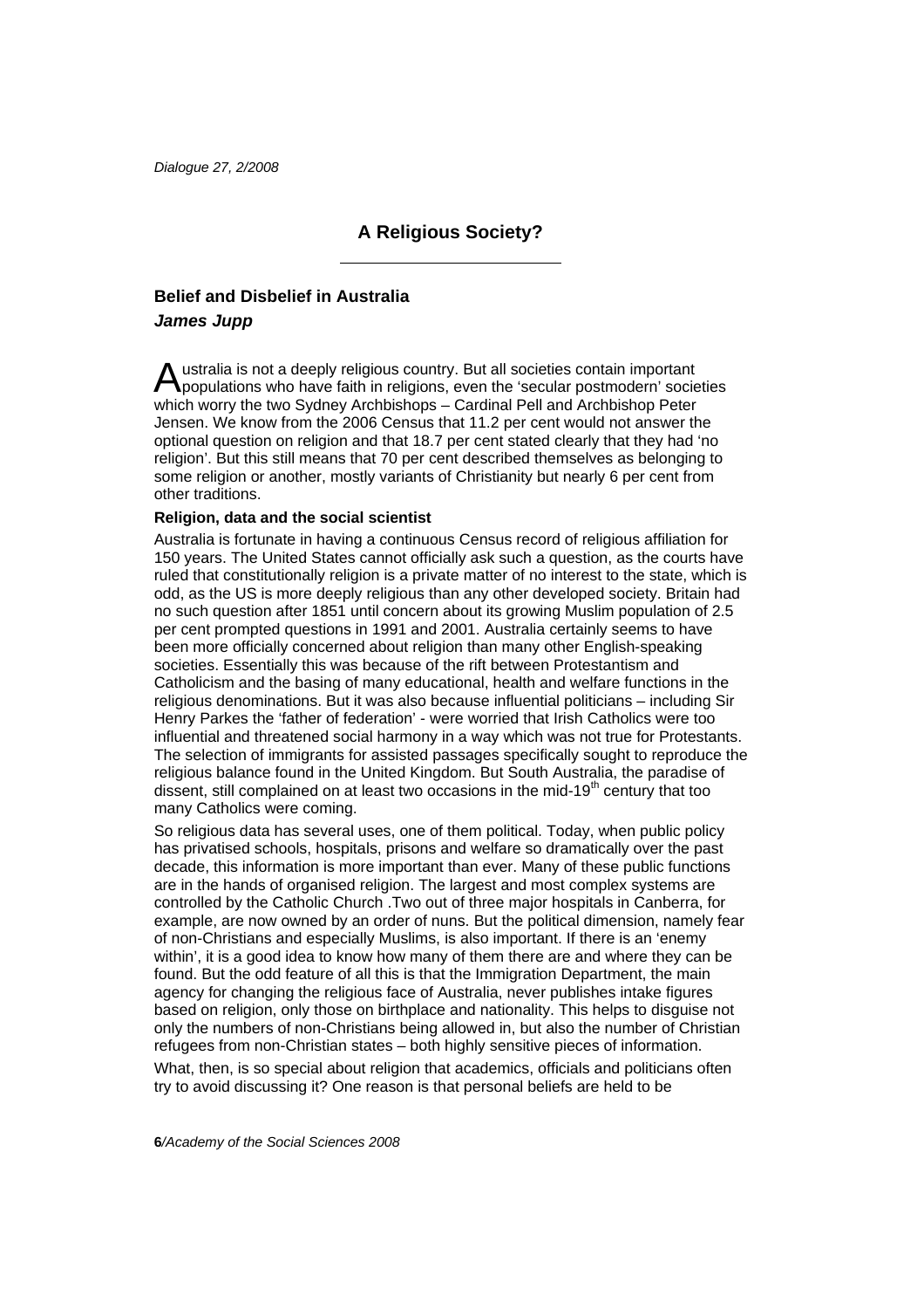# A Religious Society?

## Belief and Disbelief in Australia

***James Jupp***

Australia is not a deeply religious country. But all societies contain important populations who have faith in religions, even the 'secular postmodern' societies which worry the two Sydney Archbishops – Cardinal Pell and Archbishop Peter Jensen. We know from the 2006 Census that 11.2 per cent would not answer the optional question on religion and that 18.7 per cent stated clearly that they had 'no religion'. But this still means that 70 per cent described themselves as belonging to some religion or another, mostly variants of Christianity but nearly 6 per cent from other traditions.

### Religion, data and the social scientist

Australia is fortunate in having a continuous Census record of religious affiliation for 150 years. The United States cannot officially ask such a question, as the courts have ruled that constitutionally religion is a private matter of no interest to the state, which is odd, as the US is more deeply religious than any other developed society. Britain had no such question after 1851 until concern about its growing Muslim population of 2.5 per cent prompted questions in 1991 and 2001. Australia certainly seems to have been more officially concerned about religion than many other English-speaking societies. Essentially this was because of the rift between Protestantism and Catholicism and the basing of many educational, health and welfare functions in the religious denominations. But it was also because influential politicians – including Sir Henry Parkes the 'father of federation' - were worried that Irish Catholics were too influential and threatened social harmony in a way which was not true for Protestants. The selection of immigrants for assisted passages specifically sought to reproduce the religious balance found in the United Kingdom. But South Australia, the paradise of dissent, still complained on at least two occasions in the mid-19th century that too many Catholics were coming.

So religious data has several uses, one of them political. Today, when public policy has privatised schools, hospitals, prisons and welfare so dramatically over the past decade, this information is more important than ever. Many of these public functions are in the hands of organised religion. The largest and most complex systems are controlled by the Catholic Church .Two out of three major hospitals in Canberra, for example, are now owned by an order of nuns. But the political dimension, namely fear of non-Christians and especially Muslims, is also important. If there is an 'enemy within', it is a good idea to know how many of them there are and where they can be found. But the odd feature of all this is that the Immigration Department, the main agency for changing the religious face of Australia, never publishes intake figures based on religion, only those on birthplace and nationality. This helps to disguise not only the numbers of non-Christians being allowed in, but also the number of Christian refugees from non-Christian states – both highly sensitive pieces of information.

What, then, is so special about religion that academics, officials and politicians often try to avoid discussing it? One reason is that personal beliefs are held to be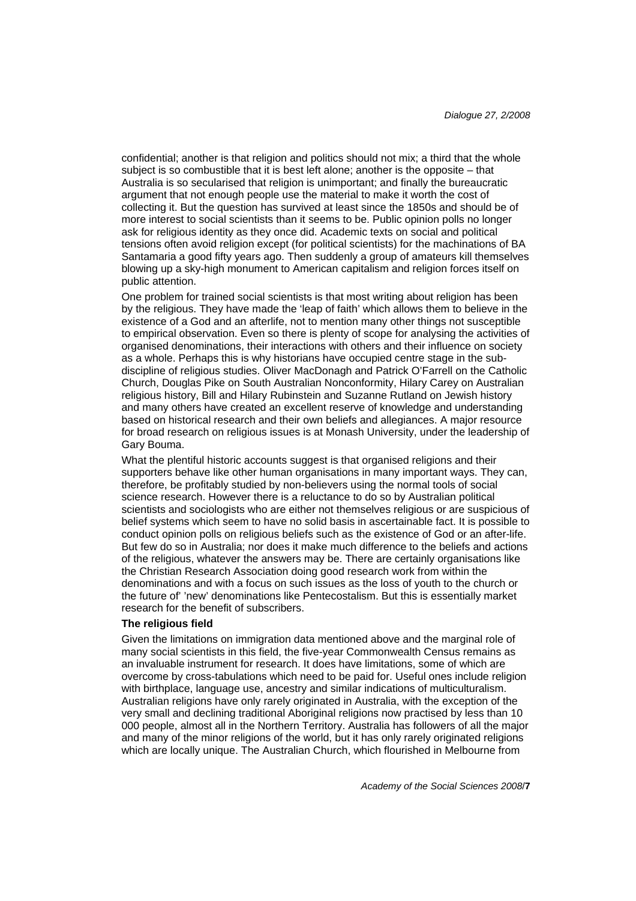confidential; another is that religion and politics should not mix; a third that the whole subject is so combustible that it is best left alone; another is the opposite – that Australia is so secularised that religion is unimportant; and finally the bureaucratic argument that not enough people use the material to make it worth the cost of collecting it. But the question has survived at least since the 1850s and should be of more interest to social scientists than it seems to be. Public opinion polls no longer ask for religious identity as they once did. Academic texts on social and political tensions often avoid religion except (for political scientists) for the machinations of BA Santamaria a good fifty years ago. Then suddenly a group of amateurs kill themselves blowing up a sky-high monument to American capitalism and religion forces itself on public attention.

One problem for trained social scientists is that most writing about religion has been by the religious. They have made the 'leap of faith' which allows them to believe in the existence of a God and an afterlife, not to mention many other things not susceptible to empirical observation. Even so there is plenty of scope for analysing the activities of organised denominations, their interactions with others and their influence on society as a whole. Perhaps this is why historians have occupied centre stage in the sub-discipline of religious studies. Oliver MacDonagh and Patrick O'Farrell on the Catholic Church, Douglas Pike on South Australian Nonconformity, Hilary Carey on Australian religious history, Bill and Hilary Rubinstein and Suzanne Rutland on Jewish history and many others have created an excellent reserve of knowledge and understanding based on historical research and their own beliefs and allegiances. A major resource for broad research on religious issues is at Monash University, under the leadership of Gary Bouma.

What the plentiful historic accounts suggest is that organised religions and their supporters behave like other human organisations in many important ways. They can, therefore, be profitably studied by non-believers using the normal tools of social science research. However there is a reluctance to do so by Australian political scientists and sociologists who are either not themselves religious or are suspicious of belief systems which seem to have no solid basis in ascertainable fact. It is possible to conduct opinion polls on religious beliefs such as the existence of God or an after-life. But few do so in Australia; nor does it make much difference to the beliefs and actions of the religious, whatever the answers may be. There are certainly organisations like the Christian Research Association doing good research work from within the denominations and with a focus on such issues as the loss of youth to the church or the future of' 'new' denominations like Pentecostalism. But this is essentially market research for the benefit of subscribers.

**The religious field**

Given the limitations on immigration data mentioned above and the marginal role of many social scientists in this field, the five-year Commonwealth Census remains as an invaluable instrument for research. It does have limitations, some of which are overcome by cross-tabulations which need to be paid for. Useful ones include religion with birthplace, language use, ancestry and similar indications of multiculturalism. Australian religions have only rarely originated in Australia, with the exception of the very small and declining traditional Aboriginal religions now practised by less than 10 000 people, almost all in the Northern Territory. Australia has followers of all the major and many of the minor religions of the world, but it has only rarely originated religions which are locally unique. The Australian Church, which flourished in Melbourne from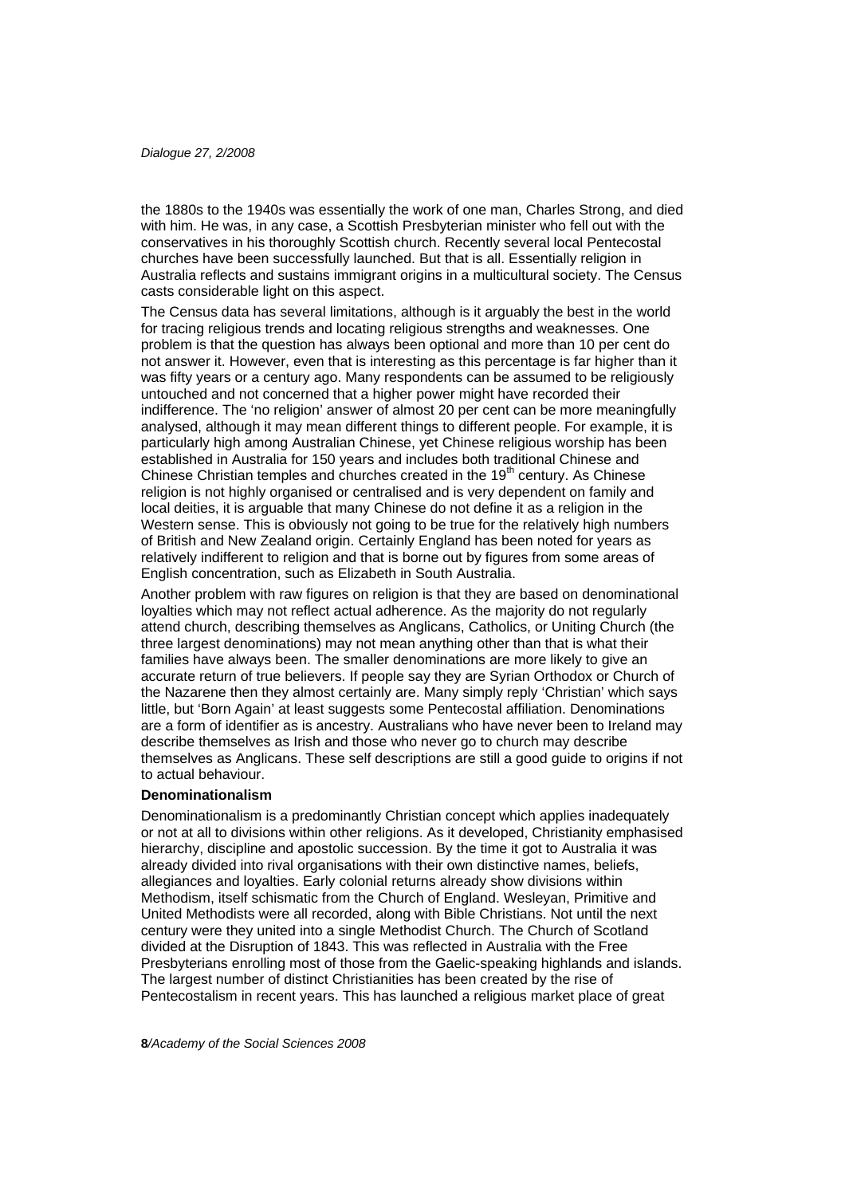the 1880s to the 1940s was essentially the work of one man, Charles Strong, and died with him. He was, in any case, a Scottish Presbyterian minister who fell out with the conservatives in his thoroughly Scottish church. Recently several local Pentecostal churches have been successfully launched. But that is all. Essentially religion in Australia reflects and sustains immigrant origins in a multicultural society. The Census casts considerable light on this aspect.

The Census data has several limitations, although is it arguably the best in the world for tracing religious trends and locating religious strengths and weaknesses. One problem is that the question has always been optional and more than 10 per cent do not answer it. However, even that is interesting as this percentage is far higher than it was fifty years or a century ago. Many respondents can be assumed to be religiously untouched and not concerned that a higher power might have recorded their indifference. The 'no religion' answer of almost 20 per cent can be more meaningfully analysed, although it may mean different things to different people. For example, it is particularly high among Australian Chinese, yet Chinese religious worship has been established in Australia for 150 years and includes both traditional Chinese and Chinese Christian temples and churches created in the 19th century. As Chinese religion is not highly organised or centralised and is very dependent on family and local deities, it is arguable that many Chinese do not define it as a religion in the Western sense. This is obviously not going to be true for the relatively high numbers of British and New Zealand origin. Certainly England has been noted for years as relatively indifferent to religion and that is borne out by figures from some areas of English concentration, such as Elizabeth in South Australia.

Another problem with raw figures on religion is that they are based on denominational loyalties which may not reflect actual adherence. As the majority do not regularly attend church, describing themselves as Anglicans, Catholics, or Uniting Church (the three largest denominations) may not mean anything other than that is what their families have always been. The smaller denominations are more likely to give an accurate return of true believers. If people say they are Syrian Orthodox or Church of the Nazarene then they almost certainly are. Many simply reply 'Christian' which says little, but 'Born Again' at least suggests some Pentecostal affiliation. Denominations are a form of identifier as is ancestry. Australians who have never been to Ireland may describe themselves as Irish and those who never go to church may describe themselves as Anglicans. These self descriptions are still a good guide to origins if not to actual behaviour.

**Denominationalism**

Denominationalism is a predominantly Christian concept which applies inadequately or not at all to divisions within other religions. As it developed, Christianity emphasised hierarchy, discipline and apostolic succession. By the time it got to Australia it was already divided into rival organisations with their own distinctive names, beliefs, allegiances and loyalties. Early colonial returns already show divisions within Methodism, itself schismatic from the Church of England. Wesleyan, Primitive and United Methodists were all recorded, along with Bible Christians. Not until the next century were they united into a single Methodist Church. The Church of Scotland divided at the Disruption of 1843. This was reflected in Australia with the Free Presbyterians enrolling most of those from the Gaelic-speaking highlands and islands. The largest number of distinct Christianities has been created by the rise of Pentecostalism in recent years. This has launched a religious market place of great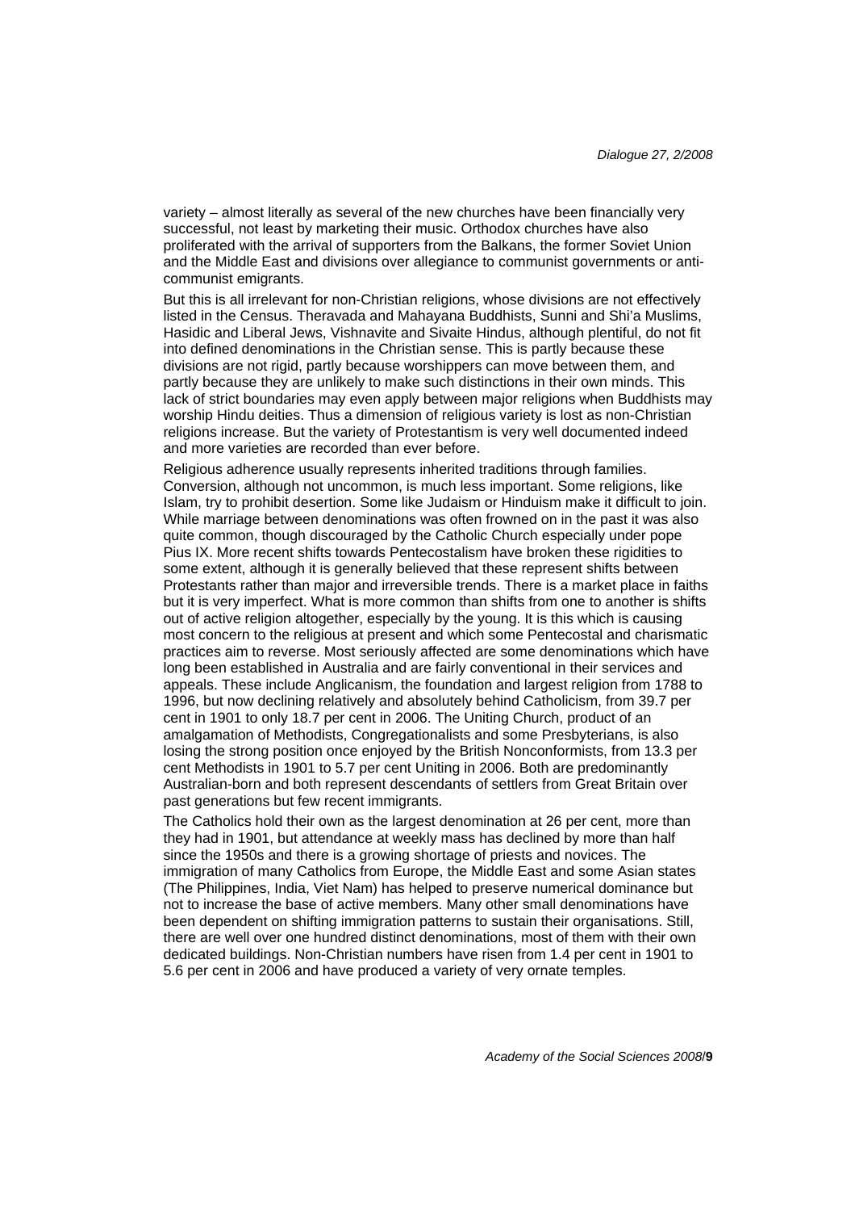variety – almost literally as several of the new churches have been financially very successful, not least by marketing their music. Orthodox churches have also proliferated with the arrival of supporters from the Balkans, the former Soviet Union and the Middle East and divisions over allegiance to communist governments or anti-communist emigrants.

But this is all irrelevant for non-Christian religions, whose divisions are not effectively listed in the Census. Theravada and Mahayana Buddhists, Sunni and Shi'a Muslims, Hasidic and Liberal Jews, Vishnavite and Sivaite Hindus, although plentiful, do not fit into defined denominations in the Christian sense. This is partly because these divisions are not rigid, partly because worshippers can move between them, and partly because they are unlikely to make such distinctions in their own minds. This lack of strict boundaries may even apply between major religions when Buddhists may worship Hindu deities. Thus a dimension of religious variety is lost as non-Christian religions increase. But the variety of Protestantism is very well documented indeed and more varieties are recorded than ever before.

Religious adherence usually represents inherited traditions through families. Conversion, although not uncommon, is much less important. Some religions, like Islam, try to prohibit desertion. Some like Judaism or Hinduism make it difficult to join. While marriage between denominations was often frowned on in the past it was also quite common, though discouraged by the Catholic Church especially under pope Pius IX. More recent shifts towards Pentecostalism have broken these rigidities to some extent, although it is generally believed that these represent shifts between Protestants rather than major and irreversible trends. There is a market place in faiths but it is very imperfect. What is more common than shifts from one to another is shifts out of active religion altogether, especially by the young. It is this which is causing most concern to the religious at present and which some Pentecostal and charismatic practices aim to reverse. Most seriously affected are some denominations which have long been established in Australia and are fairly conventional in their services and appeals. These include Anglicanism, the foundation and largest religion from 1788 to 1996, but now declining relatively and absolutely behind Catholicism, from 39.7 per cent in 1901 to only 18.7 per cent in 2006. The Uniting Church, product of an amalgamation of Methodists, Congregationalists and some Presbyterians, is also losing the strong position once enjoyed by the British Nonconformists, from 13.3 per cent Methodists in 1901 to 5.7 per cent Uniting in 2006. Both are predominantly Australian-born and both represent descendants of settlers from Great Britain over past generations but few recent immigrants.

The Catholics hold their own as the largest denomination at 26 per cent, more than they had in 1901, but attendance at weekly mass has declined by more than half since the 1950s and there is a growing shortage of priests and novices. The immigration of many Catholics from Europe, the Middle East and some Asian states (The Philippines, India, Viet Nam) has helped to preserve numerical dominance but not to increase the base of active members. Many other small denominations have been dependent on shifting immigration patterns to sustain their organisations. Still, there are well over one hundred distinct denominations, most of them with their own dedicated buildings. Non-Christian numbers have risen from 1.4 per cent in 1901 to 5.6 per cent in 2006 and have produced a variety of very ornate temples.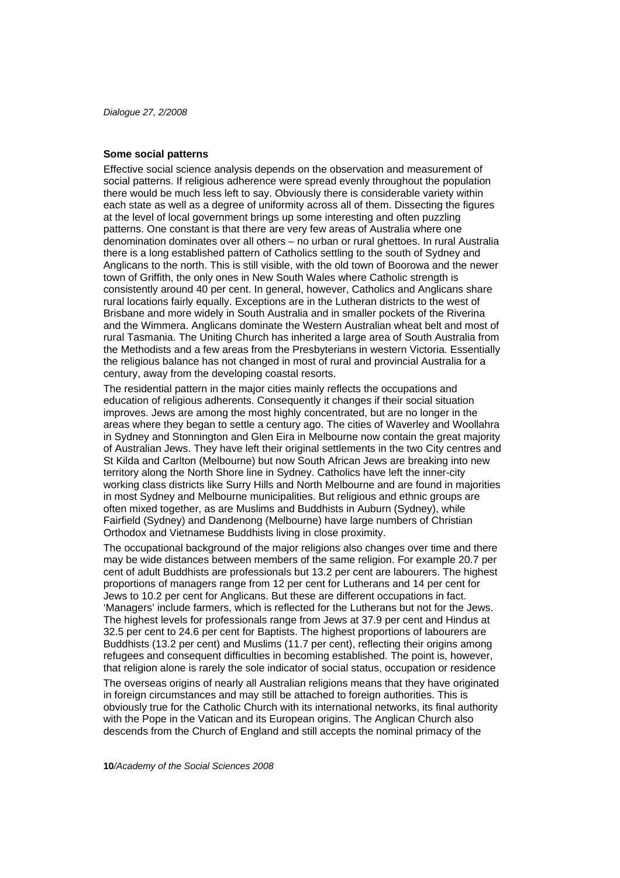**Some social patterns**

Effective social science analysis depends on the observation and measurement of social patterns. If religious adherence were spread evenly throughout the population there would be much less left to say. Obviously there is considerable variety within each state as well as a degree of uniformity across all of them. Dissecting the figures at the level of local government brings up some interesting and often puzzling patterns. One constant is that there are very few areas of Australia where one denomination dominates over all others – no urban or rural ghettoes. In rural Australia there is a long established pattern of Catholics settling to the south of Sydney and Anglicans to the north. This is still visible, with the old town of Boorowa and the newer town of Griffith, the only ones in New South Wales where Catholic strength is consistently around 40 per cent. In general, however, Catholics and Anglicans share rural locations fairly equally. Exceptions are in the Lutheran districts to the west of Brisbane and more widely in South Australia and in smaller pockets of the Riverina and the Wimmera. Anglicans dominate the Western Australian wheat belt and most of rural Tasmania. The Uniting Church has inherited a large area of South Australia from the Methodists and a few areas from the Presbyterians in western Victoria. Essentially the religious balance has not changed in most of rural and provincial Australia for a century, away from the developing coastal resorts.

The residential pattern in the major cities mainly reflects the occupations and education of religious adherents. Consequently it changes if their social situation improves. Jews are among the most highly concentrated, but are no longer in the areas where they began to settle a century ago. The cities of Waverley and Woollahra in Sydney and Stonnington and Glen Eira in Melbourne now contain the great majority of Australian Jews. They have left their original settlements in the two City centres and St Kilda and Carlton (Melbourne) but now South African Jews are breaking into new territory along the North Shore line in Sydney. Catholics have left the inner-city working class districts like Surry Hills and North Melbourne and are found in majorities in most Sydney and Melbourne municipalities. But religious and ethnic groups are often mixed together, as are Muslims and Buddhists in Auburn (Sydney), while Fairfield (Sydney) and Dandenong (Melbourne) have large numbers of Christian Orthodox and Vietnamese Buddhists living in close proximity.

The occupational background of the major religions also changes over time and there may be wide distances between members of the same religion. For example 20.7 per cent of adult Buddhists are professionals but 13.2 per cent are labourers. The highest proportions of managers range from 12 per cent for Lutherans and 14 per cent for Jews to 10.2 per cent for Anglicans. But these are different occupations in fact. 'Managers' include farmers, which is reflected for the Lutherans but not for the Jews. The highest levels for professionals range from Jews at 37.9 per cent and Hindus at 32.5 per cent to 24.6 per cent for Baptists. The highest proportions of labourers are Buddhists (13.2 per cent) and Muslims (11.7 per cent), reflecting their origins among refugees and consequent difficulties in becoming established. The point is, however, that religion alone is rarely the sole indicator of social status, occupation or residence

The overseas origins of nearly all Australian religions means that they have originated in foreign circumstances and may still be attached to foreign authorities. This is obviously true for the Catholic Church with its international networks, its final authority with the Pope in the Vatican and its European origins. The Anglican Church also descends from the Church of England and still accepts the nominal primacy of the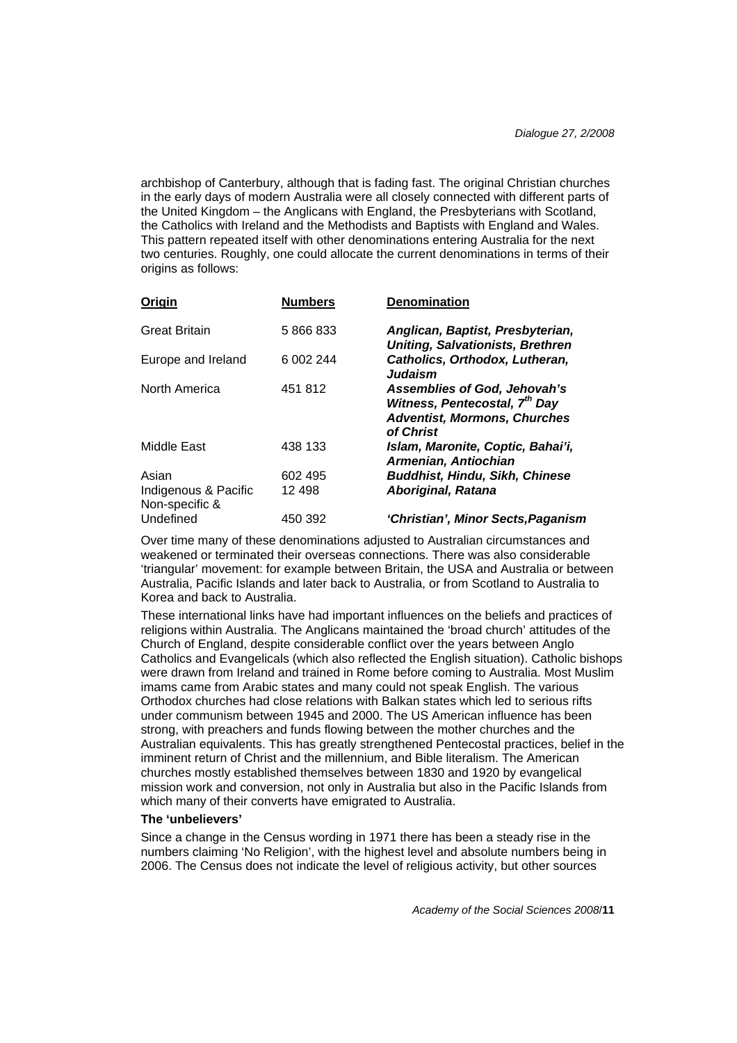archbishop of Canterbury, although that is fading fast. The original Christian churches in the early days of modern Australia were all closely connected with different parts of the United Kingdom – the Anglicans with England, the Presbyterians with Scotland, the Catholics with Ireland and the Methodists and Baptists with England and Wales. This pattern repeated itself with other denominations entering Australia for the next two centuries. Roughly, one could allocate the current denominations in terms of their origins as follows:

| Origin | Numbers | Denomination |
|---|---|---|
| Great Britain | 5 866 833 | ***Anglican, Baptist, Presbyterian, Uniting, Salvationists, Brethren*** |
| Europe and Ireland | 6 002 244 | ***Catholics, Orthodox, Lutheran, Judaism*** |
| North America | 451 812 | ***Assemblies of God, Jehovah's Witness, Pentecostal, 7th Day Adventist, Mormons, Churches of Christ*** |
| Middle East | 438 133 | ***Islam, Maronite, Coptic, Bahai'i, Armenian, Antiochian*** |
| Asian | 602 495 | ***Buddhist, Hindu, Sikh, Chinese*** |
| Indigenous & Pacific | 12 498 | ***Aboriginal, Ratana*** |
| Non-specific & Undefined | 450 392 | ***'Christian', Minor Sects,Paganism*** |

Over time many of these denominations adjusted to Australian circumstances and weakened or terminated their overseas connections. There was also considerable 'triangular' movement: for example between Britain, the USA and Australia or between Australia, Pacific Islands and later back to Australia, or from Scotland to Australia to Korea and back to Australia.

These international links have had important influences on the beliefs and practices of religions within Australia. The Anglicans maintained the 'broad church' attitudes of the Church of England, despite considerable conflict over the years between Anglo Catholics and Evangelicals (which also reflected the English situation). Catholic bishops were drawn from Ireland and trained in Rome before coming to Australia. Most Muslim imams came from Arabic states and many could not speak English. The various Orthodox churches had close relations with Balkan states which led to serious rifts under communism between 1945 and 2000. The US American influence has been strong, with preachers and funds flowing between the mother churches and the Australian equivalents. This has greatly strengthened Pentecostal practices, belief in the imminent return of Christ and the millennium, and Bible literalism. The American churches mostly established themselves between 1830 and 1920 by evangelical mission work and conversion, not only in Australia but also in the Pacific Islands from which many of their converts have emigrated to Australia.

**The 'unbelievers'**

Since a change in the Census wording in 1971 there has been a steady rise in the numbers claiming 'No Religion', with the highest level and absolute numbers being in 2006. The Census does not indicate the level of religious activity, but other sources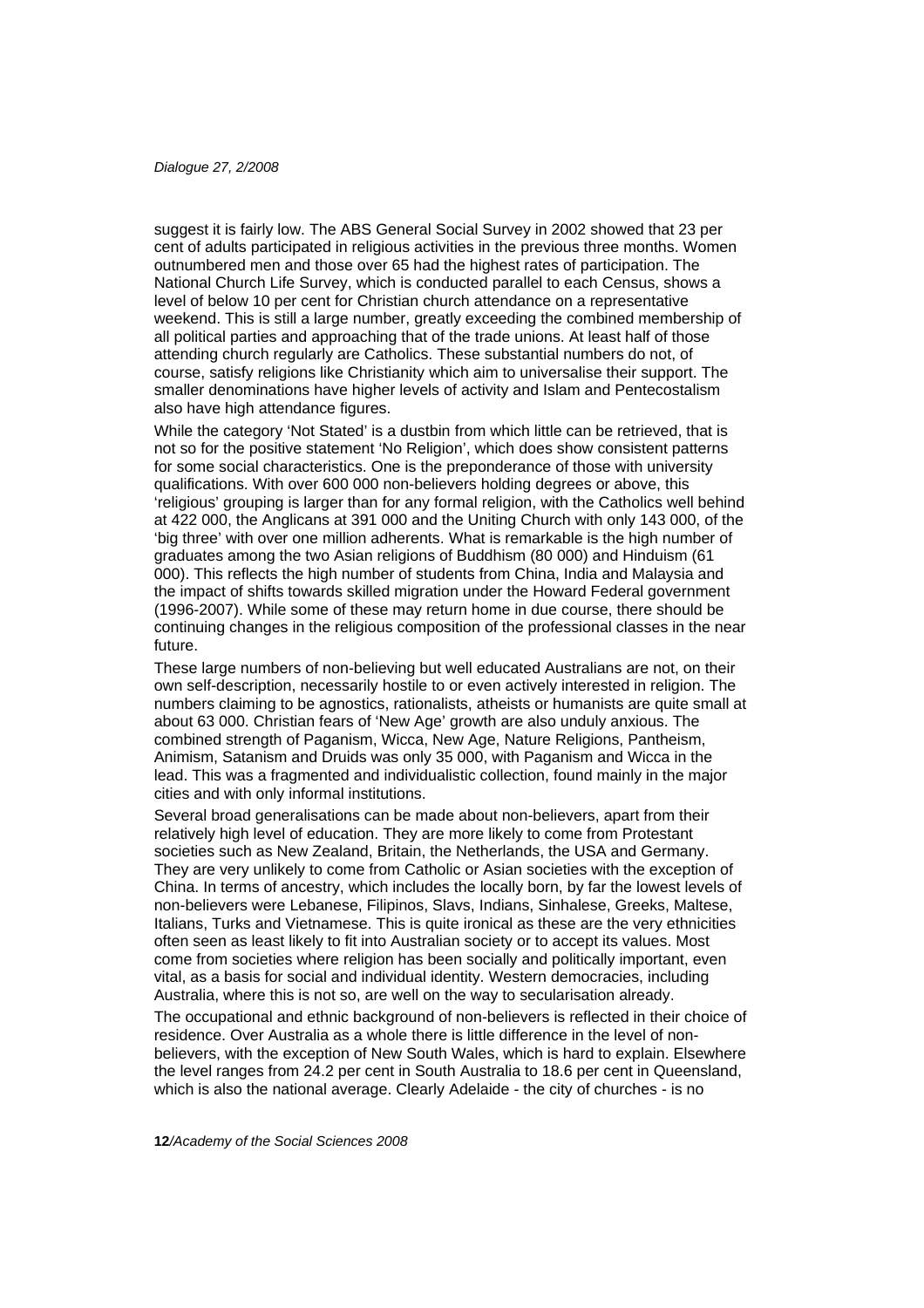suggest it is fairly low. The ABS General Social Survey in 2002 showed that 23 per cent of adults participated in religious activities in the previous three months. Women outnumbered men and those over 65 had the highest rates of participation. The National Church Life Survey, which is conducted parallel to each Census, shows a level of below 10 per cent for Christian church attendance on a representative weekend. This is still a large number, greatly exceeding the combined membership of all political parties and approaching that of the trade unions. At least half of those attending church regularly are Catholics. These substantial numbers do not, of course, satisfy religions like Christianity which aim to universalise their support. The smaller denominations have higher levels of activity and Islam and Pentecostalism also have high attendance figures.

While the category 'Not Stated' is a dustbin from which little can be retrieved, that is not so for the positive statement 'No Religion', which does show consistent patterns for some social characteristics. One is the preponderance of those with university qualifications. With over 600 000 non-believers holding degrees or above, this 'religious' grouping is larger than for any formal religion, with the Catholics well behind at 422 000, the Anglicans at 391 000 and the Uniting Church with only 143 000, of the 'big three' with over one million adherents. What is remarkable is the high number of graduates among the two Asian religions of Buddhism (80 000) and Hinduism (61 000). This reflects the high number of students from China, India and Malaysia and the impact of shifts towards skilled migration under the Howard Federal government (1996-2007). While some of these may return home in due course, there should be continuing changes in the religious composition of the professional classes in the near future.

These large numbers of non-believing but well educated Australians are not, on their own self-description, necessarily hostile to or even actively interested in religion. The numbers claiming to be agnostics, rationalists, atheists or humanists are quite small at about 63 000. Christian fears of 'New Age' growth are also unduly anxious. The combined strength of Paganism, Wicca, New Age, Nature Religions, Pantheism, Animism, Satanism and Druids was only 35 000, with Paganism and Wicca in the lead. This was a fragmented and individualistic collection, found mainly in the major cities and with only informal institutions.

Several broad generalisations can be made about non-believers, apart from their relatively high level of education. They are more likely to come from Protestant societies such as New Zealand, Britain, the Netherlands, the USA and Germany. They are very unlikely to come from Catholic or Asian societies with the exception of China. In terms of ancestry, which includes the locally born, by far the lowest levels of non-believers were Lebanese, Filipinos, Slavs, Indians, Sinhalese, Greeks, Maltese, Italians, Turks and Vietnamese. This is quite ironical as these are the very ethnicities often seen as least likely to fit into Australian society or to accept its values. Most come from societies where religion has been socially and politically important, even vital, as a basis for social and individual identity. Western democracies, including Australia, where this is not so, are well on the way to secularisation already.

The occupational and ethnic background of non-believers is reflected in their choice of residence. Over Australia as a whole there is little difference in the level of non-believers, with the exception of New South Wales, which is hard to explain. Elsewhere the level ranges from 24.2 per cent in South Australia to 18.6 per cent in Queensland, which is also the national average. Clearly Adelaide - the city of churches - is no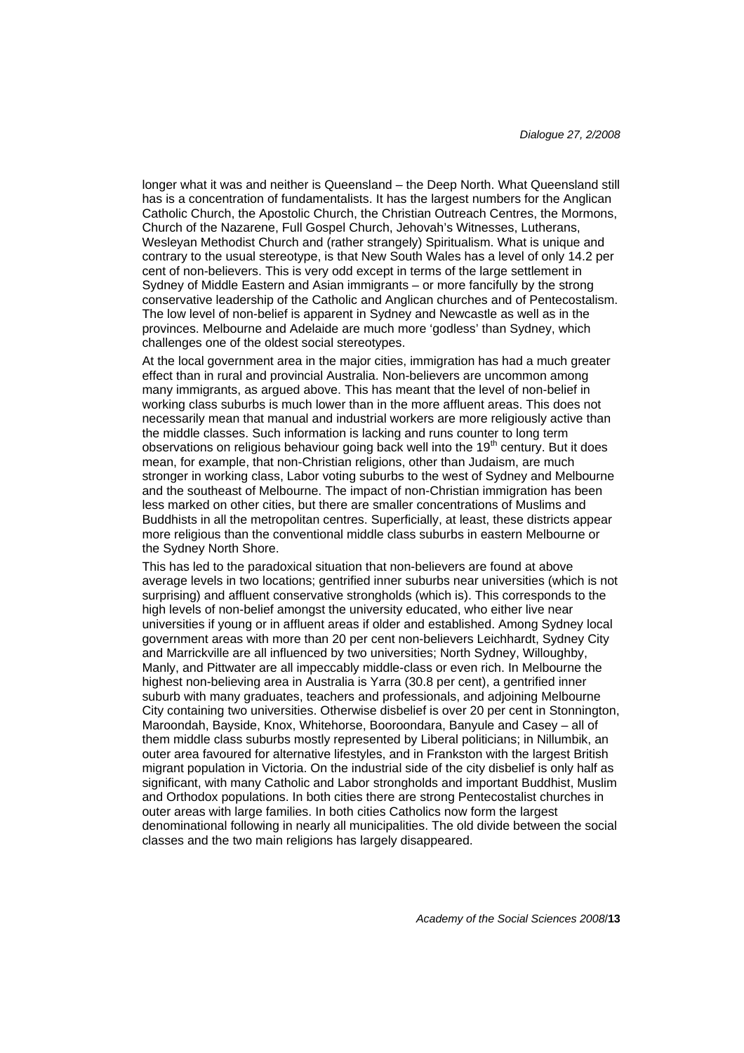longer what it was and neither is Queensland – the Deep North. What Queensland still has is a concentration of fundamentalists. It has the largest numbers for the Anglican Catholic Church, the Apostolic Church, the Christian Outreach Centres, the Mormons, Church of the Nazarene, Full Gospel Church, Jehovah's Witnesses, Lutherans, Wesleyan Methodist Church and (rather strangely) Spiritualism. What is unique and contrary to the usual stereotype, is that New South Wales has a level of only 14.2 per cent of non-believers. This is very odd except in terms of the large settlement in Sydney of Middle Eastern and Asian immigrants – or more fancifully by the strong conservative leadership of the Catholic and Anglican churches and of Pentecostalism. The low level of non-belief is apparent in Sydney and Newcastle as well as in the provinces. Melbourne and Adelaide are much more 'godless' than Sydney, which challenges one of the oldest social stereotypes.

At the local government area in the major cities, immigration has had a much greater effect than in rural and provincial Australia. Non-believers are uncommon among many immigrants, as argued above. This has meant that the level of non-belief in working class suburbs is much lower than in the more affluent areas. This does not necessarily mean that manual and industrial workers are more religiously active than the middle classes. Such information is lacking and runs counter to long term observations on religious behaviour going back well into the 19th century. But it does mean, for example, that non-Christian religions, other than Judaism, are much stronger in working class, Labor voting suburbs to the west of Sydney and Melbourne and the southeast of Melbourne. The impact of non-Christian immigration has been less marked on other cities, but there are smaller concentrations of Muslims and Buddhists in all the metropolitan centres. Superficially, at least, these districts appear more religious than the conventional middle class suburbs in eastern Melbourne or the Sydney North Shore.

This has led to the paradoxical situation that non-believers are found at above average levels in two locations; gentrified inner suburbs near universities (which is not surprising) and affluent conservative strongholds (which is). This corresponds to the high levels of non-belief amongst the university educated, who either live near universities if young or in affluent areas if older and established. Among Sydney local government areas with more than 20 per cent non-believers Leichhardt, Sydney City and Marrickville are all influenced by two universities; North Sydney, Willoughby, Manly, and Pittwater are all impeccably middle-class or even rich. In Melbourne the highest non-believing area in Australia is Yarra (30.8 per cent), a gentrified inner suburb with many graduates, teachers and professionals, and adjoining Melbourne City containing two universities. Otherwise disbelief is over 20 per cent in Stonnington, Maroondah, Bayside, Knox, Whitehorse, Booroondara, Banyule and Casey – all of them middle class suburbs mostly represented by Liberal politicians; in Nillumbik, an outer area favoured for alternative lifestyles, and in Frankston with the largest British migrant population in Victoria. On the industrial side of the city disbelief is only half as significant, with many Catholic and Labor strongholds and important Buddhist, Muslim and Orthodox populations. In both cities there are strong Pentecostalist churches in outer areas with large families. In both cities Catholics now form the largest denominational following in nearly all municipalities. The old divide between the social classes and the two main religions has largely disappeared.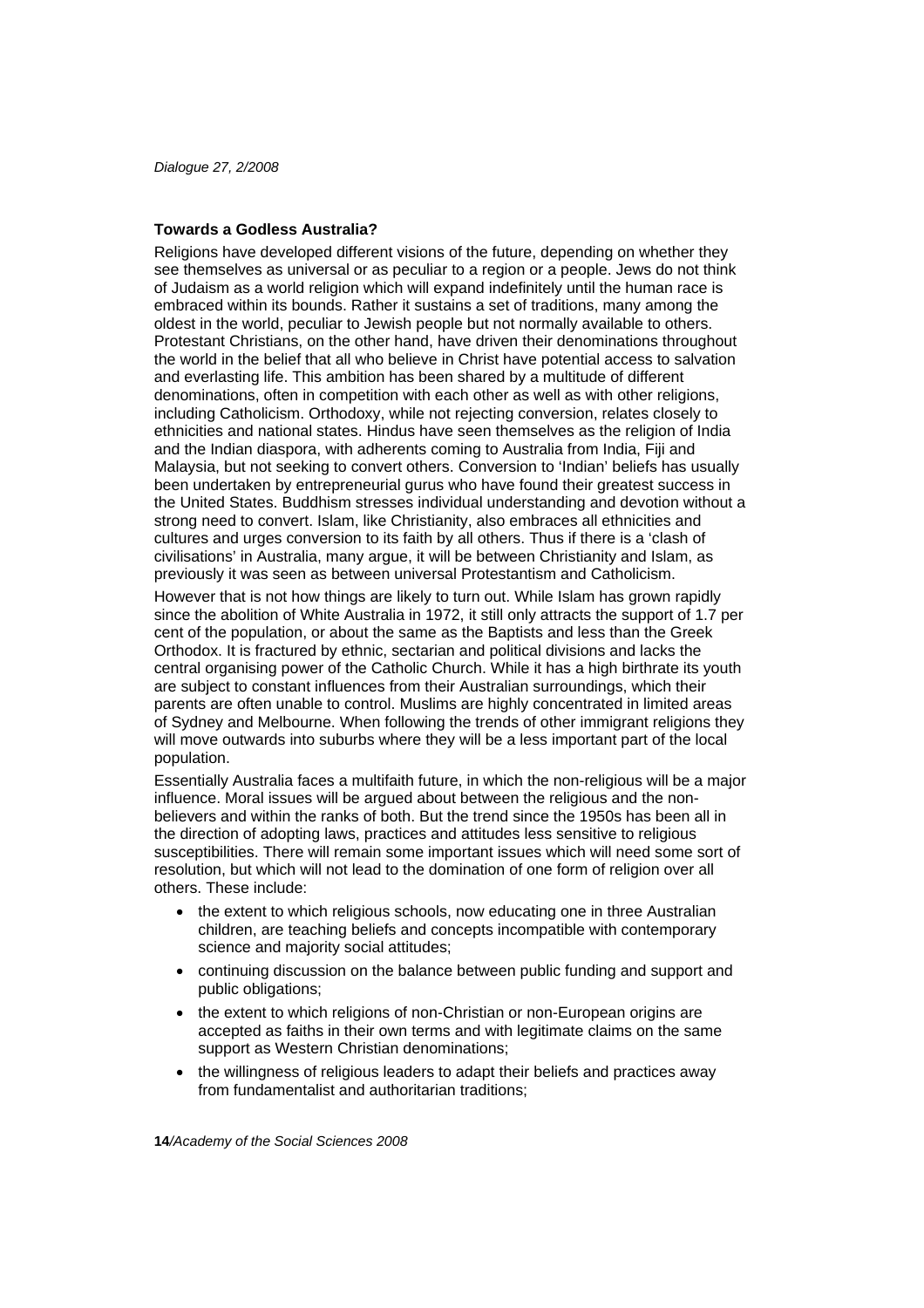### Towards a Godless Australia?

Religions have developed different visions of the future, depending on whether they see themselves as universal or as peculiar to a region or a people. Jews do not think of Judaism as a world religion which will expand indefinitely until the human race is embraced within its bounds. Rather it sustains a set of traditions, many among the oldest in the world, peculiar to Jewish people but not normally available to others. Protestant Christians, on the other hand, have driven their denominations throughout the world in the belief that all who believe in Christ have potential access to salvation and everlasting life. This ambition has been shared by a multitude of different denominations, often in competition with each other as well as with other religions, including Catholicism. Orthodoxy, while not rejecting conversion, relates closely to ethnicities and national states. Hindus have seen themselves as the religion of India and the Indian diaspora, with adherents coming to Australia from India, Fiji and Malaysia, but not seeking to convert others. Conversion to 'Indian' beliefs has usually been undertaken by entrepreneurial gurus who have found their greatest success in the United States. Buddhism stresses individual understanding and devotion without a strong need to convert. Islam, like Christianity, also embraces all ethnicities and cultures and urges conversion to its faith by all others. Thus if there is a 'clash of civilisations' in Australia, many argue, it will be between Christianity and Islam, as previously it was seen as between universal Protestantism and Catholicism.

However that is not how things are likely to turn out. While Islam has grown rapidly since the abolition of White Australia in 1972, it still only attracts the support of 1.7 per cent of the population, or about the same as the Baptists and less than the Greek Orthodox. It is fractured by ethnic, sectarian and political divisions and lacks the central organising power of the Catholic Church. While it has a high birthrate its youth are subject to constant influences from their Australian surroundings, which their parents are often unable to control. Muslims are highly concentrated in limited areas of Sydney and Melbourne. When following the trends of other immigrant religions they will move outwards into suburbs where they will be a less important part of the local population.

Essentially Australia faces a multifaith future, in which the non-religious will be a major influence. Moral issues will be argued about between the religious and the non-believers and within the ranks of both. But the trend since the 1950s has been all in the direction of adopting laws, practices and attitudes less sensitive to religious susceptibilities. There will remain some important issues which will need some sort of resolution, but which will not lead to the domination of one form of religion over all others. These include:

- the extent to which religious schools, now educating one in three Australian children, are teaching beliefs and concepts incompatible with contemporary science and majority social attitudes;
- continuing discussion on the balance between public funding and support and public obligations;
- the extent to which religions of non-Christian or non-European origins are accepted as faiths in their own terms and with legitimate claims on the same support as Western Christian denominations;
- the willingness of religious leaders to adapt their beliefs and practices away from fundamentalist and authoritarian traditions;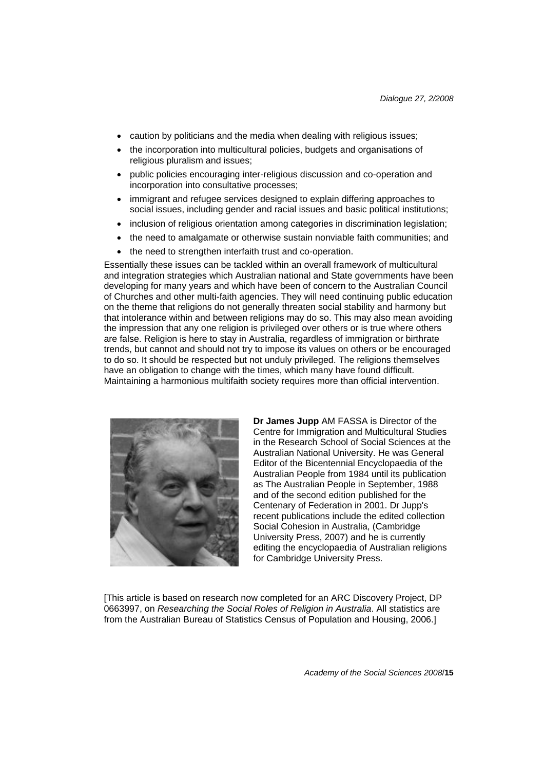- caution by politicians and the media when dealing with religious issues;
- the incorporation into multicultural policies, budgets and organisations of religious pluralism and issues;
- public policies encouraging inter-religious discussion and co-operation and incorporation into consultative processes;
- immigrant and refugee services designed to explain differing approaches to social issues, including gender and racial issues and basic political institutions;
- inclusion of religious orientation among categories in discrimination legislation;
- the need to amalgamate or otherwise sustain nonviable faith communities; and
- the need to strengthen interfaith trust and co-operation.

Essentially these issues can be tackled within an overall framework of multicultural and integration strategies which Australian national and State governments have been developing for many years and which have been of concern to the Australian Council of Churches and other multi-faith agencies. They will need continuing public education on the theme that religions do not generally threaten social stability and harmony but that intolerance within and between religions may do so. This may also mean avoiding the impression that any one religion is privileged over others or is true where others are false. Religion is here to stay in Australia, regardless of immigration or birthrate trends, but cannot and should not try to impose its values on others or be encouraged to do so. It should be respected but not unduly privileged. The religions themselves have an obligation to change with the times, which many have found difficult. Maintaining a harmonious multifaith society requires more than official intervention.

**Dr James Jupp** AM FASSA is Director of the Centre for Immigration and Multicultural Studies in the Research School of Social Sciences at the Australian National University. He was General Editor of the Bicentennial Encyclopaedia of the Australian People from 1984 until its publication as The Australian People in September, 1988 and of the second edition published for the Centenary of Federation in 2001. Dr Jupp's recent publications include the edited collection Social Cohesion in Australia, (Cambridge University Press, 2007) and he is currently editing the encyclopaedia of Australian religions for Cambridge University Press.

[This article is based on research now completed for an ARC Discovery Project, DP 0663997, on *Researching the Social Roles of Religion in Australia*. All statistics are from the Australian Bureau of Statistics Census of Population and Housing, 2006.]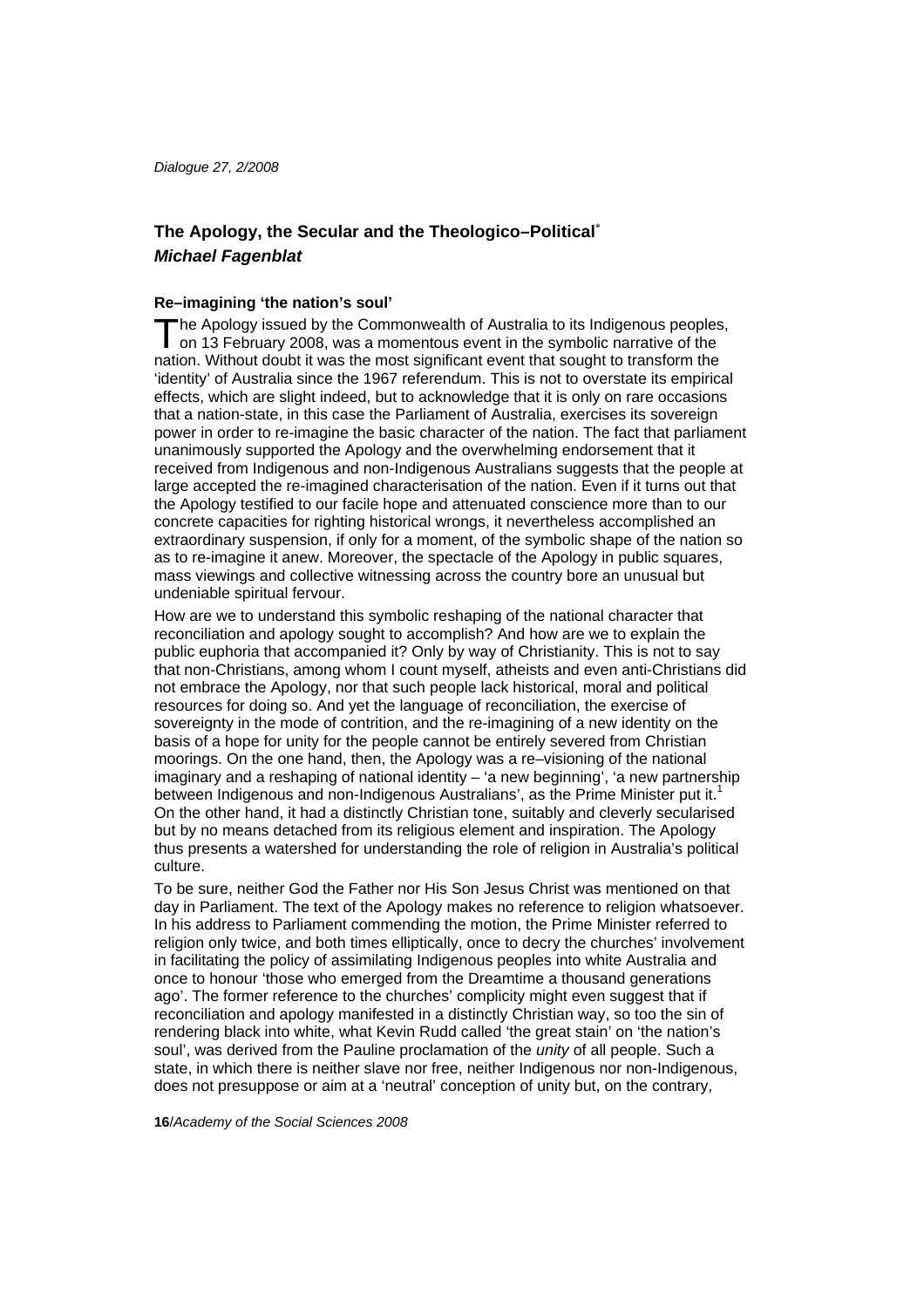## The Apology, the Secular and the Theologico–Political[*]

### *Michael Fagenblat*

#### Re–imagining 'the nation's soul'

The Apology issued by the Commonwealth of Australia to its Indigenous peoples, on 13 February 2008, was a momentous event in the symbolic narrative of the nation. Without doubt it was the most significant event that sought to transform the 'identity' of Australia since the 1967 referendum. This is not to overstate its empirical effects, which are slight indeed, but to acknowledge that it is only on rare occasions that a nation-state, in this case the Parliament of Australia, exercises its sovereign power in order to re-imagine the basic character of the nation. The fact that parliament unanimously supported the Apology and the overwhelming endorsement that it received from Indigenous and non-Indigenous Australians suggests that the people at large accepted the re-imagined characterisation of the nation. Even if it turns out that the Apology testified to our facile hope and attenuated conscience more than to our concrete capacities for righting historical wrongs, it nevertheless accomplished an extraordinary suspension, if only for a moment, of the symbolic shape of the nation so as to re-imagine it anew. Moreover, the spectacle of the Apology in public squares, mass viewings and collective witnessing across the country bore an unusual but undeniable spiritual fervour.

How are we to understand this symbolic reshaping of the national character that reconciliation and apology sought to accomplish? And how are we to explain the public euphoria that accompanied it? Only by way of Christianity. This is not to say that non-Christians, among whom I count myself, atheists and even anti-Christians did not embrace the Apology, nor that such people lack historical, moral and political resources for doing so. And yet the language of reconciliation, the exercise of sovereignty in the mode of contrition, and the re-imagining of a new identity on the basis of a hope for unity for the people cannot be entirely severed from Christian moorings. On the one hand, then, the Apology was a re–visioning of the national imaginary and a reshaping of national identity – 'a new beginning', 'a new partnership between Indigenous and non-Indigenous Australians', as the Prime Minister put it.[1] On the other hand, it had a distinctly Christian tone, suitably and cleverly secularised but by no means detached from its religious element and inspiration. The Apology thus presents a watershed for understanding the role of religion in Australia's political culture.

To be sure, neither God the Father nor His Son Jesus Christ was mentioned on that day in Parliament. The text of the Apology makes no reference to religion whatsoever. In his address to Parliament commending the motion, the Prime Minister referred to religion only twice, and both times elliptically, once to decry the churches' involvement in facilitating the policy of assimilating Indigenous peoples into white Australia and once to honour 'those who emerged from the Dreamtime a thousand generations ago'. The former reference to the churches' complicity might even suggest that if reconciliation and apology manifested in a distinctly Christian way, so too the sin of rendering black into white, what Kevin Rudd called 'the great stain' on 'the nation's soul', was derived from the Pauline proclamation of the *unity* of all people. Such a state, in which there is neither slave nor free, neither Indigenous nor non-Indigenous, does not presuppose or aim at a 'neutral' conception of unity but, on the contrary,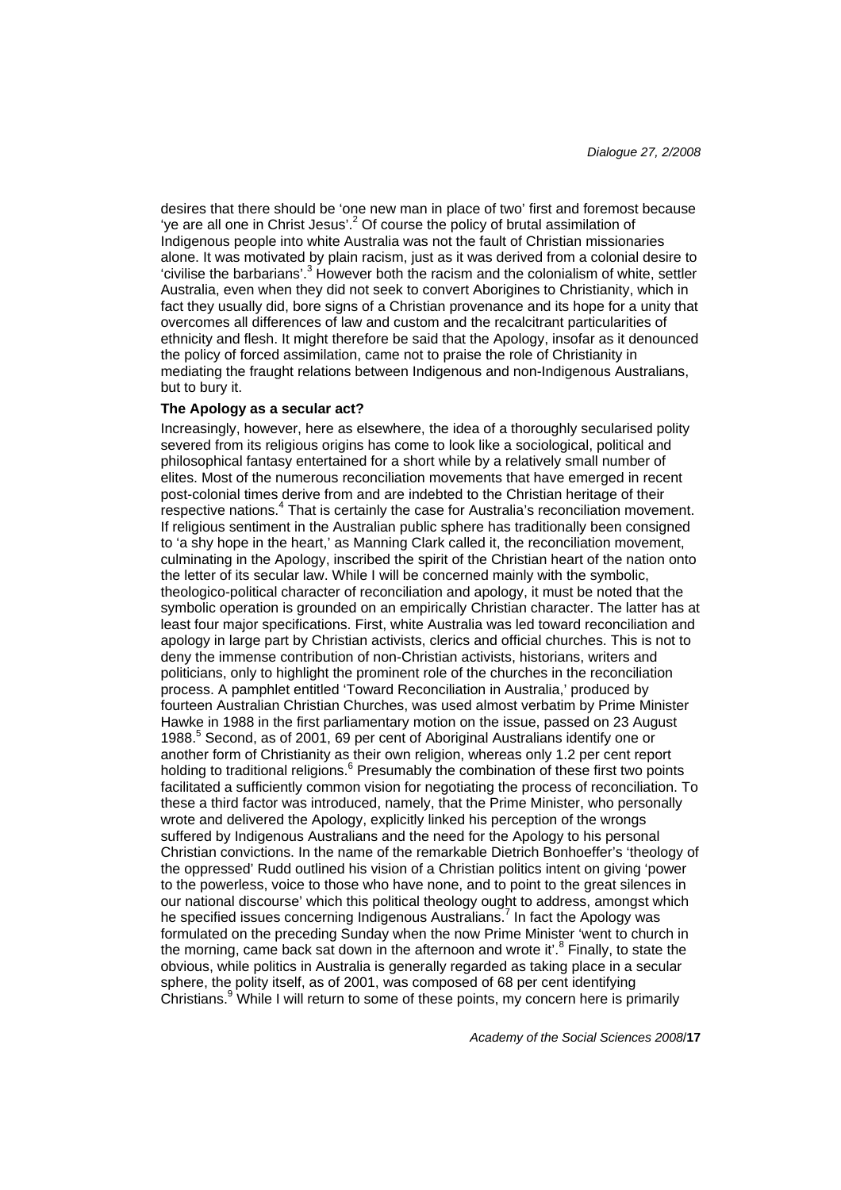desires that there should be 'one new man in place of two' first and foremost because 'ye are all one in Christ Jesus'.[2] Of course the policy of brutal assimilation of Indigenous people into white Australia was not the fault of Christian missionaries alone. It was motivated by plain racism, just as it was derived from a colonial desire to 'civilise the barbarians'.[3] However both the racism and the colonialism of white, settler Australia, even when they did not seek to convert Aborigines to Christianity, which in fact they usually did, bore signs of a Christian provenance and its hope for a unity that overcomes all differences of law and custom and the recalcitrant particularities of ethnicity and flesh. It might therefore be said that the Apology, insofar as it denounced the policy of forced assimilation, came not to praise the role of Christianity in mediating the fraught relations between Indigenous and non-Indigenous Australians, but to bury it.

**The Apology as a secular act?**

Increasingly, however, here as elsewhere, the idea of a thoroughly secularised polity severed from its religious origins has come to look like a sociological, political and philosophical fantasy entertained for a short while by a relatively small number of elites. Most of the numerous reconciliation movements that have emerged in recent post-colonial times derive from and are indebted to the Christian heritage of their respective nations.[4] That is certainly the case for Australia's reconciliation movement. If religious sentiment in the Australian public sphere has traditionally been consigned to 'a shy hope in the heart,' as Manning Clark called it, the reconciliation movement, culminating in the Apology, inscribed the spirit of the Christian heart of the nation onto the letter of its secular law. While I will be concerned mainly with the symbolic, theologico-political character of reconciliation and apology, it must be noted that the symbolic operation is grounded on an empirically Christian character. The latter has at least four major specifications. First, white Australia was led toward reconciliation and apology in large part by Christian activists, clerics and official churches. This is not to deny the immense contribution of non-Christian activists, historians, writers and politicians, only to highlight the prominent role of the churches in the reconciliation process. A pamphlet entitled 'Toward Reconciliation in Australia,' produced by fourteen Australian Christian Churches, was used almost verbatim by Prime Minister Hawke in 1988 in the first parliamentary motion on the issue, passed on 23 August 1988.[5] Second, as of 2001, 69 per cent of Aboriginal Australians identify one or another form of Christianity as their own religion, whereas only 1.2 per cent report holding to traditional religions.[6] Presumably the combination of these first two points facilitated a sufficiently common vision for negotiating the process of reconciliation. To these a third factor was introduced, namely, that the Prime Minister, who personally wrote and delivered the Apology, explicitly linked his perception of the wrongs suffered by Indigenous Australians and the need for the Apology to his personal Christian convictions. In the name of the remarkable Dietrich Bonhoeffer's 'theology of the oppressed' Rudd outlined his vision of a Christian politics intent on giving 'power to the powerless, voice to those who have none, and to point to the great silences in our national discourse' which this political theology ought to address, amongst which he specified issues concerning Indigenous Australians.[7] In fact the Apology was formulated on the preceding Sunday when the now Prime Minister 'went to church in the morning, came back sat down in the afternoon and wrote it'.[8] Finally, to state the obvious, while politics in Australia is generally regarded as taking place in a secular sphere, the polity itself, as of 2001, was composed of 68 per cent identifying Christians.[9] While I will return to some of these points, my concern here is primarily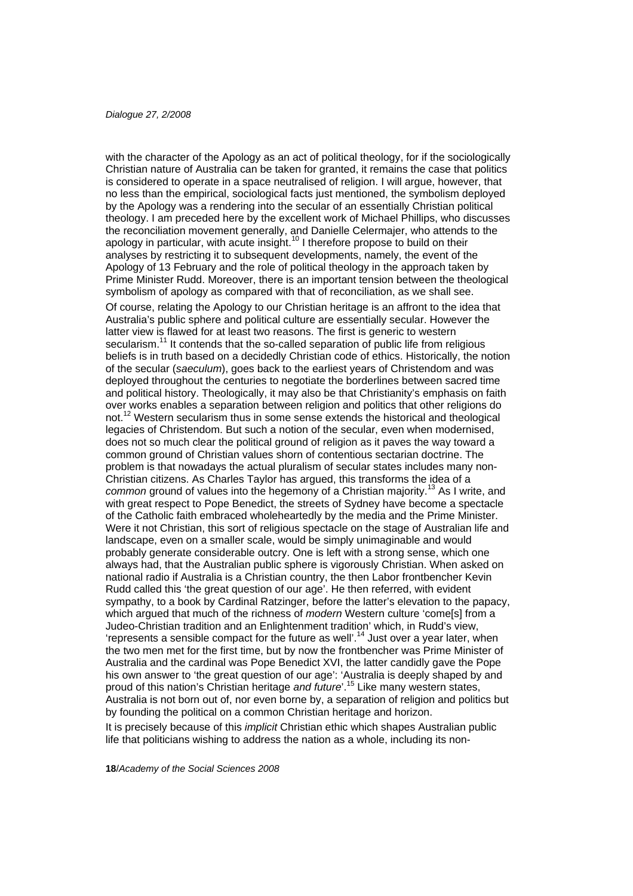with the character of the Apology as an act of political theology, for if the sociologically Christian nature of Australia can be taken for granted, it remains the case that politics is considered to operate in a space neutralised of religion. I will argue, however, that no less than the empirical, sociological facts just mentioned, the symbolism deployed by the Apology was a rendering into the secular of an essentially Christian political theology. I am preceded here by the excellent work of Michael Phillips, who discusses the reconciliation movement generally, and Danielle Celermajer, who attends to the apology in particular, with acute insight.[10] I therefore propose to build on their analyses by restricting it to subsequent developments, namely, the event of the Apology of 13 February and the role of political theology in the approach taken by Prime Minister Rudd. Moreover, there is an important tension between the theological symbolism of apology as compared with that of reconciliation, as we shall see.

Of course, relating the Apology to our Christian heritage is an affront to the idea that Australia's public sphere and political culture are essentially secular. However the latter view is flawed for at least two reasons. The first is generic to western secularism.[11] It contends that the so-called separation of public life from religious beliefs is in truth based on a decidedly Christian code of ethics. Historically, the notion of the secular (*saeculum*), goes back to the earliest years of Christendom and was deployed throughout the centuries to negotiate the borderlines between sacred time and political history. Theologically, it may also be that Christianity's emphasis on faith over works enables a separation between religion and politics that other religions do not.[12] Western secularism thus in some sense extends the historical and theological legacies of Christendom. But such a notion of the secular, even when modernised, does not so much clear the political ground of religion as it paves the way toward a common ground of Christian values shorn of contentious sectarian doctrine. The problem is that nowadays the actual pluralism of secular states includes many non-Christian citizens. As Charles Taylor has argued, this transforms the idea of a *common* ground of values into the hegemony of a Christian majority.[13] As I write, and with great respect to Pope Benedict, the streets of Sydney have become a spectacle of the Catholic faith embraced wholeheartedly by the media and the Prime Minister. Were it not Christian, this sort of religious spectacle on the stage of Australian life and landscape, even on a smaller scale, would be simply unimaginable and would probably generate considerable outcry. One is left with a strong sense, which one always had, that the Australian public sphere is vigorously Christian. When asked on national radio if Australia is a Christian country, the then Labor frontbencher Kevin Rudd called this 'the great question of our age'. He then referred, with evident sympathy, to a book by Cardinal Ratzinger, before the latter's elevation to the papacy, which argued that much of the richness of *modern* Western culture 'come[s] from a Judeo-Christian tradition and an Enlightenment tradition' which, in Rudd's view, 'represents a sensible compact for the future as well'.[14] Just over a year later, when the two men met for the first time, but by now the frontbencher was Prime Minister of Australia and the cardinal was Pope Benedict XVI, the latter candidly gave the Pope his own answer to 'the great question of our age': 'Australia is deeply shaped by and proud of this nation's Christian heritage *and future*'.[15] Like many western states, Australia is not born out of, nor even borne by, a separation of religion and politics but by founding the political on a common Christian heritage and horizon.

It is precisely because of this *implicit* Christian ethic which shapes Australian public life that politicians wishing to address the nation as a whole, including its non-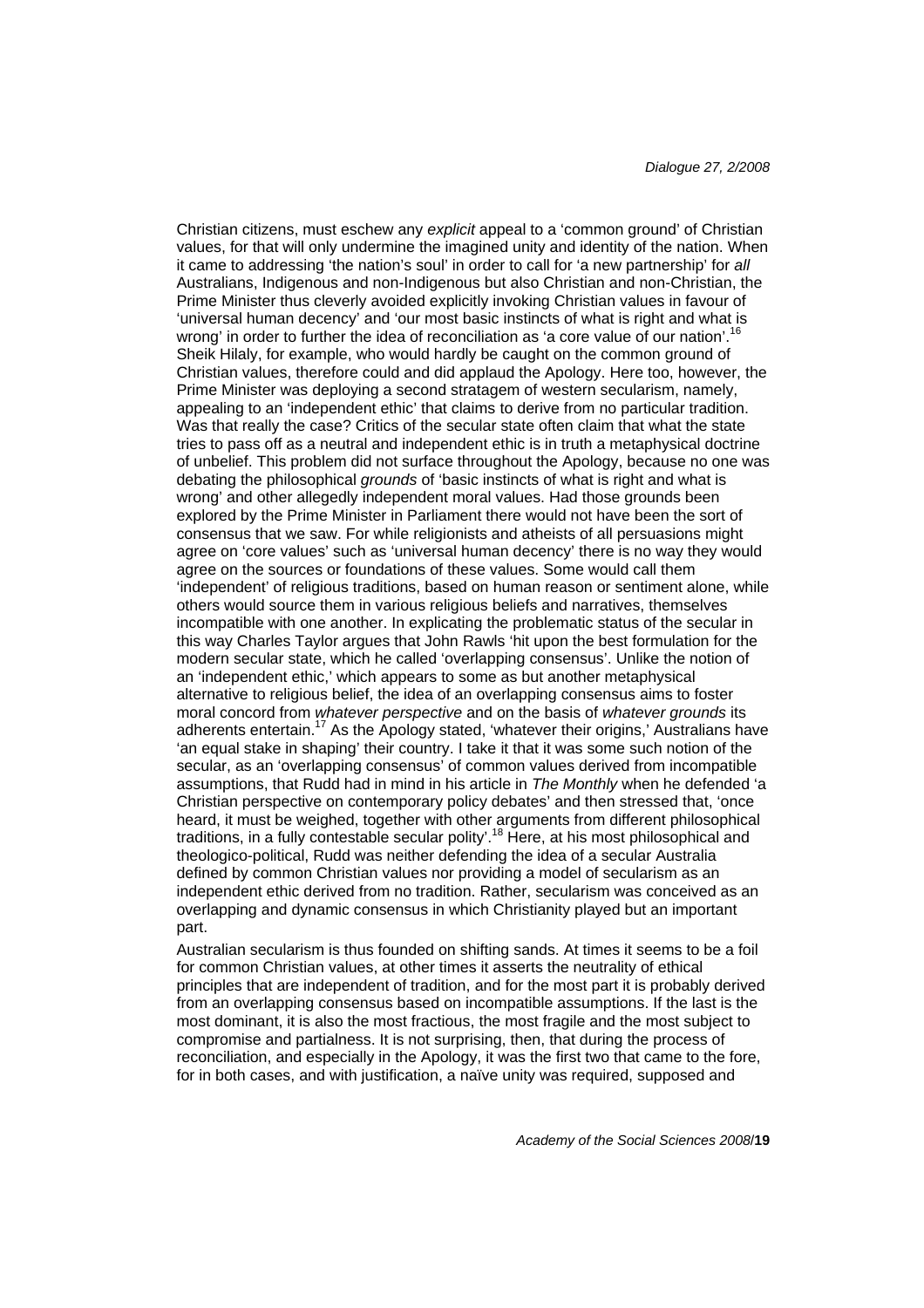Christian citizens, must eschew any *explicit* appeal to a 'common ground' of Christian values, for that will only undermine the imagined unity and identity of the nation. When it came to addressing 'the nation's soul' in order to call for 'a new partnership' for *all* Australians, Indigenous and non-Indigenous but also Christian and non-Christian, the Prime Minister thus cleverly avoided explicitly invoking Christian values in favour of 'universal human decency' and 'our most basic instincts of what is right and what is wrong' in order to further the idea of reconciliation as 'a core value of our nation'.[16] Sheik Hilaly, for example, who would hardly be caught on the common ground of Christian values, therefore could and did applaud the Apology. Here too, however, the Prime Minister was deploying a second stratagem of western secularism, namely, appealing to an 'independent ethic' that claims to derive from no particular tradition. Was that really the case? Critics of the secular state often claim that what the state tries to pass off as a neutral and independent ethic is in truth a metaphysical doctrine of unbelief. This problem did not surface throughout the Apology, because no one was debating the philosophical *grounds* of 'basic instincts of what is right and what is wrong' and other allegedly independent moral values. Had those grounds been explored by the Prime Minister in Parliament there would not have been the sort of consensus that we saw. For while religionists and atheists of all persuasions might agree on 'core values' such as 'universal human decency' there is no way they would agree on the sources or foundations of these values. Some would call them 'independent' of religious traditions, based on human reason or sentiment alone, while others would source them in various religious beliefs and narratives, themselves incompatible with one another. In explicating the problematic status of the secular in this way Charles Taylor argues that John Rawls 'hit upon the best formulation for the modern secular state, which he called 'overlapping consensus'. Unlike the notion of an 'independent ethic,' which appears to some as but another metaphysical alternative to religious belief, the idea of an overlapping consensus aims to foster moral concord from *whatever perspective* and on the basis of *whatever grounds* its adherents entertain.[17] As the Apology stated, 'whatever their origins,' Australians have 'an equal stake in shaping' their country. I take it that it was some such notion of the secular, as an 'overlapping consensus' of common values derived from incompatible assumptions, that Rudd had in mind in his article in *The Monthly* when he defended 'a Christian perspective on contemporary policy debates' and then stressed that, 'once heard, it must be weighed, together with other arguments from different philosophical traditions, in a fully contestable secular polity'.[18] Here, at his most philosophical and theologico-political, Rudd was neither defending the idea of a secular Australia defined by common Christian values nor providing a model of secularism as an independent ethic derived from no tradition. Rather, secularism was conceived as an overlapping and dynamic consensus in which Christianity played but an important part.

Australian secularism is thus founded on shifting sands. At times it seems to be a foil for common Christian values, at other times it asserts the neutrality of ethical principles that are independent of tradition, and for the most part it is probably derived from an overlapping consensus based on incompatible assumptions. If the last is the most dominant, it is also the most fractious, the most fragile and the most subject to compromise and partialness. It is not surprising, then, that during the process of reconciliation, and especially in the Apology, it was the first two that came to the fore, for in both cases, and with justification, a naïve unity was required, supposed and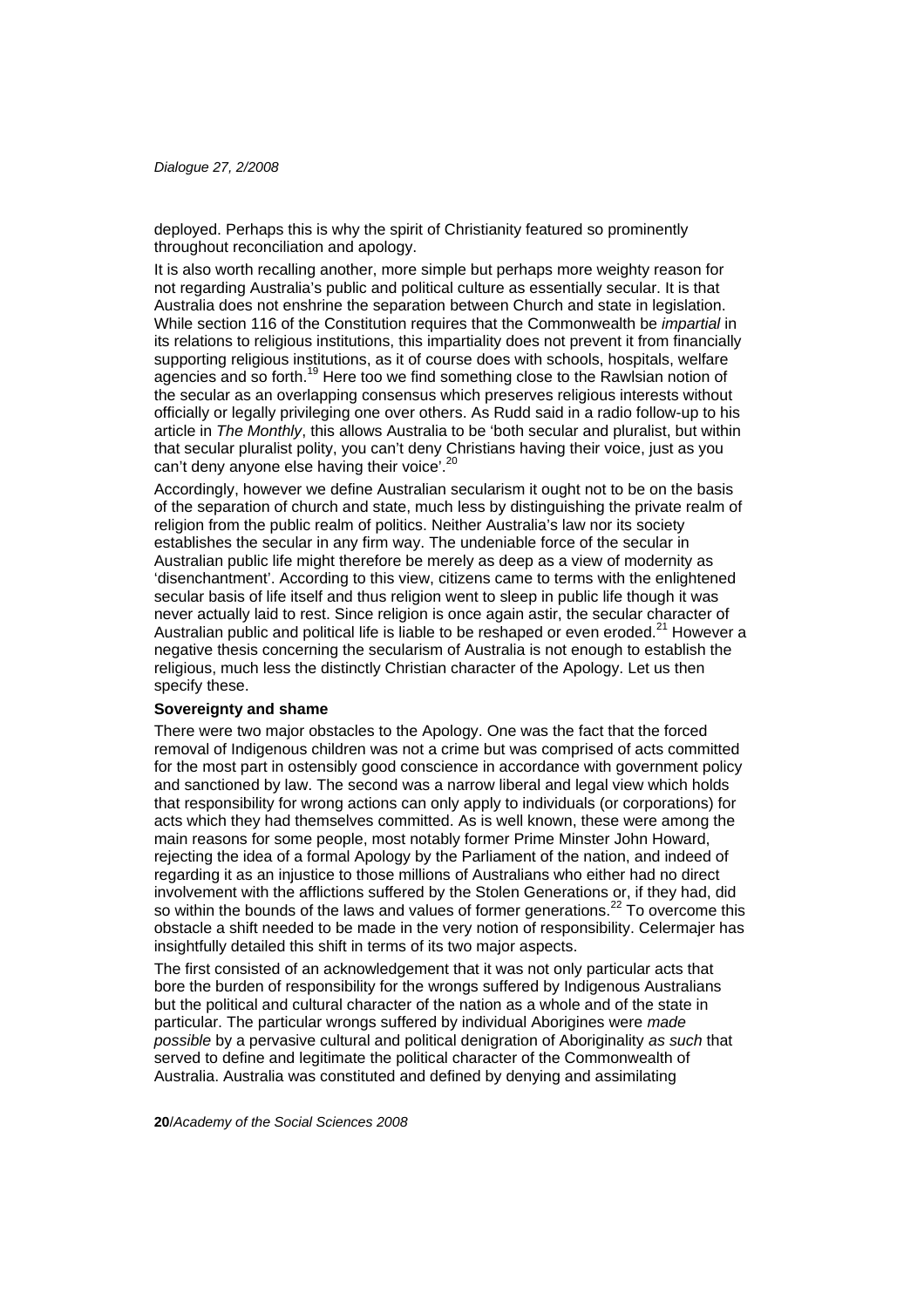deployed. Perhaps this is why the spirit of Christianity featured so prominently throughout reconciliation and apology.

It is also worth recalling another, more simple but perhaps more weighty reason for not regarding Australia's public and political culture as essentially secular. It is that Australia does not enshrine the separation between Church and state in legislation. While section 116 of the Constitution requires that the Commonwealth be *impartial* in its relations to religious institutions, this impartiality does not prevent it from financially supporting religious institutions, as it of course does with schools, hospitals, welfare agencies and so forth.[19] Here too we find something close to the Rawlsian notion of the secular as an overlapping consensus which preserves religious interests without officially or legally privileging one over others. As Rudd said in a radio follow-up to his article in *The Monthly*, this allows Australia to be 'both secular and pluralist, but within that secular pluralist polity, you can't deny Christians having their voice, just as you can't deny anyone else having their voice'.[20]

Accordingly, however we define Australian secularism it ought not to be on the basis of the separation of church and state, much less by distinguishing the private realm of religion from the public realm of politics. Neither Australia's law nor its society establishes the secular in any firm way. The undeniable force of the secular in Australian public life might therefore be merely as deep as a view of modernity as 'disenchantment'. According to this view, citizens came to terms with the enlightened secular basis of life itself and thus religion went to sleep in public life though it was never actually laid to rest. Since religion is once again astir, the secular character of Australian public and political life is liable to be reshaped or even eroded.[21] However a negative thesis concerning the secularism of Australia is not enough to establish the religious, much less the distinctly Christian character of the Apology. Let us then specify these.

**Sovereignty and shame**

There were two major obstacles to the Apology. One was the fact that the forced removal of Indigenous children was not a crime but was comprised of acts committed for the most part in ostensibly good conscience in accordance with government policy and sanctioned by law. The second was a narrow liberal and legal view which holds that responsibility for wrong actions can only apply to individuals (or corporations) for acts which they had themselves committed. As is well known, these were among the main reasons for some people, most notably former Prime Minster John Howard, rejecting the idea of a formal Apology by the Parliament of the nation, and indeed of regarding it as an injustice to those millions of Australians who either had no direct involvement with the afflictions suffered by the Stolen Generations or, if they had, did so within the bounds of the laws and values of former generations.[22] To overcome this obstacle a shift needed to be made in the very notion of responsibility. Celermajer has insightfully detailed this shift in terms of its two major aspects.

The first consisted of an acknowledgement that it was not only particular acts that bore the burden of responsibility for the wrongs suffered by Indigenous Australians but the political and cultural character of the nation as a whole and of the state in particular. The particular wrongs suffered by individual Aborigines were *made possible* by a pervasive cultural and political denigration of Aboriginality *as such* that served to define and legitimate the political character of the Commonwealth of Australia. Australia was constituted and defined by denying and assimilating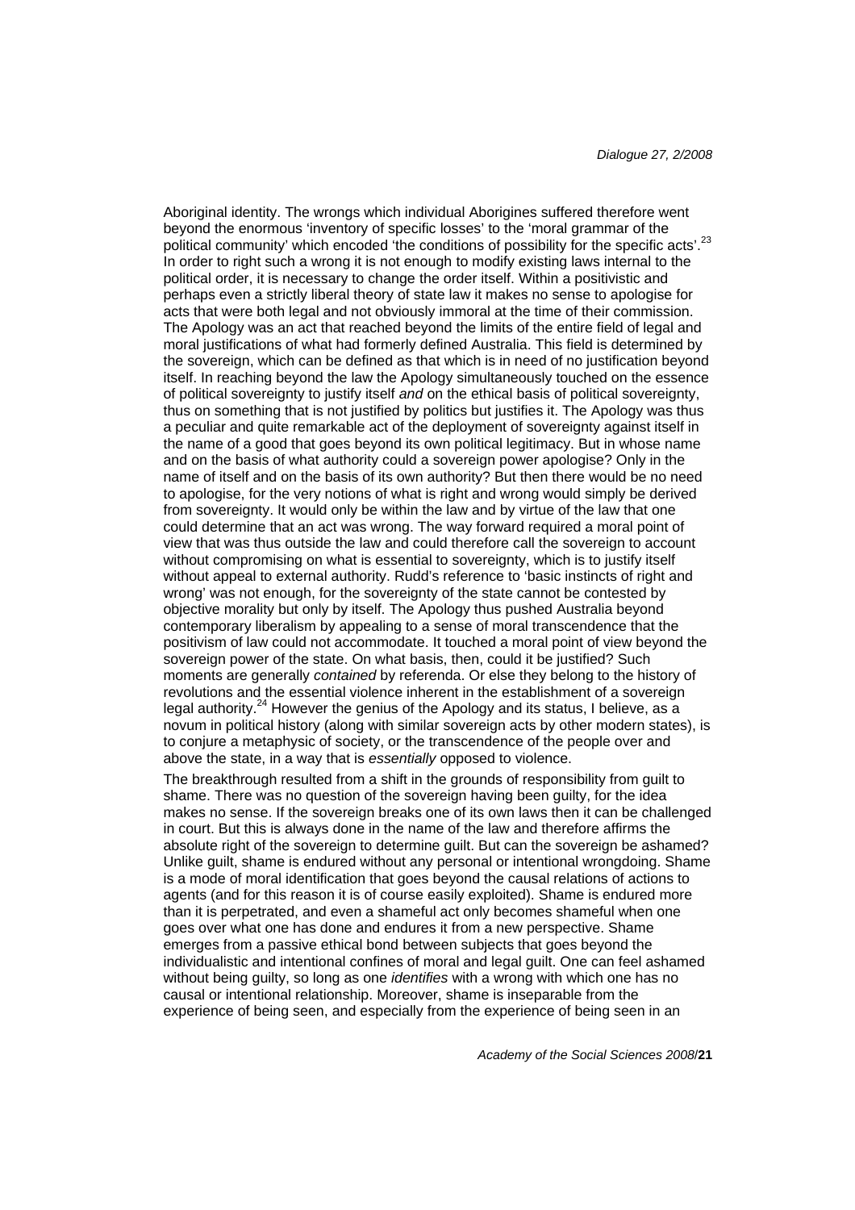Aboriginal identity. The wrongs which individual Aborigines suffered therefore went beyond the enormous 'inventory of specific losses' to the 'moral grammar of the political community' which encoded 'the conditions of possibility for the specific acts'.[23] In order to right such a wrong it is not enough to modify existing laws internal to the political order, it is necessary to change the order itself. Within a positivistic and perhaps even a strictly liberal theory of state law it makes no sense to apologise for acts that were both legal and not obviously immoral at the time of their commission. The Apology was an act that reached beyond the limits of the entire field of legal and moral justifications of what had formerly defined Australia. This field is determined by the sovereign, which can be defined as that which is in need of no justification beyond itself. In reaching beyond the law the Apology simultaneously touched on the essence of political sovereignty to justify itself *and* on the ethical basis of political sovereignty, thus on something that is not justified by politics but justifies it. The Apology was thus a peculiar and quite remarkable act of the deployment of sovereignty against itself in the name of a good that goes beyond its own political legitimacy. But in whose name and on the basis of what authority could a sovereign power apologise? Only in the name of itself and on the basis of its own authority? But then there would be no need to apologise, for the very notions of what is right and wrong would simply be derived from sovereignty. It would only be within the law and by virtue of the law that one could determine that an act was wrong. The way forward required a moral point of view that was thus outside the law and could therefore call the sovereign to account without compromising on what is essential to sovereignty, which is to justify itself without appeal to external authority. Rudd's reference to 'basic instincts of right and wrong' was not enough, for the sovereignty of the state cannot be contested by objective morality but only by itself. The Apology thus pushed Australia beyond contemporary liberalism by appealing to a sense of moral transcendence that the positivism of law could not accommodate. It touched a moral point of view beyond the sovereign power of the state. On what basis, then, could it be justified? Such moments are generally *contained* by referenda. Or else they belong to the history of revolutions and the essential violence inherent in the establishment of a sovereign legal authority.[24] However the genius of the Apology and its status, I believe, as a novum in political history (along with similar sovereign acts by other modern states), is to conjure a metaphysic of society, or the transcendence of the people over and above the state, in a way that is *essentially* opposed to violence.

The breakthrough resulted from a shift in the grounds of responsibility from guilt to shame. There was no question of the sovereign having been guilty, for the idea makes no sense. If the sovereign breaks one of its own laws then it can be challenged in court. But this is always done in the name of the law and therefore affirms the absolute right of the sovereign to determine guilt. But can the sovereign be ashamed? Unlike guilt, shame is endured without any personal or intentional wrongdoing. Shame is a mode of moral identification that goes beyond the causal relations of actions to agents (and for this reason it is of course easily exploited). Shame is endured more than it is perpetrated, and even a shameful act only becomes shameful when one goes over what one has done and endures it from a new perspective. Shame emerges from a passive ethical bond between subjects that goes beyond the individualistic and intentional confines of moral and legal guilt. One can feel ashamed without being guilty, so long as one *identifies* with a wrong with which one has no causal or intentional relationship. Moreover, shame is inseparable from the experience of being seen, and especially from the experience of being seen in an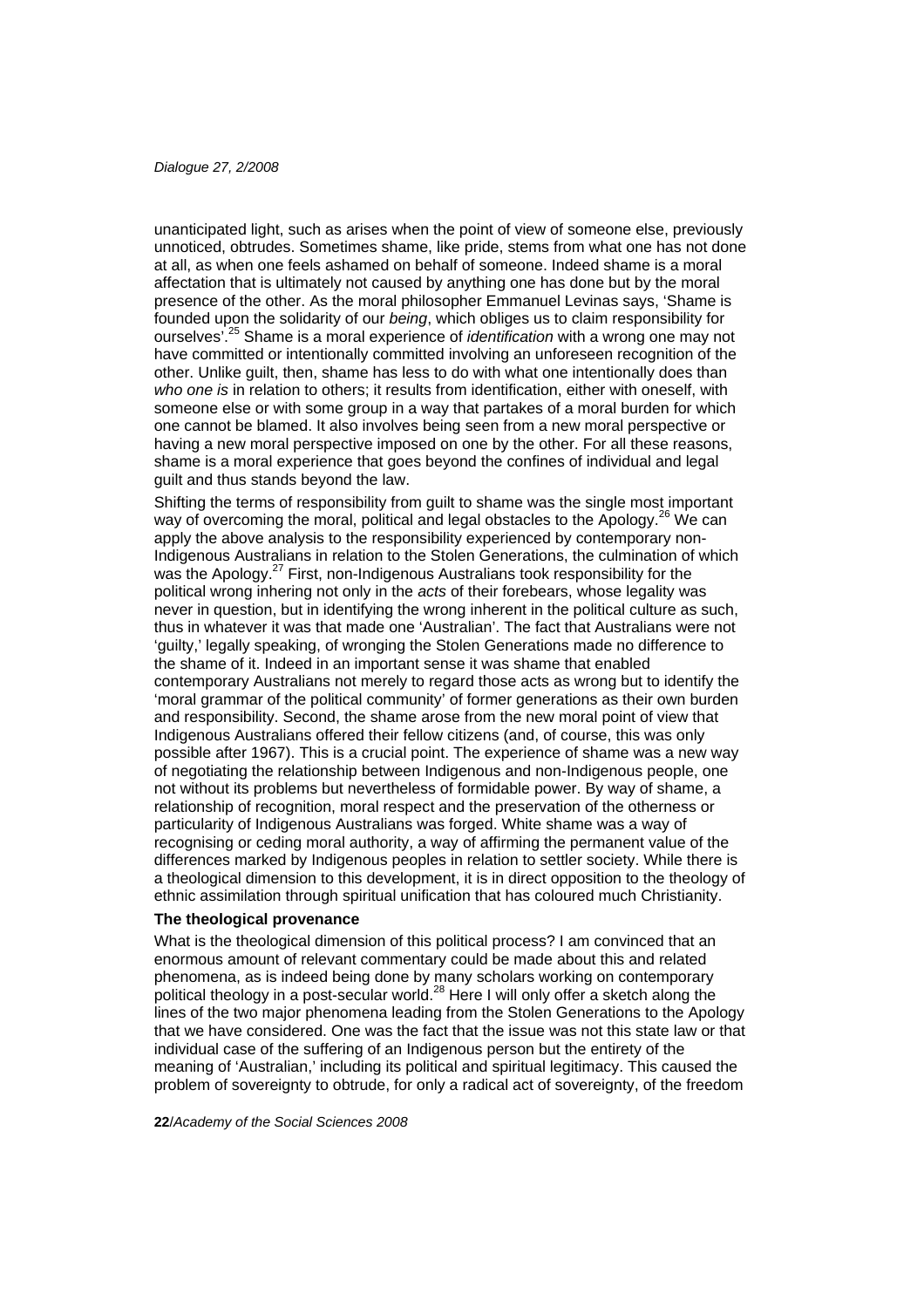unanticipated light, such as arises when the point of view of someone else, previously unnoticed, obtrudes. Sometimes shame, like pride, stems from what one has not done at all, as when one feels ashamed on behalf of someone. Indeed shame is a moral affectation that is ultimately not caused by anything one has done but by the moral presence of the other. As the moral philosopher Emmanuel Levinas says, 'Shame is founded upon the solidarity of our *being*, which obliges us to claim responsibility for ourselves'.[25] Shame is a moral experience of *identification* with a wrong one may not have committed or intentionally committed involving an unforeseen recognition of the other. Unlike guilt, then, shame has less to do with what one intentionally does than *who one is* in relation to others; it results from identification, either with oneself, with someone else or with some group in a way that partakes of a moral burden for which one cannot be blamed. It also involves being seen from a new moral perspective or having a new moral perspective imposed on one by the other. For all these reasons, shame is a moral experience that goes beyond the confines of individual and legal guilt and thus stands beyond the law.

Shifting the terms of responsibility from guilt to shame was the single most important way of overcoming the moral, political and legal obstacles to the Apology.[26] We can apply the above analysis to the responsibility experienced by contemporary non-Indigenous Australians in relation to the Stolen Generations, the culmination of which was the Apology.[27] First, non-Indigenous Australians took responsibility for the political wrong inhering not only in the *acts* of their forebears, whose legality was never in question, but in identifying the wrong inherent in the political culture as such, thus in whatever it was that made one 'Australian'. The fact that Australians were not 'guilty,' legally speaking, of wronging the Stolen Generations made no difference to the shame of it. Indeed in an important sense it was shame that enabled contemporary Australians not merely to regard those acts as wrong but to identify the 'moral grammar of the political community' of former generations as their own burden and responsibility. Second, the shame arose from the new moral point of view that Indigenous Australians offered their fellow citizens (and, of course, this was only possible after 1967). This is a crucial point. The experience of shame was a new way of negotiating the relationship between Indigenous and non-Indigenous people, one not without its problems but nevertheless of formidable power. By way of shame, a relationship of recognition, moral respect and the preservation of the otherness or particularity of Indigenous Australians was forged. White shame was a way of recognising or ceding moral authority, a way of affirming the permanent value of the differences marked by Indigenous peoples in relation to settler society. While there is a theological dimension to this development, it is in direct opposition to the theology of ethnic assimilation through spiritual unification that has coloured much Christianity.

**The theological provenance**

What is the theological dimension of this political process? I am convinced that an enormous amount of relevant commentary could be made about this and related phenomena, as is indeed being done by many scholars working on contemporary political theology in a post-secular world.[28] Here I will only offer a sketch along the lines of the two major phenomena leading from the Stolen Generations to the Apology that we have considered. One was the fact that the issue was not this state law or that individual case of the suffering of an Indigenous person but the entirety of the meaning of 'Australian,' including its political and spiritual legitimacy. This caused the problem of sovereignty to obtrude, for only a radical act of sovereignty, of the freedom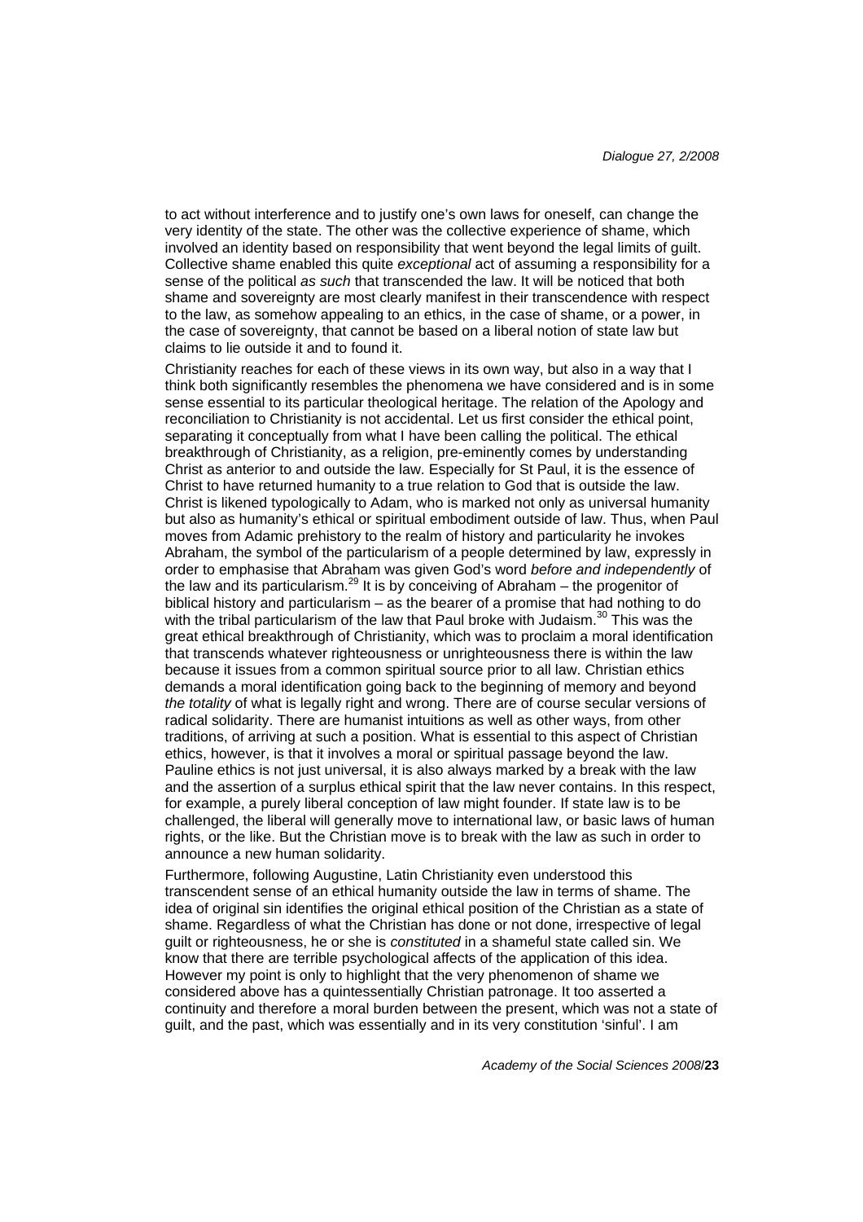to act without interference and to justify one's own laws for oneself, can change the very identity of the state. The other was the collective experience of shame, which involved an identity based on responsibility that went beyond the legal limits of guilt. Collective shame enabled this quite *exceptional* act of assuming a responsibility for a sense of the political *as such* that transcended the law. It will be noticed that both shame and sovereignty are most clearly manifest in their transcendence with respect to the law, as somehow appealing to an ethics, in the case of shame, or a power, in the case of sovereignty, that cannot be based on a liberal notion of state law but claims to lie outside it and to found it.

Christianity reaches for each of these views in its own way, but also in a way that I think both significantly resembles the phenomena we have considered and is in some sense essential to its particular theological heritage. The relation of the Apology and reconciliation to Christianity is not accidental. Let us first consider the ethical point, separating it conceptually from what I have been calling the political. The ethical breakthrough of Christianity, as a religion, pre-eminently comes by understanding Christ as anterior to and outside the law. Especially for St Paul, it is the essence of Christ to have returned humanity to a true relation to God that is outside the law. Christ is likened typologically to Adam, who is marked not only as universal humanity but also as humanity's ethical or spiritual embodiment outside of law. Thus, when Paul moves from Adamic prehistory to the realm of history and particularity he invokes Abraham, the symbol of the particularism of a people determined by law, expressly in order to emphasise that Abraham was given God's word *before and independently* of the law and its particularism.[29] It is by conceiving of Abraham – the progenitor of biblical history and particularism – as the bearer of a promise that had nothing to do with the tribal particularism of the law that Paul broke with Judaism.[30] This was the great ethical breakthrough of Christianity, which was to proclaim a moral identification that transcends whatever righteousness or unrighteousness there is within the law because it issues from a common spiritual source prior to all law. Christian ethics demands a moral identification going back to the beginning of memory and beyond *the totality* of what is legally right and wrong. There are of course secular versions of radical solidarity. There are humanist intuitions as well as other ways, from other traditions, of arriving at such a position. What is essential to this aspect of Christian ethics, however, is that it involves a moral or spiritual passage beyond the law. Pauline ethics is not just universal, it is also always marked by a break with the law and the assertion of a surplus ethical spirit that the law never contains. In this respect, for example, a purely liberal conception of law might founder. If state law is to be challenged, the liberal will generally move to international law, or basic laws of human rights, or the like. But the Christian move is to break with the law as such in order to announce a new human solidarity.

Furthermore, following Augustine, Latin Christianity even understood this transcendent sense of an ethical humanity outside the law in terms of shame. The idea of original sin identifies the original ethical position of the Christian as a state of shame. Regardless of what the Christian has done or not done, irrespective of legal guilt or righteousness, he or she is *constituted* in a shameful state called sin. We know that there are terrible psychological affects of the application of this idea. However my point is only to highlight that the very phenomenon of shame we considered above has a quintessentially Christian patronage. It too asserted a continuity and therefore a moral burden between the present, which was not a state of guilt, and the past, which was essentially and in its very constitution 'sinful'. I am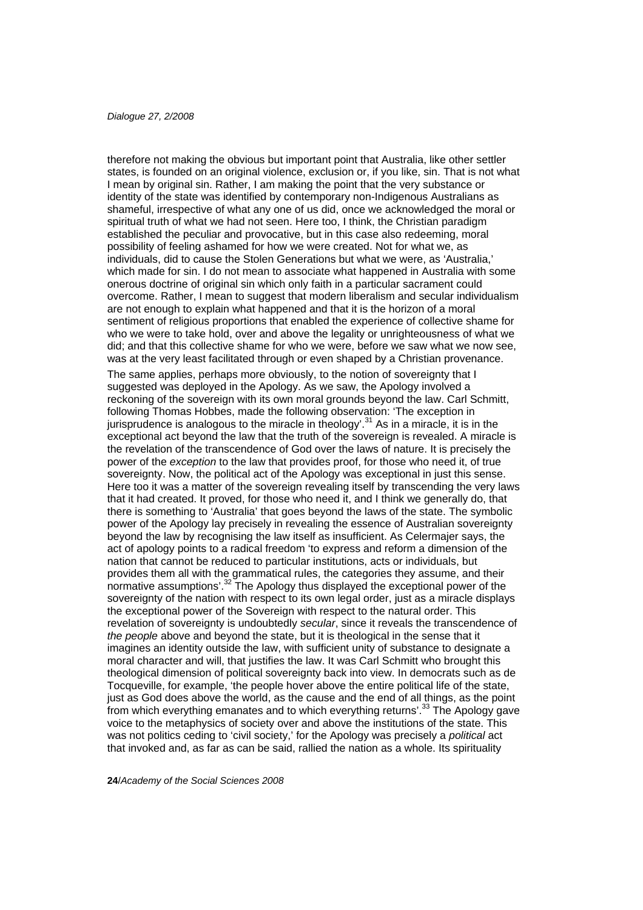therefore not making the obvious but important point that Australia, like other settler states, is founded on an original violence, exclusion or, if you like, sin. That is not what I mean by original sin. Rather, I am making the point that the very substance or identity of the state was identified by contemporary non-Indigenous Australians as shameful, irrespective of what any one of us did, once we acknowledged the moral or spiritual truth of what we had not seen. Here too, I think, the Christian paradigm established the peculiar and provocative, but in this case also redeeming, moral possibility of feeling ashamed for how we were created. Not for what we, as individuals, did to cause the Stolen Generations but what we were, as 'Australia,' which made for sin. I do not mean to associate what happened in Australia with some onerous doctrine of original sin which only faith in a particular sacrament could overcome. Rather, I mean to suggest that modern liberalism and secular individualism are not enough to explain what happened and that it is the horizon of a moral sentiment of religious proportions that enabled the experience of collective shame for who we were to take hold, over and above the legality or unrighteousness of what we did; and that this collective shame for who we were, before we saw what we now see, was at the very least facilitated through or even shaped by a Christian provenance.

The same applies, perhaps more obviously, to the notion of sovereignty that I suggested was deployed in the Apology. As we saw, the Apology involved a reckoning of the sovereign with its own moral grounds beyond the law. Carl Schmitt, following Thomas Hobbes, made the following observation: 'The exception in jurisprudence is analogous to the miracle in theology'.[31] As in a miracle, it is in the exceptional act beyond the law that the truth of the sovereign is revealed. A miracle is the revelation of the transcendence of God over the laws of nature. It is precisely the power of the *exception* to the law that provides proof, for those who need it, of true sovereignty. Now, the political act of the Apology was exceptional in just this sense. Here too it was a matter of the sovereign revealing itself by transcending the very laws that it had created. It proved, for those who need it, and I think we generally do, that there is something to 'Australia' that goes beyond the laws of the state. The symbolic power of the Apology lay precisely in revealing the essence of Australian sovereignty beyond the law by recognising the law itself as insufficient. As Celermajer says, the act of apology points to a radical freedom 'to express and reform a dimension of the nation that cannot be reduced to particular institutions, acts or individuals, but provides them all with the grammatical rules, the categories they assume, and their normative assumptions'.[32] The Apology thus displayed the exceptional power of the sovereignty of the nation with respect to its own legal order, just as a miracle displays the exceptional power of the Sovereign with respect to the natural order. This revelation of sovereignty is undoubtedly *secular*, since it reveals the transcendence of *the people* above and beyond the state, but it is theological in the sense that it imagines an identity outside the law, with sufficient unity of substance to designate a moral character and will, that justifies the law. It was Carl Schmitt who brought this theological dimension of political sovereignty back into view. In democrats such as de Tocqueville, for example, 'the people hover above the entire political life of the state, just as God does above the world, as the cause and the end of all things, as the point from which everything emanates and to which everything returns'.[33] The Apology gave voice to the metaphysics of society over and above the institutions of the state. This was not politics ceding to 'civil society,' for the Apology was precisely a *political* act that invoked and, as far as can be said, rallied the nation as a whole. Its spirituality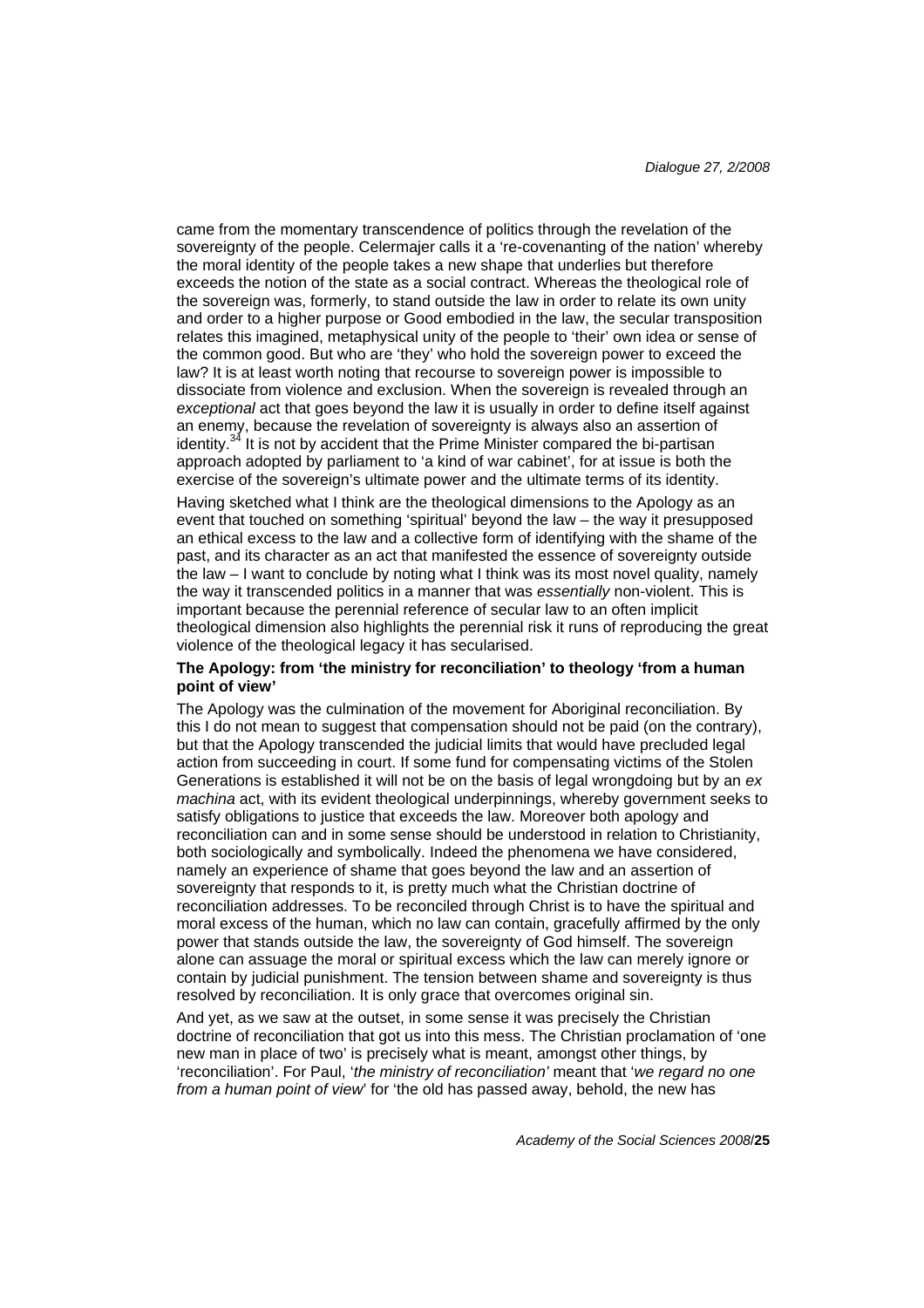came from the momentary transcendence of politics through the revelation of the sovereignty of the people. Celermajer calls it a 're-covenanting of the nation' whereby the moral identity of the people takes a new shape that underlies but therefore exceeds the notion of the state as a social contract. Whereas the theological role of the sovereign was, formerly, to stand outside the law in order to relate its own unity and order to a higher purpose or Good embodied in the law, the secular transposition relates this imagined, metaphysical unity of the people to 'their' own idea or sense of the common good. But who are 'they' who hold the sovereign power to exceed the law? It is at least worth noting that recourse to sovereign power is impossible to dissociate from violence and exclusion. When the sovereign is revealed through an *exceptional* act that goes beyond the law it is usually in order to define itself against an enemy, because the revelation of sovereignty is always also an assertion of identity.[34] It is not by accident that the Prime Minister compared the bi-partisan approach adopted by parliament to 'a kind of war cabinet', for at issue is both the exercise of the sovereign's ultimate power and the ultimate terms of its identity.

Having sketched what I think are the theological dimensions to the Apology as an event that touched on something 'spiritual' beyond the law – the way it presupposed an ethical excess to the law and a collective form of identifying with the shame of the past, and its character as an act that manifested the essence of sovereignty outside the law – I want to conclude by noting what I think was its most novel quality, namely the way it transcended politics in a manner that was *essentially* non-violent. This is important because the perennial reference of secular law to an often implicit theological dimension also highlights the perennial risk it runs of reproducing the great violence of the theological legacy it has secularised.

### The Apology: from 'the ministry for reconciliation' to theology 'from a human point of view'

The Apology was the culmination of the movement for Aboriginal reconciliation. By this I do not mean to suggest that compensation should not be paid (on the contrary), but that the Apology transcended the judicial limits that would have precluded legal action from succeeding in court. If some fund for compensating victims of the Stolen Generations is established it will not be on the basis of legal wrongdoing but by an *ex machina* act, with its evident theological underpinnings, whereby government seeks to satisfy obligations to justice that exceeds the law. Moreover both apology and reconciliation can and in some sense should be understood in relation to Christianity, both sociologically and symbolically. Indeed the phenomena we have considered, namely an experience of shame that goes beyond the law and an assertion of sovereignty that responds to it, is pretty much what the Christian doctrine of reconciliation addresses. To be reconciled through Christ is to have the spiritual and moral excess of the human, which no law can contain, gracefully affirmed by the only power that stands outside the law, the sovereignty of God himself. The sovereign alone can assuage the moral or spiritual excess which the law can merely ignore or contain by judicial punishment. The tension between shame and sovereignty is thus resolved by reconciliation. It is only grace that overcomes original sin.

And yet, as we saw at the outset, in some sense it was precisely the Christian doctrine of reconciliation that got us into this mess. The Christian proclamation of 'one new man in place of two' is precisely what is meant, amongst other things, by 'reconciliation'. For Paul, '*the ministry of reconciliation'* meant that '*we regard no one from a human point of view*' for 'the old has passed away, behold, the new has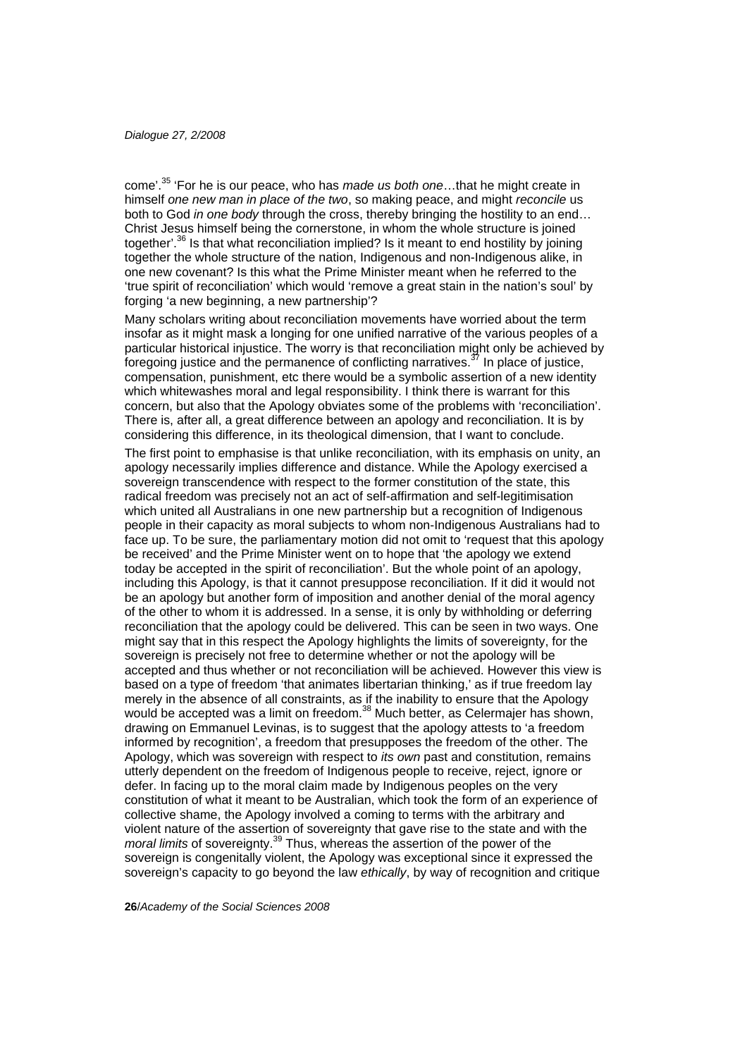come'.[35] 'For he is our peace, who has *made us both one*…that he might create in himself *one new man in place of the two*, so making peace, and might *reconcile* us both to God *in one body* through the cross, thereby bringing the hostility to an end… Christ Jesus himself being the cornerstone, in whom the whole structure is joined together'.[36] Is that what reconciliation implied? Is it meant to end hostility by joining together the whole structure of the nation, Indigenous and non-Indigenous alike, in one new covenant? Is this what the Prime Minister meant when he referred to the 'true spirit of reconciliation' which would 'remove a great stain in the nation's soul' by forging 'a new beginning, a new partnership'?

Many scholars writing about reconciliation movements have worried about the term insofar as it might mask a longing for one unified narrative of the various peoples of a particular historical injustice. The worry is that reconciliation might only be achieved by foregoing justice and the permanence of conflicting narratives.[37] In place of justice, compensation, punishment, etc there would be a symbolic assertion of a new identity which whitewashes moral and legal responsibility. I think there is warrant for this concern, but also that the Apology obviates some of the problems with 'reconciliation'. There is, after all, a great difference between an apology and reconciliation. It is by considering this difference, in its theological dimension, that I want to conclude.

The first point to emphasise is that unlike reconciliation, with its emphasis on unity, an apology necessarily implies difference and distance. While the Apology exercised a sovereign transcendence with respect to the former constitution of the state, this radical freedom was precisely not an act of self-affirmation and self-legitimisation which united all Australians in one new partnership but a recognition of Indigenous people in their capacity as moral subjects to whom non-Indigenous Australians had to face up. To be sure, the parliamentary motion did not omit to 'request that this apology be received' and the Prime Minister went on to hope that 'the apology we extend today be accepted in the spirit of reconciliation'. But the whole point of an apology, including this Apology, is that it cannot presuppose reconciliation. If it did it would not be an apology but another form of imposition and another denial of the moral agency of the other to whom it is addressed. In a sense, it is only by withholding or deferring reconciliation that the apology could be delivered. This can be seen in two ways. One might say that in this respect the Apology highlights the limits of sovereignty, for the sovereign is precisely not free to determine whether or not the apology will be accepted and thus whether or not reconciliation will be achieved. However this view is based on a type of freedom 'that animates libertarian thinking,' as if true freedom lay merely in the absence of all constraints, as if the inability to ensure that the Apology would be accepted was a limit on freedom.[38] Much better, as Celermajer has shown, drawing on Emmanuel Levinas, is to suggest that the apology attests to 'a freedom informed by recognition', a freedom that presupposes the freedom of the other. The Apology, which was sovereign with respect to *its own* past and constitution, remains utterly dependent on the freedom of Indigenous people to receive, reject, ignore or defer. In facing up to the moral claim made by Indigenous peoples on the very constitution of what it meant to be Australian, which took the form of an experience of collective shame, the Apology involved a coming to terms with the arbitrary and violent nature of the assertion of sovereignty that gave rise to the state and with the *moral limits* of sovereignty.[39] Thus, whereas the assertion of the power of the sovereign is congenitally violent, the Apology was exceptional since it expressed the sovereign's capacity to go beyond the law *ethically*, by way of recognition and critique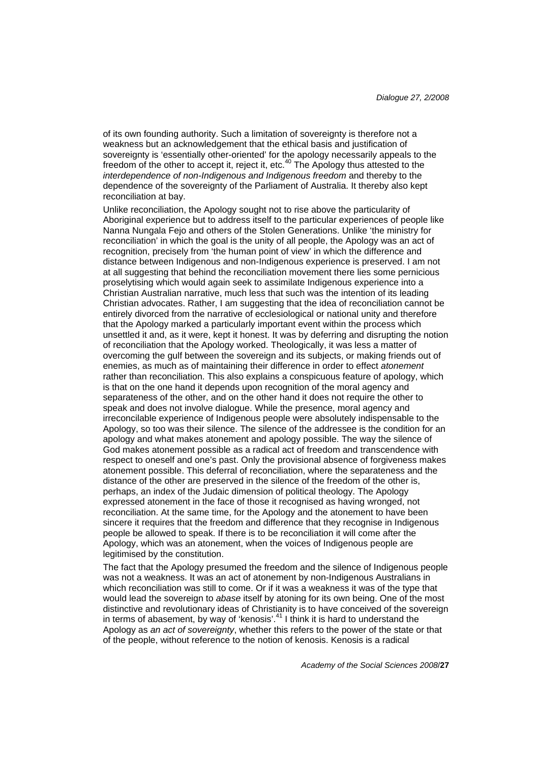of its own founding authority. Such a limitation of sovereignty is therefore not a weakness but an acknowledgement that the ethical basis and justification of sovereignty is 'essentially other-oriented' for the apology necessarily appeals to the freedom of the other to accept it, reject it, etc.[40] The Apology thus attested to the *interdependence of non-Indigenous and Indigenous freedom* and thereby to the dependence of the sovereignty of the Parliament of Australia. It thereby also kept reconciliation at bay.

Unlike reconciliation, the Apology sought not to rise above the particularity of Aboriginal experience but to address itself to the particular experiences of people like Nanna Nungala Fejo and others of the Stolen Generations. Unlike 'the ministry for reconciliation' in which the goal is the unity of all people, the Apology was an act of recognition, precisely from 'the human point of view' in which the difference and distance between Indigenous and non-Indigenous experience is preserved. I am not at all suggesting that behind the reconciliation movement there lies some pernicious proselytising which would again seek to assimilate Indigenous experience into a Christian Australian narrative, much less that such was the intention of its leading Christian advocates. Rather, I am suggesting that the idea of reconciliation cannot be entirely divorced from the narrative of ecclesiological or national unity and therefore that the Apology marked a particularly important event within the process which unsettled it and, as it were, kept it honest. It was by deferring and disrupting the notion of reconciliation that the Apology worked. Theologically, it was less a matter of overcoming the gulf between the sovereign and its subjects, or making friends out of enemies, as much as of maintaining their difference in order to effect *atonement* rather than reconciliation. This also explains a conspicuous feature of apology, which is that on the one hand it depends upon recognition of the moral agency and separateness of the other, and on the other hand it does not require the other to speak and does not involve dialogue. While the presence, moral agency and irreconcilable experience of Indigenous people were absolutely indispensable to the Apology, so too was their silence. The silence of the addressee is the condition for an apology and what makes atonement and apology possible. The way the silence of God makes atonement possible as a radical act of freedom and transcendence with respect to oneself and one's past. Only the provisional absence of forgiveness makes atonement possible. This deferral of reconciliation, where the separateness and the distance of the other are preserved in the silence of the freedom of the other is, perhaps, an index of the Judaic dimension of political theology. The Apology expressed atonement in the face of those it recognised as having wronged, not reconciliation. At the same time, for the Apology and the atonement to have been sincere it requires that the freedom and difference that they recognise in Indigenous people be allowed to speak. If there is to be reconciliation it will come after the Apology, which was an atonement, when the voices of Indigenous people are legitimised by the constitution.

The fact that the Apology presumed the freedom and the silence of Indigenous people was not a weakness. It was an act of atonement by non-Indigenous Australians in which reconciliation was still to come. Or if it was a weakness it was of the type that would lead the sovereign to *abase* itself by atoning for its own being. One of the most distinctive and revolutionary ideas of Christianity is to have conceived of the sovereign in terms of abasement, by way of 'kenosis'.[41] I think it is hard to understand the Apology as *an act of sovereignty*, whether this refers to the power of the state or that of the people, without reference to the notion of kenosis. Kenosis is a radical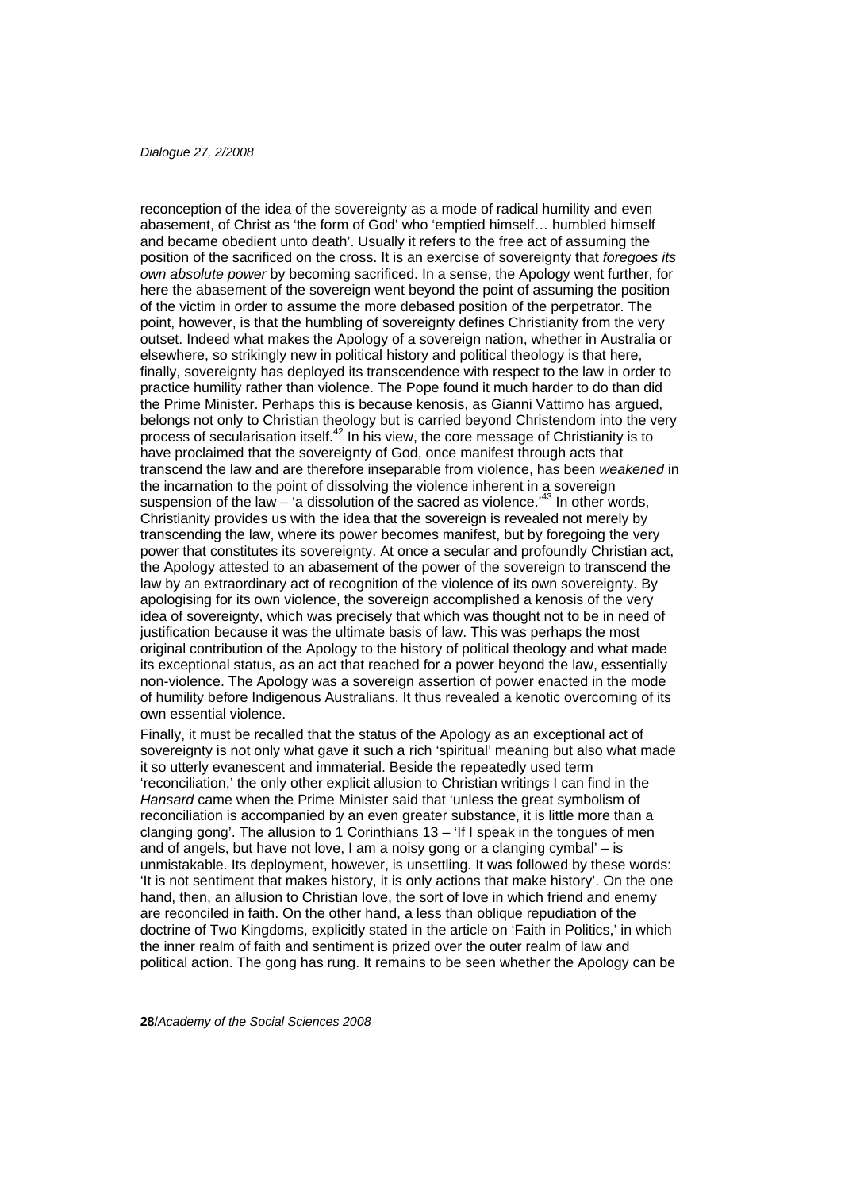reconception of the idea of the sovereignty as a mode of radical humility and even abasement, of Christ as 'the form of God' who 'emptied himself… humbled himself and became obedient unto death'. Usually it refers to the free act of assuming the position of the sacrificed on the cross. It is an exercise of sovereignty that *foregoes its own absolute power* by becoming sacrificed. In a sense, the Apology went further, for here the abasement of the sovereign went beyond the point of assuming the position of the victim in order to assume the more debased position of the perpetrator. The point, however, is that the humbling of sovereignty defines Christianity from the very outset. Indeed what makes the Apology of a sovereign nation, whether in Australia or elsewhere, so strikingly new in political history and political theology is that here, finally, sovereignty has deployed its transcendence with respect to the law in order to practice humility rather than violence. The Pope found it much harder to do than did the Prime Minister. Perhaps this is because kenosis, as Gianni Vattimo has argued, belongs not only to Christian theology but is carried beyond Christendom into the very process of secularisation itself.[42] In his view, the core message of Christianity is to have proclaimed that the sovereignty of God, once manifest through acts that transcend the law and are therefore inseparable from violence, has been *weakened* in the incarnation to the point of dissolving the violence inherent in a sovereign suspension of the law – 'a dissolution of the sacred as violence.'[43] In other words, Christianity provides us with the idea that the sovereign is revealed not merely by transcending the law, where its power becomes manifest, but by foregoing the very power that constitutes its sovereignty. At once a secular and profoundly Christian act, the Apology attested to an abasement of the power of the sovereign to transcend the law by an extraordinary act of recognition of the violence of its own sovereignty. By apologising for its own violence, the sovereign accomplished a kenosis of the very idea of sovereignty, which was precisely that which was thought not to be in need of justification because it was the ultimate basis of law. This was perhaps the most original contribution of the Apology to the history of political theology and what made its exceptional status, as an act that reached for a power beyond the law, essentially non-violence. The Apology was a sovereign assertion of power enacted in the mode of humility before Indigenous Australians. It thus revealed a kenotic overcoming of its own essential violence.

Finally, it must be recalled that the status of the Apology as an exceptional act of sovereignty is not only what gave it such a rich 'spiritual' meaning but also what made it so utterly evanescent and immaterial. Beside the repeatedly used term 'reconciliation,' the only other explicit allusion to Christian writings I can find in the *Hansard* came when the Prime Minister said that 'unless the great symbolism of reconciliation is accompanied by an even greater substance, it is little more than a clanging gong'. The allusion to 1 Corinthians 13 – 'If I speak in the tongues of men and of angels, but have not love, I am a noisy gong or a clanging cymbal' – is unmistakable. Its deployment, however, is unsettling. It was followed by these words: 'It is not sentiment that makes history, it is only actions that make history'. On the one hand, then, an allusion to Christian love, the sort of love in which friend and enemy are reconciled in faith. On the other hand, a less than oblique repudiation of the doctrine of Two Kingdoms, explicitly stated in the article on 'Faith in Politics,' in which the inner realm of faith and sentiment is prized over the outer realm of law and political action. The gong has rung. It remains to be seen whether the Apology can be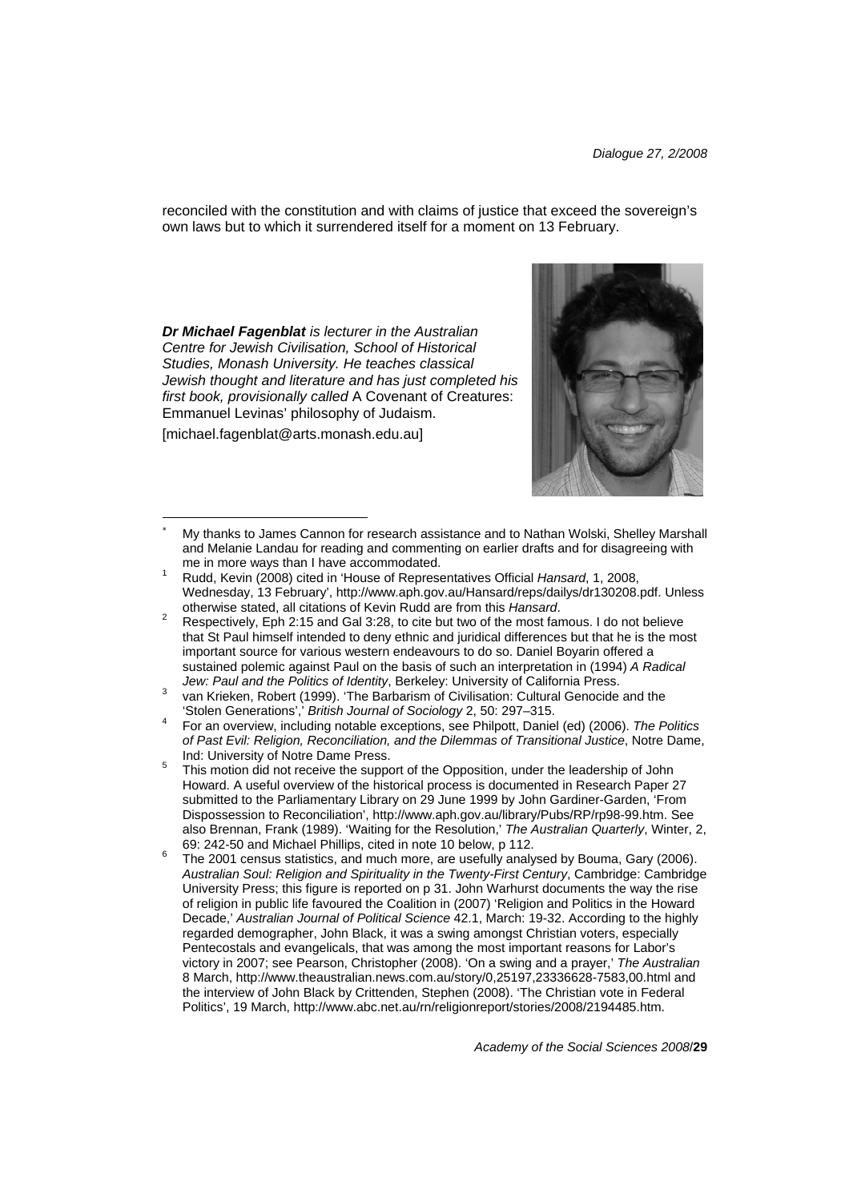reconciled with the constitution and with claims of justice that exceed the sovereign's own laws but to which it surrendered itself for a moment on 13 February.

***Dr Michael Fagenblat*** *is lecturer in the Australian Centre for Jewish Civilisation, School of Historical Studies, Monash University. He teaches classical Jewish thought and literature and has just completed his first book, provisionally called* A Covenant of Creatures: Emmanuel Levinas' philosophy of Judaism.

[michael.fagenblat@arts.monash.edu.au]

---

[*] My thanks to James Cannon for research assistance and to Nathan Wolski, Shelley Marshall and Melanie Landau for reading and commenting on earlier drafts and for disagreeing with me in more ways than I have accommodated.

[1] Rudd, Kevin (2008) cited in 'House of Representatives Official *Hansard*, 1, 2008, Wednesday, 13 February', http://www.aph.gov.au/Hansard/reps/dailys/dr130208.pdf. Unless otherwise stated, all citations of Kevin Rudd are from this *Hansard*.

[2] Respectively, Eph 2:15 and Gal 3:28, to cite but two of the most famous. I do not believe that St Paul himself intended to deny ethnic and juridical differences but that he is the most important source for various western endeavours to do so. Daniel Boyarin offered a sustained polemic against Paul on the basis of such an interpretation in (1994) *A Radical Jew: Paul and the Politics of Identity*, Berkeley: University of California Press.

[3] van Krieken, Robert (1999). 'The Barbarism of Civilisation: Cultural Genocide and the 'Stolen Generations',' *British Journal of Sociology* 2, 50: 297–315.

[4] For an overview, including notable exceptions, see Philpott, Daniel (ed) (2006). *The Politics of Past Evil: Religion, Reconciliation, and the Dilemmas of Transitional Justice*, Notre Dame, Ind: University of Notre Dame Press.

[5] This motion did not receive the support of the Opposition, under the leadership of John Howard. A useful overview of the historical process is documented in Research Paper 27 submitted to the Parliamentary Library on 29 June 1999 by John Gardiner-Garden, 'From Dispossession to Reconciliation', http://www.aph.gov.au/library/Pubs/RP/rp98-99.htm. See also Brennan, Frank (1989). 'Waiting for the Resolution,' *The Australian Quarterly*, Winter, 2, 69: 242-50 and Michael Phillips, cited in note 10 below, p 112.

[6] The 2001 census statistics, and much more, are usefully analysed by Bouma, Gary (2006). *Australian Soul: Religion and Spirituality in the Twenty-First Century*, Cambridge: Cambridge University Press; this figure is reported on p 31. John Warhurst documents the way the rise of religion in public life favoured the Coalition in (2007) 'Religion and Politics in the Howard Decade,' *Australian Journal of Political Science* 42.1, March: 19-32. According to the highly regarded demographer, John Black, it was a swing amongst Christian voters, especially Pentecostals and evangelicals, that was among the most important reasons for Labor's victory in 2007; see Pearson, Christopher (2008). 'On a swing and a prayer,' *The Australian* 8 March, http://www.theaustralian.news.com.au/story/0,25197,23336628-7583,00.html and the interview of John Black by Crittenden, Stephen (2008). 'The Christian vote in Federal Politics', 19 March, http://www.abc.net.au/rn/religionreport/stories/2008/2194485.htm.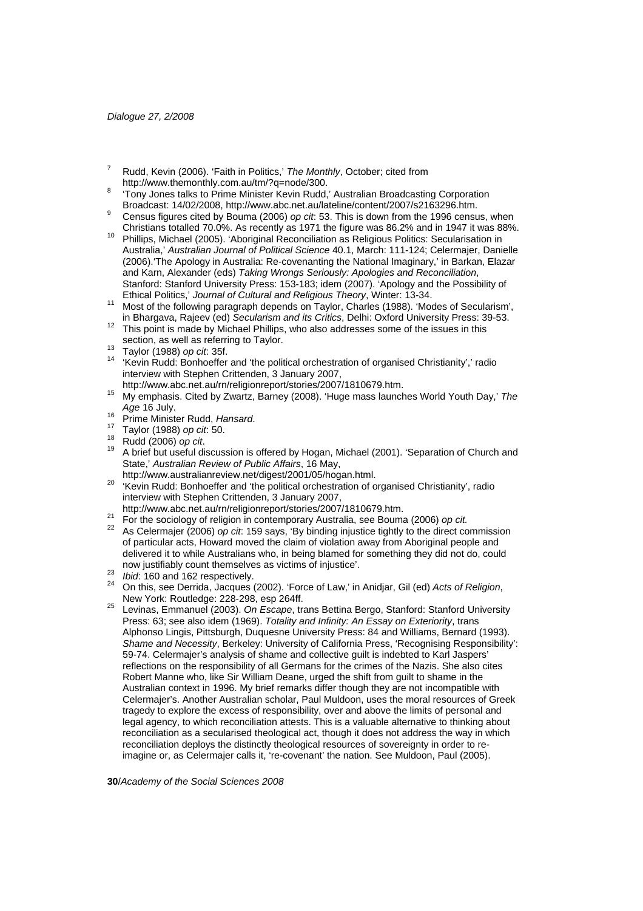[7] Rudd, Kevin (2006). 'Faith in Politics,' *The Monthly*, October; cited from http://www.themonthly.com.au/tm/?q=node/300.

[8] 'Tony Jones talks to Prime Minister Kevin Rudd,' Australian Broadcasting Corporation Broadcast: 14/02/2008, http://www.abc.net.au/lateline/content/2007/s2163296.htm.

[9] Census figures cited by Bouma (2006) *op cit*: 53. This is down from the 1996 census, when Christians totalled 70.0%. As recently as 1971 the figure was 86.2% and in 1947 it was 88%.

[10] Phillips, Michael (2005). 'Aboriginal Reconciliation as Religious Politics: Secularisation in Australia,' *Australian Journal of Political Science* 40.1, March: 111-124; Celermajer, Danielle (2006).'The Apology in Australia: Re-covenanting the National Imaginary,' in Barkan, Elazar and Karn, Alexander (eds) *Taking Wrongs Seriously: Apologies and Reconciliation*, Stanford: Stanford University Press: 153-183; idem (2007). 'Apology and the Possibility of Ethical Politics,' *Journal of Cultural and Religious Theory*, Winter: 13-34.

[11] Most of the following paragraph depends on Taylor, Charles (1988). 'Modes of Secularism', in Bhargava, Rajeev (ed) *Secularism and its Critics*, Delhi: Oxford University Press: 39-53.

[12] This point is made by Michael Phillips, who also addresses some of the issues in this section, as well as referring to Taylor.

[13] Taylor (1988) *op cit*: 35f.

[14] 'Kevin Rudd: Bonhoeffer and 'the political orchestration of organised Christianity',' radio interview with Stephen Crittenden, 3 January 2007, http://www.abc.net.au/rn/religionreport/stories/2007/1810679.htm.

[15] My emphasis. Cited by Zwartz, Barney (2008). 'Huge mass launches World Youth Day,' *The Age* 16 July.

[16] Prime Minister Rudd, *Hansard*.

[17] Taylor (1988) *op cit*: 50.

[18] Rudd (2006) *op cit*.

[19] A brief but useful discussion is offered by Hogan, Michael (2001). 'Separation of Church and State,' *Australian Review of Public Affairs*, 16 May, http://www.australianreview.net/digest/2001/05/hogan.html.

[20] 'Kevin Rudd: Bonhoeffer and 'the political orchestration of organised Christianity', radio interview with Stephen Crittenden, 3 January 2007, http://www.abc.net.au/rn/religionreport/stories/2007/1810679.htm.

[21] For the sociology of religion in contemporary Australia, see Bouma (2006) *op cit.*

[22] As Celermajer (2006) *op cit*: 159 says, 'By binding injustice tightly to the direct commission of particular acts, Howard moved the claim of violation away from Aboriginal people and delivered it to while Australians who, in being blamed for something they did not do, could now justifiably count themselves as victims of injustice'.

[23] *Ibid*: 160 and 162 respectively.

[24] On this, see Derrida, Jacques (2002). 'Force of Law,' in Anidjar, Gil (ed) *Acts of Religion*, New York: Routledge: 228-298, esp 264ff.

[25] Levinas, Emmanuel (2003). *On Escape*, trans Bettina Bergo, Stanford: Stanford University Press: 63; see also idem (1969). *Totality and Infinity: An Essay on Exteriority*, trans Alphonso Lingis, Pittsburgh, Duquesne University Press: 84 and Williams, Bernard (1993). *Shame and Necessity*, Berkeley: University of California Press, 'Recognising Responsibility': 59-74. Celermajer's analysis of shame and collective guilt is indebted to Karl Jaspers' reflections on the responsibility of all Germans for the crimes of the Nazis. She also cites Robert Manne who, like Sir William Deane, urged the shift from guilt to shame in the Australian context in 1996. My brief remarks differ though they are not incompatible with Celermajer's. Another Australian scholar, Paul Muldoon, uses the moral resources of Greek tragedy to explore the excess of responsibility, over and above the limits of personal and legal agency, to which reconciliation attests. This is a valuable alternative to thinking about reconciliation as a secularised theological act, though it does not address the way in which reconciliation deploys the distinctly theological resources of sovereignty in order to re-imagine or, as Celermajer calls it, 're-covenant' the nation. See Muldoon, Paul (2005).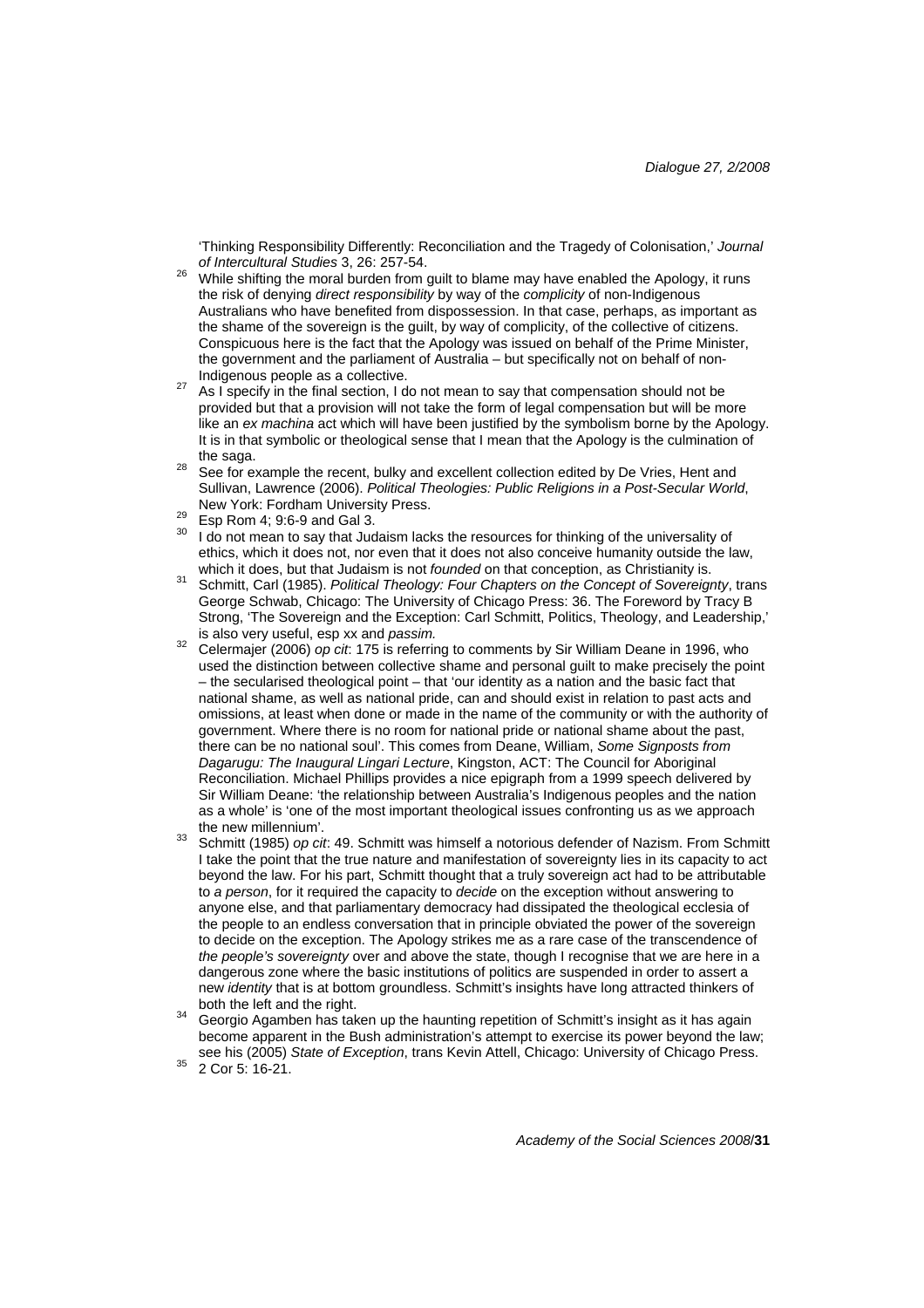'Thinking Responsibility Differently: Reconciliation and the Tragedy of Colonisation,' *Journal of Intercultural Studies* 3, 26: 257-54.

[26] While shifting the moral burden from guilt to blame may have enabled the Apology, it runs the risk of denying *direct responsibility* by way of the *complicity* of non-Indigenous Australians who have benefited from dispossession. In that case, perhaps, as important as the shame of the sovereign is the guilt, by way of complicity, of the collective of citizens. Conspicuous here is the fact that the Apology was issued on behalf of the Prime Minister, the government and the parliament of Australia – but specifically not on behalf of non-Indigenous people as a collective.

[27] As I specify in the final section, I do not mean to say that compensation should not be provided but that a provision will not take the form of legal compensation but will be more like an *ex machina* act which will have been justified by the symbolism borne by the Apology. It is in that symbolic or theological sense that I mean that the Apology is the culmination of the saga.

[28] See for example the recent, bulky and excellent collection edited by De Vries, Hent and Sullivan, Lawrence (2006). *Political Theologies: Public Religions in a Post-Secular World*, New York: Fordham University Press.

[29] Esp Rom 4; 9:6-9 and Gal 3.

[30] I do not mean to say that Judaism lacks the resources for thinking of the universality of ethics, which it does not, nor even that it does not also conceive humanity outside the law, which it does, but that Judaism is not *founded* on that conception, as Christianity is.

[31] Schmitt, Carl (1985). *Political Theology: Four Chapters on the Concept of Sovereignty*, trans George Schwab, Chicago: The University of Chicago Press: 36. The Foreword by Tracy B Strong, 'The Sovereign and the Exception: Carl Schmitt, Politics, Theology, and Leadership,' is also very useful, esp xx and *passim.*

[32] Celermajer (2006) *op cit*: 175 is referring to comments by Sir William Deane in 1996, who used the distinction between collective shame and personal guilt to make precisely the point – the secularised theological point – that 'our identity as a nation and the basic fact that national shame, as well as national pride, can and should exist in relation to past acts and omissions, at least when done or made in the name of the community or with the authority of government. Where there is no room for national pride or national shame about the past, there can be no national soul'. This comes from Deane, William, *Some Signposts from Dagarugu: The Inaugural Lingari Lecture*, Kingston, ACT: The Council for Aboriginal Reconciliation. Michael Phillips provides a nice epigraph from a 1999 speech delivered by Sir William Deane: 'the relationship between Australia's Indigenous peoples and the nation as a whole' is 'one of the most important theological issues confronting us as we approach the new millennium'.

[33] Schmitt (1985) *op cit*: 49. Schmitt was himself a notorious defender of Nazism. From Schmitt I take the point that the true nature and manifestation of sovereignty lies in its capacity to act beyond the law. For his part, Schmitt thought that a truly sovereign act had to be attributable to *a person*, for it required the capacity to *decide* on the exception without answering to anyone else, and that parliamentary democracy had dissipated the theological ecclesia of the people to an endless conversation that in principle obviated the power of the sovereign to decide on the exception. The Apology strikes me as a rare case of the transcendence of *the people's sovereignty* over and above the state, though I recognise that we are here in a dangerous zone where the basic institutions of politics are suspended in order to assert a new *identity* that is at bottom groundless. Schmitt's insights have long attracted thinkers of both the left and the right.

[34] Georgio Agamben has taken up the haunting repetition of Schmitt's insight as it has again become apparent in the Bush administration's attempt to exercise its power beyond the law; see his (2005) *State of Exception*, trans Kevin Attell, Chicago: University of Chicago Press.

[35] 2 Cor 5: 16-21.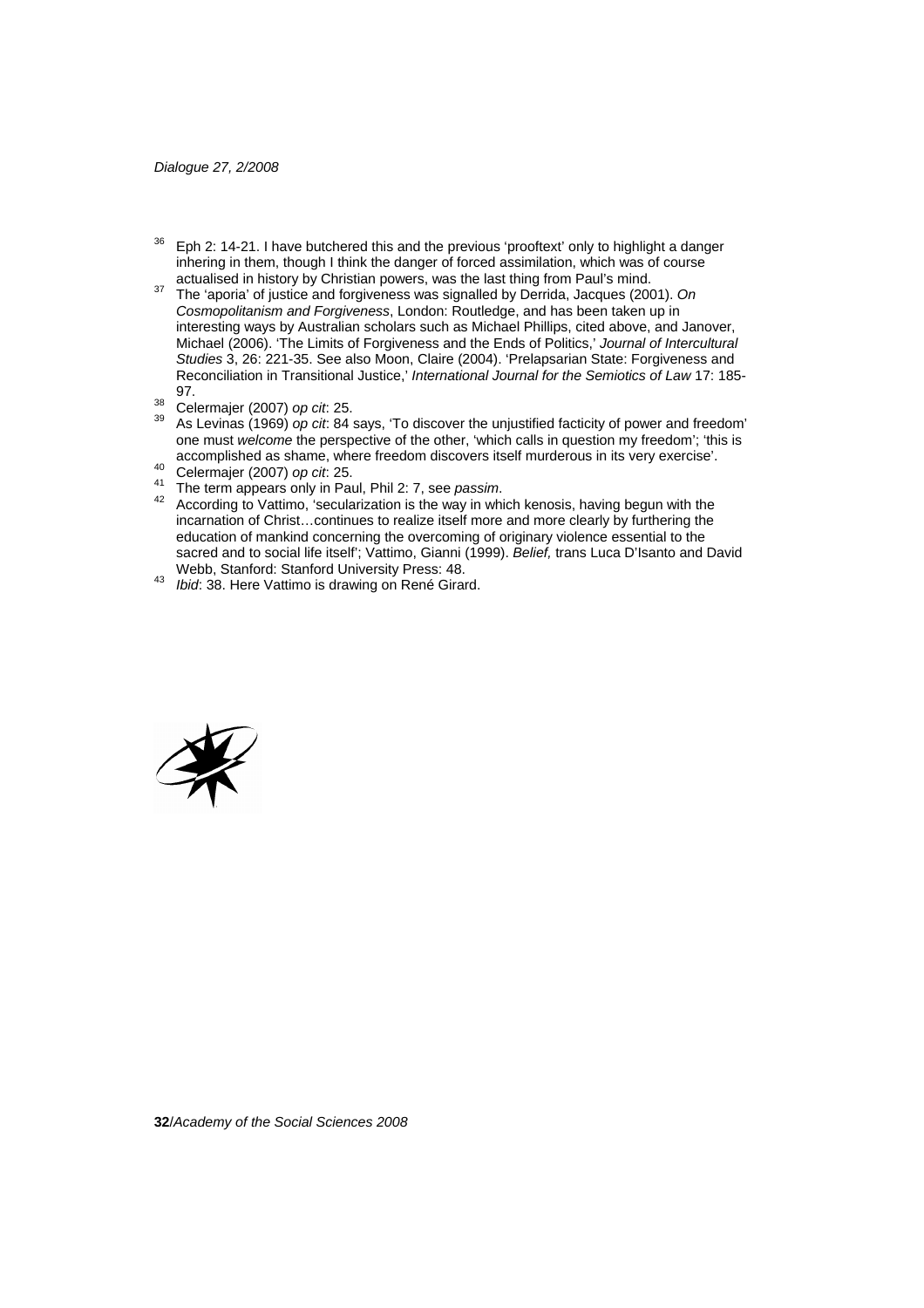[36] Eph 2: 14-21. I have butchered this and the previous 'prooftext' only to highlight a danger inhering in them, though I think the danger of forced assimilation, which was of course actualised in history by Christian powers, was the last thing from Paul's mind.

[37] The 'aporia' of justice and forgiveness was signalled by Derrida, Jacques (2001). *On Cosmopolitanism and Forgiveness*, London: Routledge, and has been taken up in interesting ways by Australian scholars such as Michael Phillips, cited above, and Janover, Michael (2006). 'The Limits of Forgiveness and the Ends of Politics,' *Journal of Intercultural Studies* 3, 26: 221-35. See also Moon, Claire (2004). 'Prelapsarian State: Forgiveness and Reconciliation in Transitional Justice,' *International Journal for the Semiotics of Law* 17: 185-97.

[38] Celermajer (2007) *op cit*: 25.

[39] As Levinas (1969) *op cit*: 84 says, 'To discover the unjustified facticity of power and freedom' one must *welcome* the perspective of the other, 'which calls in question my freedom'; 'this is accomplished as shame, where freedom discovers itself murderous in its very exercise'.

[40] Celermajer (2007) *op cit*: 25.

[41] The term appears only in Paul, Phil 2: 7, see *passim*.

[42] According to Vattimo, 'secularization is the way in which kenosis, having begun with the incarnation of Christ…continues to realize itself more and more clearly by furthering the education of mankind concerning the overcoming of originary violence essential to the sacred and to social life itself'; Vattimo, Gianni (1999). *Belief,* trans Luca D'Isanto and David Webb, Stanford: Stanford University Press: 48.

[43] *Ibid*: 38. Here Vattimo is drawing on René Girard.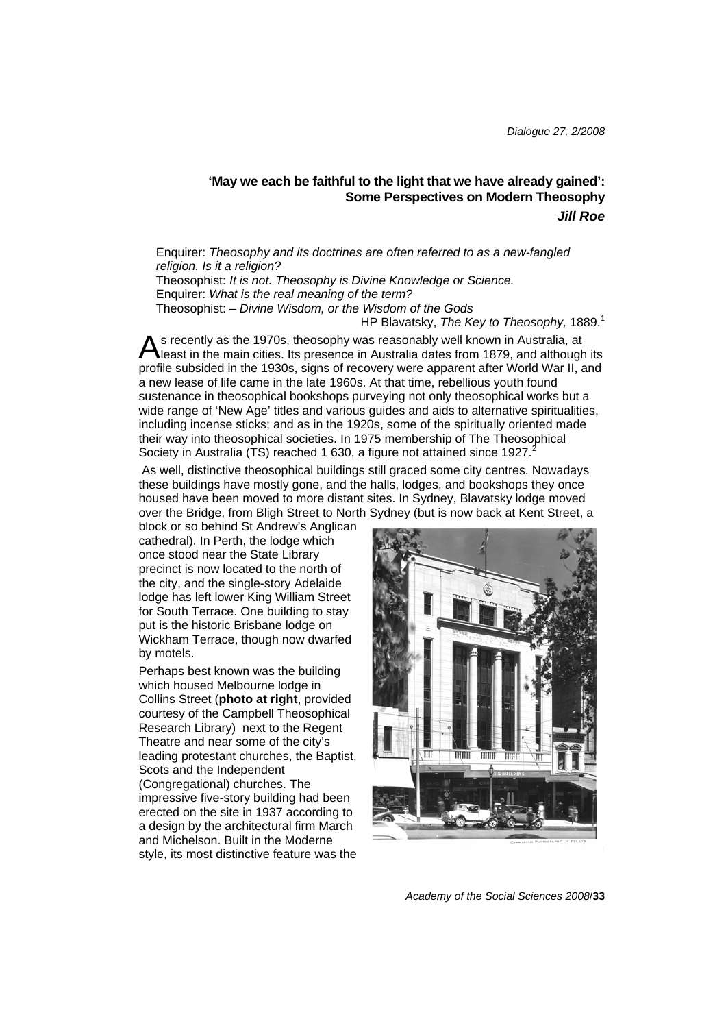## 'May we each be faithful to the light that we have already gained': Some Perspectives on Modern Theosophy

***Jill Roe***

> Enquirer: *Theosophy and its doctrines are often referred to as a new-fangled religion. Is it a religion?*
> Theosophist: *It is not. Theosophy is Divine Knowledge or Science.*
> Enquirer: *What is the real meaning of the term?*
> Theosophist: – *Divine Wisdom, or the Wisdom of the Gods*
>
> HP Blavatsky, *The Key to Theosophy,* 1889.[1]

As recently as the 1970s, theosophy was reasonably well known in Australia, at least in the main cities. Its presence in Australia dates from 1879, and although its profile subsided in the 1930s, signs of recovery were apparent after World War II, and a new lease of life came in the late 1960s. At that time, rebellious youth found sustenance in theosophical bookshops purveying not only theosophical works but a wide range of 'New Age' titles and various guides and aids to alternative spiritualities, including incense sticks; and as in the 1920s, some of the spiritually oriented made their way into theosophical societies. In 1975 membership of The Theosophical Society in Australia (TS) reached 1 630, a figure not attained since 1927.[2]

As well, distinctive theosophical buildings still graced some city centres. Nowadays these buildings have mostly gone, and the halls, lodges, and bookshops they once housed have been moved to more distant sites. In Sydney, Blavatsky lodge moved over the Bridge, from Bligh Street to North Sydney (but is now back at Kent Street, a block or so behind St Andrew's Anglican cathedral). In Perth, the lodge which once stood near the State Library precinct is now located to the north of the city, and the single-story Adelaide lodge has left lower King William Street for South Terrace. One building to stay put is the historic Brisbane lodge on Wickham Terrace, though now dwarfed by motels.

Perhaps best known was the building which housed Melbourne lodge in Collins Street (**photo at right**, provided courtesy of the Campbell Theosophical Research Library) next to the Regent Theatre and near some of the city's leading protestant churches, the Baptist, Scots and the Independent (Congregational) churches. The impressive five-story building had been erected on the site in 1937 according to a design by the architectural firm March and Michelson. Built in the Moderne style, its most distinctive feature was the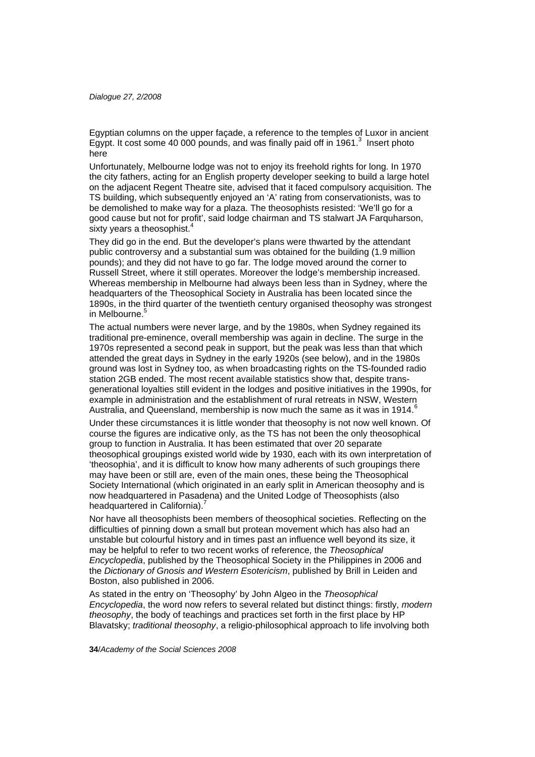Egyptian columns on the upper façade, a reference to the temples of Luxor in ancient Egypt. It cost some 40 000 pounds, and was finally paid off in 1961.[3] Insert photo here

Unfortunately, Melbourne lodge was not to enjoy its freehold rights for long. In 1970 the city fathers, acting for an English property developer seeking to build a large hotel on the adjacent Regent Theatre site, advised that it faced compulsory acquisition. The TS building, which subsequently enjoyed an 'A' rating from conservationists, was to be demolished to make way for a plaza. The theosophists resisted: 'We'll go for a good cause but not for profit', said lodge chairman and TS stalwart JA Farquharson, sixty years a theosophist.[4]

They did go in the end. But the developer's plans were thwarted by the attendant public controversy and a substantial sum was obtained for the building (1.9 million pounds); and they did not have to go far. The lodge moved around the corner to Russell Street, where it still operates. Moreover the lodge's membership increased. Whereas membership in Melbourne had always been less than in Sydney, where the headquarters of the Theosophical Society in Australia has been located since the 1890s, in the third quarter of the twentieth century organised theosophy was strongest in Melbourne.[5]

The actual numbers were never large, and by the 1980s, when Sydney regained its traditional pre-eminence, overall membership was again in decline. The surge in the 1970s represented a second peak in support, but the peak was less than that which attended the great days in Sydney in the early 1920s (see below), and in the 1980s ground was lost in Sydney too, as when broadcasting rights on the TS-founded radio station 2GB ended. The most recent available statistics show that, despite trans-generational loyalties still evident in the lodges and positive initiatives in the 1990s, for example in administration and the establishment of rural retreats in NSW, Western Australia, and Queensland, membership is now much the same as it was in 1914.[6]

Under these circumstances it is little wonder that theosophy is not now well known. Of course the figures are indicative only, as the TS has not been the only theosophical group to function in Australia. It has been estimated that over 20 separate theosophical groupings existed world wide by 1930, each with its own interpretation of 'theosophia', and it is difficult to know how many adherents of such groupings there may have been or still are, even of the main ones, these being the Theosophical Society International (which originated in an early split in American theosophy and is now headquartered in Pasadena) and the United Lodge of Theosophists (also headquartered in California).[7]

Nor have all theosophists been members of theosophical societies. Reflecting on the difficulties of pinning down a small but protean movement which has also had an unstable but colourful history and in times past an influence well beyond its size, it may be helpful to refer to two recent works of reference, the *Theosophical Encyclopedia*, published by the Theosophical Society in the Philippines in 2006 and the *Dictionary of Gnosis and Western Esotericism*, published by Brill in Leiden and Boston, also published in 2006.

As stated in the entry on 'Theosophy' by John Algeo in the *Theosophical Encyclopedia*, the word now refers to several related but distinct things: firstly, *modern theosophy*, the body of teachings and practices set forth in the first place by HP Blavatsky; *traditional theosophy*, a religio-philosophical approach to life involving both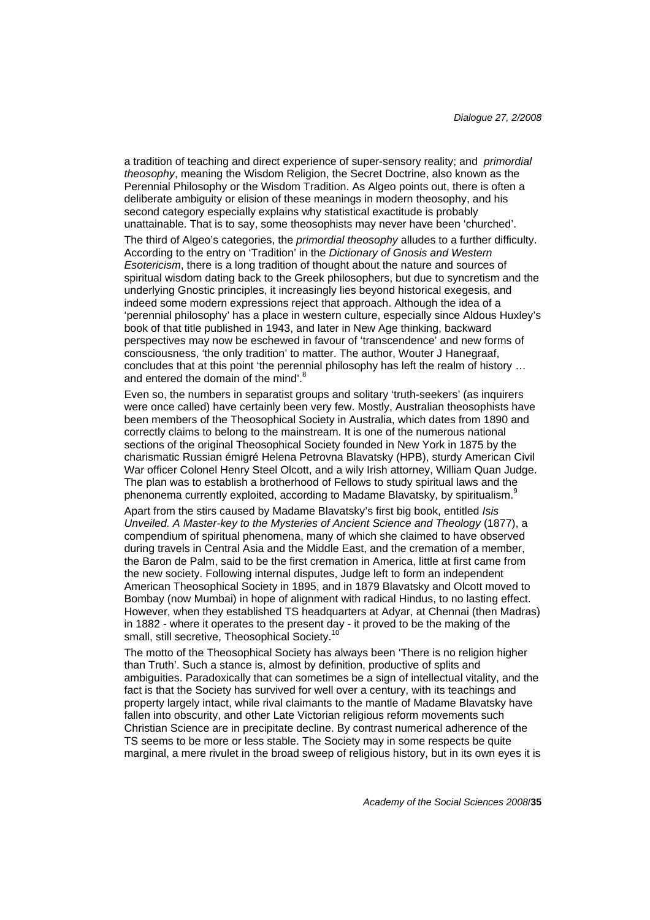a tradition of teaching and direct experience of super-sensory reality; and *primordial theosophy*, meaning the Wisdom Religion, the Secret Doctrine, also known as the Perennial Philosophy or the Wisdom Tradition. As Algeo points out, there is often a deliberate ambiguity or elision of these meanings in modern theosophy, and his second category especially explains why statistical exactitude is probably unattainable. That is to say, some theosophists may never have been 'churched'.

The third of Algeo's categories, the *primordial theosophy* alludes to a further difficulty. According to the entry on 'Tradition' in the *Dictionary of Gnosis and Western Esotericism*, there is a long tradition of thought about the nature and sources of spiritual wisdom dating back to the Greek philosophers, but due to syncretism and the underlying Gnostic principles, it increasingly lies beyond historical exegesis, and indeed some modern expressions reject that approach. Although the idea of a 'perennial philosophy' has a place in western culture, especially since Aldous Huxley's book of that title published in 1943, and later in New Age thinking, backward perspectives may now be eschewed in favour of 'transcendence' and new forms of consciousness, 'the only tradition' to matter. The author, Wouter J Hanegraaf, concludes that at this point 'the perennial philosophy has left the realm of history … and entered the domain of the mind'.[8]

Even so, the numbers in separatist groups and solitary 'truth-seekers' (as inquirers were once called) have certainly been very few. Mostly, Australian theosophists have been members of the Theosophical Society in Australia, which dates from 1890 and correctly claims to belong to the mainstream. It is one of the numerous national sections of the original Theosophical Society founded in New York in 1875 by the charismatic Russian émigré Helena Petrovna Blavatsky (HPB), sturdy American Civil War officer Colonel Henry Steel Olcott, and a wily Irish attorney, William Quan Judge. The plan was to establish a brotherhood of Fellows to study spiritual laws and the phenonema currently exploited, according to Madame Blavatsky, by spiritualism.[9]

Apart from the stirs caused by Madame Blavatsky's first big book, entitled *Isis Unveiled. A Master-key to the Mysteries of Ancient Science and Theology* (1877), a compendium of spiritual phenomena, many of which she claimed to have observed during travels in Central Asia and the Middle East, and the cremation of a member, the Baron de Palm, said to be the first cremation in America, little at first came from the new society. Following internal disputes, Judge left to form an independent American Theosophical Society in 1895, and in 1879 Blavatsky and Olcott moved to Bombay (now Mumbai) in hope of alignment with radical Hindus, to no lasting effect. However, when they established TS headquarters at Adyar, at Chennai (then Madras) in 1882 - where it operates to the present day - it proved to be the making of the small, still secretive, Theosophical Society.[10]

The motto of the Theosophical Society has always been 'There is no religion higher than Truth'. Such a stance is, almost by definition, productive of splits and ambiguities. Paradoxically that can sometimes be a sign of intellectual vitality, and the fact is that the Society has survived for well over a century, with its teachings and property largely intact, while rival claimants to the mantle of Madame Blavatsky have fallen into obscurity, and other Late Victorian religious reform movements such Christian Science are in precipitate decline. By contrast numerical adherence of the TS seems to be more or less stable. The Society may in some respects be quite marginal, a mere rivulet in the broad sweep of religious history, but in its own eyes it is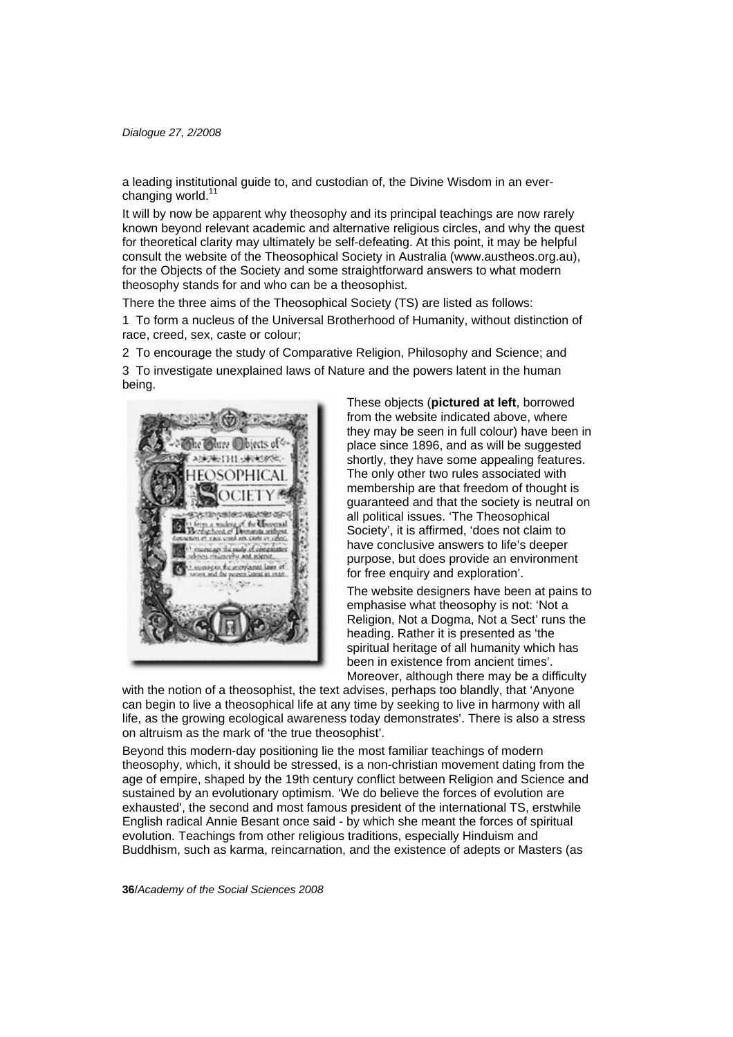a leading institutional guide to, and custodian of, the Divine Wisdom in an ever-changing world.[11]

It will by now be apparent why theosophy and its principal teachings are now rarely known beyond relevant academic and alternative religious circles, and why the quest for theoretical clarity may ultimately be self-defeating. At this point, it may be helpful consult the website of the Theosophical Society in Australia (www.austheos.org.au), for the Objects of the Society and some straightforward answers to what modern theosophy stands for and who can be a theosophist.

There the three aims of the Theosophical Society (TS) are listed as follows:

1 To form a nucleus of the Universal Brotherhood of Humanity, without distinction of race, creed, sex, caste or colour;

2 To encourage the study of Comparative Religion, Philosophy and Science; and

3 To investigate unexplained laws of Nature and the powers latent in the human being.

These objects (**pictured at left**, borrowed from the website indicated above, where they may be seen in full colour) have been in place since 1896, and as will be suggested shortly, they have some appealing features. The only other two rules associated with membership are that freedom of thought is guaranteed and that the society is neutral on all political issues. 'The Theosophical Society', it is affirmed, 'does not claim to have conclusive answers to life's deeper purpose, but does provide an environment for free enquiry and exploration'.

The website designers have been at pains to emphasise what theosophy is not: 'Not a Religion, Not a Dogma, Not a Sect' runs the heading. Rather it is presented as 'the spiritual heritage of all humanity which has been in existence from ancient times'. Moreover, although there may be a difficulty with the notion of a theosophist, the text advises, perhaps too blandly, that 'Anyone can begin to live a theosophical life at any time by seeking to live in harmony with all life, as the growing ecological awareness today demonstrates'. There is also a stress on altruism as the mark of 'the true theosophist'.

Beyond this modern-day positioning lie the most familiar teachings of modern theosophy, which, it should be stressed, is a non-christian movement dating from the age of empire, shaped by the 19th century conflict between Religion and Science and sustained by an evolutionary optimism. 'We do believe the forces of evolution are exhausted', the second and most famous president of the international TS, erstwhile English radical Annie Besant once said - by which she meant the forces of spiritual evolution. Teachings from other religious traditions, especially Hinduism and Buddhism, such as karma, reincarnation, and the existence of adepts or Masters (as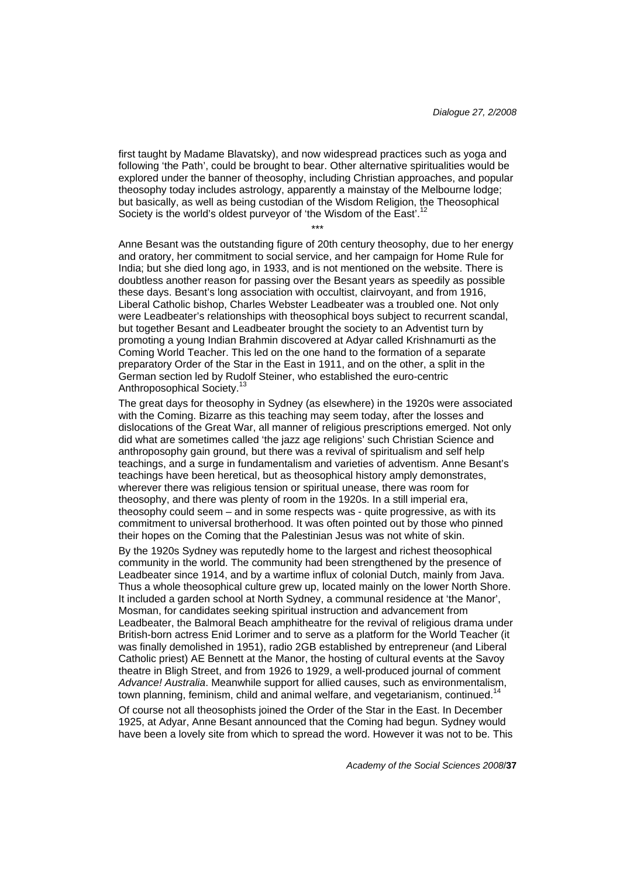first taught by Madame Blavatsky), and now widespread practices such as yoga and following 'the Path', could be brought to bear. Other alternative spiritualities would be explored under the banner of theosophy, including Christian approaches, and popular theosophy today includes astrology, apparently a mainstay of the Melbourne lodge; but basically, as well as being custodian of the Wisdom Religion, the Theosophical Society is the world's oldest purveyor of 'the Wisdom of the East'.[12]

\*\*\*

Anne Besant was the outstanding figure of 20th century theosophy, due to her energy and oratory, her commitment to social service, and her campaign for Home Rule for India; but she died long ago, in 1933, and is not mentioned on the website. There is doubtless another reason for passing over the Besant years as speedily as possible these days. Besant's long association with occultist, clairvoyant, and from 1916, Liberal Catholic bishop, Charles Webster Leadbeater was a troubled one. Not only were Leadbeater's relationships with theosophical boys subject to recurrent scandal, but together Besant and Leadbeater brought the society to an Adventist turn by promoting a young Indian Brahmin discovered at Adyar called Krishnamurti as the Coming World Teacher. This led on the one hand to the formation of a separate preparatory Order of the Star in the East in 1911, and on the other, a split in the German section led by Rudolf Steiner, who established the euro-centric Anthroposophical Society.[13]

The great days for theosophy in Sydney (as elsewhere) in the 1920s were associated with the Coming. Bizarre as this teaching may seem today, after the losses and dislocations of the Great War, all manner of religious prescriptions emerged. Not only did what are sometimes called 'the jazz age religions' such Christian Science and anthroposophy gain ground, but there was a revival of spiritualism and self help teachings, and a surge in fundamentalism and varieties of adventism. Anne Besant's teachings have been heretical, but as theosophical history amply demonstrates, wherever there was religious tension or spiritual unease, there was room for theosophy, and there was plenty of room in the 1920s. In a still imperial era, theosophy could seem – and in some respects was - quite progressive, as with its commitment to universal brotherhood. It was often pointed out by those who pinned their hopes on the Coming that the Palestinian Jesus was not white of skin.

By the 1920s Sydney was reputedly home to the largest and richest theosophical community in the world. The community had been strengthened by the presence of Leadbeater since 1914, and by a wartime influx of colonial Dutch, mainly from Java. Thus a whole theosophical culture grew up, located mainly on the lower North Shore. It included a garden school at North Sydney, a communal residence at 'the Manor', Mosman, for candidates seeking spiritual instruction and advancement from Leadbeater, the Balmoral Beach amphitheatre for the revival of religious drama under British-born actress Enid Lorimer and to serve as a platform for the World Teacher (it was finally demolished in 1951), radio 2GB established by entrepreneur (and Liberal Catholic priest) AE Bennett at the Manor, the hosting of cultural events at the Savoy theatre in Bligh Street, and from 1926 to 1929, a well-produced journal of comment *Advance! Australia*. Meanwhile support for allied causes, such as environmentalism, town planning, feminism, child and animal welfare, and vegetarianism, continued.[14]

Of course not all theosophists joined the Order of the Star in the East. In December 1925, at Adyar, Anne Besant announced that the Coming had begun. Sydney would have been a lovely site from which to spread the word. However it was not to be. This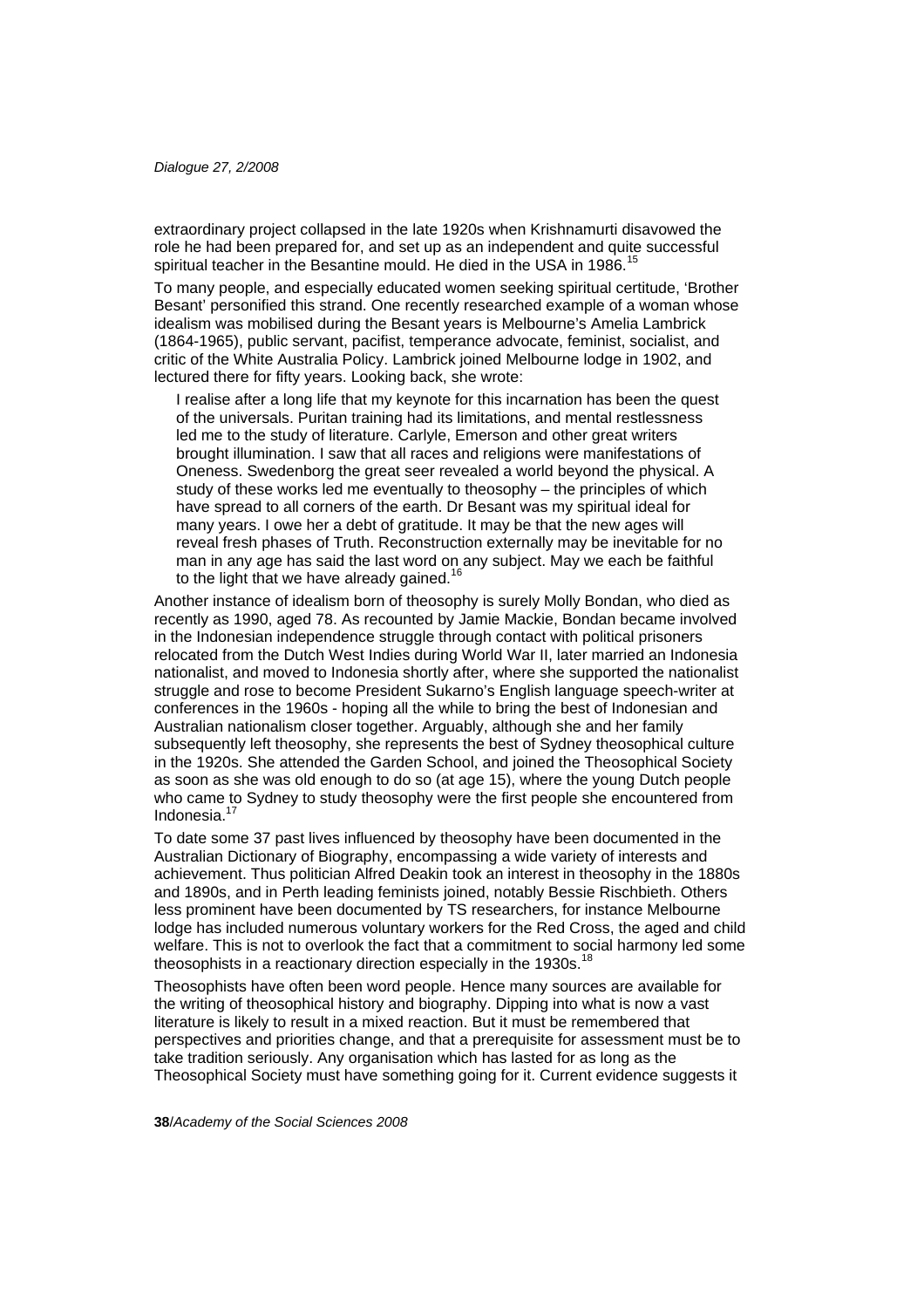extraordinary project collapsed in the late 1920s when Krishnamurti disavowed the role he had been prepared for, and set up as an independent and quite successful spiritual teacher in the Besantine mould. He died in the USA in 1986.[15]

To many people, and especially educated women seeking spiritual certitude, 'Brother Besant' personified this strand. One recently researched example of a woman whose idealism was mobilised during the Besant years is Melbourne's Amelia Lambrick (1864-1965), public servant, pacifist, temperance advocate, feminist, socialist, and critic of the White Australia Policy. Lambrick joined Melbourne lodge in 1902, and lectured there for fifty years. Looking back, she wrote:

> I realise after a long life that my keynote for this incarnation has been the quest of the universals. Puritan training had its limitations, and mental restlessness led me to the study of literature. Carlyle, Emerson and other great writers brought illumination. I saw that all races and religions were manifestations of Oneness. Swedenborg the great seer revealed a world beyond the physical. A study of these works led me eventually to theosophy – the principles of which have spread to all corners of the earth. Dr Besant was my spiritual ideal for many years. I owe her a debt of gratitude. It may be that the new ages will reveal fresh phases of Truth. Reconstruction externally may be inevitable for no man in any age has said the last word on any subject. May we each be faithful to the light that we have already gained.[16]

Another instance of idealism born of theosophy is surely Molly Bondan, who died as recently as 1990, aged 78. As recounted by Jamie Mackie, Bondan became involved in the Indonesian independence struggle through contact with political prisoners relocated from the Dutch West Indies during World War II, later married an Indonesia nationalist, and moved to Indonesia shortly after, where she supported the nationalist struggle and rose to become President Sukarno's English language speech-writer at conferences in the 1960s - hoping all the while to bring the best of Indonesian and Australian nationalism closer together. Arguably, although she and her family subsequently left theosophy, she represents the best of Sydney theosophical culture in the 1920s. She attended the Garden School, and joined the Theosophical Society as soon as she was old enough to do so (at age 15), where the young Dutch people who came to Sydney to study theosophy were the first people she encountered from Indonesia.[17]

To date some 37 past lives influenced by theosophy have been documented in the Australian Dictionary of Biography, encompassing a wide variety of interests and achievement. Thus politician Alfred Deakin took an interest in theosophy in the 1880s and 1890s, and in Perth leading feminists joined, notably Bessie Rischbieth. Others less prominent have been documented by TS researchers, for instance Melbourne lodge has included numerous voluntary workers for the Red Cross, the aged and child welfare. This is not to overlook the fact that a commitment to social harmony led some theosophists in a reactionary direction especially in the 1930s.[18]

Theosophists have often been word people. Hence many sources are available for the writing of theosophical history and biography. Dipping into what is now a vast literature is likely to result in a mixed reaction. But it must be remembered that perspectives and priorities change, and that a prerequisite for assessment must be to take tradition seriously. Any organisation which has lasted for as long as the Theosophical Society must have something going for it. Current evidence suggests it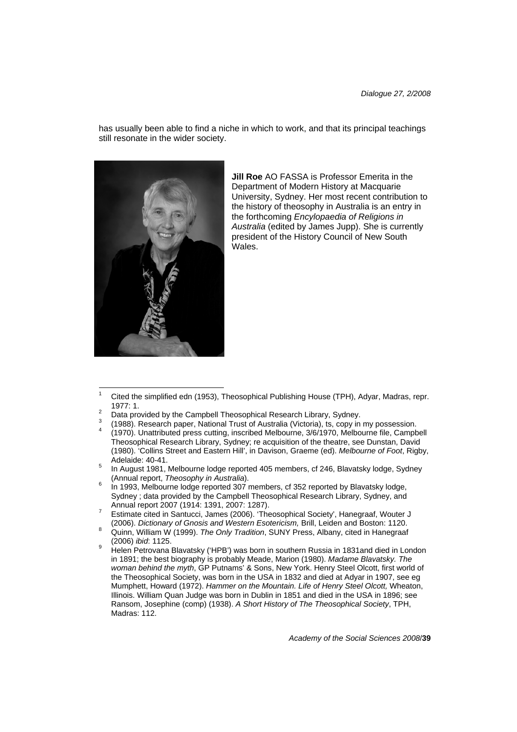has usually been able to find a niche in which to work, and that its principal teachings still resonate in the wider society.

**Jill Roe** AO FASSA is Professor Emerita in the Department of Modern History at Macquarie University, Sydney. Her most recent contribution to the history of theosophy in Australia is an entry in the forthcoming *Encylopaedia of Religions in Australia* (edited by James Jupp). She is currently president of the History Council of New South Wales.

---

[1] Cited the simplified edn (1953), Theosophical Publishing House (TPH), Adyar, Madras, repr. 1977: 1.

[2] Data provided by the Campbell Theosophical Research Library, Sydney.

[3] (1988). Research paper, National Trust of Australia (Victoria), ts, copy in my possession.

[4] (1970). Unattributed press cutting, inscribed Melbourne, 3/6/1970, Melbourne file, Campbell Theosophical Research Library, Sydney; re acquisition of the theatre, see Dunstan, David (1980). 'Collins Street and Eastern Hill', in Davison, Graeme (ed). *Melbourne of Foot*, Rigby, Adelaide: 40-41.

[5] In August 1981, Melbourne lodge reported 405 members, cf 246, Blavatsky lodge, Sydney (Annual report, *Theosophy in Australia*).

[6] In 1993, Melbourne lodge reported 307 members, cf 352 reported by Blavatsky lodge, Sydney ; data provided by the Campbell Theosophical Research Library, Sydney, and Annual report 2007 (1914: 1391, 2007: 1287).

[7] Estimate cited in Santucci, James (2006). 'Theosophical Society', Hanegraaf, Wouter J (2006). *Dictionary of Gnosis and Western Esotericism,* Brill, Leiden and Boston: 1120.

[8] Quinn, William W (1999). *The Only Tradition*, SUNY Press, Albany, cited in Hanegraaf (2006) *ibid*: 1125.

[9] Helen Petrovana Blavatsky ('HPB') was born in southern Russia in 1831and died in London in 1891; the best biography is probably Meade, Marion (1980). *Madame Blavatsky. The woman behind the myth*, GP Putnams' & Sons, New York. Henry Steel Olcott, first world of the Theosophical Society, was born in the USA in 1832 and died at Adyar in 1907, see eg Mumphett, Howard (1972). *Hammer on the Mountain. Life of Henry Steel Olcott,* Wheaton, Illinois. William Quan Judge was born in Dublin in 1851 and died in the USA in 1896; see Ransom, Josephine (comp) (1938). *A Short History of The Theosophical Society*, TPH, Madras: 112.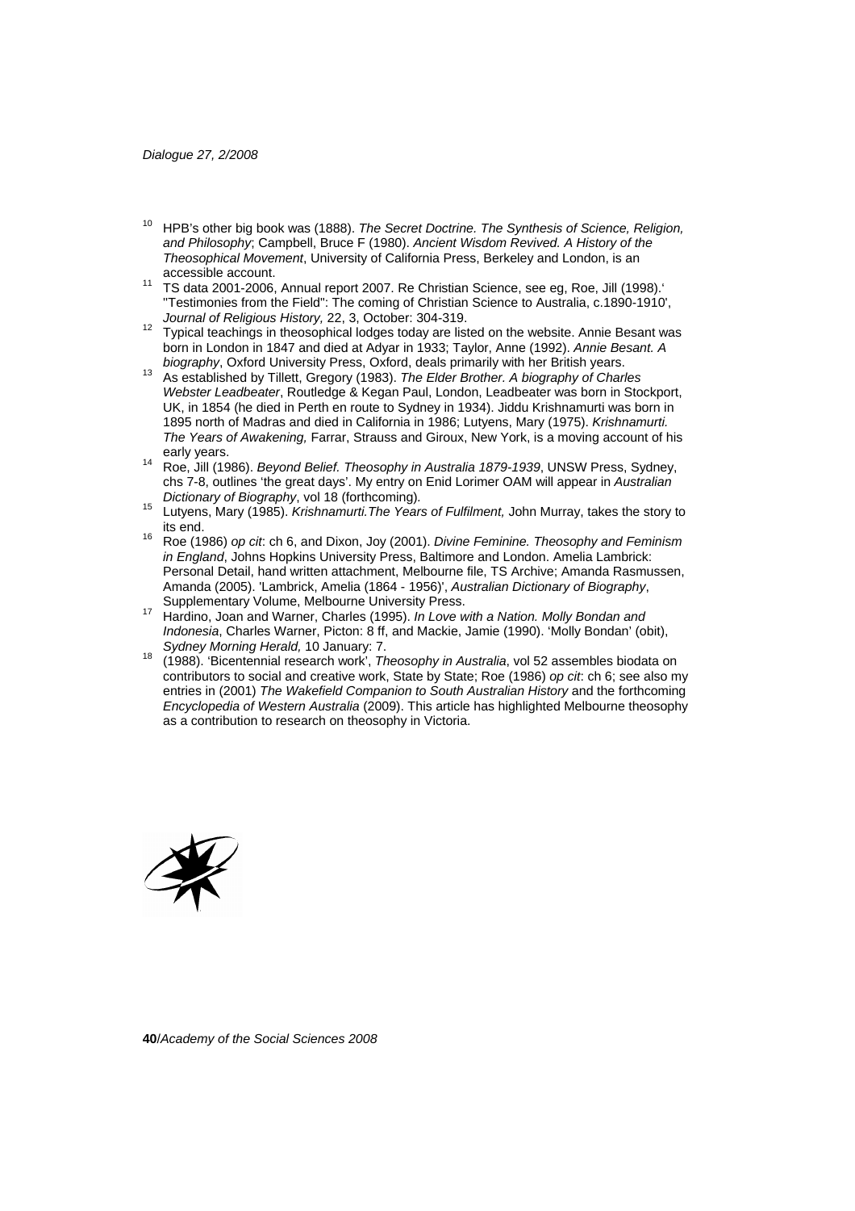[10] HPB's other big book was (1888). *The Secret Doctrine. The Synthesis of Science, Religion, and Philosophy*; Campbell, Bruce F (1980). *Ancient Wisdom Revived. A History of the Theosophical Movement*, University of California Press, Berkeley and London, is an accessible account.

[11] TS data 2001-2006, Annual report 2007. Re Christian Science, see eg, Roe, Jill (1998).' "Testimonies from the Field": The coming of Christian Science to Australia, c.1890-1910', *Journal of Religious History,* 22, 3, October: 304-319.

[12] Typical teachings in theosophical lodges today are listed on the website. Annie Besant was born in London in 1847 and died at Adyar in 1933; Taylor, Anne (1992). *Annie Besant. A biography*, Oxford University Press, Oxford, deals primarily with her British years.

[13] As established by Tillett, Gregory (1983). *The Elder Brother. A biography of Charles Webster Leadbeater*, Routledge & Kegan Paul, London, Leadbeater was born in Stockport, UK, in 1854 (he died in Perth en route to Sydney in 1934). Jiddu Krishnamurti was born in 1895 north of Madras and died in California in 1986; Lutyens, Mary (1975). *Krishnamurti. The Years of Awakening,* Farrar, Strauss and Giroux, New York, is a moving account of his early years.

[14] Roe, Jill (1986). *Beyond Belief. Theosophy in Australia 1879-1939*, UNSW Press, Sydney, chs 7-8, outlines 'the great days'. My entry on Enid Lorimer OAM will appear in *Australian Dictionary of Biography*, vol 18 (forthcoming).

[15] Lutyens, Mary (1985). *Krishnamurti.The Years of Fulfilment,* John Murray, takes the story to its end.

[16] Roe (1986) *op cit*: ch 6, and Dixon, Joy (2001). *Divine Feminine. Theosophy and Feminism in England*, Johns Hopkins University Press, Baltimore and London. Amelia Lambrick: Personal Detail, hand written attachment, Melbourne file, TS Archive; Amanda Rasmussen, Amanda (2005). 'Lambrick, Amelia (1864 - 1956)', *Australian Dictionary of Biography*, Supplementary Volume, Melbourne University Press.

[17] Hardino, Joan and Warner, Charles (1995). *In Love with a Nation. Molly Bondan and Indonesia*, Charles Warner, Picton: 8 ff, and Mackie, Jamie (1990). 'Molly Bondan' (obit), *Sydney Morning Herald,* 10 January: 7.

[18] (1988). 'Bicentennial research work', *Theosophy in Australia*, vol 52 assembles biodata on contributors to social and creative work, State by State; Roe (1986) *op cit*: ch 6; see also my entries in (2001) *The Wakefield Companion to South Australian History* and the forthcoming *Encyclopedia of Western Australia* (2009). This article has highlighted Melbourne theosophy as a contribution to research on theosophy in Victoria.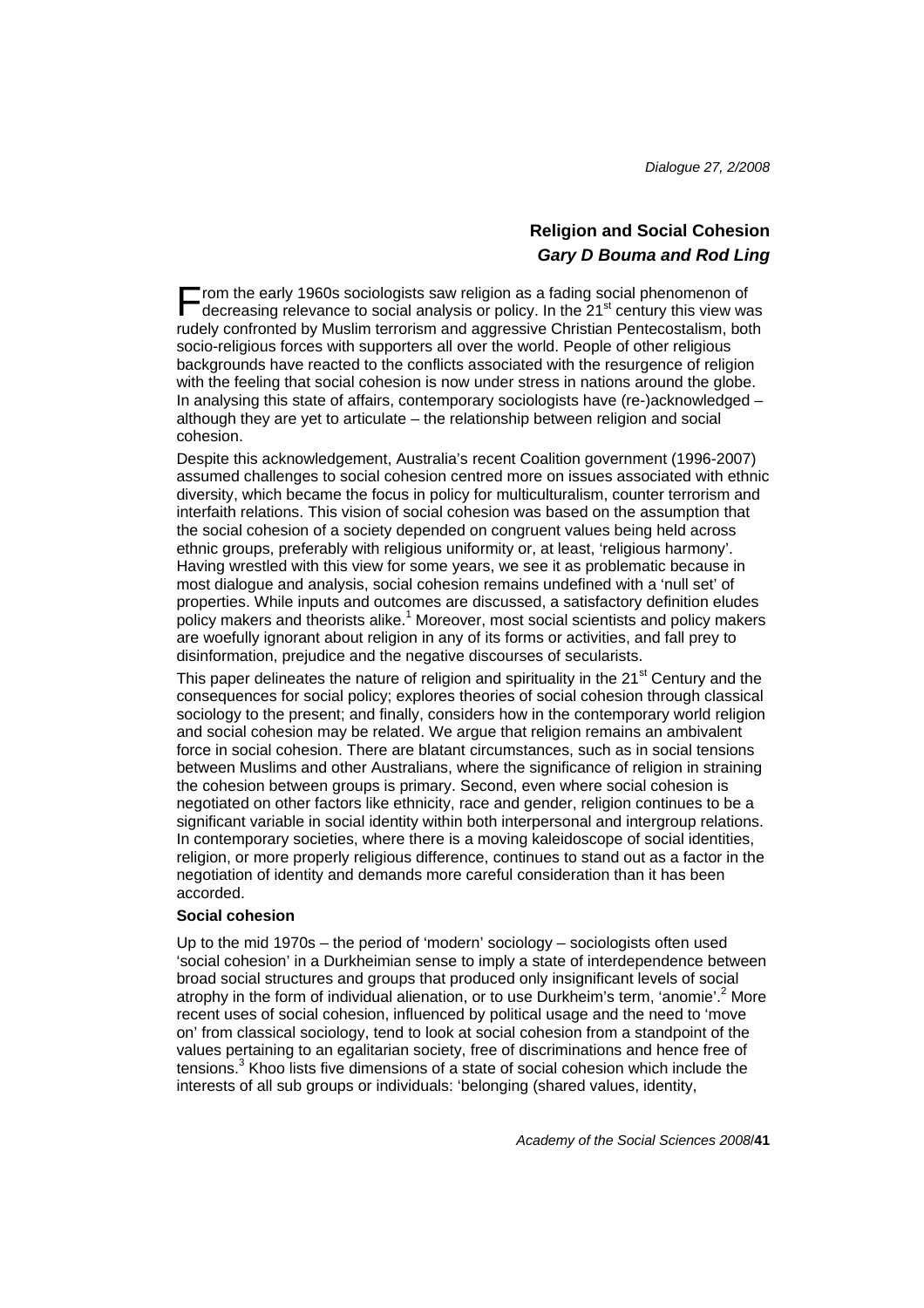## Religion and Social Cohesion

***Gary D Bouma and Rod Ling***

From the early 1960s sociologists saw religion as a fading social phenomenon of decreasing relevance to social analysis or policy. In the 21st century this view was rudely confronted by Muslim terrorism and aggressive Christian Pentecostalism, both socio-religious forces with supporters all over the world. People of other religious backgrounds have reacted to the conflicts associated with the resurgence of religion with the feeling that social cohesion is now under stress in nations around the globe. In analysing this state of affairs, contemporary sociologists have (re-)acknowledged – although they are yet to articulate – the relationship between religion and social cohesion.

Despite this acknowledgement, Australia's recent Coalition government (1996-2007) assumed challenges to social cohesion centred more on issues associated with ethnic diversity, which became the focus in policy for multiculturalism, counter terrorism and interfaith relations. This vision of social cohesion was based on the assumption that the social cohesion of a society depended on congruent values being held across ethnic groups, preferably with religious uniformity or, at least, 'religious harmony'. Having wrestled with this view for some years, we see it as problematic because in most dialogue and analysis, social cohesion remains undefined with a 'null set' of properties. While inputs and outcomes are discussed, a satisfactory definition eludes policy makers and theorists alike.[1] Moreover, most social scientists and policy makers are woefully ignorant about religion in any of its forms or activities, and fall prey to disinformation, prejudice and the negative discourses of secularists.

This paper delineates the nature of religion and spirituality in the 21st Century and the consequences for social policy; explores theories of social cohesion through classical sociology to the present; and finally, considers how in the contemporary world religion and social cohesion may be related. We argue that religion remains an ambivalent force in social cohesion. There are blatant circumstances, such as in social tensions between Muslims and other Australians, where the significance of religion in straining the cohesion between groups is primary. Second, even where social cohesion is negotiated on other factors like ethnicity, race and gender, religion continues to be a significant variable in social identity within both interpersonal and intergroup relations. In contemporary societies, where there is a moving kaleidoscope of social identities, religion, or more properly religious difference, continues to stand out as a factor in the negotiation of identity and demands more careful consideration than it has been accorded.

### Social cohesion

Up to the mid 1970s – the period of 'modern' sociology – sociologists often used 'social cohesion' in a Durkheimian sense to imply a state of interdependence between broad social structures and groups that produced only insignificant levels of social atrophy in the form of individual alienation, or to use Durkheim's term, 'anomie'.[2] More recent uses of social cohesion, influenced by political usage and the need to 'move on' from classical sociology, tend to look at social cohesion from a standpoint of the values pertaining to an egalitarian society, free of discriminations and hence free of tensions.[3] Khoo lists five dimensions of a state of social cohesion which include the interests of all sub groups or individuals: 'belonging (shared values, identity,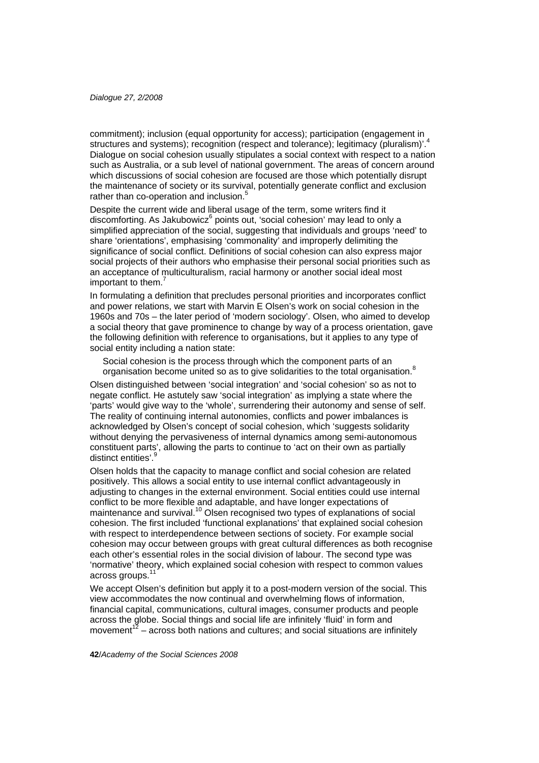commitment); inclusion (equal opportunity for access); participation (engagement in structures and systems); recognition (respect and tolerance); legitimacy (pluralism)'.[4] Dialogue on social cohesion usually stipulates a social context with respect to a nation such as Australia, or a sub level of national government. The areas of concern around which discussions of social cohesion are focused are those which potentially disrupt the maintenance of society or its survival, potentially generate conflict and exclusion rather than co-operation and inclusion.[5]

Despite the current wide and liberal usage of the term, some writers find it discomforting. As Jakubowicz[6] points out, 'social cohesion' may lead to only a simplified appreciation of the social, suggesting that individuals and groups 'need' to share 'orientations', emphasising 'commonality' and improperly delimiting the significance of social conflict. Definitions of social cohesion can also express major social projects of their authors who emphasise their personal social priorities such as an acceptance of multiculturalism, racial harmony or another social ideal most important to them.[7]

In formulating a definition that precludes personal priorities and incorporates conflict and power relations, we start with Marvin E Olsen's work on social cohesion in the 1960s and 70s – the later period of 'modern sociology'. Olsen, who aimed to develop a social theory that gave prominence to change by way of a process orientation, gave the following definition with reference to organisations, but it applies to any type of social entity including a nation state:

> Social cohesion is the process through which the component parts of an organisation become united so as to give solidarities to the total organisation.[8]

Olsen distinguished between 'social integration' and 'social cohesion' so as not to negate conflict. He astutely saw 'social integration' as implying a state where the 'parts' would give way to the 'whole', surrendering their autonomy and sense of self. The reality of continuing internal autonomies, conflicts and power imbalances is acknowledged by Olsen's concept of social cohesion, which 'suggests solidarity without denying the pervasiveness of internal dynamics among semi-autonomous constituent parts', allowing the parts to continue to 'act on their own as partially distinct entities'.[9]

Olsen holds that the capacity to manage conflict and social cohesion are related positively. This allows a social entity to use internal conflict advantageously in adjusting to changes in the external environment. Social entities could use internal conflict to be more flexible and adaptable, and have longer expectations of maintenance and survival.[10] Olsen recognised two types of explanations of social cohesion. The first included 'functional explanations' that explained social cohesion with respect to interdependence between sections of society. For example social cohesion may occur between groups with great cultural differences as both recognise each other's essential roles in the social division of labour. The second type was 'normative' theory, which explained social cohesion with respect to common values across groups.[11]

We accept Olsen's definition but apply it to a post-modern version of the social. This view accommodates the now continual and overwhelming flows of information, financial capital, communications, cultural images, consumer products and people across the globe. Social things and social life are infinitely 'fluid' in form and movement[12] – across both nations and cultures; and social situations are infinitely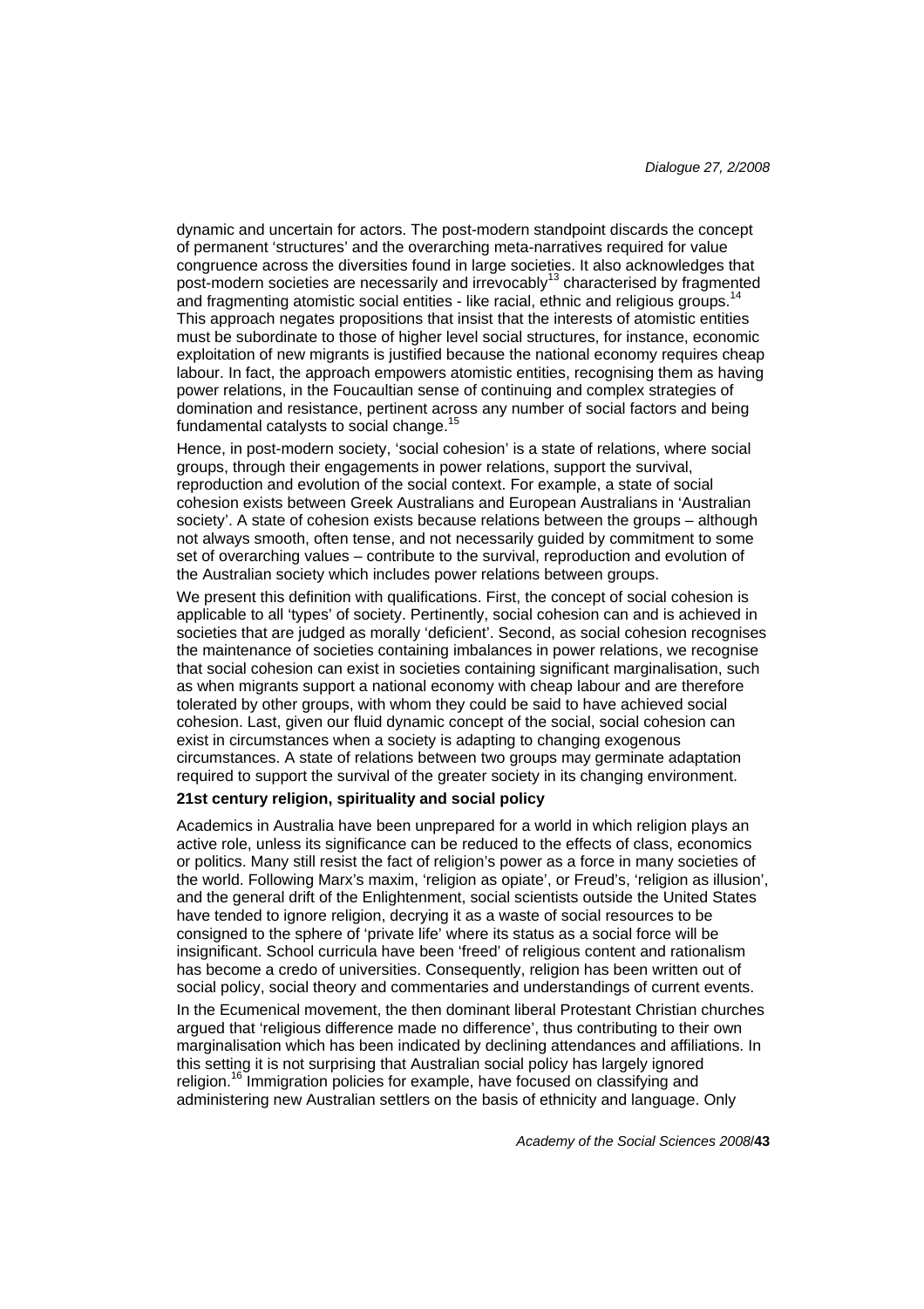dynamic and uncertain for actors. The post-modern standpoint discards the concept of permanent 'structures' and the overarching meta-narratives required for value congruence across the diversities found in large societies. It also acknowledges that post-modern societies are necessarily and irrevocably[13] characterised by fragmented and fragmenting atomistic social entities - like racial, ethnic and religious groups.[14] This approach negates propositions that insist that the interests of atomistic entities must be subordinate to those of higher level social structures, for instance, economic exploitation of new migrants is justified because the national economy requires cheap labour. In fact, the approach empowers atomistic entities, recognising them as having power relations, in the Foucaultian sense of continuing and complex strategies of domination and resistance, pertinent across any number of social factors and being fundamental catalysts to social change.[15]

Hence, in post-modern society, 'social cohesion' is a state of relations, where social groups, through their engagements in power relations, support the survival, reproduction and evolution of the social context. For example, a state of social cohesion exists between Greek Australians and European Australians in 'Australian society'. A state of cohesion exists because relations between the groups – although not always smooth, often tense, and not necessarily guided by commitment to some set of overarching values – contribute to the survival, reproduction and evolution of the Australian society which includes power relations between groups.

We present this definition with qualifications. First, the concept of social cohesion is applicable to all 'types' of society. Pertinently, social cohesion can and is achieved in societies that are judged as morally 'deficient'. Second, as social cohesion recognises the maintenance of societies containing imbalances in power relations, we recognise that social cohesion can exist in societies containing significant marginalisation, such as when migrants support a national economy with cheap labour and are therefore tolerated by other groups, with whom they could be said to have achieved social cohesion. Last, given our fluid dynamic concept of the social, social cohesion can exist in circumstances when a society is adapting to changing exogenous circumstances. A state of relations between two groups may germinate adaptation required to support the survival of the greater society in its changing environment.

### 21st century religion, spirituality and social policy

Academics in Australia have been unprepared for a world in which religion plays an active role, unless its significance can be reduced to the effects of class, economics or politics. Many still resist the fact of religion's power as a force in many societies of the world. Following Marx's maxim, 'religion as opiate', or Freud's, 'religion as illusion', and the general drift of the Enlightenment, social scientists outside the United States have tended to ignore religion, decrying it as a waste of social resources to be consigned to the sphere of 'private life' where its status as a social force will be insignificant. School curricula have been 'freed' of religious content and rationalism has become a credo of universities. Consequently, religion has been written out of social policy, social theory and commentaries and understandings of current events.

In the Ecumenical movement, the then dominant liberal Protestant Christian churches argued that 'religious difference made no difference', thus contributing to their own marginalisation which has been indicated by declining attendances and affiliations. In this setting it is not surprising that Australian social policy has largely ignored religion.[16] Immigration policies for example, have focused on classifying and administering new Australian settlers on the basis of ethnicity and language. Only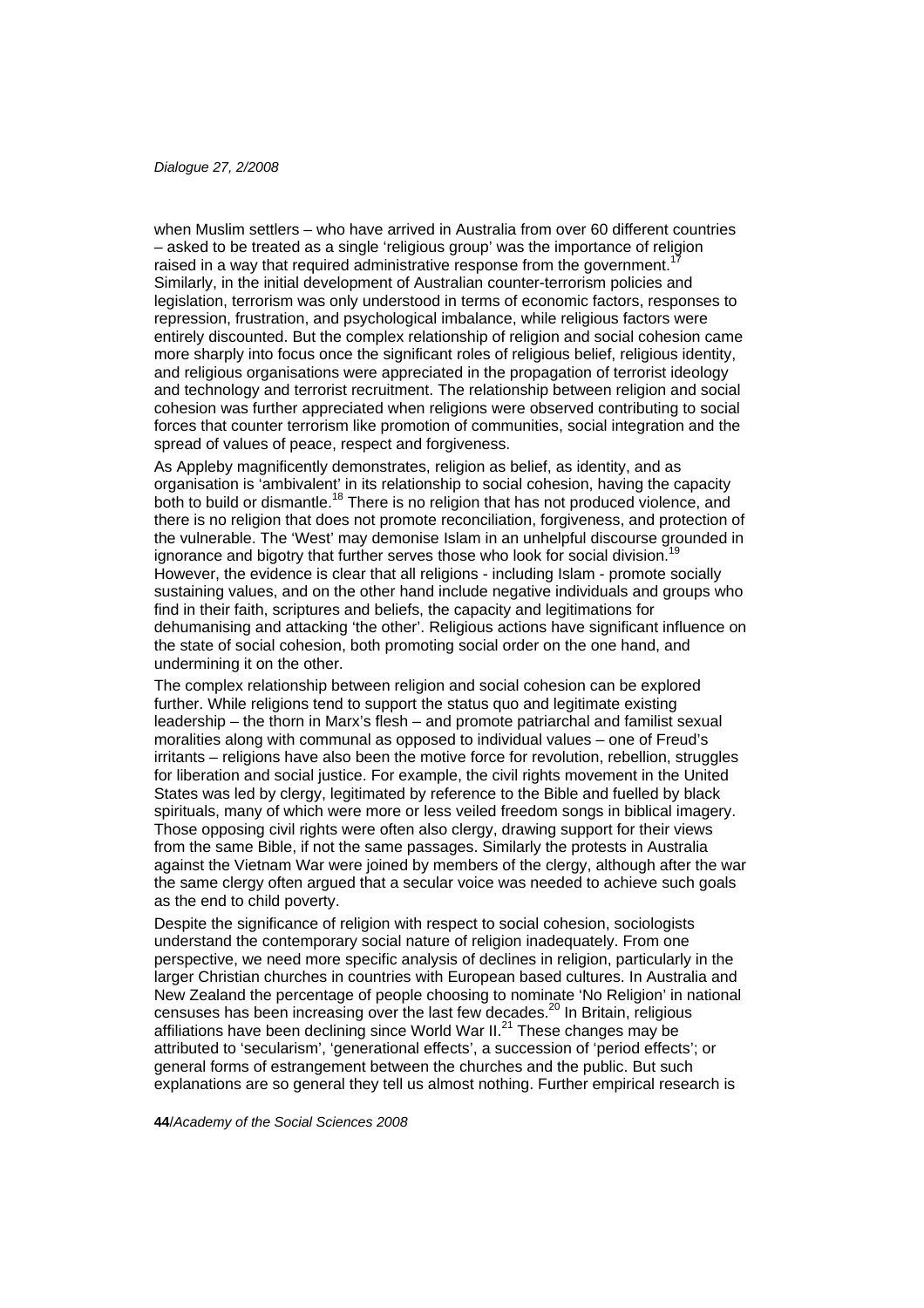when Muslim settlers – who have arrived in Australia from over 60 different countries – asked to be treated as a single 'religious group' was the importance of religion raised in a way that required administrative response from the government.[17] Similarly, in the initial development of Australian counter-terrorism policies and legislation, terrorism was only understood in terms of economic factors, responses to repression, frustration, and psychological imbalance, while religious factors were entirely discounted. But the complex relationship of religion and social cohesion came more sharply into focus once the significant roles of religious belief, religious identity, and religious organisations were appreciated in the propagation of terrorist ideology and technology and terrorist recruitment. The relationship between religion and social cohesion was further appreciated when religions were observed contributing to social forces that counter terrorism like promotion of communities, social integration and the spread of values of peace, respect and forgiveness.

As Appleby magnificently demonstrates, religion as belief, as identity, and as organisation is 'ambivalent' in its relationship to social cohesion, having the capacity both to build or dismantle.[18] There is no religion that has not produced violence, and there is no religion that does not promote reconciliation, forgiveness, and protection of the vulnerable. The 'West' may demonise Islam in an unhelpful discourse grounded in ignorance and bigotry that further serves those who look for social division.[19] However, the evidence is clear that all religions - including Islam - promote socially sustaining values, and on the other hand include negative individuals and groups who find in their faith, scriptures and beliefs, the capacity and legitimations for dehumanising and attacking 'the other'. Religious actions have significant influence on the state of social cohesion, both promoting social order on the one hand, and undermining it on the other.

The complex relationship between religion and social cohesion can be explored further. While religions tend to support the status quo and legitimate existing leadership – the thorn in Marx's flesh – and promote patriarchal and familist sexual moralities along with communal as opposed to individual values – one of Freud's irritants – religions have also been the motive force for revolution, rebellion, struggles for liberation and social justice. For example, the civil rights movement in the United States was led by clergy, legitimated by reference to the Bible and fuelled by black spirituals, many of which were more or less veiled freedom songs in biblical imagery. Those opposing civil rights were often also clergy, drawing support for their views from the same Bible, if not the same passages. Similarly the protests in Australia against the Vietnam War were joined by members of the clergy, although after the war the same clergy often argued that a secular voice was needed to achieve such goals as the end to child poverty.

Despite the significance of religion with respect to social cohesion, sociologists understand the contemporary social nature of religion inadequately. From one perspective, we need more specific analysis of declines in religion, particularly in the larger Christian churches in countries with European based cultures. In Australia and New Zealand the percentage of people choosing to nominate 'No Religion' in national censuses has been increasing over the last few decades.[20] In Britain, religious affiliations have been declining since World War II.[21] These changes may be attributed to 'secularism', 'generational effects', a succession of 'period effects'; or general forms of estrangement between the churches and the public. But such explanations are so general they tell us almost nothing. Further empirical research is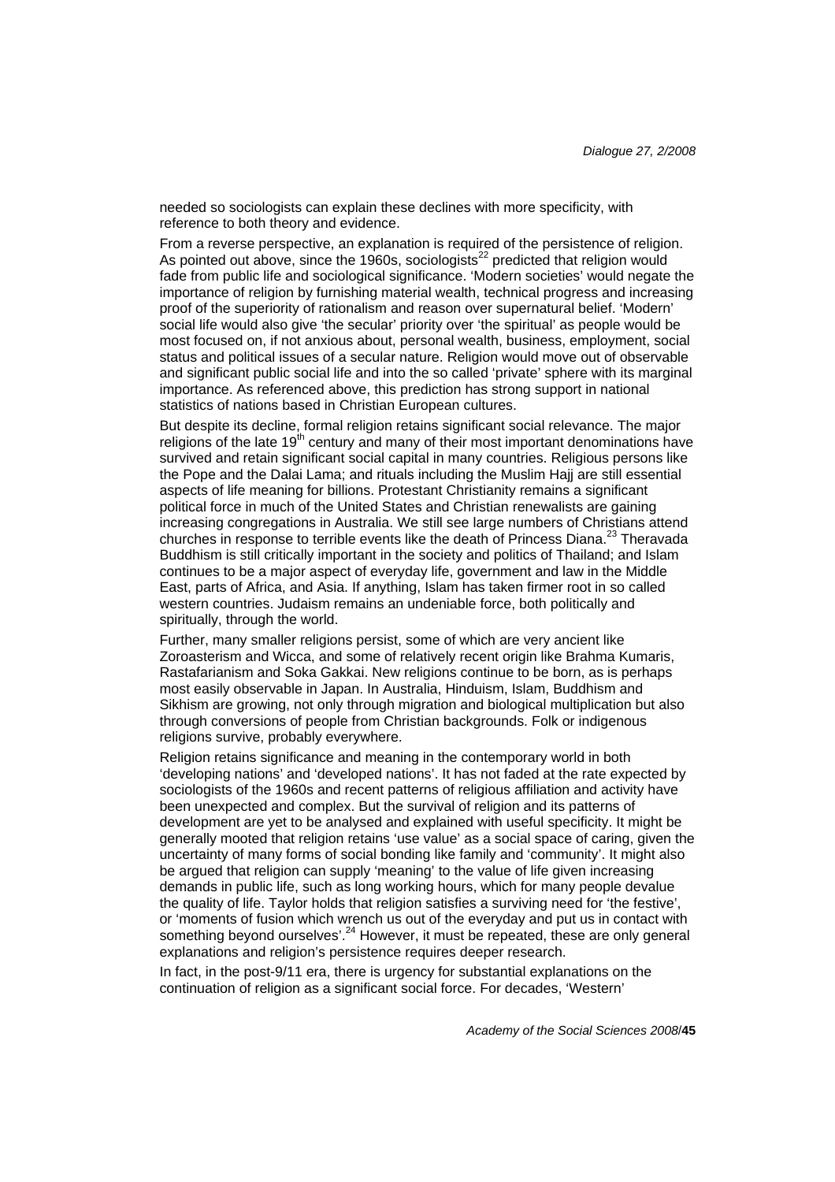needed so sociologists can explain these declines with more specificity, with reference to both theory and evidence.

From a reverse perspective, an explanation is required of the persistence of religion. As pointed out above, since the 1960s, sociologists[22] predicted that religion would fade from public life and sociological significance. 'Modern societies' would negate the importance of religion by furnishing material wealth, technical progress and increasing proof of the superiority of rationalism and reason over supernatural belief. 'Modern' social life would also give 'the secular' priority over 'the spiritual' as people would be most focused on, if not anxious about, personal wealth, business, employment, social status and political issues of a secular nature. Religion would move out of observable and significant public social life and into the so called 'private' sphere with its marginal importance. As referenced above, this prediction has strong support in national statistics of nations based in Christian European cultures.

But despite its decline, formal religion retains significant social relevance. The major religions of the late 19th century and many of their most important denominations have survived and retain significant social capital in many countries. Religious persons like the Pope and the Dalai Lama; and rituals including the Muslim Hajj are still essential aspects of life meaning for billions. Protestant Christianity remains a significant political force in much of the United States and Christian renewalists are gaining increasing congregations in Australia. We still see large numbers of Christians attend churches in response to terrible events like the death of Princess Diana.[23] Theravada Buddhism is still critically important in the society and politics of Thailand; and Islam continues to be a major aspect of everyday life, government and law in the Middle East, parts of Africa, and Asia. If anything, Islam has taken firmer root in so called western countries. Judaism remains an undeniable force, both politically and spiritually, through the world.

Further, many smaller religions persist, some of which are very ancient like Zoroasterism and Wicca, and some of relatively recent origin like Brahma Kumaris, Rastafarianism and Soka Gakkai. New religions continue to be born, as is perhaps most easily observable in Japan. In Australia, Hinduism, Islam, Buddhism and Sikhism are growing, not only through migration and biological multiplication but also through conversions of people from Christian backgrounds. Folk or indigenous religions survive, probably everywhere.

Religion retains significance and meaning in the contemporary world in both 'developing nations' and 'developed nations'. It has not faded at the rate expected by sociologists of the 1960s and recent patterns of religious affiliation and activity have been unexpected and complex. But the survival of religion and its patterns of development are yet to be analysed and explained with useful specificity. It might be generally mooted that religion retains 'use value' as a social space of caring, given the uncertainty of many forms of social bonding like family and 'community'. It might also be argued that religion can supply 'meaning' to the value of life given increasing demands in public life, such as long working hours, which for many people devalue the quality of life. Taylor holds that religion satisfies a surviving need for 'the festive', or 'moments of fusion which wrench us out of the everyday and put us in contact with something beyond ourselves'.[24] However, it must be repeated, these are only general explanations and religion's persistence requires deeper research.

In fact, in the post-9/11 era, there is urgency for substantial explanations on the continuation of religion as a significant social force. For decades, 'Western'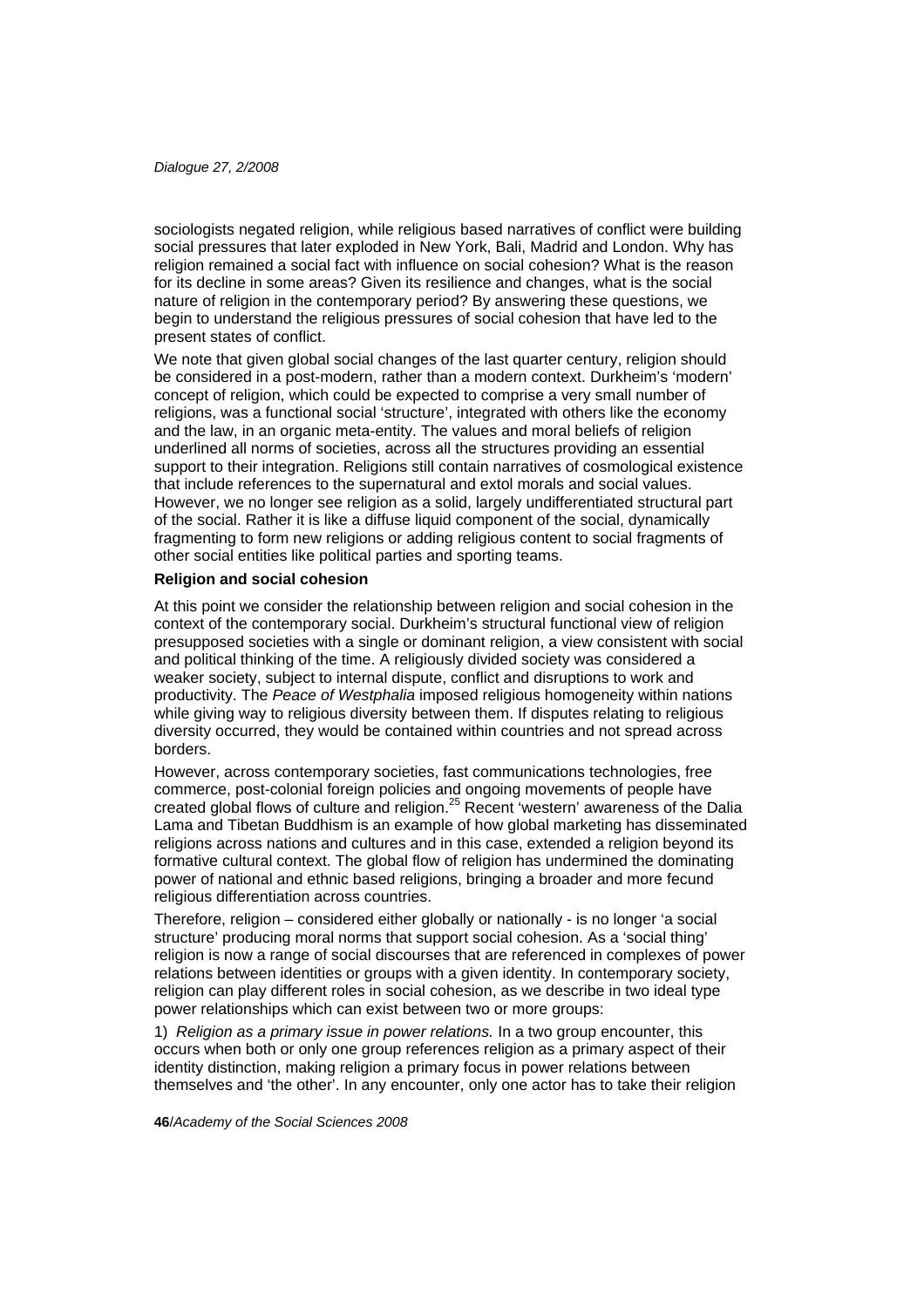sociologists negated religion, while religious based narratives of conflict were building social pressures that later exploded in New York, Bali, Madrid and London. Why has religion remained a social fact with influence on social cohesion? What is the reason for its decline in some areas? Given its resilience and changes, what is the social nature of religion in the contemporary period? By answering these questions, we begin to understand the religious pressures of social cohesion that have led to the present states of conflict.

We note that given global social changes of the last quarter century, religion should be considered in a post-modern, rather than a modern context. Durkheim's 'modern' concept of religion, which could be expected to comprise a very small number of religions, was a functional social 'structure', integrated with others like the economy and the law, in an organic meta-entity. The values and moral beliefs of religion underlined all norms of societies, across all the structures providing an essential support to their integration. Religions still contain narratives of cosmological existence that include references to the supernatural and extol morals and social values. However, we no longer see religion as a solid, largely undifferentiated structural part of the social. Rather it is like a diffuse liquid component of the social, dynamically fragmenting to form new religions or adding religious content to social fragments of other social entities like political parties and sporting teams.

**Religion and social cohesion**

At this point we consider the relationship between religion and social cohesion in the context of the contemporary social. Durkheim's structural functional view of religion presupposed societies with a single or dominant religion, a view consistent with social and political thinking of the time. A religiously divided society was considered a weaker society, subject to internal dispute, conflict and disruptions to work and productivity. The *Peace of Westphalia* imposed religious homogeneity within nations while giving way to religious diversity between them. If disputes relating to religious diversity occurred, they would be contained within countries and not spread across borders.

However, across contemporary societies, fast communications technologies, free commerce, post-colonial foreign policies and ongoing movements of people have created global flows of culture and religion.[25] Recent 'western' awareness of the Dalia Lama and Tibetan Buddhism is an example of how global marketing has disseminated religions across nations and cultures and in this case, extended a religion beyond its formative cultural context. The global flow of religion has undermined the dominating power of national and ethnic based religions, bringing a broader and more fecund religious differentiation across countries.

Therefore, religion – considered either globally or nationally - is no longer 'a social structure' producing moral norms that support social cohesion. As a 'social thing' religion is now a range of social discourses that are referenced in complexes of power relations between identities or groups with a given identity. In contemporary society, religion can play different roles in social cohesion, as we describe in two ideal type power relationships which can exist between two or more groups:

1) *Religion as a primary issue in power relations.* In a two group encounter, this occurs when both or only one group references religion as a primary aspect of their identity distinction, making religion a primary focus in power relations between themselves and 'the other'. In any encounter, only one actor has to take their religion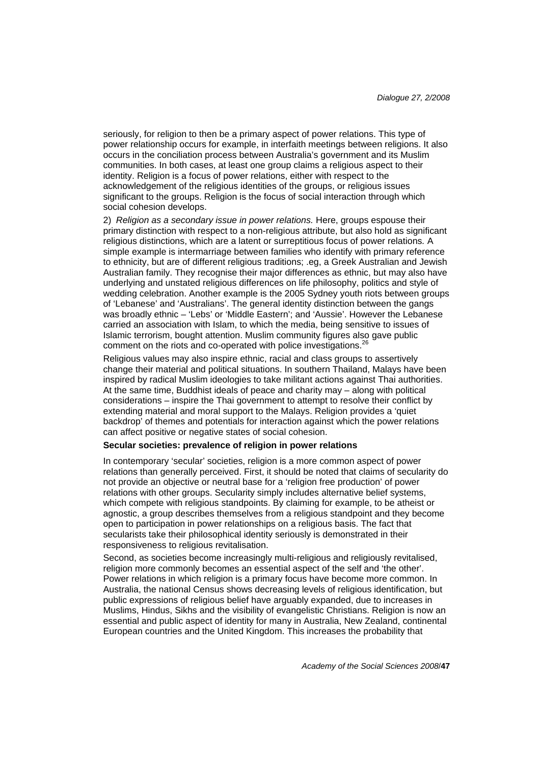seriously, for religion to then be a primary aspect of power relations. This type of power relationship occurs for example, in interfaith meetings between religions. It also occurs in the conciliation process between Australia's government and its Muslim communities. In both cases, at least one group claims a religious aspect to their identity. Religion is a focus of power relations, either with respect to the acknowledgement of the religious identities of the groups, or religious issues significant to the groups. Religion is the focus of social interaction through which social cohesion develops.

2) *Religion as a secondary issue in power relations.* Here, groups espouse their primary distinction with respect to a non-religious attribute, but also hold as significant religious distinctions, which are a latent or surreptitious focus of power relations. A simple example is intermarriage between families who identify with primary reference to ethnicity, but are of different religious traditions; .eg, a Greek Australian and Jewish Australian family. They recognise their major differences as ethnic, but may also have underlying and unstated religious differences on life philosophy, politics and style of wedding celebration. Another example is the 2005 Sydney youth riots between groups of 'Lebanese' and 'Australians'. The general identity distinction between the gangs was broadly ethnic – 'Lebs' or 'Middle Eastern'; and 'Aussie'. However the Lebanese carried an association with Islam, to which the media, being sensitive to issues of Islamic terrorism, bought attention. Muslim community figures also gave public comment on the riots and co-operated with police investigations.[26]

Religious values may also inspire ethnic, racial and class groups to assertively change their material and political situations. In southern Thailand, Malays have been inspired by radical Muslim ideologies to take militant actions against Thai authorities. At the same time, Buddhist ideals of peace and charity may – along with political considerations – inspire the Thai government to attempt to resolve their conflict by extending material and moral support to the Malays. Religion provides a 'quiet backdrop' of themes and potentials for interaction against which the power relations can affect positive or negative states of social cohesion.

**Secular societies: prevalence of religion in power relations**

In contemporary 'secular' societies, religion is a more common aspect of power relations than generally perceived. First, it should be noted that claims of secularity do not provide an objective or neutral base for a 'religion free production' of power relations with other groups. Secularity simply includes alternative belief systems, which compete with religious standpoints. By claiming for example, to be atheist or agnostic, a group describes themselves from a religious standpoint and they become open to participation in power relationships on a religious basis. The fact that secularists take their philosophical identity seriously is demonstrated in their responsiveness to religious revitalisation.

Second, as societies become increasingly multi-religious and religiously revitalised, religion more commonly becomes an essential aspect of the self and 'the other'. Power relations in which religion is a primary focus have become more common. In Australia, the national Census shows decreasing levels of religious identification, but public expressions of religious belief have arguably expanded, due to increases in Muslims, Hindus, Sikhs and the visibility of evangelistic Christians. Religion is now an essential and public aspect of identity for many in Australia, New Zealand, continental European countries and the United Kingdom. This increases the probability that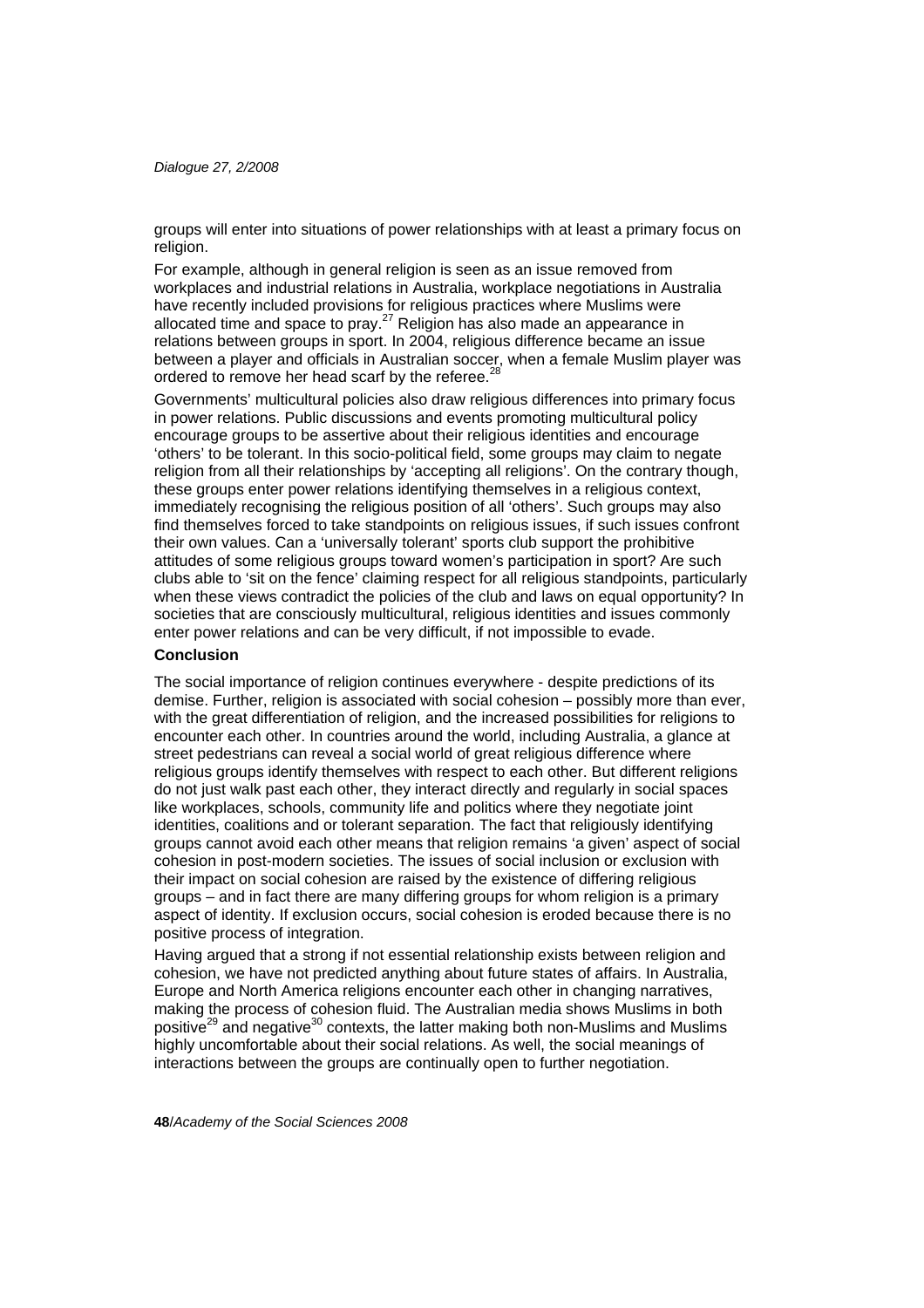groups will enter into situations of power relationships with at least a primary focus on religion.

For example, although in general religion is seen as an issue removed from workplaces and industrial relations in Australia, workplace negotiations in Australia have recently included provisions for religious practices where Muslims were allocated time and space to pray.[27] Religion has also made an appearance in relations between groups in sport. In 2004, religious difference became an issue between a player and officials in Australian soccer, when a female Muslim player was ordered to remove her head scarf by the referee.[28]

Governments' multicultural policies also draw religious differences into primary focus in power relations. Public discussions and events promoting multicultural policy encourage groups to be assertive about their religious identities and encourage 'others' to be tolerant. In this socio-political field, some groups may claim to negate religion from all their relationships by 'accepting all religions'. On the contrary though, these groups enter power relations identifying themselves in a religious context, immediately recognising the religious position of all 'others'. Such groups may also find themselves forced to take standpoints on religious issues, if such issues confront their own values. Can a 'universally tolerant' sports club support the prohibitive attitudes of some religious groups toward women's participation in sport? Are such clubs able to 'sit on the fence' claiming respect for all religious standpoints, particularly when these views contradict the policies of the club and laws on equal opportunity? In societies that are consciously multicultural, religious identities and issues commonly enter power relations and can be very difficult, if not impossible to evade.

### Conclusion

The social importance of religion continues everywhere - despite predictions of its demise. Further, religion is associated with social cohesion – possibly more than ever, with the great differentiation of religion, and the increased possibilities for religions to encounter each other. In countries around the world, including Australia, a glance at street pedestrians can reveal a social world of great religious difference where religious groups identify themselves with respect to each other. But different religions do not just walk past each other, they interact directly and regularly in social spaces like workplaces, schools, community life and politics where they negotiate joint identities, coalitions and or tolerant separation. The fact that religiously identifying groups cannot avoid each other means that religion remains 'a given' aspect of social cohesion in post-modern societies. The issues of social inclusion or exclusion with their impact on social cohesion are raised by the existence of differing religious groups – and in fact there are many differing groups for whom religion is a primary aspect of identity. If exclusion occurs, social cohesion is eroded because there is no positive process of integration.

Having argued that a strong if not essential relationship exists between religion and cohesion, we have not predicted anything about future states of affairs. In Australia, Europe and North America religions encounter each other in changing narratives, making the process of cohesion fluid. The Australian media shows Muslims in both positive[29] and negative[30] contexts, the latter making both non-Muslims and Muslims highly uncomfortable about their social relations. As well, the social meanings of interactions between the groups are continually open to further negotiation.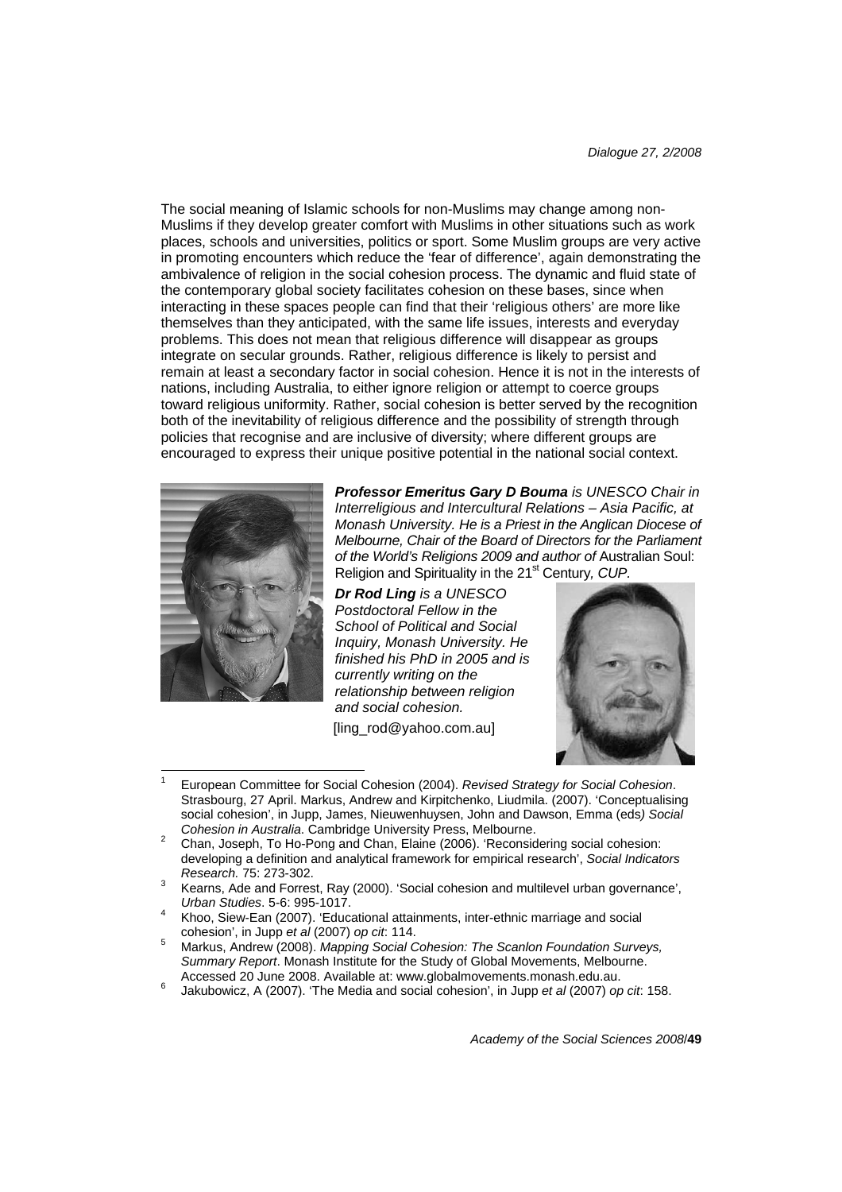The social meaning of Islamic schools for non-Muslims may change among non-Muslims if they develop greater comfort with Muslims in other situations such as work places, schools and universities, politics or sport. Some Muslim groups are very active in promoting encounters which reduce the 'fear of difference', again demonstrating the ambivalence of religion in the social cohesion process. The dynamic and fluid state of the contemporary global society facilitates cohesion on these bases, since when interacting in these spaces people can find that their 'religious others' are more like themselves than they anticipated, with the same life issues, interests and everyday problems. This does not mean that religious difference will disappear as groups integrate on secular grounds. Rather, religious difference is likely to persist and remain at least a secondary factor in social cohesion. Hence it is not in the interests of nations, including Australia, to either ignore religion or attempt to coerce groups toward religious uniformity. Rather, social cohesion is better served by the recognition both of the inevitability of religious difference and the possibility of strength through policies that recognise and are inclusive of diversity; where different groups are encouraged to express their unique positive potential in the national social context.

***Professor Emeritus Gary D Bouma** is UNESCO Chair in Interreligious and Intercultural Relations – Asia Pacific, at Monash University. He is a Priest in the Anglican Diocese of Melbourne, Chair of the Board of Directors for the Parliament of the World's Religions 2009 and author of* Australian Soul: Religion and Spirituality in the 21st Century, *CUP.*

***Dr Rod Ling** is a UNESCO Postdoctoral Fellow in the School of Political and Social Inquiry, Monash University. He finished his PhD in 2005 and is currently writing on the relationship between religion and social cohesion.*

[ling_rod@yahoo.com.au]

---

1 European Committee for Social Cohesion (2004). *Revised Strategy for Social Cohesion*. Strasbourg, 27 April. Markus, Andrew and Kirpitchenko, Liudmila. (2007). 'Conceptualising social cohesion', in Jupp, James, Nieuwenhuysen, John and Dawson, Emma (eds*) Social Cohesion in Australia*. Cambridge University Press, Melbourne.

2 Chan, Joseph, To Ho-Pong and Chan, Elaine (2006). 'Reconsidering social cohesion: developing a definition and analytical framework for empirical research', *Social Indicators Research.* 75: 273-302.

3 Kearns, Ade and Forrest, Ray (2000). 'Social cohesion and multilevel urban governance', *Urban Studies*. 5-6: 995-1017.

4 Khoo, Siew-Ean (2007). 'Educational attainments, inter-ethnic marriage and social cohesion', in Jupp *et al* (2007) *op cit*: 114.

5 Markus, Andrew (2008). *Mapping Social Cohesion: The Scanlon Foundation Surveys, Summary Report*. Monash Institute for the Study of Global Movements, Melbourne. Accessed 20 June 2008. Available at: www.globalmovements.monash.edu.au.

6 Jakubowicz, A (2007). 'The Media and social cohesion', in Jupp *et al* (2007) *op cit*: 158.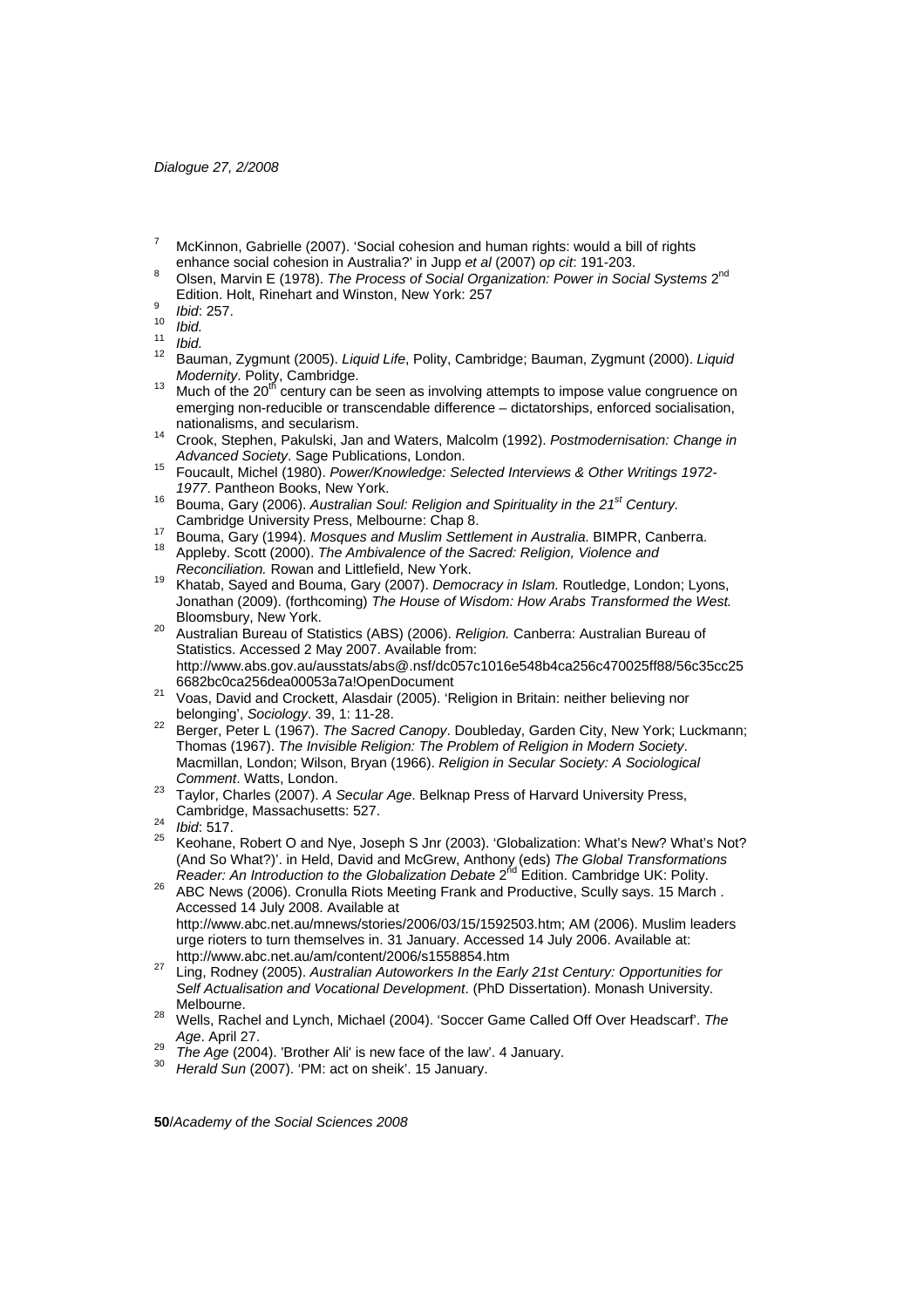[7] McKinnon, Gabrielle (2007). 'Social cohesion and human rights: would a bill of rights enhance social cohesion in Australia?' in Jupp *et al* (2007) *op cit*: 191-203.

[8] Olsen, Marvin E (1978). *The Process of Social Organization: Power in Social Systems* 2nd Edition. Holt, Rinehart and Winston, New York: 257

[9] *Ibid*: 257.

[10] *Ibid.*

[11] *Ibid.*

[12] Bauman, Zygmunt (2005). *Liquid Life*, Polity, Cambridge; Bauman, Zygmunt (2000). *Liquid Modernity*. Polity, Cambridge.

[13] Much of the 20th century can be seen as involving attempts to impose value congruence on emerging non-reducible or transcendable difference – dictatorships, enforced socialisation, nationalisms, and secularism.

[14] Crook, Stephen, Pakulski, Jan and Waters, Malcolm (1992). *Postmodernisation: Change in Advanced Society*. Sage Publications, London.

[15] Foucault, Michel (1980). *Power/Knowledge: Selected Interviews & Other Writings 1972-1977*. Pantheon Books, New York.

[16] Bouma, Gary (2006). *Australian Soul: Religion and Spirituality in the 21st Century.* Cambridge University Press, Melbourne: Chap 8.

[17] Bouma, Gary (1994). *Mosques and Muslim Settlement in Australia.* BIMPR, Canberra.

[18] Appleby. Scott (2000). *The Ambivalence of the Sacred: Religion, Violence and Reconciliation.* Rowan and Littlefield, New York.

[19] Khatab, Sayed and Bouma, Gary (2007). *Democracy in Islam.* Routledge, London; Lyons, Jonathan (2009). (forthcoming) *The House of Wisdom: How Arabs Transformed the West.* Bloomsbury, New York.

[20] Australian Bureau of Statistics (ABS) (2006). *Religion.* Canberra: Australian Bureau of Statistics. Accessed 2 May 2007. Available from: http://www.abs.gov.au/ausstats/abs@.nsf/dc057c1016e548b4ca256c470025ff88/56c35cc256682bc0ca256dea00053a7a!OpenDocument

[21] Voas, David and Crockett, Alasdair (2005). 'Religion in Britain: neither believing nor belonging', *Sociology*. 39, 1: 11-28.

[22] Berger, Peter L (1967). *The Sacred Canopy*. Doubleday, Garden City, New York; Luckmann; Thomas (1967). *The Invisible Religion: The Problem of Religion in Modern Society*. Macmillan, London; Wilson, Bryan (1966). *Religion in Secular Society: A Sociological Comment*. Watts, London.

[23] Taylor, Charles (2007). *A Secular Age*. Belknap Press of Harvard University Press, Cambridge, Massachusetts: 527.

[24] *Ibid*: 517.

[25] Keohane, Robert O and Nye, Joseph S Jnr (2003). 'Globalization: What's New? What's Not? (And So What?)'. in Held, David and McGrew, Anthony (eds) *The Global Transformations Reader: An Introduction to the Globalization Debate* 2nd Edition. Cambridge UK: Polity.

[26] ABC News (2006). Cronulla Riots Meeting Frank and Productive, Scully says. 15 March . Accessed 14 July 2008. Available at http://www.abc.net.au/mnews/stories/2006/03/15/1592503.htm; AM (2006). Muslim leaders urge rioters to turn themselves in. 31 January. Accessed 14 July 2006. Available at: http://www.abc.net.au/am/content/2006/s1558854.htm

[27] Ling, Rodney (2005). *Australian Autoworkers In the Early 21st Century: Opportunities for Self Actualisation and Vocational Development*. (PhD Dissertation). Monash University. Melbourne.

[28] Wells, Rachel and Lynch, Michael (2004). 'Soccer Game Called Off Over Headscarf'. *The Age*. April 27.

[29] *The Age* (2004). 'Brother Ali' is new face of the law'. 4 January.

[30] *Herald Sun* (2007). 'PM: act on sheik'. 15 January.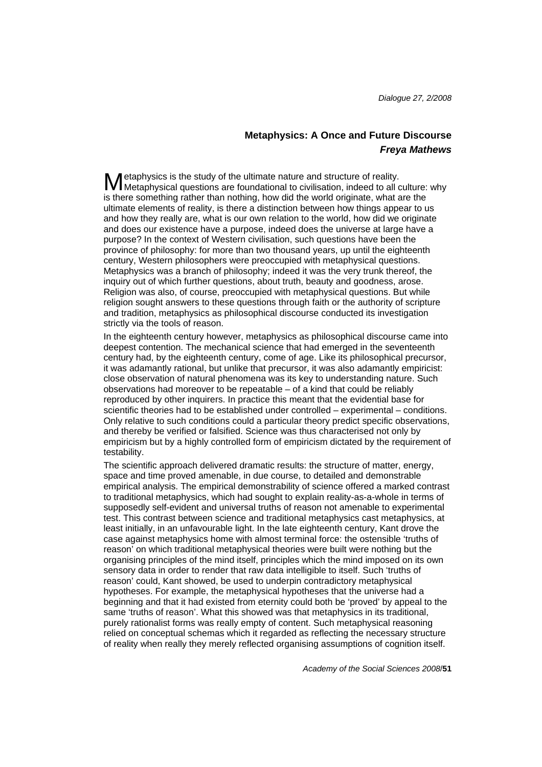## Metaphysics: A Once and Future Discourse

***Freya Mathews***

Metaphysics is the study of the ultimate nature and structure of reality. Metaphysical questions are foundational to civilisation, indeed to all culture: why is there something rather than nothing, how did the world originate, what are the ultimate elements of reality, is there a distinction between how things appear to us and how they really are, what is our own relation to the world, how did we originate and does our existence have a purpose, indeed does the universe at large have a purpose? In the context of Western civilisation, such questions have been the province of philosophy: for more than two thousand years, up until the eighteenth century, Western philosophers were preoccupied with metaphysical questions. Metaphysics was a branch of philosophy; indeed it was the very trunk thereof, the inquiry out of which further questions, about truth, beauty and goodness, arose. Religion was also, of course, preoccupied with metaphysical questions. But while religion sought answers to these questions through faith or the authority of scripture and tradition, metaphysics as philosophical discourse conducted its investigation strictly via the tools of reason.

In the eighteenth century however, metaphysics as philosophical discourse came into deepest contention. The mechanical science that had emerged in the seventeenth century had, by the eighteenth century, come of age. Like its philosophical precursor, it was adamantly rational, but unlike that precursor, it was also adamantly empiricist: close observation of natural phenomena was its key to understanding nature. Such observations had moreover to be repeatable – of a kind that could be reliably reproduced by other inquirers. In practice this meant that the evidential base for scientific theories had to be established under controlled – experimental – conditions. Only relative to such conditions could a particular theory predict specific observations, and thereby be verified or falsified. Science was thus characterised not only by empiricism but by a highly controlled form of empiricism dictated by the requirement of testability.

The scientific approach delivered dramatic results: the structure of matter, energy, space and time proved amenable, in due course, to detailed and demonstrable empirical analysis. The empirical demonstrability of science offered a marked contrast to traditional metaphysics, which had sought to explain reality-as-a-whole in terms of supposedly self-evident and universal truths of reason not amenable to experimental test. This contrast between science and traditional metaphysics cast metaphysics, at least initially, in an unfavourable light. In the late eighteenth century, Kant drove the case against metaphysics home with almost terminal force: the ostensible 'truths of reason' on which traditional metaphysical theories were built were nothing but the organising principles of the mind itself, principles which the mind imposed on its own sensory data in order to render that raw data intelligible to itself. Such 'truths of reason' could, Kant showed, be used to underpin contradictory metaphysical hypotheses. For example, the metaphysical hypotheses that the universe had a beginning and that it had existed from eternity could both be 'proved' by appeal to the same 'truths of reason'. What this showed was that metaphysics in its traditional, purely rationalist forms was really empty of content. Such metaphysical reasoning relied on conceptual schemas which it regarded as reflecting the necessary structure of reality when really they merely reflected organising assumptions of cognition itself.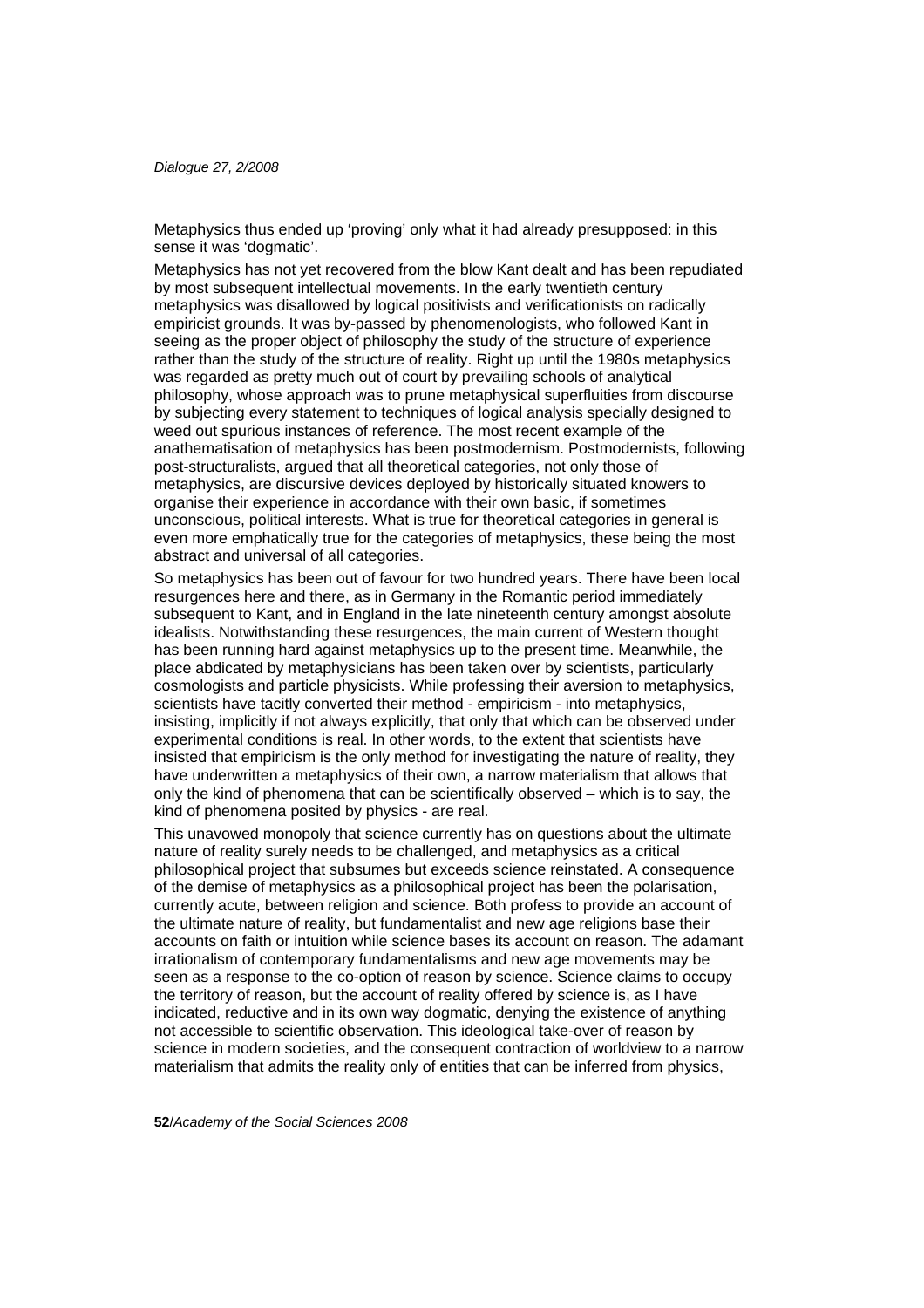Metaphysics thus ended up 'proving' only what it had already presupposed: in this sense it was 'dogmatic'.

Metaphysics has not yet recovered from the blow Kant dealt and has been repudiated by most subsequent intellectual movements. In the early twentieth century metaphysics was disallowed by logical positivists and verificationists on radically empiricist grounds. It was by-passed by phenomenologists, who followed Kant in seeing as the proper object of philosophy the study of the structure of experience rather than the study of the structure of reality. Right up until the 1980s metaphysics was regarded as pretty much out of court by prevailing schools of analytical philosophy, whose approach was to prune metaphysical superfluities from discourse by subjecting every statement to techniques of logical analysis specially designed to weed out spurious instances of reference. The most recent example of the anathematisation of metaphysics has been postmodernism. Postmodernists, following post-structuralists, argued that all theoretical categories, not only those of metaphysics, are discursive devices deployed by historically situated knowers to organise their experience in accordance with their own basic, if sometimes unconscious, political interests. What is true for theoretical categories in general is even more emphatically true for the categories of metaphysics, these being the most abstract and universal of all categories.

So metaphysics has been out of favour for two hundred years. There have been local resurgences here and there, as in Germany in the Romantic period immediately subsequent to Kant, and in England in the late nineteenth century amongst absolute idealists. Notwithstanding these resurgences, the main current of Western thought has been running hard against metaphysics up to the present time. Meanwhile, the place abdicated by metaphysicians has been taken over by scientists, particularly cosmologists and particle physicists. While professing their aversion to metaphysics, scientists have tacitly converted their method - empiricism - into metaphysics, insisting, implicitly if not always explicitly, that only that which can be observed under experimental conditions is real. In other words, to the extent that scientists have insisted that empiricism is the only method for investigating the nature of reality, they have underwritten a metaphysics of their own, a narrow materialism that allows that only the kind of phenomena that can be scientifically observed – which is to say, the kind of phenomena posited by physics - are real.

This unavowed monopoly that science currently has on questions about the ultimate nature of reality surely needs to be challenged, and metaphysics as a critical philosophical project that subsumes but exceeds science reinstated. A consequence of the demise of metaphysics as a philosophical project has been the polarisation, currently acute, between religion and science. Both profess to provide an account of the ultimate nature of reality, but fundamentalist and new age religions base their accounts on faith or intuition while science bases its account on reason. The adamant irrationalism of contemporary fundamentalisms and new age movements may be seen as a response to the co-option of reason by science. Science claims to occupy the territory of reason, but the account of reality offered by science is, as I have indicated, reductive and in its own way dogmatic, denying the existence of anything not accessible to scientific observation. This ideological take-over of reason by science in modern societies, and the consequent contraction of worldview to a narrow materialism that admits the reality only of entities that can be inferred from physics,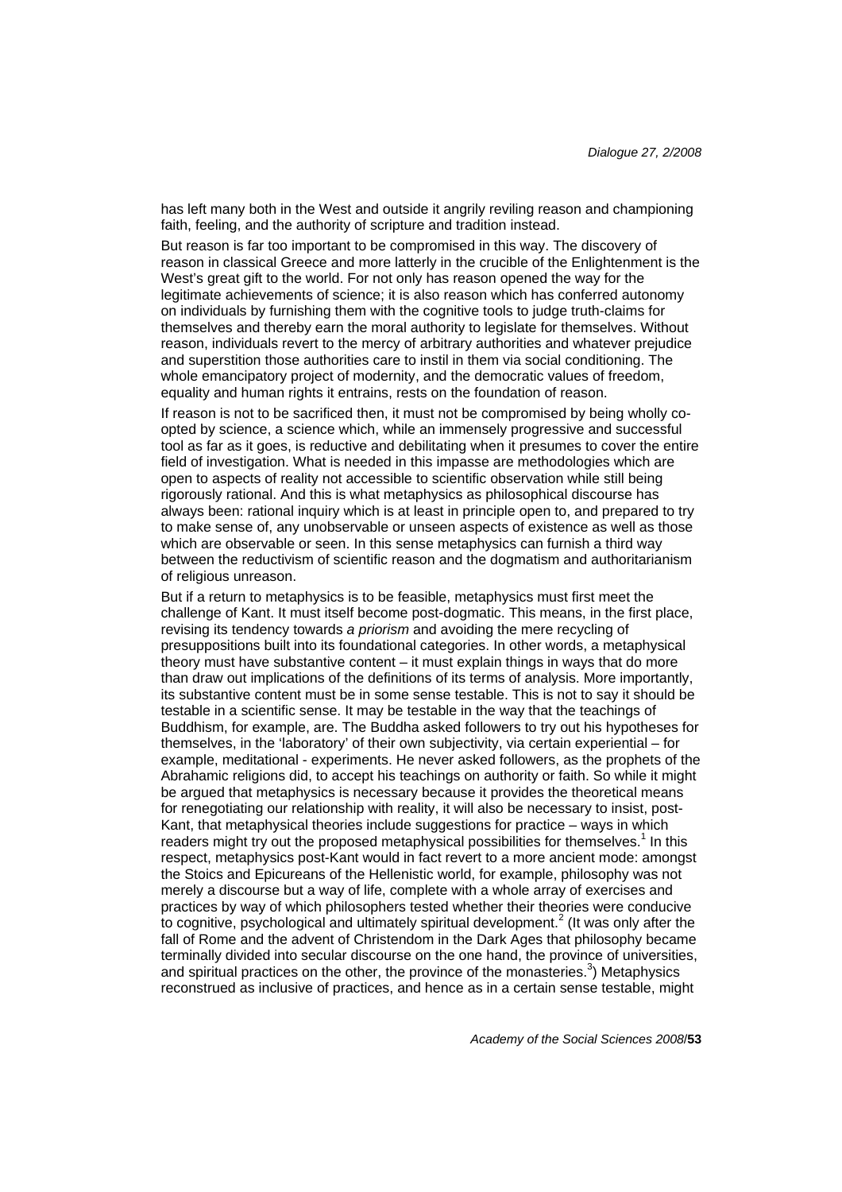has left many both in the West and outside it angrily reviling reason and championing faith, feeling, and the authority of scripture and tradition instead.

But reason is far too important to be compromised in this way. The discovery of reason in classical Greece and more latterly in the crucible of the Enlightenment is the West's great gift to the world. For not only has reason opened the way for the legitimate achievements of science; it is also reason which has conferred autonomy on individuals by furnishing them with the cognitive tools to judge truth-claims for themselves and thereby earn the moral authority to legislate for themselves. Without reason, individuals revert to the mercy of arbitrary authorities and whatever prejudice and superstition those authorities care to instil in them via social conditioning. The whole emancipatory project of modernity, and the democratic values of freedom, equality and human rights it entrains, rests on the foundation of reason.

If reason is not to be sacrificed then, it must not be compromised by being wholly co-opted by science, a science which, while an immensely progressive and successful tool as far as it goes, is reductive and debilitating when it presumes to cover the entire field of investigation. What is needed in this impasse are methodologies which are open to aspects of reality not accessible to scientific observation while still being rigorously rational. And this is what metaphysics as philosophical discourse has always been: rational inquiry which is at least in principle open to, and prepared to try to make sense of, any unobservable or unseen aspects of existence as well as those which are observable or seen. In this sense metaphysics can furnish a third way between the reductivism of scientific reason and the dogmatism and authoritarianism of religious unreason.

But if a return to metaphysics is to be feasible, metaphysics must first meet the challenge of Kant. It must itself become post-dogmatic. This means, in the first place, revising its tendency towards *a priorism* and avoiding the mere recycling of presuppositions built into its foundational categories. In other words, a metaphysical theory must have substantive content – it must explain things in ways that do more than draw out implications of the definitions of its terms of analysis. More importantly, its substantive content must be in some sense testable. This is not to say it should be testable in a scientific sense. It may be testable in the way that the teachings of Buddhism, for example, are. The Buddha asked followers to try out his hypotheses for themselves, in the 'laboratory' of their own subjectivity, via certain experiential – for example, meditational - experiments. He never asked followers, as the prophets of the Abrahamic religions did, to accept his teachings on authority or faith. So while it might be argued that metaphysics is necessary because it provides the theoretical means for renegotiating our relationship with reality, it will also be necessary to insist, post-Kant, that metaphysical theories include suggestions for practice – ways in which readers might try out the proposed metaphysical possibilities for themselves.[1] In this respect, metaphysics post-Kant would in fact revert to a more ancient mode: amongst the Stoics and Epicureans of the Hellenistic world, for example, philosophy was not merely a discourse but a way of life, complete with a whole array of exercises and practices by way of which philosophers tested whether their theories were conducive to cognitive, psychological and ultimately spiritual development.[2] (It was only after the fall of Rome and the advent of Christendom in the Dark Ages that philosophy became terminally divided into secular discourse on the one hand, the province of universities, and spiritual practices on the other, the province of the monasteries.[3]) Metaphysics reconstrued as inclusive of practices, and hence as in a certain sense testable, might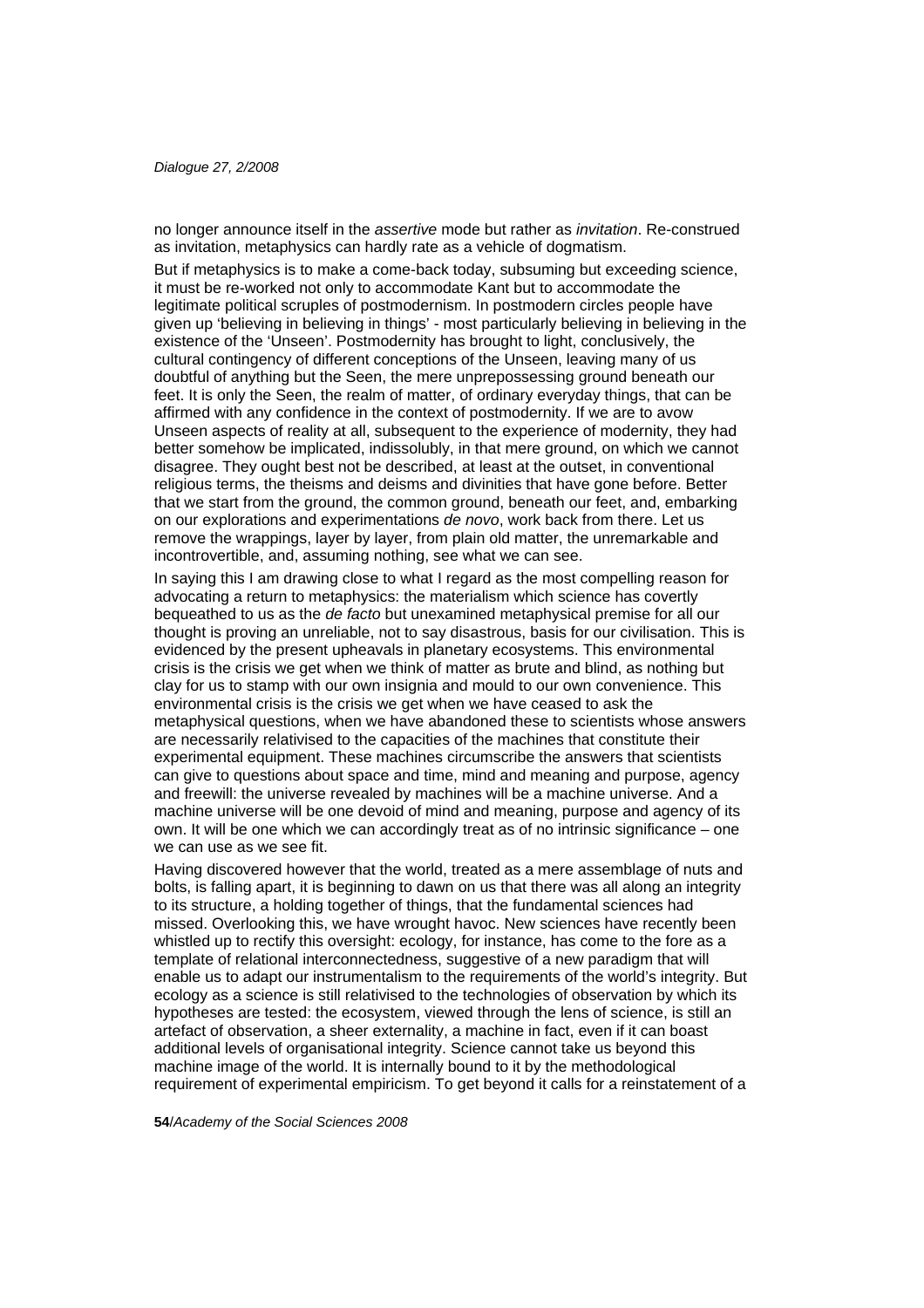no longer announce itself in the *assertive* mode but rather as *invitation*. Re-construed as invitation, metaphysics can hardly rate as a vehicle of dogmatism.

But if metaphysics is to make a come-back today, subsuming but exceeding science, it must be re-worked not only to accommodate Kant but to accommodate the legitimate political scruples of postmodernism. In postmodern circles people have given up 'believing in believing in things' - most particularly believing in believing in the existence of the 'Unseen'. Postmodernity has brought to light, conclusively, the cultural contingency of different conceptions of the Unseen, leaving many of us doubtful of anything but the Seen, the mere unprepossessing ground beneath our feet. It is only the Seen, the realm of matter, of ordinary everyday things, that can be affirmed with any confidence in the context of postmodernity. If we are to avow Unseen aspects of reality at all, subsequent to the experience of modernity, they had better somehow be implicated, indissolubly, in that mere ground, on which we cannot disagree. They ought best not be described, at least at the outset, in conventional religious terms, the theisms and deisms and divinities that have gone before. Better that we start from the ground, the common ground, beneath our feet, and, embarking on our explorations and experimentations *de novo*, work back from there. Let us remove the wrappings, layer by layer, from plain old matter, the unremarkable and incontrovertible, and, assuming nothing, see what we can see.

In saying this I am drawing close to what I regard as the most compelling reason for advocating a return to metaphysics: the materialism which science has covertly bequeathed to us as the *de facto* but unexamined metaphysical premise for all our thought is proving an unreliable, not to say disastrous, basis for our civilisation. This is evidenced by the present upheavals in planetary ecosystems. This environmental crisis is the crisis we get when we think of matter as brute and blind, as nothing but clay for us to stamp with our own insignia and mould to our own convenience. This environmental crisis is the crisis we get when we have ceased to ask the metaphysical questions, when we have abandoned these to scientists whose answers are necessarily relativised to the capacities of the machines that constitute their experimental equipment. These machines circumscribe the answers that scientists can give to questions about space and time, mind and meaning and purpose, agency and freewill: the universe revealed by machines will be a machine universe. And a machine universe will be one devoid of mind and meaning, purpose and agency of its own. It will be one which we can accordingly treat as of no intrinsic significance – one we can use as we see fit.

Having discovered however that the world, treated as a mere assemblage of nuts and bolts, is falling apart, it is beginning to dawn on us that there was all along an integrity to its structure, a holding together of things, that the fundamental sciences had missed. Overlooking this, we have wrought havoc. New sciences have recently been whistled up to rectify this oversight: ecology, for instance, has come to the fore as a template of relational interconnectedness, suggestive of a new paradigm that will enable us to adapt our instrumentalism to the requirements of the world's integrity. But ecology as a science is still relativised to the technologies of observation by which its hypotheses are tested: the ecosystem, viewed through the lens of science, is still an artefact of observation, a sheer externality, a machine in fact, even if it can boast additional levels of organisational integrity. Science cannot take us beyond this machine image of the world. It is internally bound to it by the methodological requirement of experimental empiricism. To get beyond it calls for a reinstatement of a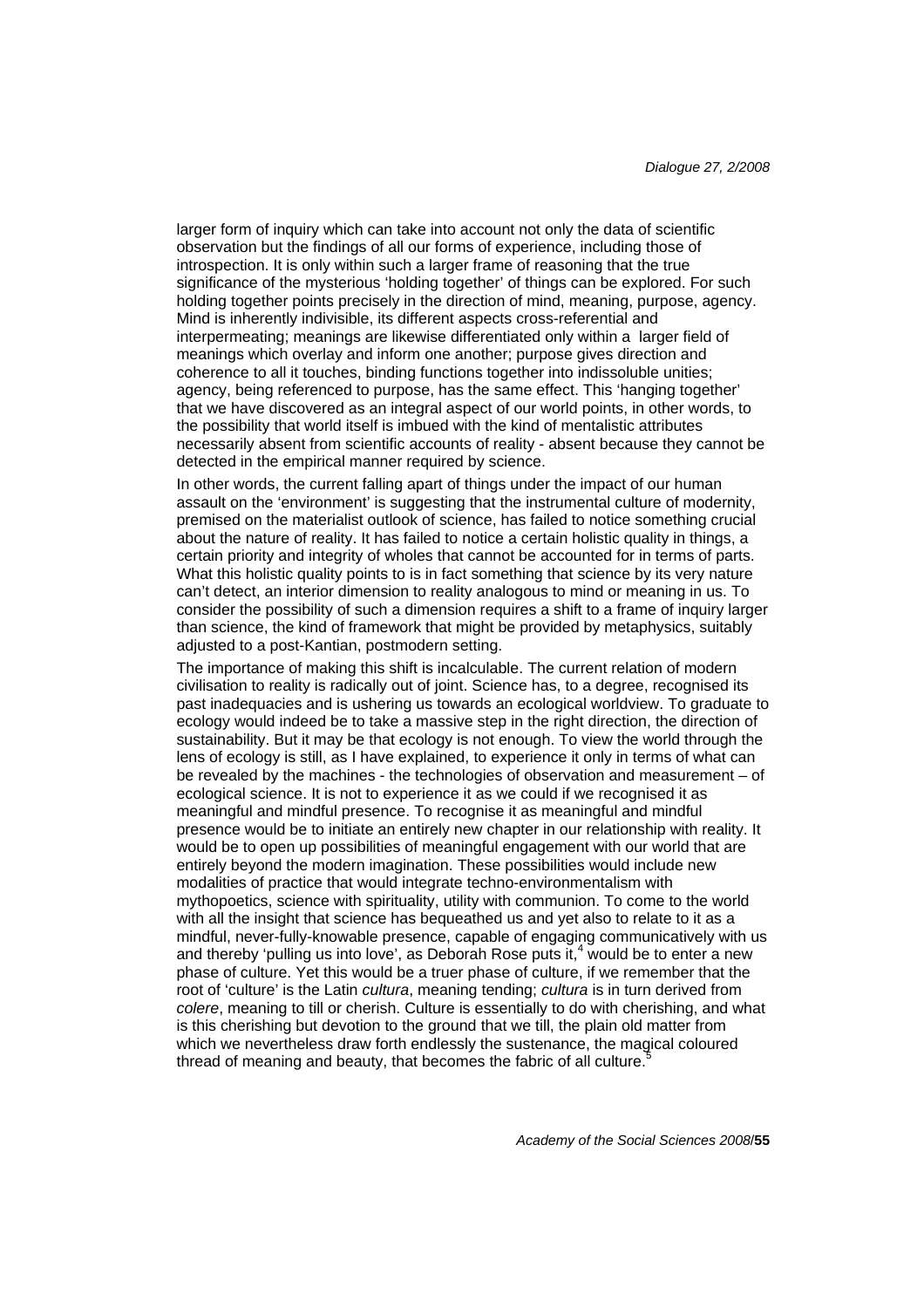larger form of inquiry which can take into account not only the data of scientific observation but the findings of all our forms of experience, including those of introspection. It is only within such a larger frame of reasoning that the true significance of the mysterious 'holding together' of things can be explored. For such holding together points precisely in the direction of mind, meaning, purpose, agency. Mind is inherently indivisible, its different aspects cross-referential and interpermeating; meanings are likewise differentiated only within a larger field of meanings which overlay and inform one another; purpose gives direction and coherence to all it touches, binding functions together into indissoluble unities; agency, being referenced to purpose, has the same effect. This 'hanging together' that we have discovered as an integral aspect of our world points, in other words, to the possibility that world itself is imbued with the kind of mentalistic attributes necessarily absent from scientific accounts of reality - absent because they cannot be detected in the empirical manner required by science.

In other words, the current falling apart of things under the impact of our human assault on the 'environment' is suggesting that the instrumental culture of modernity, premised on the materialist outlook of science, has failed to notice something crucial about the nature of reality. It has failed to notice a certain holistic quality in things, a certain priority and integrity of wholes that cannot be accounted for in terms of parts. What this holistic quality points to is in fact something that science by its very nature can't detect, an interior dimension to reality analogous to mind or meaning in us. To consider the possibility of such a dimension requires a shift to a frame of inquiry larger than science, the kind of framework that might be provided by metaphysics, suitably adjusted to a post-Kantian, postmodern setting.

The importance of making this shift is incalculable. The current relation of modern civilisation to reality is radically out of joint. Science has, to a degree, recognised its past inadequacies and is ushering us towards an ecological worldview. To graduate to ecology would indeed be to take a massive step in the right direction, the direction of sustainability. But it may be that ecology is not enough. To view the world through the lens of ecology is still, as I have explained, to experience it only in terms of what can be revealed by the machines - the technologies of observation and measurement – of ecological science. It is not to experience it as we could if we recognised it as meaningful and mindful presence. To recognise it as meaningful and mindful presence would be to initiate an entirely new chapter in our relationship with reality. It would be to open up possibilities of meaningful engagement with our world that are entirely beyond the modern imagination. These possibilities would include new modalities of practice that would integrate techno-environmentalism with mythopoetics, science with spirituality, utility with communion. To come to the world with all the insight that science has bequeathed us and yet also to relate to it as a mindful, never-fully-knowable presence, capable of engaging communicatively with us and thereby 'pulling us into love', as Deborah Rose puts it,[4] would be to enter a new phase of culture. Yet this would be a truer phase of culture, if we remember that the root of 'culture' is the Latin *cultura*, meaning tending; *cultura* is in turn derived from *colere*, meaning to till or cherish. Culture is essentially to do with cherishing, and what is this cherishing but devotion to the ground that we till, the plain old matter from which we nevertheless draw forth endlessly the sustenance, the magical coloured thread of meaning and beauty, that becomes the fabric of all culture.[5]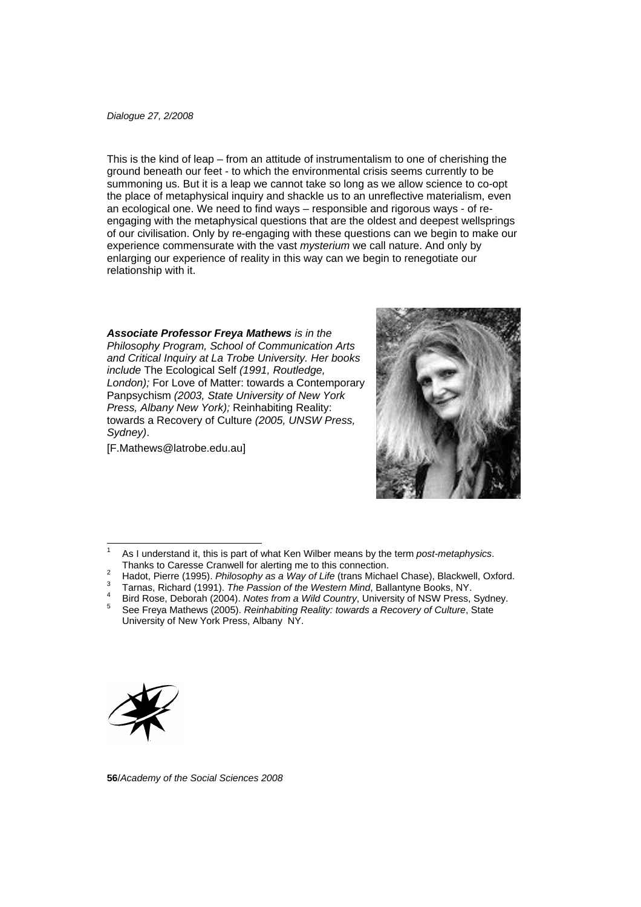This is the kind of leap – from an attitude of instrumentalism to one of cherishing the ground beneath our feet - to which the environmental crisis seems currently to be summoning us. But it is a leap we cannot take so long as we allow science to co-opt the place of metaphysical inquiry and shackle us to an unreflective materialism, even an ecological one. We need to find ways – responsible and rigorous ways - of re-engaging with the metaphysical questions that are the oldest and deepest wellsprings of our civilisation. Only by re-engaging with these questions can we begin to make our experience commensurate with the vast *mysterium* we call nature. And only by enlarging our experience of reality in this way can we begin to renegotiate our relationship with it.

***Associate Professor Freya Mathews*** *is in the Philosophy Program, School of Communication Arts and Critical Inquiry at La Trobe University. Her books include* The Ecological Self *(1991, Routledge, London);* For Love of Matter: towards a Contemporary Panpsychism *(2003, State University of New York Press, Albany New York);* Reinhabiting Reality: towards a Recovery of Culture *(2005, UNSW Press, Sydney)*.

[F.Mathews@latrobe.edu.au]

---

[1] As I understand it, this is part of what Ken Wilber means by the term *post-metaphysics*. Thanks to Caresse Cranwell for alerting me to this connection.

[2] Hadot, Pierre (1995). *Philosophy as a Way of Life* (trans Michael Chase), Blackwell, Oxford.

[3] Tarnas, Richard (1991). *The Passion of the Western Mind*, Ballantyne Books, NY.

[4] Bird Rose, Deborah (2004). *Notes from a Wild Country*, University of NSW Press, Sydney.

[5] See Freya Mathews (2005). *Reinhabiting Reality: towards a Recovery of Culture*, State University of New York Press, Albany NY.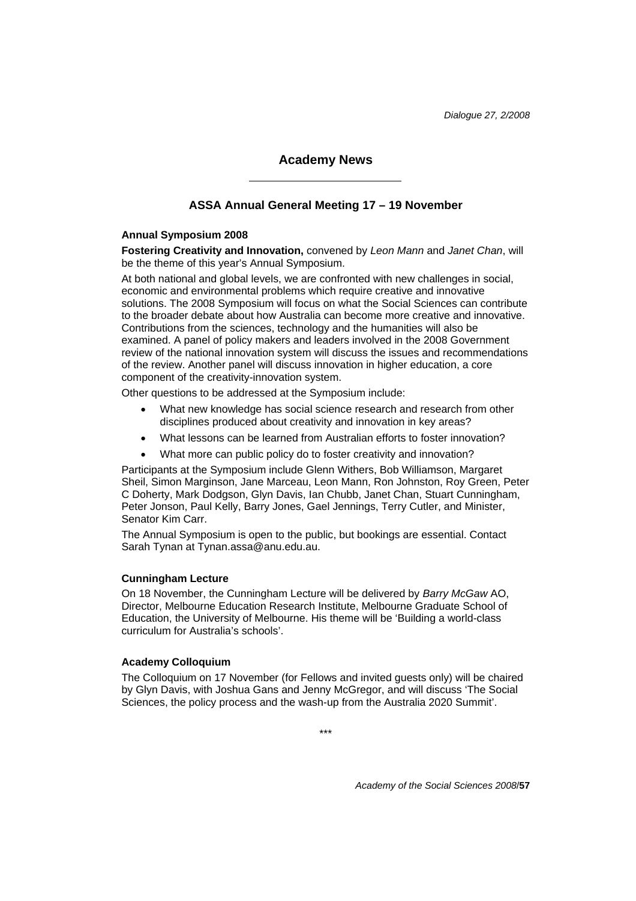## Academy News

### ASSA Annual General Meeting 17 – 19 November

#### Annual Symposium 2008

**Fostering Creativity and Innovation,** convened by *Leon Mann* and *Janet Chan*, will be the theme of this year's Annual Symposium.

At both national and global levels, we are confronted with new challenges in social, economic and environmental problems which require creative and innovative solutions. The 2008 Symposium will focus on what the Social Sciences can contribute to the broader debate about how Australia can become more creative and innovative. Contributions from the sciences, technology and the humanities will also be examined. A panel of policy makers and leaders involved in the 2008 Government review of the national innovation system will discuss the issues and recommendations of the review. Another panel will discuss innovation in higher education, a core component of the creativity-innovation system.

Other questions to be addressed at the Symposium include:

- What new knowledge has social science research and research from other disciplines produced about creativity and innovation in key areas?
- What lessons can be learned from Australian efforts to foster innovation?
- What more can public policy do to foster creativity and innovation?

Participants at the Symposium include Glenn Withers, Bob Williamson, Margaret Sheil, Simon Marginson, Jane Marceau, Leon Mann, Ron Johnston, Roy Green, Peter C Doherty, Mark Dodgson, Glyn Davis, Ian Chubb, Janet Chan, Stuart Cunningham, Peter Jonson, Paul Kelly, Barry Jones, Gael Jennings, Terry Cutler, and Minister, Senator Kim Carr.

The Annual Symposium is open to the public, but bookings are essential. Contact Sarah Tynan at Tynan.assa@anu.edu.au.

#### Cunningham Lecture

On 18 November, the Cunningham Lecture will be delivered by *Barry McGaw* AO, Director, Melbourne Education Research Institute, Melbourne Graduate School of Education, the University of Melbourne. His theme will be 'Building a world-class curriculum for Australia's schools'.

#### Academy Colloquium

The Colloquium on 17 November (for Fellows and invited guests only) will be chaired by Glyn Davis, with Joshua Gans and Jenny McGregor, and will discuss 'The Social Sciences, the policy process and the wash-up from the Australia 2020 Summit'.

***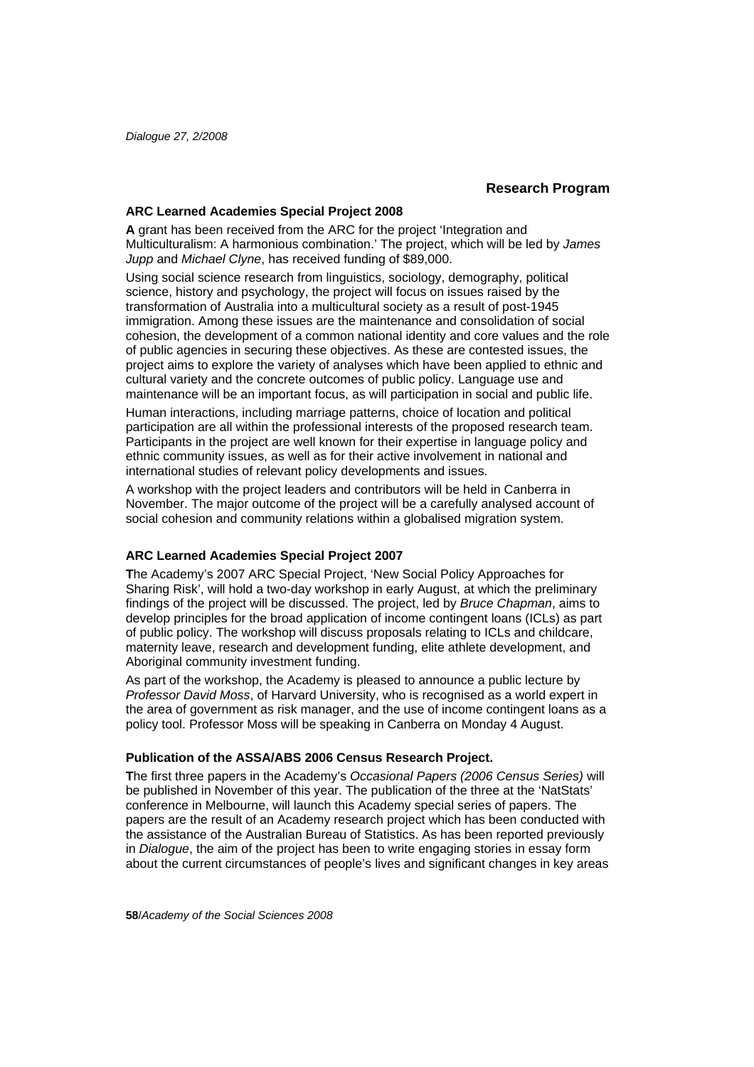## Research Program

### ARC Learned Academies Special Project 2008

**A** grant has been received from the ARC for the project 'Integration and Multiculturalism: A harmonious combination.' The project, which will be led by *James Jupp* and *Michael Clyne*, has received funding of $89,000.

Using social science research from linguistics, sociology, demography, political science, history and psychology, the project will focus on issues raised by the transformation of Australia into a multicultural society as a result of post-1945 immigration. Among these issues are the maintenance and consolidation of social cohesion, the development of a common national identity and core values and the role of public agencies in securing these objectives. As these are contested issues, the project aims to explore the variety of analyses which have been applied to ethnic and cultural variety and the concrete outcomes of public policy. Language use and maintenance will be an important focus, as will participation in social and public life.

Human interactions, including marriage patterns, choice of location and political participation are all within the professional interests of the proposed research team. Participants in the project are well known for their expertise in language policy and ethnic community issues, as well as for their active involvement in national and international studies of relevant policy developments and issues.

A workshop with the project leaders and contributors will be held in Canberra in November. The major outcome of the project will be a carefully analysed account of social cohesion and community relations within a globalised migration system.

### ARC Learned Academies Special Project 2007

**T**he Academy's 2007 ARC Special Project, 'New Social Policy Approaches for Sharing Risk', will hold a two-day workshop in early August, at which the preliminary findings of the project will be discussed. The project, led by *Bruce Chapman*, aims to develop principles for the broad application of income contingent loans (ICLs) as part of public policy. The workshop will discuss proposals relating to ICLs and childcare, maternity leave, research and development funding, elite athlete development, and Aboriginal community investment funding.

As part of the workshop, the Academy is pleased to announce a public lecture by *Professor David Moss*, of Harvard University, who is recognised as a world expert in the area of government as risk manager, and the use of income contingent loans as a policy tool. Professor Moss will be speaking in Canberra on Monday 4 August.

### Publication of the ASSA/ABS 2006 Census Research Project.

**T**he first three papers in the Academy's *Occasional Papers (2006 Census Series)* will be published in November of this year. The publication of the three at the 'NatStats' conference in Melbourne, will launch this Academy special series of papers. The papers are the result of an Academy research project which has been conducted with the assistance of the Australian Bureau of Statistics. As has been reported previously in *Dialogue*, the aim of the project has been to write engaging stories in essay form about the current circumstances of people's lives and significant changes in key areas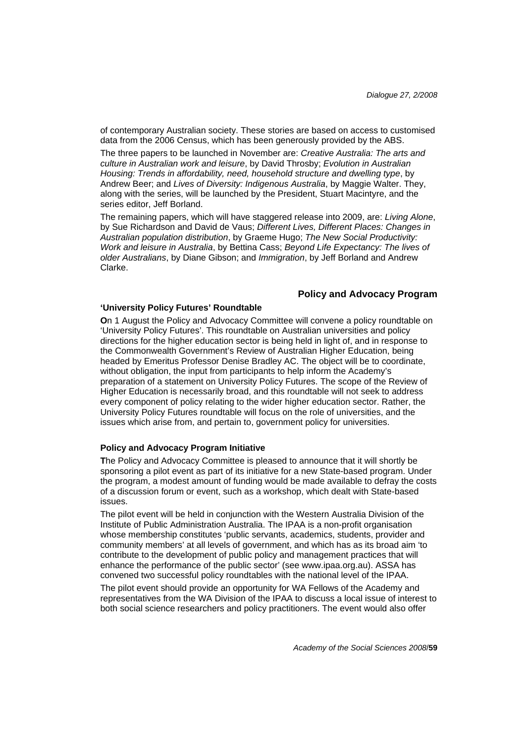of contemporary Australian society. These stories are based on access to customised data from the 2006 Census, which has been generously provided by the ABS.

The three papers to be launched in November are: *Creative Australia: The arts and culture in Australian work and leisure*, by David Throsby; *Evolution in Australian Housing: Trends in affordability, need, household structure and dwelling type*, by Andrew Beer; and *Lives of Diversity: Indigenous Australia*, by Maggie Walter. They, along with the series, will be launched by the President, Stuart Macintyre, and the series editor, Jeff Borland.

The remaining papers, which will have staggered release into 2009, are: *Living Alone*, by Sue Richardson and David de Vaus; *Different Lives, Different Places: Changes in Australian population distribution*, by Graeme Hugo; *The New Social Productivity: Work and leisure in Australia*, by Bettina Cass; *Beyond Life Expectancy: The lives of older Australians*, by Diane Gibson; and *Immigration*, by Jeff Borland and Andrew Clarke.

## Policy and Advocacy Program

### 'University Policy Futures' Roundtable

**O**n 1 August the Policy and Advocacy Committee will convene a policy roundtable on 'University Policy Futures'. This roundtable on Australian universities and policy directions for the higher education sector is being held in light of, and in response to the Commonwealth Government's Review of Australian Higher Education, being headed by Emeritus Professor Denise Bradley AC. The object will be to coordinate, without obligation, the input from participants to help inform the Academy's preparation of a statement on University Policy Futures. The scope of the Review of Higher Education is necessarily broad, and this roundtable will not seek to address every component of policy relating to the wider higher education sector. Rather, the University Policy Futures roundtable will focus on the role of universities, and the issues which arise from, and pertain to, government policy for universities.

### Policy and Advocacy Program Initiative

**T**he Policy and Advocacy Committee is pleased to announce that it will shortly be sponsoring a pilot event as part of its initiative for a new State-based program. Under the program, a modest amount of funding would be made available to defray the costs of a discussion forum or event, such as a workshop, which dealt with State-based issues.

The pilot event will be held in conjunction with the Western Australia Division of the Institute of Public Administration Australia. The IPAA is a non-profit organisation whose membership constitutes 'public servants, academics, students, provider and community members' at all levels of government, and which has as its broad aim 'to contribute to the development of public policy and management practices that will enhance the performance of the public sector' (see www.ipaa.org.au). ASSA has convened two successful policy roundtables with the national level of the IPAA.

The pilot event should provide an opportunity for WA Fellows of the Academy and representatives from the WA Division of the IPAA to discuss a local issue of interest to both social science researchers and policy practitioners. The event would also offer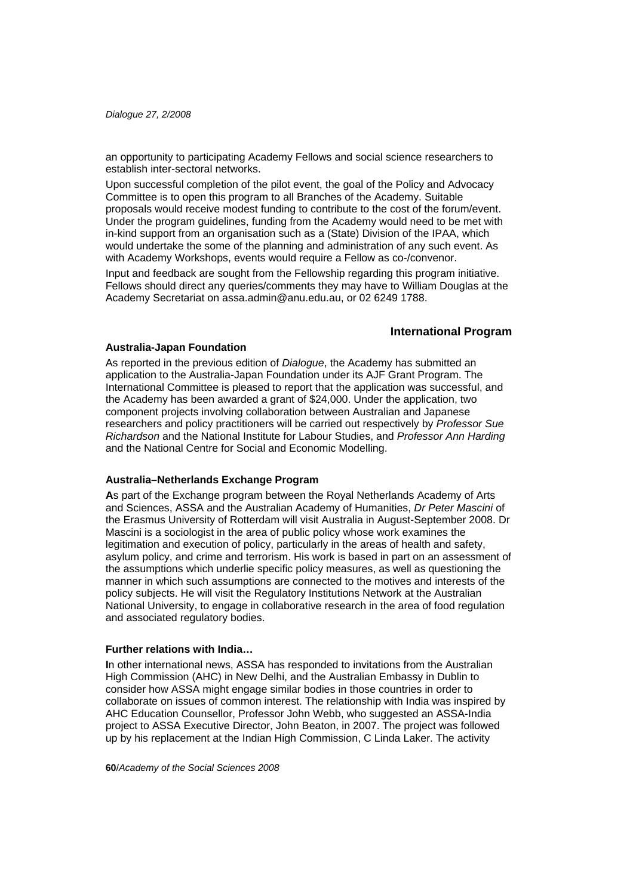an opportunity to participating Academy Fellows and social science researchers to establish inter-sectoral networks.

Upon successful completion of the pilot event, the goal of the Policy and Advocacy Committee is to open this program to all Branches of the Academy. Suitable proposals would receive modest funding to contribute to the cost of the forum/event. Under the program guidelines, funding from the Academy would need to be met with in-kind support from an organisation such as a (State) Division of the IPAA, which would undertake the some of the planning and administration of any such event. As with Academy Workshops, events would require a Fellow as co-/convenor.

Input and feedback are sought from the Fellowship regarding this program initiative. Fellows should direct any queries/comments they may have to William Douglas at the Academy Secretariat on assa.admin@anu.edu.au, or 02 6249 1788.

## International Program

### Australia-Japan Foundation

As reported in the previous edition of *Dialogue*, the Academy has submitted an application to the Australia-Japan Foundation under its AJF Grant Program. The International Committee is pleased to report that the application was successful, and the Academy has been awarded a grant of $24,000. Under the application, two component projects involving collaboration between Australian and Japanese researchers and policy practitioners will be carried out respectively by *Professor Sue Richardson* and the National Institute for Labour Studies, and *Professor Ann Harding* and the National Centre for Social and Economic Modelling.

### Australia–Netherlands Exchange Program

**A**s part of the Exchange program between the Royal Netherlands Academy of Arts and Sciences, ASSA and the Australian Academy of Humanities, *Dr Peter Mascini* of the Erasmus University of Rotterdam will visit Australia in August-September 2008. Dr Mascini is a sociologist in the area of public policy whose work examines the legitimation and execution of policy, particularly in the areas of health and safety, asylum policy, and crime and terrorism. His work is based in part on an assessment of the assumptions which underlie specific policy measures, as well as questioning the manner in which such assumptions are connected to the motives and interests of the policy subjects. He will visit the Regulatory Institutions Network at the Australian National University, to engage in collaborative research in the area of food regulation and associated regulatory bodies.

### Further relations with India…

**I**n other international news, ASSA has responded to invitations from the Australian High Commission (AHC) in New Delhi, and the Australian Embassy in Dublin to consider how ASSA might engage similar bodies in those countries in order to collaborate on issues of common interest. The relationship with India was inspired by AHC Education Counsellor, Professor John Webb, who suggested an ASSA-India project to ASSA Executive Director, John Beaton, in 2007. The project was followed up by his replacement at the Indian High Commission, C Linda Laker. The activity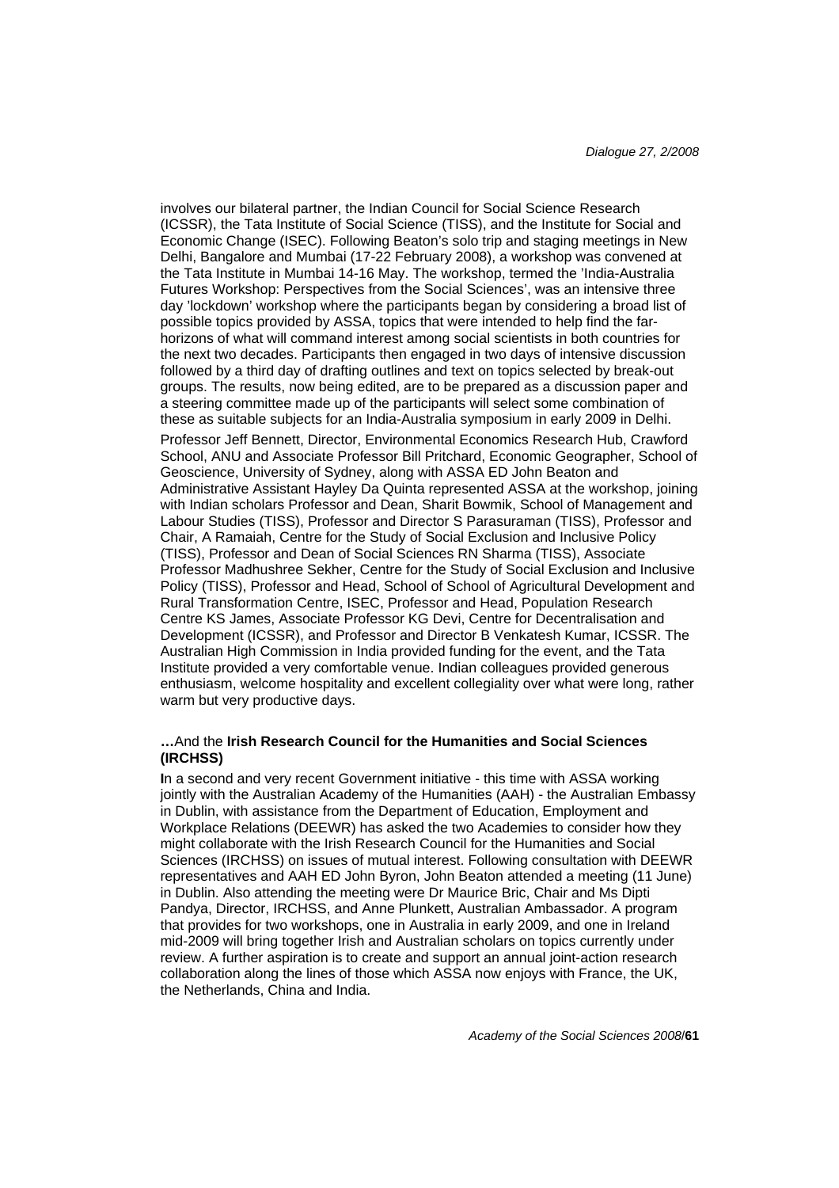involves our bilateral partner, the Indian Council for Social Science Research (ICSSR), the Tata Institute of Social Science (TISS), and the Institute for Social and Economic Change (ISEC). Following Beaton's solo trip and staging meetings in New Delhi, Bangalore and Mumbai (17-22 February 2008), a workshop was convened at the Tata Institute in Mumbai 14-16 May. The workshop, termed the 'India-Australia Futures Workshop: Perspectives from the Social Sciences', was an intensive three day 'lockdown' workshop where the participants began by considering a broad list of possible topics provided by ASSA, topics that were intended to help find the far-horizons of what will command interest among social scientists in both countries for the next two decades. Participants then engaged in two days of intensive discussion followed by a third day of drafting outlines and text on topics selected by break-out groups. The results, now being edited, are to be prepared as a discussion paper and a steering committee made up of the participants will select some combination of these as suitable subjects for an India-Australia symposium in early 2009 in Delhi.

Professor Jeff Bennett, Director, Environmental Economics Research Hub, Crawford School, ANU and Associate Professor Bill Pritchard, Economic Geographer, School of Geoscience, University of Sydney, along with ASSA ED John Beaton and Administrative Assistant Hayley Da Quinta represented ASSA at the workshop, joining with Indian scholars Professor and Dean, Sharit Bowmik, School of Management and Labour Studies (TISS), Professor and Director S Parasuraman (TISS), Professor and Chair, A Ramaiah, Centre for the Study of Social Exclusion and Inclusive Policy (TISS), Professor and Dean of Social Sciences RN Sharma (TISS), Associate Professor Madhushree Sekher, Centre for the Study of Social Exclusion and Inclusive Policy (TISS), Professor and Head, School of School of Agricultural Development and Rural Transformation Centre, ISEC, Professor and Head, Population Research Centre KS James, Associate Professor KG Devi, Centre for Decentralisation and Development (ICSSR), and Professor and Director B Venkatesh Kumar, ICSSR. The Australian High Commission in India provided funding for the event, and the Tata Institute provided a very comfortable venue. Indian colleagues provided generous enthusiasm, welcome hospitality and excellent collegiality over what were long, rather warm but very productive days.

**…**And the **Irish Research Council for the Humanities and Social Sciences (IRCHSS)**

**I**n a second and very recent Government initiative - this time with ASSA working jointly with the Australian Academy of the Humanities (AAH) - the Australian Embassy in Dublin, with assistance from the Department of Education, Employment and Workplace Relations (DEEWR) has asked the two Academies to consider how they might collaborate with the Irish Research Council for the Humanities and Social Sciences (IRCHSS) on issues of mutual interest. Following consultation with DEEWR representatives and AAH ED John Byron, John Beaton attended a meeting (11 June) in Dublin. Also attending the meeting were Dr Maurice Bric, Chair and Ms Dipti Pandya, Director, IRCHSS, and Anne Plunkett, Australian Ambassador. A program that provides for two workshops, one in Australia in early 2009, and one in Ireland mid-2009 will bring together Irish and Australian scholars on topics currently under review. A further aspiration is to create and support an annual joint-action research collaboration along the lines of those which ASSA now enjoys with France, the UK, the Netherlands, China and India.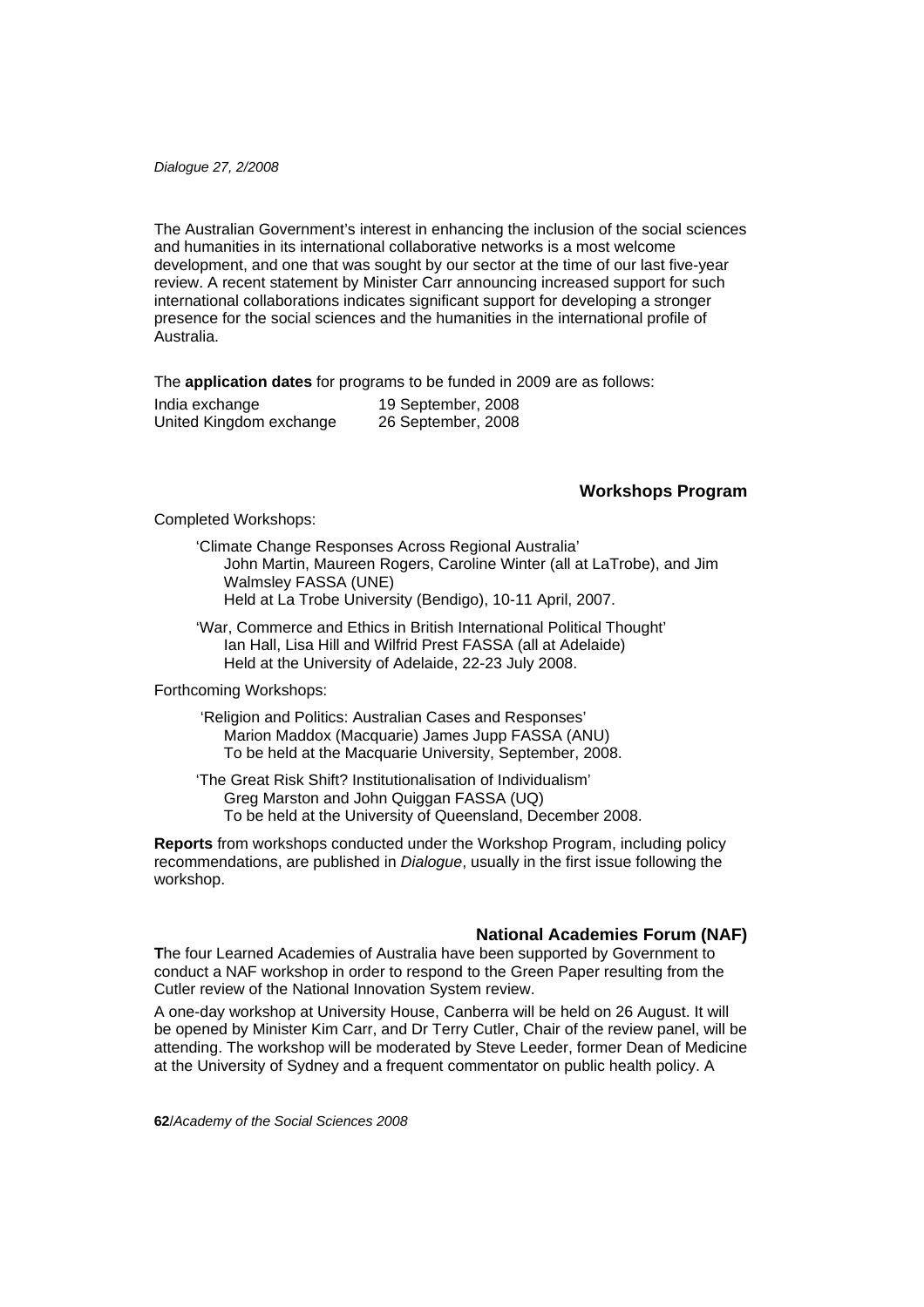The Australian Government's interest in enhancing the inclusion of the social sciences and humanities in its international collaborative networks is a most welcome development, and one that was sought by our sector at the time of our last five-year review. A recent statement by Minister Carr announcing increased support for such international collaborations indicates significant support for developing a stronger presence for the social sciences and the humanities in the international profile of Australia.

The **application dates** for programs to be funded in 2009 are as follows:

| | |
|---|---|
| India exchange | 19 September, 2008 |
| United Kingdom exchange | 26 September, 2008 |

## Workshops Program

Completed Workshops:

'Climate Change Responses Across Regional Australia'
John Martin, Maureen Rogers, Caroline Winter (all at LaTrobe), and Jim Walmsley FASSA (UNE)
Held at La Trobe University (Bendigo), 10-11 April, 2007.

'War, Commerce and Ethics in British International Political Thought'
Ian Hall, Lisa Hill and Wilfrid Prest FASSA (all at Adelaide)
Held at the University of Adelaide, 22-23 July 2008.

Forthcoming Workshops:

'Religion and Politics: Australian Cases and Responses'
Marion Maddox (Macquarie) James Jupp FASSA (ANU)
To be held at the Macquarie University, September, 2008.

'The Great Risk Shift? Institutionalisation of Individualism'
Greg Marston and John Quiggan FASSA (UQ)
To be held at the University of Queensland, December 2008.

**Reports** from workshops conducted under the Workshop Program, including policy recommendations, are published in *Dialogue*, usually in the first issue following the workshop.

## National Academies Forum (NAF)

**T**he four Learned Academies of Australia have been supported by Government to conduct a NAF workshop in order to respond to the Green Paper resulting from the Cutler review of the National Innovation System review.

A one-day workshop at University House, Canberra will be held on 26 August. It will be opened by Minister Kim Carr, and Dr Terry Cutler, Chair of the review panel, will be attending. The workshop will be moderated by Steve Leeder, former Dean of Medicine at the University of Sydney and a frequent commentator on public health policy. A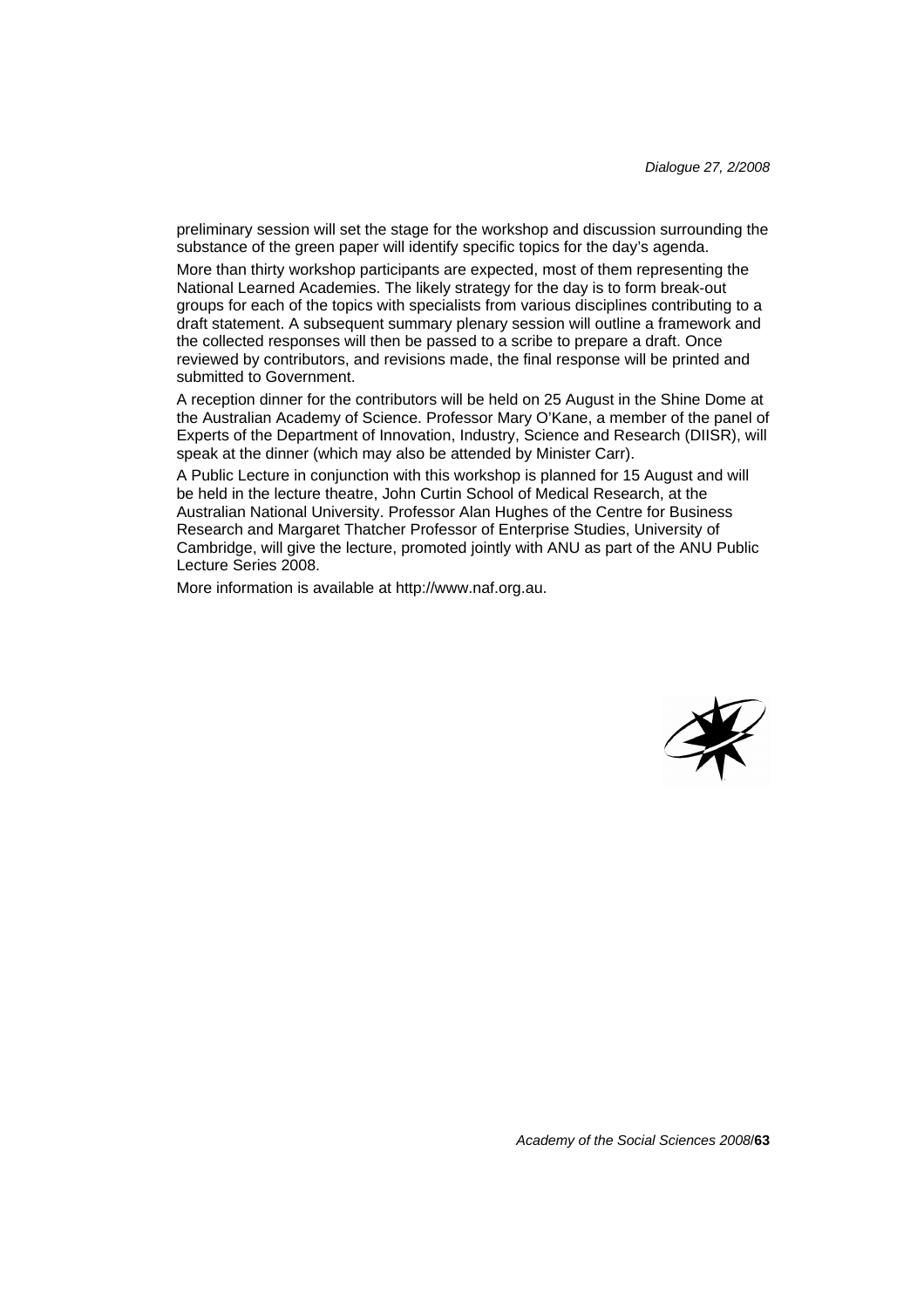preliminary session will set the stage for the workshop and discussion surrounding the substance of the green paper will identify specific topics for the day's agenda.

More than thirty workshop participants are expected, most of them representing the National Learned Academies. The likely strategy for the day is to form break-out groups for each of the topics with specialists from various disciplines contributing to a draft statement. A subsequent summary plenary session will outline a framework and the collected responses will then be passed to a scribe to prepare a draft. Once reviewed by contributors, and revisions made, the final response will be printed and submitted to Government.

A reception dinner for the contributors will be held on 25 August in the Shine Dome at the Australian Academy of Science. Professor Mary O'Kane, a member of the panel of Experts of the Department of Innovation, Industry, Science and Research (DIISR), will speak at the dinner (which may also be attended by Minister Carr).

A Public Lecture in conjunction with this workshop is planned for 15 August and will be held in the lecture theatre, John Curtin School of Medical Research, at the Australian National University. Professor Alan Hughes of the Centre for Business Research and Margaret Thatcher Professor of Enterprise Studies, University of Cambridge, will give the lecture, promoted jointly with ANU as part of the ANU Public Lecture Series 2008.

More information is available at http://www.naf.org.au.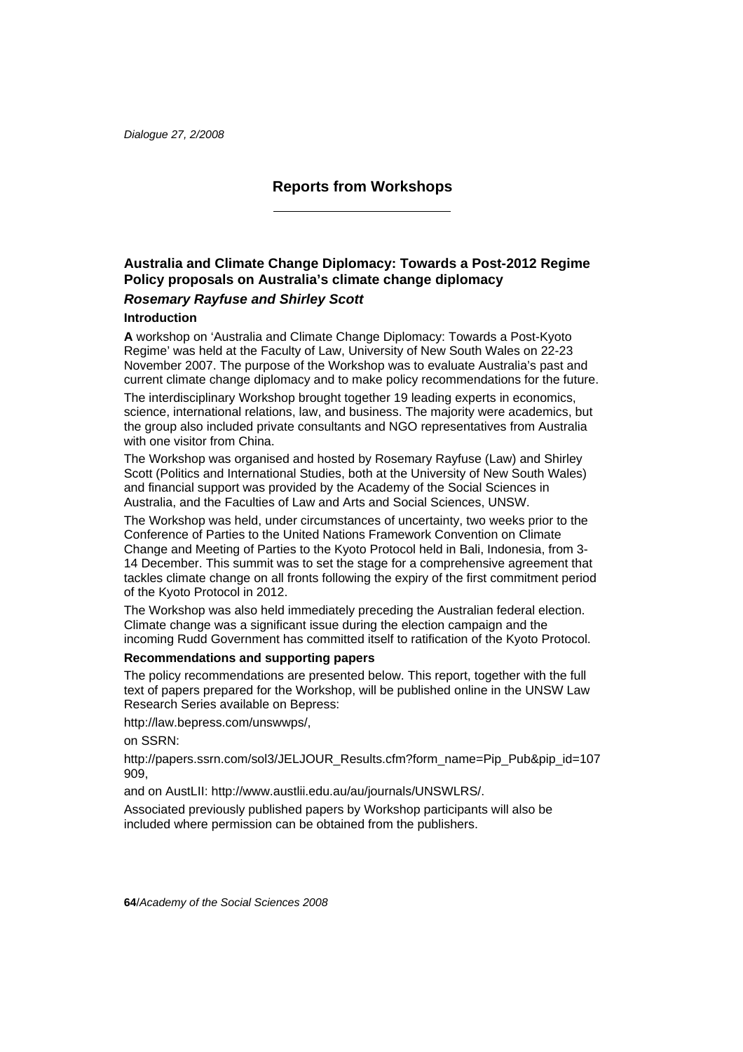## Reports from Workshops

### Australia and Climate Change Diplomacy: Towards a Post-2012 Regime
### Policy proposals on Australia's climate change diplomacy

***Rosemary Rayfuse and Shirley Scott***

**Introduction**

**A** workshop on 'Australia and Climate Change Diplomacy: Towards a Post-Kyoto Regime' was held at the Faculty of Law, University of New South Wales on 22-23 November 2007. The purpose of the Workshop was to evaluate Australia's past and current climate change diplomacy and to make policy recommendations for the future.

The interdisciplinary Workshop brought together 19 leading experts in economics, science, international relations, law, and business. The majority were academics, but the group also included private consultants and NGO representatives from Australia with one visitor from China.

The Workshop was organised and hosted by Rosemary Rayfuse (Law) and Shirley Scott (Politics and International Studies, both at the University of New South Wales) and financial support was provided by the Academy of the Social Sciences in Australia, and the Faculties of Law and Arts and Social Sciences, UNSW.

The Workshop was held, under circumstances of uncertainty, two weeks prior to the Conference of Parties to the United Nations Framework Convention on Climate Change and Meeting of Parties to the Kyoto Protocol held in Bali, Indonesia, from 3-14 December. This summit was to set the stage for a comprehensive agreement that tackles climate change on all fronts following the expiry of the first commitment period of the Kyoto Protocol in 2012.

The Workshop was also held immediately preceding the Australian federal election. Climate change was a significant issue during the election campaign and the incoming Rudd Government has committed itself to ratification of the Kyoto Protocol.

**Recommendations and supporting papers**

The policy recommendations are presented below. This report, together with the full text of papers prepared for the Workshop, will be published online in the UNSW Law Research Series available on Bepress:

http://law.bepress.com/unswwps/,

on SSRN:

http://papers.ssrn.com/sol3/JELJOUR_Results.cfm?form_name=Pip_Pub&pip_id=107909,

and on AustLII: http://www.austlii.edu.au/au/journals/UNSWLRS/.

Associated previously published papers by Workshop participants will also be included where permission can be obtained from the publishers.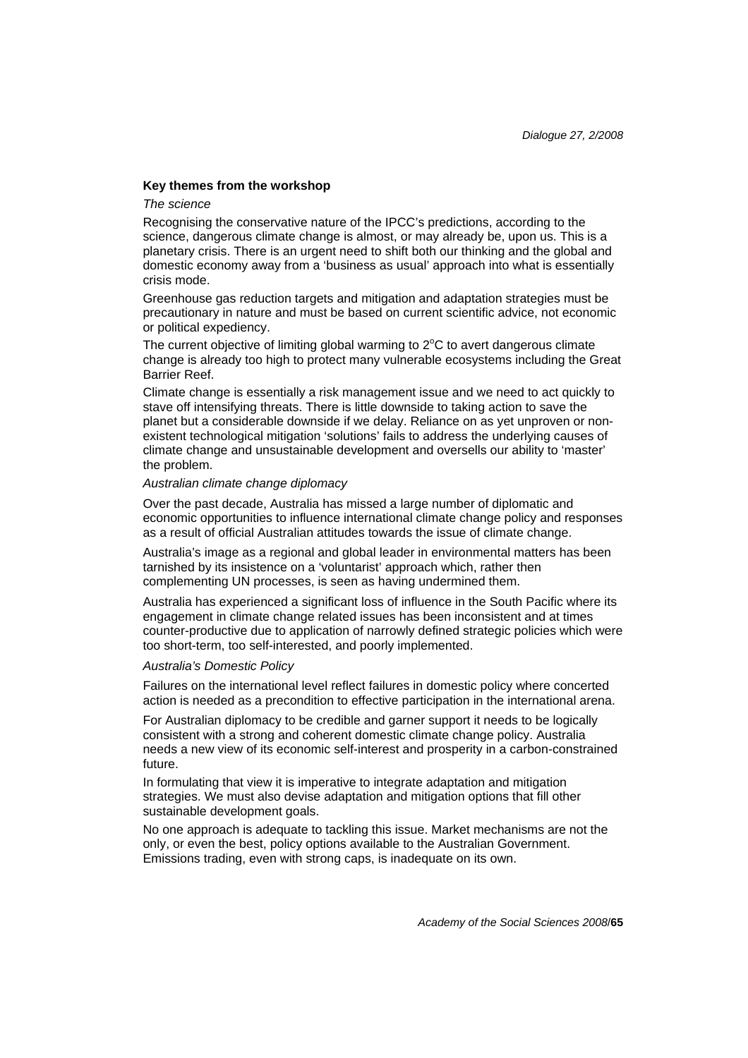**Key themes from the workshop**

*The science*

Recognising the conservative nature of the IPCC's predictions, according to the science, dangerous climate change is almost, or may already be, upon us. This is a planetary crisis. There is an urgent need to shift both our thinking and the global and domestic economy away from a 'business as usual' approach into what is essentially crisis mode.

Greenhouse gas reduction targets and mitigation and adaptation strategies must be precautionary in nature and must be based on current scientific advice, not economic or political expediency.

The current objective of limiting global warming to 2$^{o}$C to avert dangerous climate change is already too high to protect many vulnerable ecosystems including the Great Barrier Reef.

Climate change is essentially a risk management issue and we need to act quickly to stave off intensifying threats. There is little downside to taking action to save the planet but a considerable downside if we delay. Reliance on as yet unproven or non-existent technological mitigation 'solutions' fails to address the underlying causes of climate change and unsustainable development and oversells our ability to 'master' the problem.

*Australian climate change diplomacy*

Over the past decade, Australia has missed a large number of diplomatic and economic opportunities to influence international climate change policy and responses as a result of official Australian attitudes towards the issue of climate change.

Australia's image as a regional and global leader in environmental matters has been tarnished by its insistence on a 'voluntarist' approach which, rather then complementing UN processes, is seen as having undermined them.

Australia has experienced a significant loss of influence in the South Pacific where its engagement in climate change related issues has been inconsistent and at times counter-productive due to application of narrowly defined strategic policies which were too short-term, too self-interested, and poorly implemented.

*Australia's Domestic Policy*

Failures on the international level reflect failures in domestic policy where concerted action is needed as a precondition to effective participation in the international arena.

For Australian diplomacy to be credible and garner support it needs to be logically consistent with a strong and coherent domestic climate change policy. Australia needs a new view of its economic self-interest and prosperity in a carbon-constrained future.

In formulating that view it is imperative to integrate adaptation and mitigation strategies. We must also devise adaptation and mitigation options that fill other sustainable development goals.

No one approach is adequate to tackling this issue. Market mechanisms are not the only, or even the best, policy options available to the Australian Government. Emissions trading, even with strong caps, is inadequate on its own.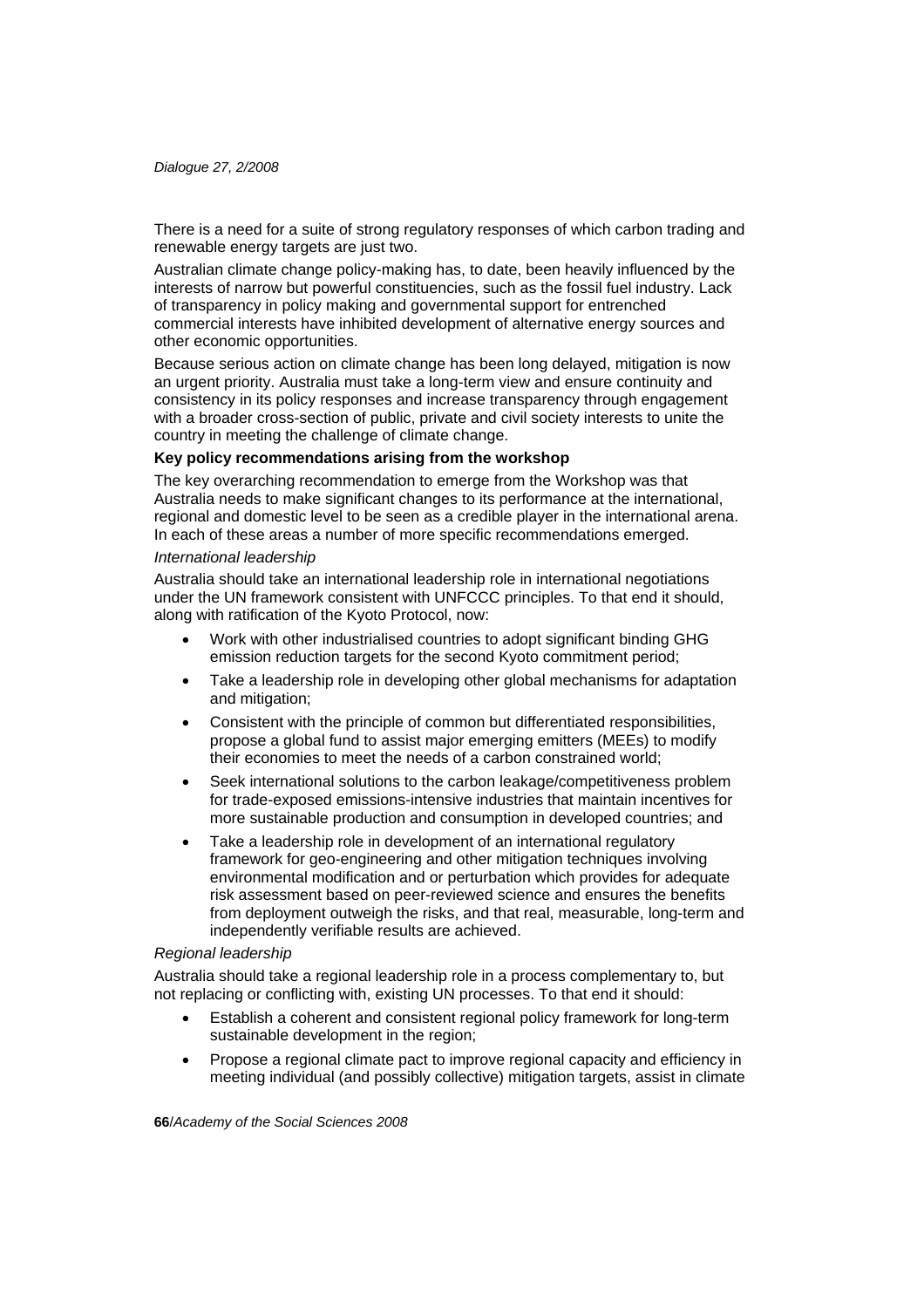There is a need for a suite of strong regulatory responses of which carbon trading and renewable energy targets are just two.

Australian climate change policy-making has, to date, been heavily influenced by the interests of narrow but powerful constituencies, such as the fossil fuel industry. Lack of transparency in policy making and governmental support for entrenched commercial interests have inhibited development of alternative energy sources and other economic opportunities.

Because serious action on climate change has been long delayed, mitigation is now an urgent priority. Australia must take a long-term view and ensure continuity and consistency in its policy responses and increase transparency through engagement with a broader cross-section of public, private and civil society interests to unite the country in meeting the challenge of climate change.

**Key policy recommendations arising from the workshop**

The key overarching recommendation to emerge from the Workshop was that Australia needs to make significant changes to its performance at the international, regional and domestic level to be seen as a credible player in the international arena. In each of these areas a number of more specific recommendations emerged.

*International leadership*

Australia should take an international leadership role in international negotiations under the UN framework consistent with UNFCCC principles. To that end it should, along with ratification of the Kyoto Protocol, now:

- Work with other industrialised countries to adopt significant binding GHG emission reduction targets for the second Kyoto commitment period;
- Take a leadership role in developing other global mechanisms for adaptation and mitigation;
- Consistent with the principle of common but differentiated responsibilities, propose a global fund to assist major emerging emitters (MEEs) to modify their economies to meet the needs of a carbon constrained world;
- Seek international solutions to the carbon leakage/competitiveness problem for trade-exposed emissions-intensive industries that maintain incentives for more sustainable production and consumption in developed countries; and
- Take a leadership role in development of an international regulatory framework for geo-engineering and other mitigation techniques involving environmental modification and or perturbation which provides for adequate risk assessment based on peer-reviewed science and ensures the benefits from deployment outweigh the risks, and that real, measurable, long-term and independently verifiable results are achieved.

*Regional leadership*

Australia should take a regional leadership role in a process complementary to, but not replacing or conflicting with, existing UN processes. To that end it should:

- Establish a coherent and consistent regional policy framework for long-term sustainable development in the region;
- Propose a regional climate pact to improve regional capacity and efficiency in meeting individual (and possibly collective) mitigation targets, assist in climate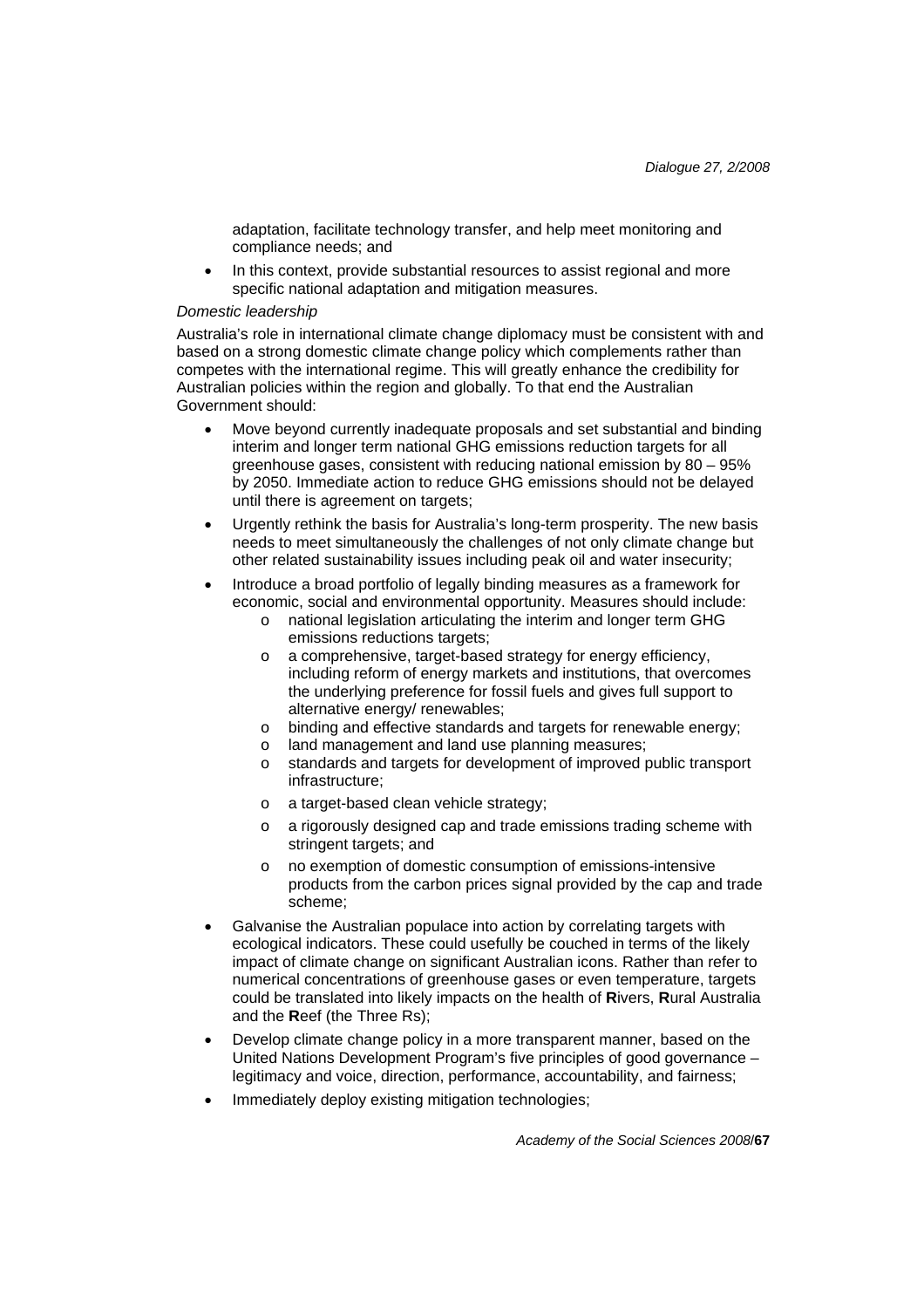adaptation, facilitate technology transfer, and help meet monitoring and compliance needs; and

- In this context, provide substantial resources to assist regional and more specific national adaptation and mitigation measures.

*Domestic leadership*

Australia's role in international climate change diplomacy must be consistent with and based on a strong domestic climate change policy which complements rather than competes with the international regime. This will greatly enhance the credibility for Australian policies within the region and globally. To that end the Australian Government should:

- Move beyond currently inadequate proposals and set substantial and binding interim and longer term national GHG emissions reduction targets for all greenhouse gases, consistent with reducing national emission by 80 – 95% by 2050. Immediate action to reduce GHG emissions should not be delayed until there is agreement on targets;
- Urgently rethink the basis for Australia's long-term prosperity. The new basis needs to meet simultaneously the challenges of not only climate change but other related sustainability issues including peak oil and water insecurity;
- Introduce a broad portfolio of legally binding measures as a framework for economic, social and environmental opportunity. Measures should include:
    - national legislation articulating the interim and longer term GHG emissions reductions targets;
    - a comprehensive, target-based strategy for energy efficiency, including reform of energy markets and institutions, that overcomes the underlying preference for fossil fuels and gives full support to alternative energy/ renewables;
    - binding and effective standards and targets for renewable energy;
    - land management and land use planning measures;
    - standards and targets for development of improved public transport infrastructure;
    - a target-based clean vehicle strategy;
    - a rigorously designed cap and trade emissions trading scheme with stringent targets; and
    - no exemption of domestic consumption of emissions-intensive products from the carbon prices signal provided by the cap and trade scheme;
- Galvanise the Australian populace into action by correlating targets with ecological indicators. These could usefully be couched in terms of the likely impact of climate change on significant Australian icons. Rather than refer to numerical concentrations of greenhouse gases or even temperature, targets could be translated into likely impacts on the health of **R**ivers, **R**ural Australia and the **R**eef (the Three Rs);
- Develop climate change policy in a more transparent manner, based on the United Nations Development Program's five principles of good governance – legitimacy and voice, direction, performance, accountability, and fairness;
- Immediately deploy existing mitigation technologies;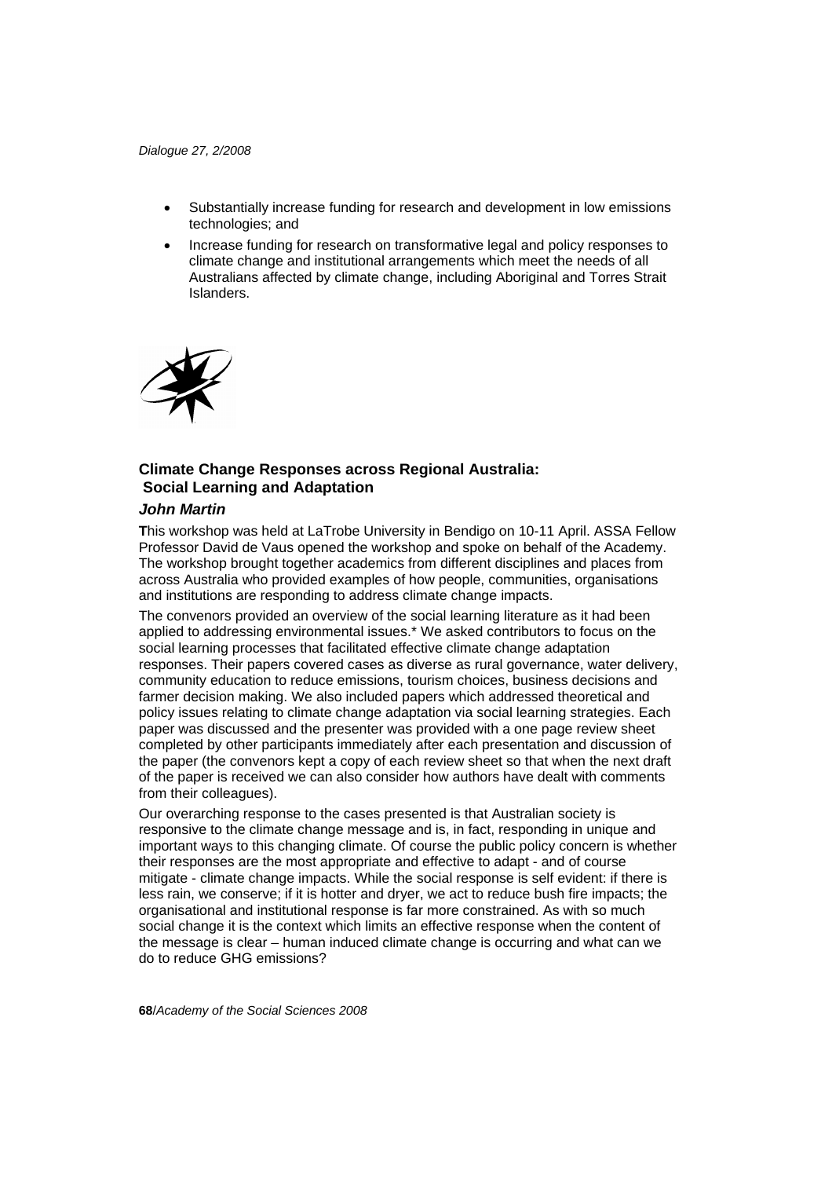- Substantially increase funding for research and development in low emissions technologies; and
- Increase funding for research on transformative legal and policy responses to climate change and institutional arrangements which meet the needs of all Australians affected by climate change, including Aboriginal and Torres Strait Islanders.

## Climate Change Responses across Regional Australia: Social Learning and Adaptation

### *John Martin*

**T**his workshop was held at LaTrobe University in Bendigo on 10-11 April. ASSA Fellow Professor David de Vaus opened the workshop and spoke on behalf of the Academy. The workshop brought together academics from different disciplines and places from across Australia who provided examples of how people, communities, organisations and institutions are responding to address climate change impacts.

The convenors provided an overview of the social learning literature as it had been applied to addressing environmental issues.* We asked contributors to focus on the social learning processes that facilitated effective climate change adaptation responses. Their papers covered cases as diverse as rural governance, water delivery, community education to reduce emissions, tourism choices, business decisions and farmer decision making. We also included papers which addressed theoretical and policy issues relating to climate change adaptation via social learning strategies. Each paper was discussed and the presenter was provided with a one page review sheet completed by other participants immediately after each presentation and discussion of the paper (the convenors kept a copy of each review sheet so that when the next draft of the paper is received we can also consider how authors have dealt with comments from their colleagues).

Our overarching response to the cases presented is that Australian society is responsive to the climate change message and is, in fact, responding in unique and important ways to this changing climate. Of course the public policy concern is whether their responses are the most appropriate and effective to adapt - and of course mitigate - climate change impacts. While the social response is self evident: if there is less rain, we conserve; if it is hotter and dryer, we act to reduce bush fire impacts; the organisational and institutional response is far more constrained. As with so much social change it is the context which limits an effective response when the content of the message is clear – human induced climate change is occurring and what can we do to reduce GHG emissions?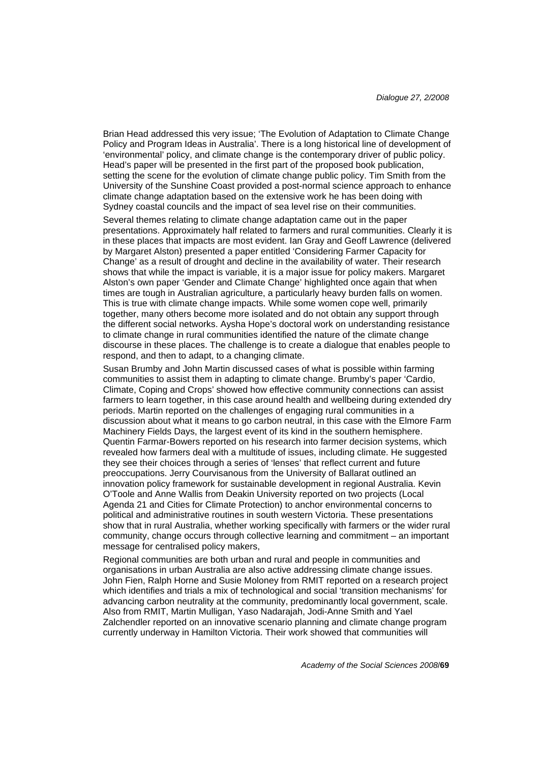Brian Head addressed this very issue; 'The Evolution of Adaptation to Climate Change Policy and Program Ideas in Australia'. There is a long historical line of development of 'environmental' policy, and climate change is the contemporary driver of public policy. Head's paper will be presented in the first part of the proposed book publication, setting the scene for the evolution of climate change public policy. Tim Smith from the University of the Sunshine Coast provided a post-normal science approach to enhance climate change adaptation based on the extensive work he has been doing with Sydney coastal councils and the impact of sea level rise on their communities.

Several themes relating to climate change adaptation came out in the paper presentations. Approximately half related to farmers and rural communities. Clearly it is in these places that impacts are most evident. Ian Gray and Geoff Lawrence (delivered by Margaret Alston) presented a paper entitled 'Considering Farmer Capacity for Change' as a result of drought and decline in the availability of water. Their research shows that while the impact is variable, it is a major issue for policy makers. Margaret Alston's own paper 'Gender and Climate Change' highlighted once again that when times are tough in Australian agriculture, a particularly heavy burden falls on women. This is true with climate change impacts. While some women cope well, primarily together, many others become more isolated and do not obtain any support through the different social networks. Aysha Hope's doctoral work on understanding resistance to climate change in rural communities identified the nature of the climate change discourse in these places. The challenge is to create a dialogue that enables people to respond, and then to adapt, to a changing climate.

Susan Brumby and John Martin discussed cases of what is possible within farming communities to assist them in adapting to climate change. Brumby's paper 'Cardio, Climate, Coping and Crops' showed how effective community connections can assist farmers to learn together, in this case around health and wellbeing during extended dry periods. Martin reported on the challenges of engaging rural communities in a discussion about what it means to go carbon neutral, in this case with the Elmore Farm Machinery Fields Days, the largest event of its kind in the southern hemisphere. Quentin Farmar-Bowers reported on his research into farmer decision systems, which revealed how farmers deal with a multitude of issues, including climate. He suggested they see their choices through a series of 'lenses' that reflect current and future preoccupations. Jerry Courvisanous from the University of Ballarat outlined an innovation policy framework for sustainable development in regional Australia. Kevin O'Toole and Anne Wallis from Deakin University reported on two projects (Local Agenda 21 and Cities for Climate Protection) to anchor environmental concerns to political and administrative routines in south western Victoria. These presentations show that in rural Australia, whether working specifically with farmers or the wider rural community, change occurs through collective learning and commitment – an important message for centralised policy makers,

Regional communities are both urban and rural and people in communities and organisations in urban Australia are also active addressing climate change issues. John Fien, Ralph Horne and Susie Moloney from RMIT reported on a research project which identifies and trials a mix of technological and social 'transition mechanisms' for advancing carbon neutrality at the community, predominantly local government, scale. Also from RMIT, Martin Mulligan, Yaso Nadarajah, Jodi-Anne Smith and Yael Zalchendler reported on an innovative scenario planning and climate change program currently underway in Hamilton Victoria. Their work showed that communities will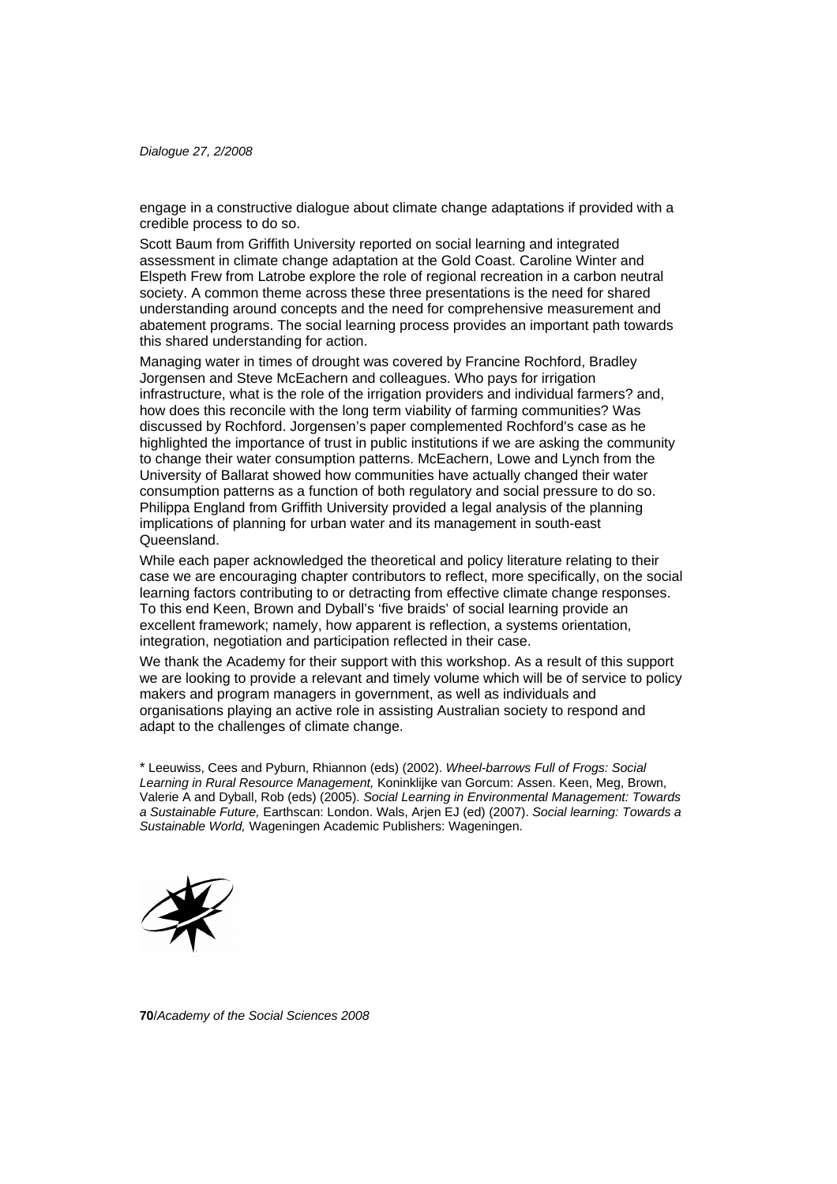engage in a constructive dialogue about climate change adaptations if provided with a credible process to do so.

Scott Baum from Griffith University reported on social learning and integrated assessment in climate change adaptation at the Gold Coast. Caroline Winter and Elspeth Frew from Latrobe explore the role of regional recreation in a carbon neutral society. A common theme across these three presentations is the need for shared understanding around concepts and the need for comprehensive measurement and abatement programs. The social learning process provides an important path towards this shared understanding for action.

Managing water in times of drought was covered by Francine Rochford, Bradley Jorgensen and Steve McEachern and colleagues. Who pays for irrigation infrastructure, what is the role of the irrigation providers and individual farmers? and, how does this reconcile with the long term viability of farming communities? Was discussed by Rochford. Jorgensen's paper complemented Rochford's case as he highlighted the importance of trust in public institutions if we are asking the community to change their water consumption patterns. McEachern, Lowe and Lynch from the University of Ballarat showed how communities have actually changed their water consumption patterns as a function of both regulatory and social pressure to do so. Philippa England from Griffith University provided a legal analysis of the planning implications of planning for urban water and its management in south-east Queensland.

While each paper acknowledged the theoretical and policy literature relating to their case we are encouraging chapter contributors to reflect, more specifically, on the social learning factors contributing to or detracting from effective climate change responses. To this end Keen, Brown and Dyball's 'five braids' of social learning provide an excellent framework; namely, how apparent is reflection, a systems orientation, integration, negotiation and participation reflected in their case.

We thank the Academy for their support with this workshop. As a result of this support we are looking to provide a relevant and timely volume which will be of service to policy makers and program managers in government, as well as individuals and organisations playing an active role in assisting Australian society to respond and adapt to the challenges of climate change.

* Leeuwiss, Cees and Pyburn, Rhiannon (eds) (2002). *Wheel-barrows Full of Frogs: Social Learning in Rural Resource Management,* Koninklijke van Gorcum: Assen. Keen, Meg, Brown, Valerie A and Dyball, Rob (eds) (2005). *Social Learning in Environmental Management: Towards a Sustainable Future,* Earthscan: London. Wals, Arjen EJ (ed) (2007). *Social learning: Towards a Sustainable World,* Wageningen Academic Publishers: Wageningen.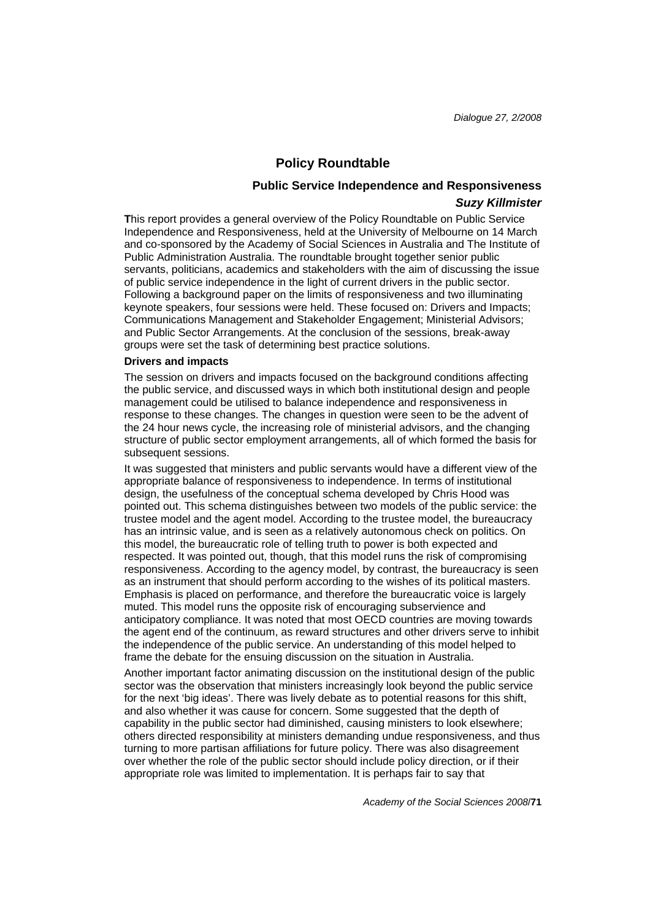# Policy Roundtable

## Public Service Independence and Responsiveness

***Suzy Killmister***

**T**his report provides a general overview of the Policy Roundtable on Public Service Independence and Responsiveness, held at the University of Melbourne on 14 March and co-sponsored by the Academy of Social Sciences in Australia and The Institute of Public Administration Australia. The roundtable brought together senior public servants, politicians, academics and stakeholders with the aim of discussing the issue of public service independence in the light of current drivers in the public sector. Following a background paper on the limits of responsiveness and two illuminating keynote speakers, four sessions were held. These focused on: Drivers and Impacts; Communications Management and Stakeholder Engagement; Ministerial Advisors; and Public Sector Arrangements. At the conclusion of the sessions, break-away groups were set the task of determining best practice solutions.

### Drivers and impacts

The session on drivers and impacts focused on the background conditions affecting the public service, and discussed ways in which both institutional design and people management could be utilised to balance independence and responsiveness in response to these changes. The changes in question were seen to be the advent of the 24 hour news cycle, the increasing role of ministerial advisors, and the changing structure of public sector employment arrangements, all of which formed the basis for subsequent sessions.

It was suggested that ministers and public servants would have a different view of the appropriate balance of responsiveness to independence. In terms of institutional design, the usefulness of the conceptual schema developed by Chris Hood was pointed out. This schema distinguishes between two models of the public service: the trustee model and the agent model. According to the trustee model, the bureaucracy has an intrinsic value, and is seen as a relatively autonomous check on politics. On this model, the bureaucratic role of telling truth to power is both expected and respected. It was pointed out, though, that this model runs the risk of compromising responsiveness. According to the agency model, by contrast, the bureaucracy is seen as an instrument that should perform according to the wishes of its political masters. Emphasis is placed on performance, and therefore the bureaucratic voice is largely muted. This model runs the opposite risk of encouraging subservience and anticipatory compliance. It was noted that most OECD countries are moving towards the agent end of the continuum, as reward structures and other drivers serve to inhibit the independence of the public service. An understanding of this model helped to frame the debate for the ensuing discussion on the situation in Australia.

Another important factor animating discussion on the institutional design of the public sector was the observation that ministers increasingly look beyond the public service for the next 'big ideas'. There was lively debate as to potential reasons for this shift, and also whether it was cause for concern. Some suggested that the depth of capability in the public sector had diminished, causing ministers to look elsewhere; others directed responsibility at ministers demanding undue responsiveness, and thus turning to more partisan affiliations for future policy. There was also disagreement over whether the role of the public sector should include policy direction, or if their appropriate role was limited to implementation. It is perhaps fair to say that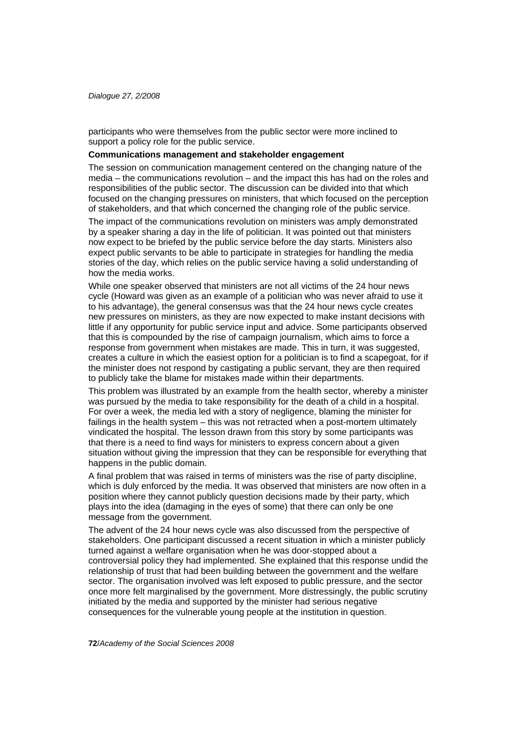participants who were themselves from the public sector were more inclined to support a policy role for the public service.

**Communications management and stakeholder engagement**

The session on communication management centered on the changing nature of the media – the communications revolution – and the impact this has had on the roles and responsibilities of the public sector. The discussion can be divided into that which focused on the changing pressures on ministers, that which focused on the perception of stakeholders, and that which concerned the changing role of the public service.

The impact of the communications revolution on ministers was amply demonstrated by a speaker sharing a day in the life of politician. It was pointed out that ministers now expect to be briefed by the public service before the day starts. Ministers also expect public servants to be able to participate in strategies for handling the media stories of the day, which relies on the public service having a solid understanding of how the media works.

While one speaker observed that ministers are not all victims of the 24 hour news cycle (Howard was given as an example of a politician who was never afraid to use it to his advantage), the general consensus was that the 24 hour news cycle creates new pressures on ministers, as they are now expected to make instant decisions with little if any opportunity for public service input and advice. Some participants observed that this is compounded by the rise of campaign journalism, which aims to force a response from government when mistakes are made. This in turn, it was suggested, creates a culture in which the easiest option for a politician is to find a scapegoat, for if the minister does not respond by castigating a public servant, they are then required to publicly take the blame for mistakes made within their departments.

This problem was illustrated by an example from the health sector, whereby a minister was pursued by the media to take responsibility for the death of a child in a hospital. For over a week, the media led with a story of negligence, blaming the minister for failings in the health system – this was not retracted when a post-mortem ultimately vindicated the hospital. The lesson drawn from this story by some participants was that there is a need to find ways for ministers to express concern about a given situation without giving the impression that they can be responsible for everything that happens in the public domain.

A final problem that was raised in terms of ministers was the rise of party discipline, which is duly enforced by the media. It was observed that ministers are now often in a position where they cannot publicly question decisions made by their party, which plays into the idea (damaging in the eyes of some) that there can only be one message from the government.

The advent of the 24 hour news cycle was also discussed from the perspective of stakeholders. One participant discussed a recent situation in which a minister publicly turned against a welfare organisation when he was door-stopped about a controversial policy they had implemented. She explained that this response undid the relationship of trust that had been building between the government and the welfare sector. The organisation involved was left exposed to public pressure, and the sector once more felt marginalised by the government. More distressingly, the public scrutiny initiated by the media and supported by the minister had serious negative consequences for the vulnerable young people at the institution in question.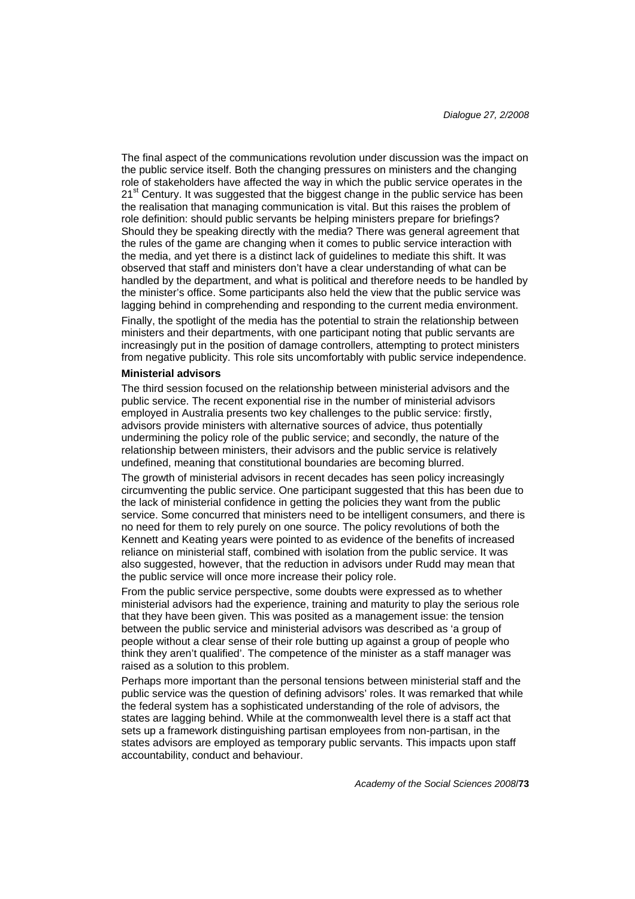The final aspect of the communications revolution under discussion was the impact on the public service itself. Both the changing pressures on ministers and the changing role of stakeholders have affected the way in which the public service operates in the 21st Century. It was suggested that the biggest change in the public service has been the realisation that managing communication is vital. But this raises the problem of role definition: should public servants be helping ministers prepare for briefings? Should they be speaking directly with the media? There was general agreement that the rules of the game are changing when it comes to public service interaction with the media, and yet there is a distinct lack of guidelines to mediate this shift. It was observed that staff and ministers don't have a clear understanding of what can be handled by the department, and what is political and therefore needs to be handled by the minister's office. Some participants also held the view that the public service was lagging behind in comprehending and responding to the current media environment.

Finally, the spotlight of the media has the potential to strain the relationship between ministers and their departments, with one participant noting that public servants are increasingly put in the position of damage controllers, attempting to protect ministers from negative publicity. This role sits uncomfortably with public service independence.

**Ministerial advisors**

The third session focused on the relationship between ministerial advisors and the public service. The recent exponential rise in the number of ministerial advisors employed in Australia presents two key challenges to the public service: firstly, advisors provide ministers with alternative sources of advice, thus potentially undermining the policy role of the public service; and secondly, the nature of the relationship between ministers, their advisors and the public service is relatively undefined, meaning that constitutional boundaries are becoming blurred.

The growth of ministerial advisors in recent decades has seen policy increasingly circumventing the public service. One participant suggested that this has been due to the lack of ministerial confidence in getting the policies they want from the public service. Some concurred that ministers need to be intelligent consumers, and there is no need for them to rely purely on one source. The policy revolutions of both the Kennett and Keating years were pointed to as evidence of the benefits of increased reliance on ministerial staff, combined with isolation from the public service. It was also suggested, however, that the reduction in advisors under Rudd may mean that the public service will once more increase their policy role.

From the public service perspective, some doubts were expressed as to whether ministerial advisors had the experience, training and maturity to play the serious role that they have been given. This was posited as a management issue: the tension between the public service and ministerial advisors was described as 'a group of people without a clear sense of their role butting up against a group of people who think they aren't qualified'. The competence of the minister as a staff manager was raised as a solution to this problem.

Perhaps more important than the personal tensions between ministerial staff and the public service was the question of defining advisors' roles. It was remarked that while the federal system has a sophisticated understanding of the role of advisors, the states are lagging behind. While at the commonwealth level there is a staff act that sets up a framework distinguishing partisan employees from non-partisan, in the states advisors are employed as temporary public servants. This impacts upon staff accountability, conduct and behaviour.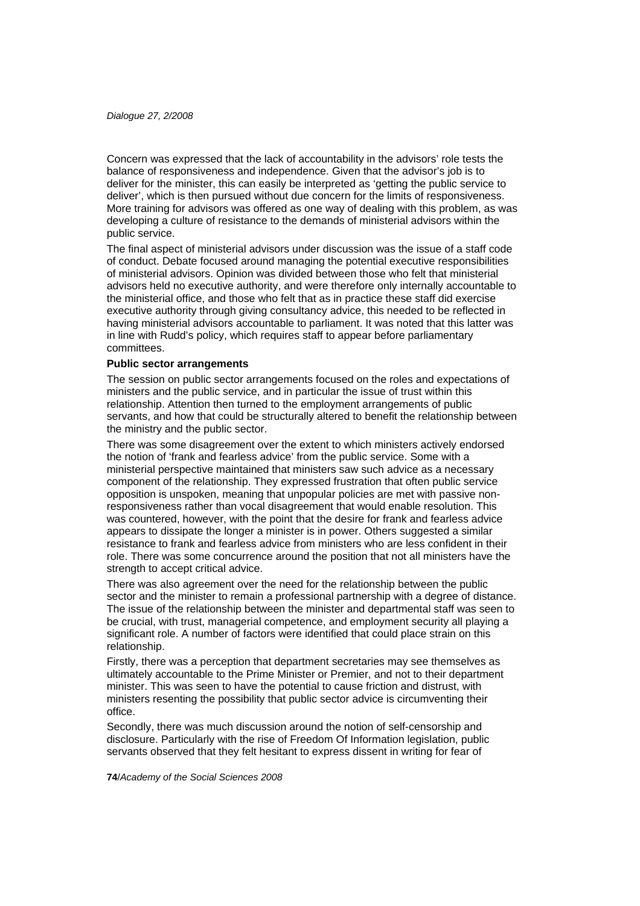Concern was expressed that the lack of accountability in the advisors' role tests the balance of responsiveness and independence. Given that the advisor's job is to deliver for the minister, this can easily be interpreted as 'getting the public service to deliver', which is then pursued without due concern for the limits of responsiveness. More training for advisors was offered as one way of dealing with this problem, as was developing a culture of resistance to the demands of ministerial advisors within the public service.

The final aspect of ministerial advisors under discussion was the issue of a staff code of conduct. Debate focused around managing the potential executive responsibilities of ministerial advisors. Opinion was divided between those who felt that ministerial advisors held no executive authority, and were therefore only internally accountable to the ministerial office, and those who felt that as in practice these staff did exercise executive authority through giving consultancy advice, this needed to be reflected in having ministerial advisors accountable to parliament. It was noted that this latter was in line with Rudd's policy, which requires staff to appear before parliamentary committees.

**Public sector arrangements**

The session on public sector arrangements focused on the roles and expectations of ministers and the public service, and in particular the issue of trust within this relationship. Attention then turned to the employment arrangements of public servants, and how that could be structurally altered to benefit the relationship between the ministry and the public sector.

There was some disagreement over the extent to which ministers actively endorsed the notion of 'frank and fearless advice' from the public service. Some with a ministerial perspective maintained that ministers saw such advice as a necessary component of the relationship. They expressed frustration that often public service opposition is unspoken, meaning that unpopular policies are met with passive non-responsiveness rather than vocal disagreement that would enable resolution. This was countered, however, with the point that the desire for frank and fearless advice appears to dissipate the longer a minister is in power. Others suggested a similar resistance to frank and fearless advice from ministers who are less confident in their role. There was some concurrence around the position that not all ministers have the strength to accept critical advice.

There was also agreement over the need for the relationship between the public sector and the minister to remain a professional partnership with a degree of distance. The issue of the relationship between the minister and departmental staff was seen to be crucial, with trust, managerial competence, and employment security all playing a significant role. A number of factors were identified that could place strain on this relationship.

Firstly, there was a perception that department secretaries may see themselves as ultimately accountable to the Prime Minister or Premier, and not to their department minister. This was seen to have the potential to cause friction and distrust, with ministers resenting the possibility that public sector advice is circumventing their office.

Secondly, there was much discussion around the notion of self-censorship and disclosure. Particularly with the rise of Freedom Of Information legislation, public servants observed that they felt hesitant to express dissent in writing for fear of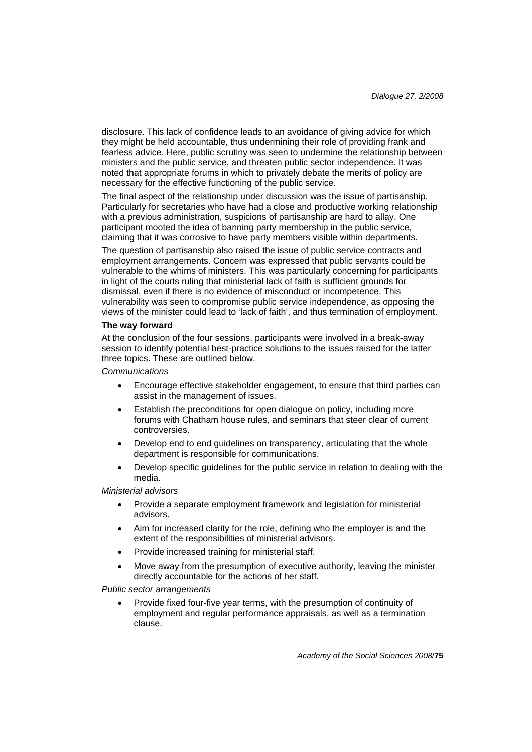disclosure. This lack of confidence leads to an avoidance of giving advice for which they might be held accountable, thus undermining their role of providing frank and fearless advice. Here, public scrutiny was seen to undermine the relationship between ministers and the public service, and threaten public sector independence. It was noted that appropriate forums in which to privately debate the merits of policy are necessary for the effective functioning of the public service.

The final aspect of the relationship under discussion was the issue of partisanship. Particularly for secretaries who have had a close and productive working relationship with a previous administration, suspicions of partisanship are hard to allay. One participant mooted the idea of banning party membership in the public service, claiming that it was corrosive to have party members visible within departments.

The question of partisanship also raised the issue of public service contracts and employment arrangements. Concern was expressed that public servants could be vulnerable to the whims of ministers. This was particularly concerning for participants in light of the courts ruling that ministerial lack of faith is sufficient grounds for dismissal, even if there is no evidence of misconduct or incompetence. This vulnerability was seen to compromise public service independence, as opposing the views of the minister could lead to 'lack of faith', and thus termination of employment.

**The way forward**

At the conclusion of the four sessions, participants were involved in a break-away session to identify potential best-practice solutions to the issues raised for the latter three topics. These are outlined below.

*Communications*

- Encourage effective stakeholder engagement, to ensure that third parties can assist in the management of issues.
- Establish the preconditions for open dialogue on policy, including more forums with Chatham house rules, and seminars that steer clear of current controversies.
- Develop end to end guidelines on transparency, articulating that the whole department is responsible for communications.
- Develop specific guidelines for the public service in relation to dealing with the media.

*Ministerial advisors*

- Provide a separate employment framework and legislation for ministerial advisors.
- Aim for increased clarity for the role, defining who the employer is and the extent of the responsibilities of ministerial advisors.
- Provide increased training for ministerial staff.
- Move away from the presumption of executive authority, leaving the minister directly accountable for the actions of her staff.

*Public sector arrangements*

- Provide fixed four-five year terms, with the presumption of continuity of employment and regular performance appraisals, as well as a termination clause.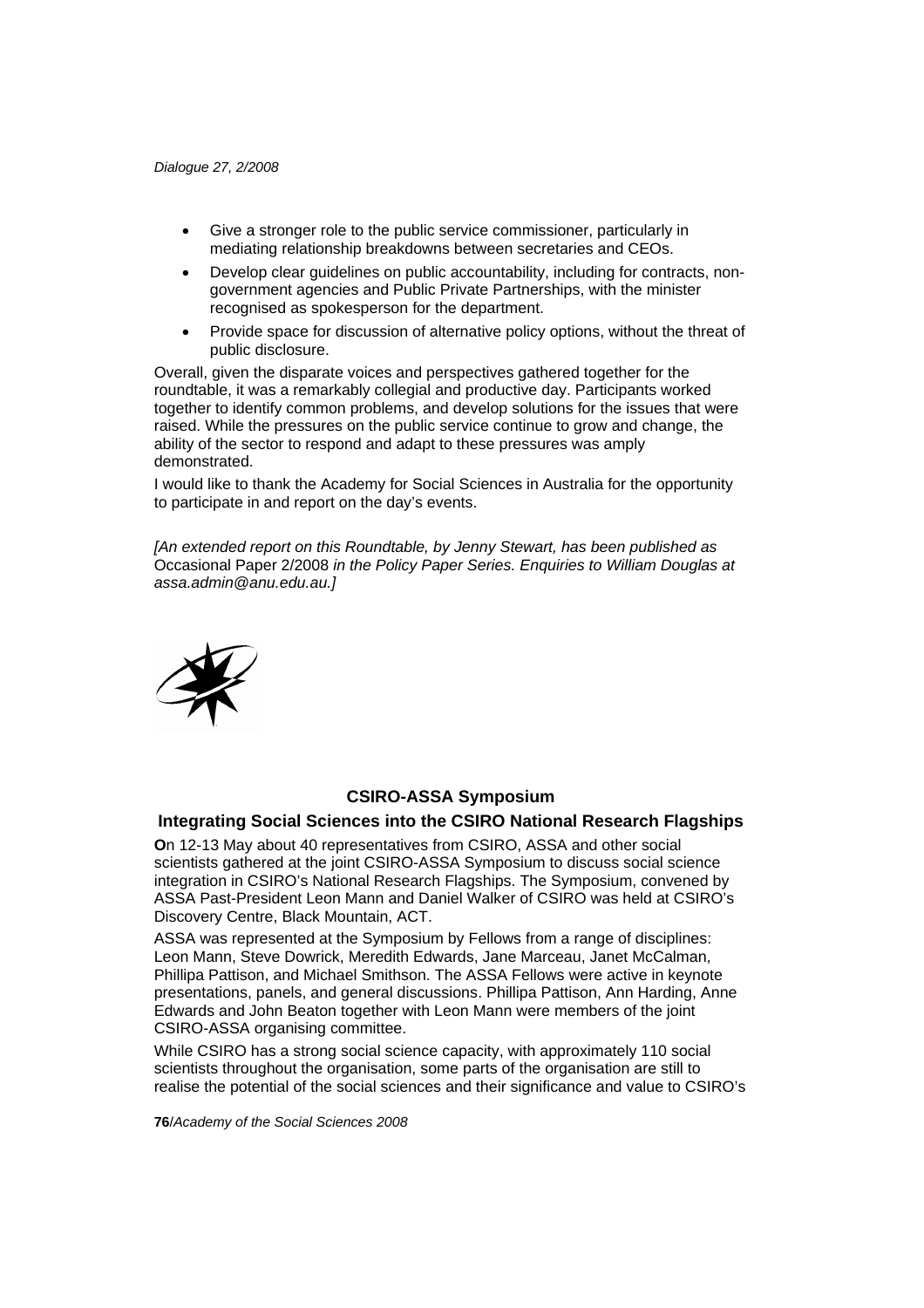- Give a stronger role to the public service commissioner, particularly in mediating relationship breakdowns between secretaries and CEOs.
- Develop clear guidelines on public accountability, including for contracts, non-government agencies and Public Private Partnerships, with the minister recognised as spokesperson for the department.
- Provide space for discussion of alternative policy options, without the threat of public disclosure.

Overall, given the disparate voices and perspectives gathered together for the roundtable, it was a remarkably collegial and productive day. Participants worked together to identify common problems, and develop solutions for the issues that were raised. While the pressures on the public service continue to grow and change, the ability of the sector to respond and adapt to these pressures was amply demonstrated.

I would like to thank the Academy for Social Sciences in Australia for the opportunity to participate in and report on the day's events.

*[An extended report on this Roundtable, by Jenny Stewart, has been published as* Occasional Paper 2/2008 *in the Policy Paper Series. Enquiries to William Douglas at assa.admin@anu.edu.au.]*

## CSIRO-ASSA Symposium

### Integrating Social Sciences into the CSIRO National Research Flagships

**O**n 12-13 May about 40 representatives from CSIRO, ASSA and other social scientists gathered at the joint CSIRO-ASSA Symposium to discuss social science integration in CSIRO's National Research Flagships. The Symposium, convened by ASSA Past-President Leon Mann and Daniel Walker of CSIRO was held at CSIRO's Discovery Centre, Black Mountain, ACT.

ASSA was represented at the Symposium by Fellows from a range of disciplines: Leon Mann, Steve Dowrick, Meredith Edwards, Jane Marceau, Janet McCalman, Phillipa Pattison, and Michael Smithson. The ASSA Fellows were active in keynote presentations, panels, and general discussions. Phillipa Pattison, Ann Harding, Anne Edwards and John Beaton together with Leon Mann were members of the joint CSIRO-ASSA organising committee.

While CSIRO has a strong social science capacity, with approximately 110 social scientists throughout the organisation, some parts of the organisation are still to realise the potential of the social sciences and their significance and value to CSIRO's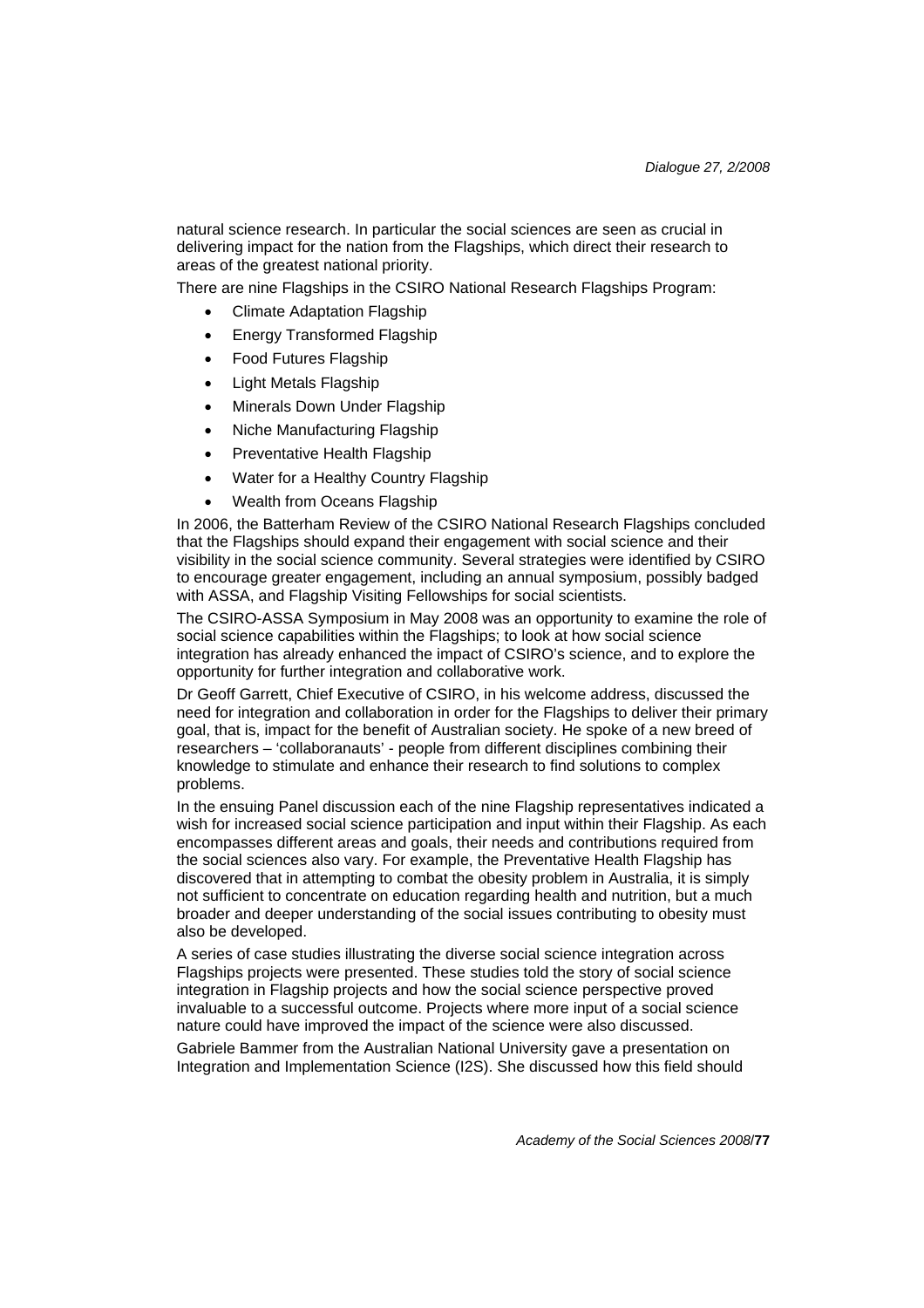natural science research. In particular the social sciences are seen as crucial in delivering impact for the nation from the Flagships, which direct their research to areas of the greatest national priority.

There are nine Flagships in the CSIRO National Research Flagships Program:

- Climate Adaptation Flagship
- Energy Transformed Flagship
- Food Futures Flagship
- Light Metals Flagship
- Minerals Down Under Flagship
- Niche Manufacturing Flagship
- Preventative Health Flagship
- Water for a Healthy Country Flagship
- Wealth from Oceans Flagship

In 2006, the Batterham Review of the CSIRO National Research Flagships concluded that the Flagships should expand their engagement with social science and their visibility in the social science community. Several strategies were identified by CSIRO to encourage greater engagement, including an annual symposium, possibly badged with ASSA, and Flagship Visiting Fellowships for social scientists.

The CSIRO-ASSA Symposium in May 2008 was an opportunity to examine the role of social science capabilities within the Flagships; to look at how social science integration has already enhanced the impact of CSIRO's science, and to explore the opportunity for further integration and collaborative work.

Dr Geoff Garrett, Chief Executive of CSIRO, in his welcome address, discussed the need for integration and collaboration in order for the Flagships to deliver their primary goal, that is, impact for the benefit of Australian society. He spoke of a new breed of researchers – 'collaboranauts' - people from different disciplines combining their knowledge to stimulate and enhance their research to find solutions to complex problems.

In the ensuing Panel discussion each of the nine Flagship representatives indicated a wish for increased social science participation and input within their Flagship. As each encompasses different areas and goals, their needs and contributions required from the social sciences also vary. For example, the Preventative Health Flagship has discovered that in attempting to combat the obesity problem in Australia, it is simply not sufficient to concentrate on education regarding health and nutrition, but a much broader and deeper understanding of the social issues contributing to obesity must also be developed.

A series of case studies illustrating the diverse social science integration across Flagships projects were presented. These studies told the story of social science integration in Flagship projects and how the social science perspective proved invaluable to a successful outcome. Projects where more input of a social science nature could have improved the impact of the science were also discussed.

Gabriele Bammer from the Australian National University gave a presentation on Integration and Implementation Science (I2S). She discussed how this field should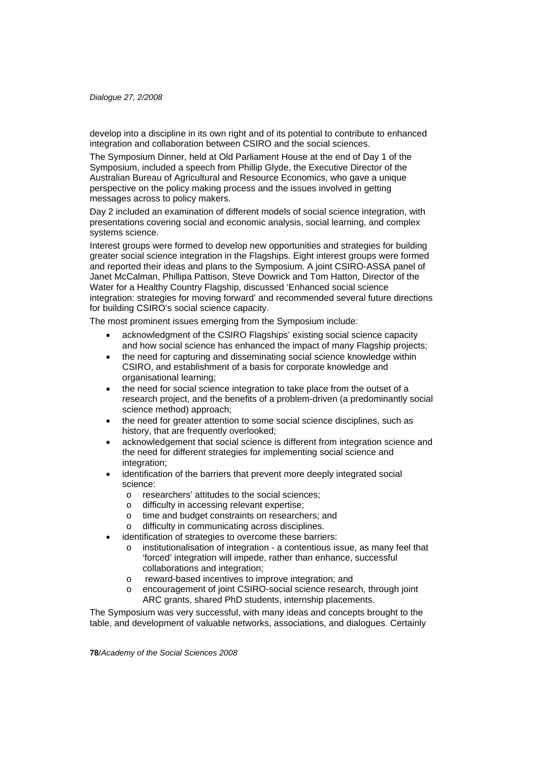develop into a discipline in its own right and of its potential to contribute to enhanced integration and collaboration between CSIRO and the social sciences.

The Symposium Dinner, held at Old Parliament House at the end of Day 1 of the Symposium, included a speech from Phillip Glyde, the Executive Director of the Australian Bureau of Agricultural and Resource Economics, who gave a unique perspective on the policy making process and the issues involved in getting messages across to policy makers.

Day 2 included an examination of different models of social science integration, with presentations covering social and economic analysis, social learning, and complex systems science.

Interest groups were formed to develop new opportunities and strategies for building greater social science integration in the Flagships. Eight interest groups were formed and reported their ideas and plans to the Symposium. A joint CSIRO-ASSA panel of Janet McCalman, Phillipa Pattison, Steve Dowrick and Tom Hatton, Director of the Water for a Healthy Country Flagship, discussed 'Enhanced social science integration: strategies for moving forward' and recommended several future directions for building CSIRO's social science capacity.

The most prominent issues emerging from the Symposium include:

- acknowledgment of the CSIRO Flagships' existing social science capacity and how social science has enhanced the impact of many Flagship projects;
- the need for capturing and disseminating social science knowledge within CSIRO, and establishment of a basis for corporate knowledge and organisational learning;
- the need for social science integration to take place from the outset of a research project, and the benefits of a problem-driven (a predominantly social science method) approach;
- the need for greater attention to some social science disciplines, such as history, that are frequently overlooked;
- acknowledgement that social science is different from integration science and the need for different strategies for implementing social science and integration;
- identification of the barriers that prevent more deeply integrated social science:
  - researchers' attitudes to the social sciences;
  - difficulty in accessing relevant expertise;
  - time and budget constraints on researchers; and
  - difficulty in communicating across disciplines.
- identification of strategies to overcome these barriers:
  - institutionalisation of integration - a contentious issue, as many feel that 'forced' integration will impede, rather than enhance, successful collaborations and integration;
  - reward-based incentives to improve integration; and
  - encouragement of joint CSIRO-social science research, through joint ARC grants, shared PhD students, internship placements.

The Symposium was very successful, with many ideas and concepts brought to the table, and development of valuable networks, associations, and dialogues. Certainly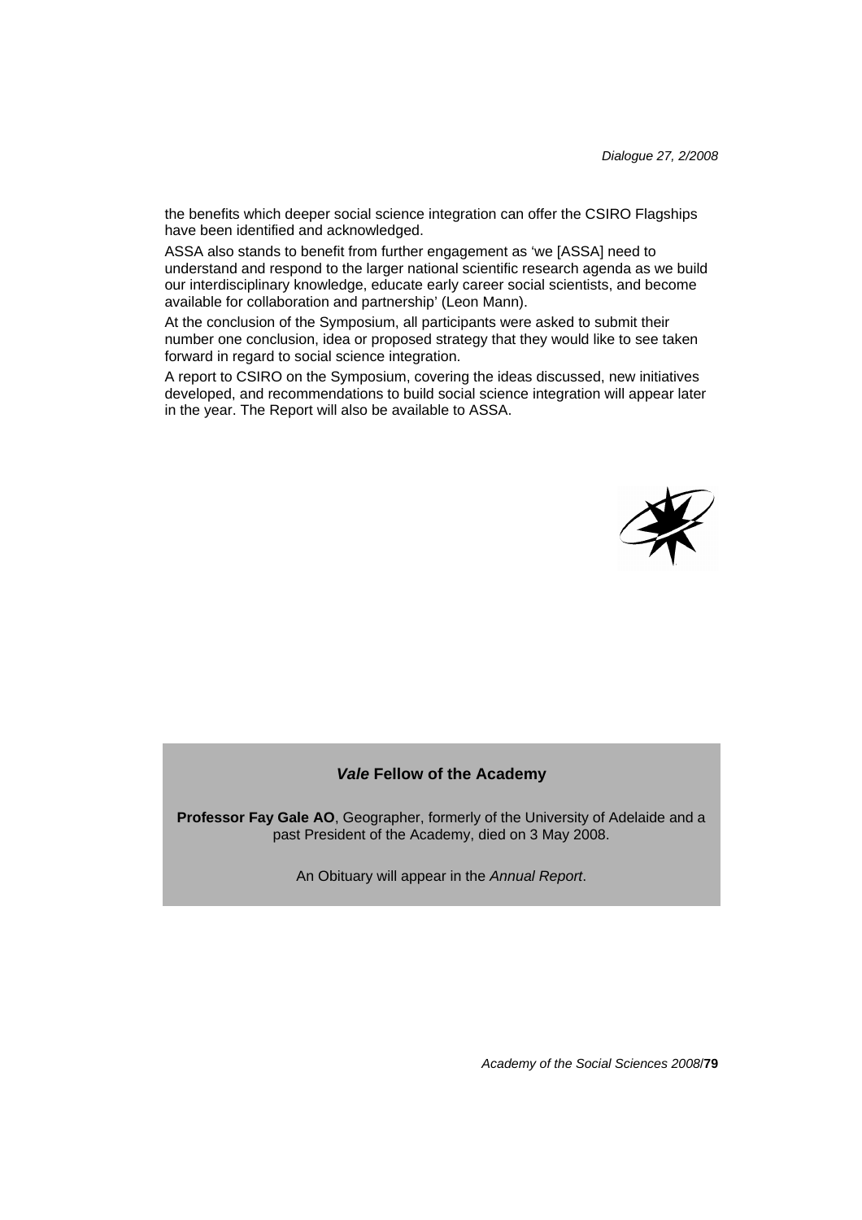the benefits which deeper social science integration can offer the CSIRO Flagships have been identified and acknowledged.

ASSA also stands to benefit from further engagement as 'we [ASSA] need to understand and respond to the larger national scientific research agenda as we build our interdisciplinary knowledge, educate early career social scientists, and become available for collaboration and partnership' (Leon Mann).

At the conclusion of the Symposium, all participants were asked to submit their number one conclusion, idea or proposed strategy that they would like to see taken forward in regard to social science integration.

A report to CSIRO on the Symposium, covering the ideas discussed, new initiatives developed, and recommendations to build social science integration will appear later in the year. The Report will also be available to ASSA.

### *Vale* Fellow of the Academy

**Professor Fay Gale AO**, Geographer, formerly of the University of Adelaide and a past President of the Academy, died on 3 May 2008.

An Obituary will appear in the *Annual Report*.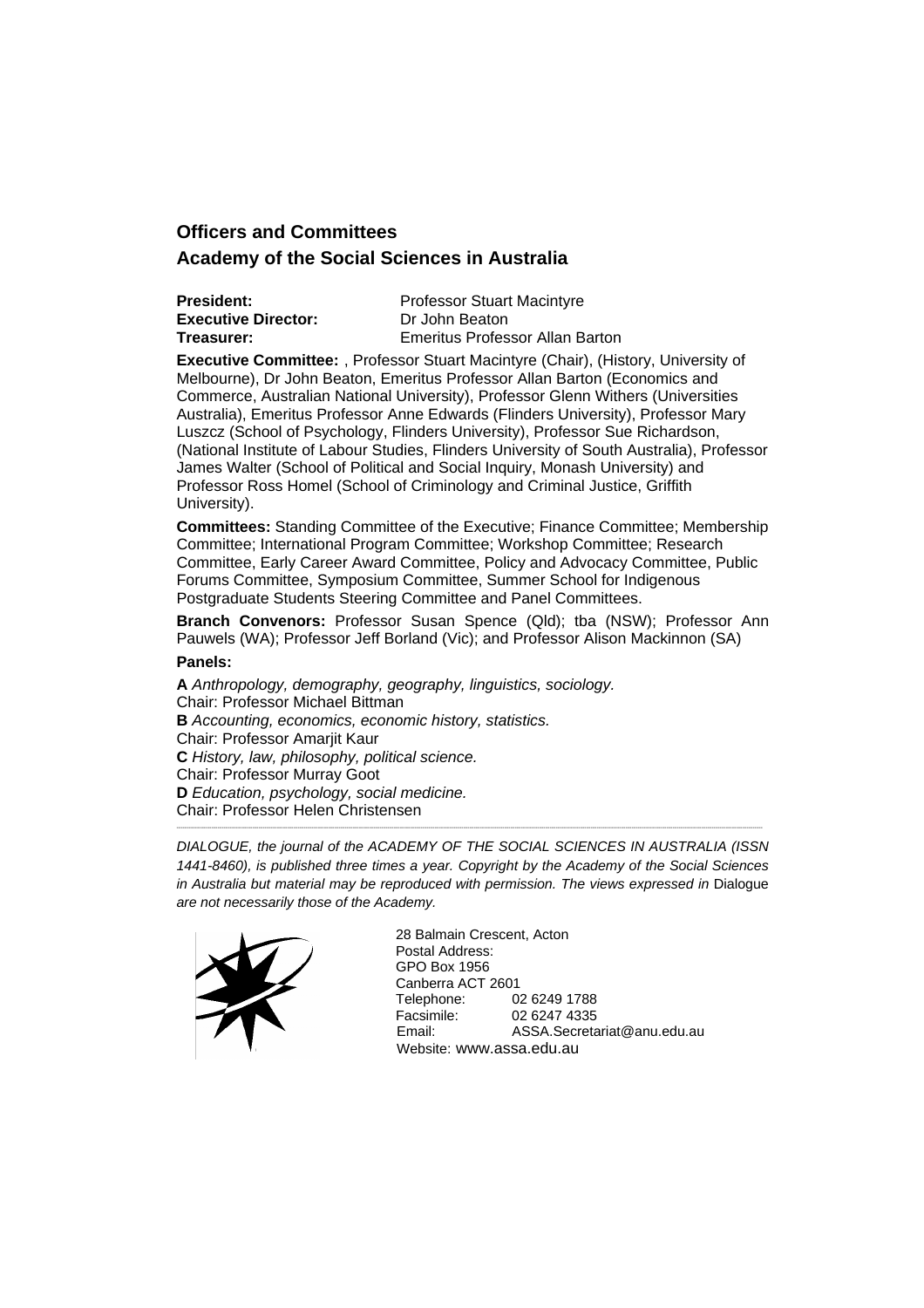## Officers and Committees

## Academy of the Social Sciences in Australia

**President:** Professor Stuart Macintyre
**Executive Director:** Dr John Beaton
**Treasurer:** Emeritus Professor Allan Barton

**Executive Committee:** , Professor Stuart Macintyre (Chair), (History, University of Melbourne), Dr John Beaton, Emeritus Professor Allan Barton (Economics and Commerce, Australian National University), Professor Glenn Withers (Universities Australia), Emeritus Professor Anne Edwards (Flinders University), Professor Mary Luszcz (School of Psychology, Flinders University), Professor Sue Richardson, (National Institute of Labour Studies, Flinders University of South Australia), Professor James Walter (School of Political and Social Inquiry, Monash University) and Professor Ross Homel (School of Criminology and Criminal Justice, Griffith University).

**Committees:** Standing Committee of the Executive; Finance Committee; Membership Committee; International Program Committee; Workshop Committee; Research Committee, Early Career Award Committee, Policy and Advocacy Committee, Public Forums Committee, Symposium Committee, Summer School for Indigenous Postgraduate Students Steering Committee and Panel Committees.

**Branch Convenors:** Professor Susan Spence (Qld); tba (NSW); Professor Ann Pauwels (WA); Professor Jeff Borland (Vic); and Professor Alison Mackinnon (SA)

**Panels:**

**A** *Anthropology, demography, geography, linguistics, sociology.*
Chair: Professor Michael Bittman
**B** *Accounting, economics, economic history, statistics.*
Chair: Professor Amarjit Kaur
**C** *History, law, philosophy, political science.*
Chair: Professor Murray Goot
**D** *Education, psychology, social medicine.*
Chair: Professor Helen Christensen

---

*DIALOGUE, the journal of the ACADEMY OF THE SOCIAL SCIENCES IN AUSTRALIA (ISSN 1441-8460), is published three times a year. Copyright by the Academy of the Social Sciences in Australia but material may be reproduced with permission. The views expressed in* Dialogue *are not necessarily those of the Academy.*

28 Balmain Crescent, Acton
Postal Address:
GPO Box 1956
Canberra ACT 2601
Telephone: 02 6249 1788
Facsimile: 02 6247 4335
Email: ASSA.Secretariat@anu.edu.au
Website: www.assa.edu.au